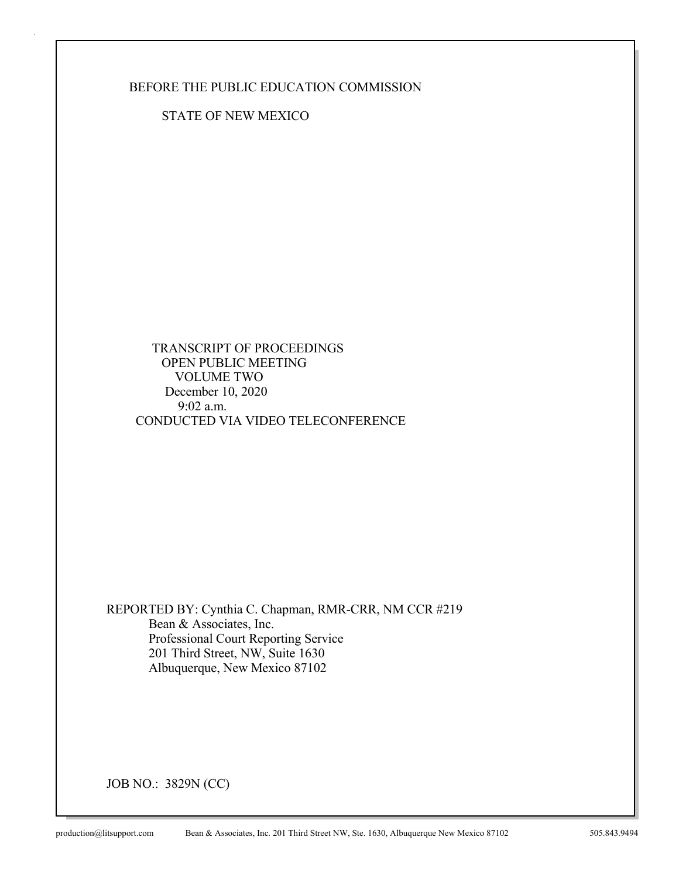BEFORE THE PUBLIC EDUCATION COMMISSION

STATE OF NEW MEXICO

TRANSCRIPT OF PROCEEDINGS
OPEN PUBLIC MEETING
VOLUME TWO
December 10, 2020
9:02 a.m.
CONDUCTED VIA VIDEO TELECONFERENCE

REPORTED BY: Cynthia C. Chapman, RMR-CRR, NM CCR #219
Bean & Associates, Inc.
Professional Court Reporting Service
201 Third Street, NW, Suite 1630
Albuquerque, New Mexico 87102

JOB NO.: 3829N (CC)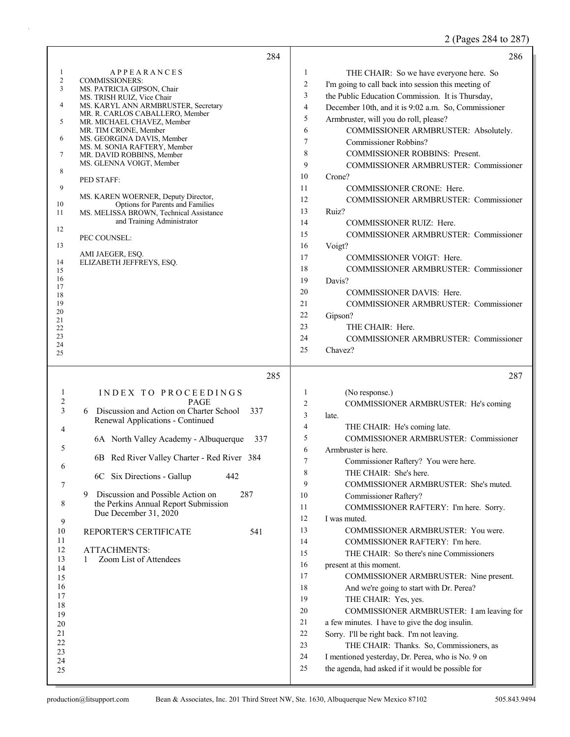2 (Pages 284 to 287)

**Page 284**

APPEARANCES

COMMISSIONERS:
MS. PATRICIA GIPSON, Chair
MS. TRISH RUIZ, Vice Chair
MS. KARYL ANN ARMBRUSTER, Secretary
MR. R. CARLOS CABALLERO, Member
MR. MICHAEL CHAVEZ, Member
MR. TIM CRONE, Member
MS. GEORGINA DAVIS, Member
MS. M. SONIA RAFTERY, Member
MR. DAVID ROBBINS, Member
MS. GLENNA VOIGT, Member

PED STAFF:

MS. KAREN WOERNER, Deputy Director, Options for Parents and Families
MS. MELISSA BROWN, Technical Assistance and Training Administrator

PEC COUNSEL:

AMI JAEGER, ESQ.
ELIZABETH JEFFREYS, ESQ.

**Page 285**

INDEX TO PROCEEDINGS

| | PAGE |
|---|---|
| 6 Discussion and Action on Charter School Renewal Applications - Continued | 337 |
| 6A North Valley Academy - Albuquerque | 337 |
| 6B Red River Valley Charter - Red River | 384 |
| 6C Six Directions - Gallup | 442 |
| 9 Discussion and Possible Action on the Perkins Annual Report Submission Due December 31, 2020 | 287 |
| REPORTER'S CERTIFICATE | 541 |

ATTACHMENTS:
1 Zoom List of Attendees

**Page 286**

1 THE CHAIR: So we have everyone here. So
2 I'm going to call back into session this meeting of
3 the Public Education Commission. It is Thursday,
4 December 10th, and it is 9:02 a.m. So, Commissioner
5 Armbruster, will you do roll, please?
6 COMMISSIONER ARMBRUSTER: Absolutely.
7 Commissioner Robbins?
8 COMMISSIONER ROBBINS: Present.
9 COMMISSIONER ARMBRUSTER: Commissioner
10 Crone?
11 COMMISSIONER CRONE: Here.
12 COMMISSIONER ARMBRUSTER: Commissioner
13 Ruiz?
14 COMMISSIONER RUIZ: Here.
15 COMMISSIONER ARMBRUSTER: Commissioner
16 Voigt?
17 COMMISSIONER VOIGT: Here.
18 COMMISSIONER ARMBRUSTER: Commissioner
19 Davis?
20 COMMISSIONER DAVIS: Here.
21 COMMISSIONER ARMBRUSTER: Commissioner
22 Gipson?
23 THE CHAIR: Here.
24 COMMISSIONER ARMBRUSTER: Commissioner
25 Chavez?

**Page 287**

1 (No response.)
2 COMMISSIONER ARMBRUSTER: He's coming
3 late.
4 THE CHAIR: He's coming late.
5 COMMISSIONER ARMBRUSTER: Commissioner
6 Armbruster is here.
7 Commissioner Raftery? You were here.
8 THE CHAIR: She's here.
9 COMMISSIONER ARMBRUSTER: She's muted.
10 Commissioner Raftery?
11 COMMISSIONER RAFTERY: I'm here. Sorry.
12 I was muted.
13 COMMISSIONER ARMBRUSTER: You were.
14 COMMISSIONER RAFTERY: I'm here.
15 THE CHAIR: So there's nine Commissioners
16 present at this moment.
17 COMMISSIONER ARMBRUSTER: Nine present.
18 And we're going to start with Dr. Perea?
19 THE CHAIR: Yes, yes.
20 COMMISSIONER ARMBRUSTER: I am leaving for
21 a few minutes. I have to give the dog insulin.
22 Sorry. I'll be right back. I'm not leaving.
23 THE CHAIR: Thanks. So, Commissioners, as
24 I mentioned yesterday, Dr. Perea, who is No. 9 on
25 the agenda, had asked if it would be possible for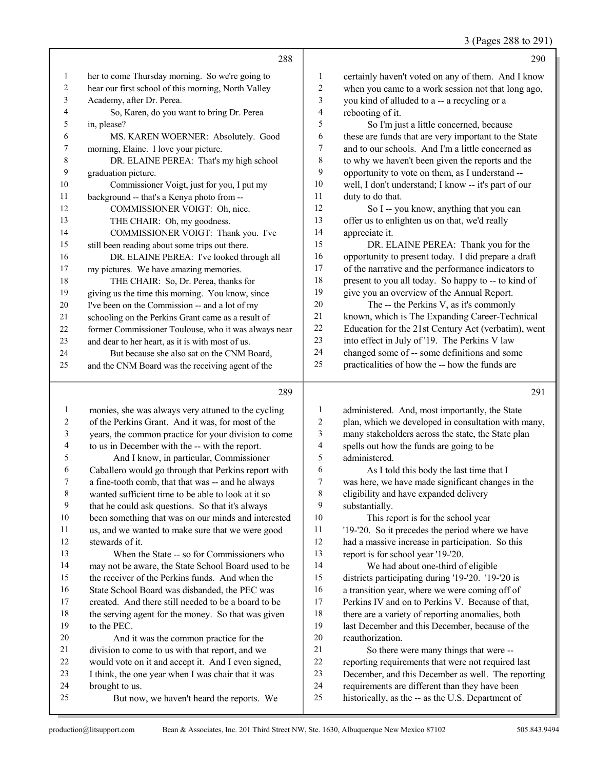her to come Thursday morning. So we're going to hear our first school of this morning, North Valley Academy, after Dr. Perea.

So, Karen, do you want to bring Dr. Perea in, please?

MS. KAREN WOERNER: Absolutely. Good morning, Elaine. I love your picture.

DR. ELAINE PEREA: That's my high school graduation picture.

Commissioner Voigt, just for you, I put my background -- that's a Kenya photo from --

COMMISSIONER VOIGT: Oh, nice.

THE CHAIR: Oh, my goodness.

COMMISSIONER VOIGT: Thank you. I've still been reading about some trips out there.

DR. ELAINE PEREA: I've looked through all my pictures. We have amazing memories.

THE CHAIR: So, Dr. Perea, thanks for giving us the time this morning. You know, since I've been on the Commission -- and a lot of my schooling on the Perkins Grant came as a result of former Commissioner Toulouse, who it was always near and dear to her heart, as it is with most of us.

But because she also sat on the CNM Board, and the CNM Board was the receiving agent of the monies, she was always very attuned to the cycling of the Perkins Grant. And it was, for most of the years, the common practice for your division to come to us in December with the -- with the report.

And I know, in particular, Commissioner Caballero would go through that Perkins report with a fine-tooth comb, that that was -- and he always wanted sufficient time to be able to look at it so that he could ask questions. So that it's always been something that was on our minds and interested us, and we wanted to make sure that we were good stewards of it.

When the State -- so for Commissioners who may not be aware, the State School Board used to be the receiver of the Perkins funds. And when the State School Board was disbanded, the PEC was created. And there still needed to be a board to be the serving agent for the money. So that was given to the PEC.

And it was the common practice for the division to come to us with that report, and we would vote on it and accept it. And I even signed, I think, the one year when I was chair that it was brought to us.

But now, we haven't heard the reports. We certainly haven't voted on any of them. And I know when you came to a work session not that long ago, you kind of alluded to a -- a recycling or a rebooting of it.

So I'm just a little concerned, because these are funds that are very important to the State and to our schools. And I'm a little concerned as to why we haven't been given the reports and the opportunity to vote on them, as I understand -- well, I don't understand; I know -- it's part of our duty to do that.

So I -- you know, anything that you can offer us to enlighten us on that, we'd really appreciate it.

DR. ELAINE PEREA: Thank you for the opportunity to present today. I did prepare a draft of the narrative and the performance indicators to present to you all today. So happy to -- to kind of give you an overview of the Annual Report.

The -- the Perkins V, as it's commonly known, which is The Expanding Career-Technical Education for the 21st Century Act (verbatim), went into effect in July of '19. The Perkins V law changed some of -- some definitions and some practicalities of how the -- how the funds are administered. And, most importantly, the State plan, which we developed in consultation with many, many stakeholders across the state, the State plan spells out how the funds are going to be administered.

As I told this body the last time that I was here, we have made significant changes in the eligibility and have expanded delivery substantially.

This report is for the school year '19-'20. So it precedes the period where we have had a massive increase in participation. So this report is for school year '19-'20.

We had about one-third of eligible districts participating during '19-'20. '19-'20 is a transition year, where we were coming off of Perkins IV and on to Perkins V. Because of that, there are a variety of reporting anomalies, both last December and this December, because of the reauthorization.

So there were many things that were -- reporting requirements that were not required last December, and this December as well. The reporting requirements are different than they have been historically, as the -- as the U.S. Department of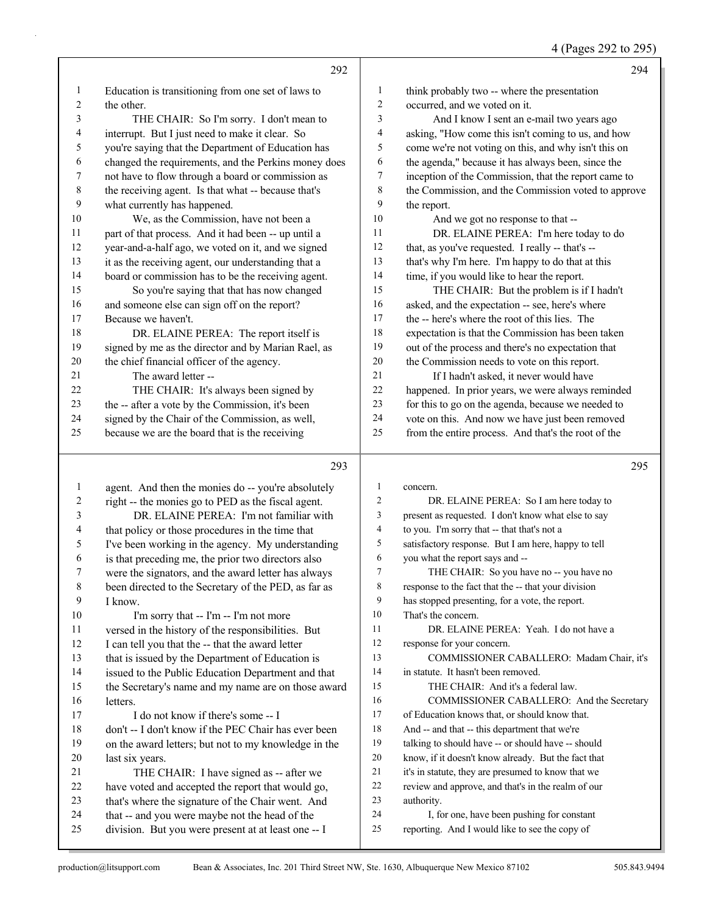**292**

1 Education is transitioning from one set of laws to
2 the other.
3 THE CHAIR: So I'm sorry. I don't mean to
4 interrupt. But I just need to make it clear. So
5 you're saying that the Department of Education has
6 changed the requirements, and the Perkins money does
7 not have to flow through a board or commission as
8 the receiving agent. Is that what -- because that's
9 what currently has happened.
10 We, as the Commission, have not been a
11 part of that process. And it had been -- up until a
12 year-and-a-half ago, we voted on it, and we signed
13 it as the receiving agent, our understanding that a
14 board or commission has to be the receiving agent.
15 So you're saying that that has now changed
16 and someone else can sign off on the report?
17 Because we haven't.
18 DR. ELAINE PEREA: The report itself is
19 signed by me as the director and by Marian Rael, as
20 the chief financial officer of the agency.
21 The award letter --
22 THE CHAIR: It's always been signed by
23 the -- after a vote by the Commission, it's been
24 signed by the Chair of the Commission, as well,
25 because we are the board that is the receiving

**293**

1 agent. And then the monies do -- you're absolutely
2 right -- the monies go to PED as the fiscal agent.
3 DR. ELAINE PEREA: I'm not familiar with
4 that policy or those procedures in the time that
5 I've been working in the agency. My understanding
6 is that preceding me, the prior two directors also
7 were the signators, and the award letter has always
8 been directed to the Secretary of the PED, as far as
9 I know.
10 I'm sorry that -- I'm -- I'm not more
11 versed in the history of the responsibilities. But
12 I can tell you that the -- that the award letter
13 that is issued by the Department of Education is
14 issued to the Public Education Department and that
15 the Secretary's name and my name are on those award
16 letters.
17 I do not know if there's some -- I
18 don't -- I don't know if the PEC Chair has ever been
19 on the award letters; but not to my knowledge in the
20 last six years.
21 THE CHAIR: I have signed as -- after we
22 have voted and accepted the report that would go,
23 that's where the signature of the Chair went. And
24 that -- and you were maybe not the head of the
25 division. But you were present at at least one -- I

**294**

1 think probably two -- where the presentation
2 occurred, and we voted on it.
3 And I know I sent an e-mail two years ago
4 asking, "How come this isn't coming to us, and how
5 come we're not voting on this, and why isn't this on
6 the agenda," because it has always been, since the
7 inception of the Commission, that the report came to
8 the Commission, and the Commission voted to approve
9 the report.
10 And we got no response to that --
11 DR. ELAINE PEREA: I'm here today to do
12 that, as you've requested. I really -- that's --
13 that's why I'm here. I'm happy to do that at this
14 time, if you would like to hear the report.
15 THE CHAIR: But the problem is if I hadn't
16 asked, and the expectation -- see, here's where
17 the -- here's where the root of this lies. The
18 expectation is that the Commission has been taken
19 out of the process and there's no expectation that
20 the Commission needs to vote on this report.
21 If I hadn't asked, it never would have
22 happened. In prior years, we were always reminded
23 for this to go on the agenda, because we needed to
24 vote on this. And now we have just been removed
25 from the entire process. And that's the root of the

**295**

1 concern.
2 DR. ELAINE PEREA: So I am here today to
3 present as requested. I don't know what else to say
4 to you. I'm sorry that -- that that's not a
5 satisfactory response. But I am here, happy to tell
6 you what the report says and --
7 THE CHAIR: So you have no -- you have no
8 response to the fact that the -- that your division
9 has stopped presenting, for a vote, the report.
10 That's the concern.
11 DR. ELAINE PEREA: Yeah. I do not have a
12 response for your concern.
13 COMMISSIONER CABALLERO: Madam Chair, it's
14 in statute. It hasn't been removed.
15 THE CHAIR: And it's a federal law.
16 COMMISSIONER CABALLERO: And the Secretary
17 of Education knows that, or should know that.
18 And -- and that -- this department that we're
19 talking to should have -- or should have -- should
20 know, if it doesn't know already. But the fact that
21 it's in statute, they are presumed to know that we
22 review and approve, and that's in the realm of our
23 authority.
24 I, for one, have been pushing for constant
25 reporting. And I would like to see the copy of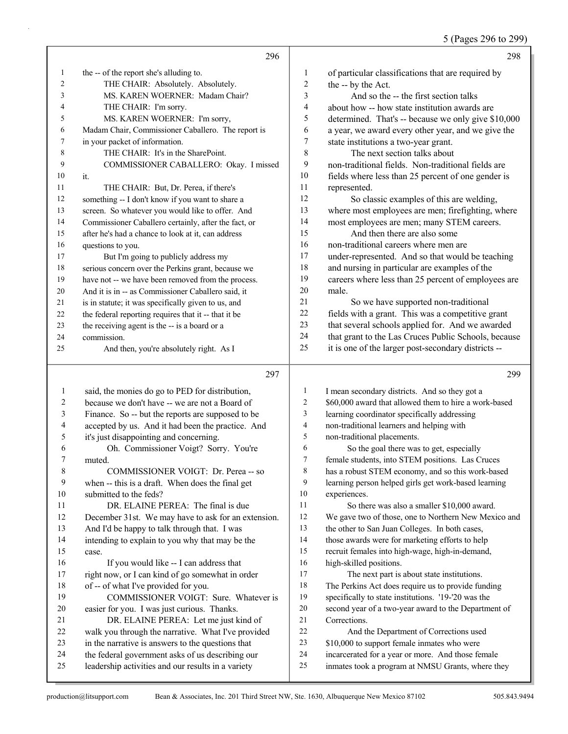5 (Pages 296 to 299)

**296**

1 the -- of the report she's alluding to.
2 THE CHAIR: Absolutely. Absolutely.
3 MS. KAREN WOERNER: Madam Chair?
4 THE CHAIR: I'm sorry.
5 MS. KAREN WOERNER: I'm sorry,
6 Madam Chair, Commissioner Caballero. The report is
7 in your packet of information.
8 THE CHAIR: It's in the SharePoint.
9 COMMISSIONER CABALLERO: Okay. I missed
10 it.
11 THE CHAIR: But, Dr. Perea, if there's
12 something -- I don't know if you want to share a
13 screen. So whatever you would like to offer. And
14 Commissioner Caballero certainly, after the fact, or
15 after he's had a chance to look at it, can address
16 questions to you.
17 But I'm going to publicly address my
18 serious concern over the Perkins grant, because we
19 have not -- we have been removed from the process.
20 And it is in -- as Commissioner Caballero said, it
21 is in statute; it was specifically given to us, and
22 the federal reporting requires that it -- that it be
23 the receiving agent is the -- is a board or a
24 commission.
25 And then, you're absolutely right. As I

**297**

1 said, the monies do go to PED for distribution,
2 because we don't have -- we are not a Board of
3 Finance. So -- but the reports are supposed to be
4 accepted by us. And it had been the practice. And
5 it's just disappointing and concerning.
6 Oh. Commissioner Voigt? Sorry. You're
7 muted.
8 COMMISSIONER VOIGT: Dr. Perea -- so
9 when -- this is a draft. When does the final get
10 submitted to the feds?
11 DR. ELAINE PEREA: The final is due
12 December 31st. We may have to ask for an extension.
13 And I'd be happy to talk through that. I was
14 intending to explain to you why that may be the
15 case.
16 If you would like -- I can address that
17 right now, or I can kind of go somewhat in order
18 of -- of what I've provided for you.
19 COMMISSIONER VOIGT: Sure. Whatever is
20 easier for you. I was just curious. Thanks.
21 DR. ELAINE PEREA: Let me just kind of
22 walk you through the narrative. What I've provided
23 in the narrative is answers to the questions that
24 the federal government asks of us describing our
25 leadership activities and our results in a variety

**298**

1 of particular classifications that are required by
2 the -- by the Act.
3 And so the -- the first section talks
4 about how -- how state institution awards are
5 determined. That's -- because we only give $10,000
6 a year, we award every other year, and we give the
7 state institutions a two-year grant.
8 The next section talks about
9 non-traditional fields. Non-traditional fields are
10 fields where less than 25 percent of one gender is
11 represented.
12 So classic examples of this are welding,
13 where most employees are men; firefighting, where
14 most employees are men; many STEM careers.
15 And then there are also some
16 non-traditional careers where men are
17 under-represented. And so that would be teaching
18 and nursing in particular are examples of the
19 careers where less than 25 percent of employees are
20 male.
21 So we have supported non-traditional
22 fields with a grant. This was a competitive grant
23 that several schools applied for. And we awarded
24 that grant to the Las Cruces Public Schools, because
25 it is one of the larger post-secondary districts --

**299**

1 I mean secondary districts. And so they got a
2 $60,000 award that allowed them to hire a work-based
3 learning coordinator specifically addressing
4 non-traditional learners and helping with
5 non-traditional placements.
6 So the goal there was to get, especially
7 female students, into STEM positions. Las Cruces
8 has a robust STEM economy, and so this work-based
9 learning person helped girls get work-based learning
10 experiences.
11 So there was also a smaller $10,000 award.
12 We gave two of those, one to Northern New Mexico and
13 the other to San Juan Colleges. In both cases,
14 those awards were for marketing efforts to help
15 recruit females into high-wage, high-in-demand,
16 high-skilled positions.
17 The next part is about state institutions.
18 The Perkins Act does require us to provide funding
19 specifically to state institutions. '19-'20 was the
20 second year of a two-year award to the Department of
21 Corrections.
22 And the Department of Corrections used
23 $10,000 to support female inmates who were
24 incarcerated for a year or more. And those female
25 inmates took a program at NMSU Grants, where they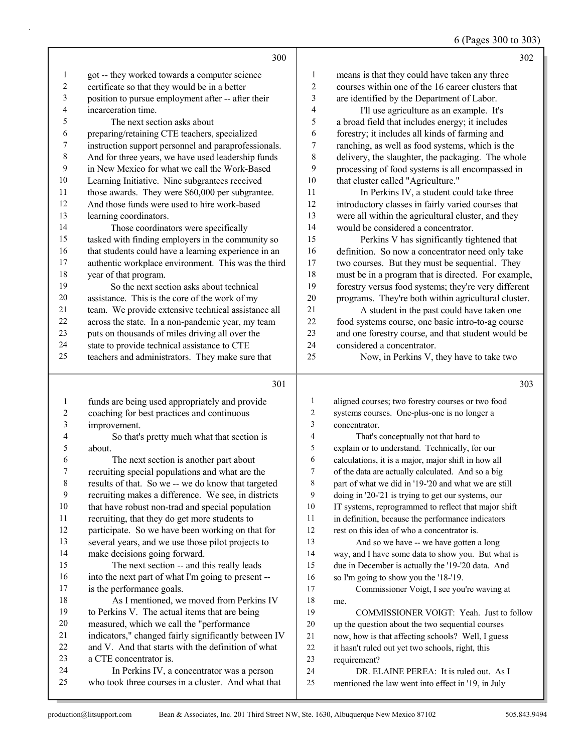got -- they worked towards a computer science certificate so that they would be in a better position to pursue employment after -- after their incarceration time.

The next section asks about preparing/retaining CTE teachers, specialized instruction support personnel and paraprofessionals. And for three years, we have used leadership funds in New Mexico for what we call the Work-Based Learning Initiative. Nine subgrantees received those awards. They were $60,000 per subgrantee. And those funds were used to hire work-based learning coordinators.

Those coordinators were specifically tasked with finding employers in the community so that students could have a learning experience in an authentic workplace environment. This was the third year of that program.

So the next section asks about technical assistance. This is the core of the work of my team. We provide extensive technical assistance all across the state. In a non-pandemic year, my team puts on thousands of miles driving all over the state to provide technical assistance to CTE teachers and administrators. They make sure that funds are being used appropriately and provide coaching for best practices and continuous improvement.

So that's pretty much what that section is about.

The next section is another part about recruiting special populations and what are the results of that. So we -- we do know that targeted recruiting makes a difference. We see, in districts that have robust non-trad and special population recruiting, that they do get more students to participate. So we have been working on that for several years, and we use those pilot projects to make decisions going forward.

The next section -- and this really leads into the next part of what I'm going to present -- is the performance goals.

As I mentioned, we moved from Perkins IV to Perkins V. The actual items that are being measured, which we call the "performance indicators," changed fairly significantly between IV and V. And that starts with the definition of what a CTE concentrator is.

In Perkins IV, a concentrator was a person who took three courses in a cluster. And what that means is that they could have taken any three courses within one of the 16 career clusters that are identified by the Department of Labor.

I'll use agriculture as an example. It's a broad field that includes energy; it includes forestry; it includes all kinds of farming and ranching, as well as food systems, which is the delivery, the slaughter, the packaging. The whole processing of food systems is all encompassed in that cluster called "Agriculture."

In Perkins IV, a student could take three introductory classes in fairly varied courses that were all within the agricultural cluster, and they would be considered a concentrator.

Perkins V has significantly tightened that definition. So now a concentrator need only take two courses. But they must be sequential. They must be in a program that is directed. For example, forestry versus food systems; they're very different programs. They're both within agricultural cluster.

A student in the past could have taken one food systems course, one basic intro-to-ag course and one forestry course, and that student would be considered a concentrator.

Now, in Perkins V, they have to take two aligned courses; two forestry courses or two food systems courses. One-plus-one is no longer a concentrator.

That's conceptually not that hard to explain or to understand. Technically, for our calculations, it is a major, major shift in how all of the data are actually calculated. And so a big part of what we did in '19-'20 and what we are still doing in '20-'21 is trying to get our systems, our IT systems, reprogrammed to reflect that major shift in definition, because the performance indicators rest on this idea of who a concentrator is.

And so we have -- we have gotten a long way, and I have some data to show you. But what is due in December is actually the '19-'20 data. And so I'm going to show you the '18-'19.

Commissioner Voigt, I see you're waving at me.

COMMISSIONER VOIGT: Yeah. Just to follow up the question about the two sequential courses now, how is that affecting schools? Well, I guess it hasn't ruled out yet two schools, right, this requirement?

DR. ELAINE PEREA: It is ruled out. As I mentioned the law went into effect in '19, in July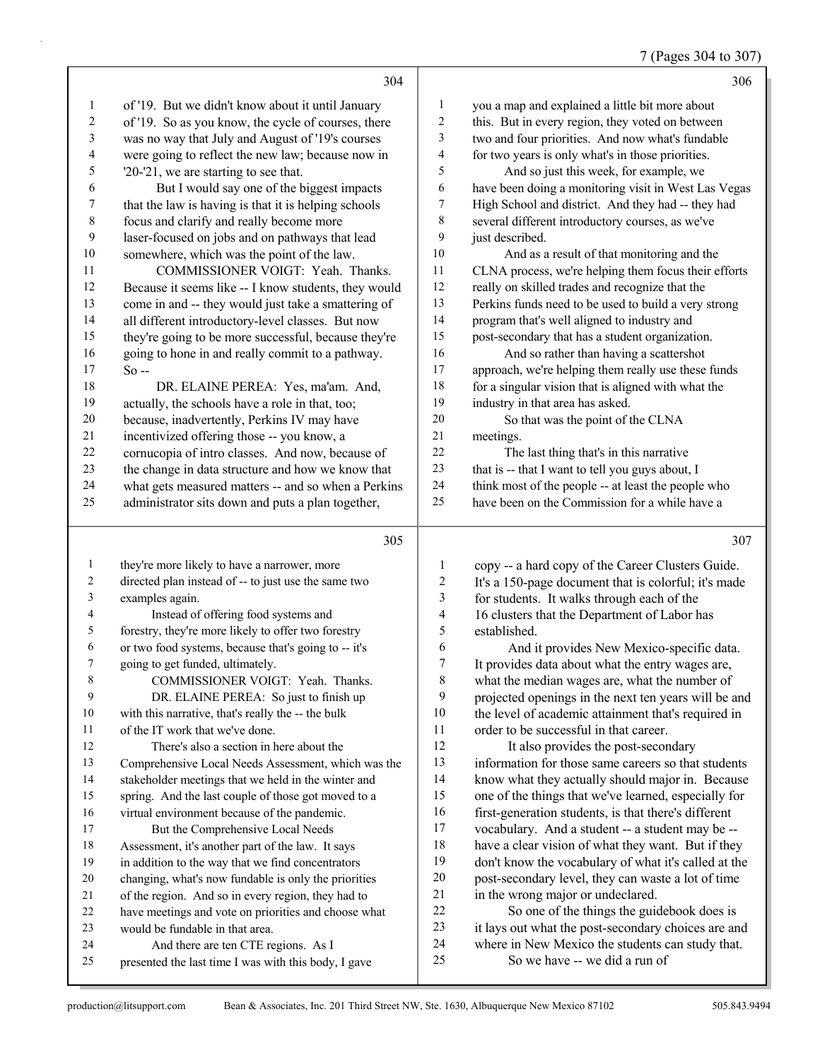**304**

of '19. But we didn't know about it until January of '19. So as you know, the cycle of courses, there was no way that July and August of '19's courses were going to reflect the new law; because now in '20-'21, we are starting to see that.

But I would say one of the biggest impacts that the law is having is that it is helping schools focus and clarify and really become more laser-focused on jobs and on pathways that lead somewhere, which was the point of the law.

COMMISSIONER VOIGT: Yeah. Thanks. Because it seems like -- I know students, they would come in and -- they would just take a smattering of all different introductory-level classes. But now they're going to be more successful, because they're going to hone in and really commit to a pathway. So --

DR. ELAINE PEREA: Yes, ma'am. And, actually, the schools have a role in that, too; because, inadvertently, Perkins IV may have incentivized offering those -- you know, a cornucopia of intro classes. And now, because of the change in data structure and how we know that what gets measured matters -- and so when a Perkins administrator sits down and puts a plan together,

**305**

they're more likely to have a narrower, more directed plan instead of -- to just use the same two examples again.

Instead of offering food systems and forestry, they're more likely to offer two forestry or two food systems, because that's going to -- it's going to get funded, ultimately.

COMMISSIONER VOIGT: Yeah. Thanks.

DR. ELAINE PEREA: So just to finish up with this narrative, that's really the -- the bulk of the IT work that we've done.

There's also a section in here about the Comprehensive Local Needs Assessment, which was the stakeholder meetings that we held in the winter and spring. And the last couple of those got moved to a virtual environment because of the pandemic.

But the Comprehensive Local Needs Assessment, it's another part of the law. It says in addition to the way that we find concentrators changing, what's now fundable is only the priorities of the region. And so in every region, they had to have meetings and vote on priorities and choose what would be fundable in that area.

And there are ten CTE regions. As I presented the last time I was with this body, I gave

**306**

you a map and explained a little bit more about this. But in every region, they voted on between two and four priorities. And now what's fundable for two years is only what's in those priorities.

And so just this week, for example, we have been doing a monitoring visit in West Las Vegas High School and district. And they had -- they had several different introductory courses, as we've just described.

And as a result of that monitoring and the CLNA process, we're helping them focus their efforts really on skilled trades and recognize that the Perkins funds need to be used to build a very strong program that's well aligned to industry and post-secondary that has a student organization.

And so rather than having a scattershot approach, we're helping them really use these funds for a singular vision that is aligned with what the industry in that area has asked.

So that was the point of the CLNA meetings.

The last thing that's in this narrative that is -- that I want to tell you guys about, I think most of the people -- at least the people who have been on the Commission for a while have a

**307**

copy -- a hard copy of the Career Clusters Guide. It's a 150-page document that is colorful; it's made for students. It walks through each of the 16 clusters that the Department of Labor has established.

And it provides New Mexico-specific data. It provides data about what the entry wages are, what the median wages are, what the number of projected openings in the next ten years will be and the level of academic attainment that's required in order to be successful in that career.

It also provides the post-secondary information for those same careers so that students know what they actually should major in. Because one of the things that we've learned, especially for first-generation students, is that there's different vocabulary. And a student -- a student may be -- have a clear vision of what they want. But if they don't know the vocabulary of what it's called at the post-secondary level, they can waste a lot of time in the wrong major or undeclared.

So one of the things the guidebook does is it lays out what the post-secondary choices are and where in New Mexico the students can study that.

So we have -- we did a run of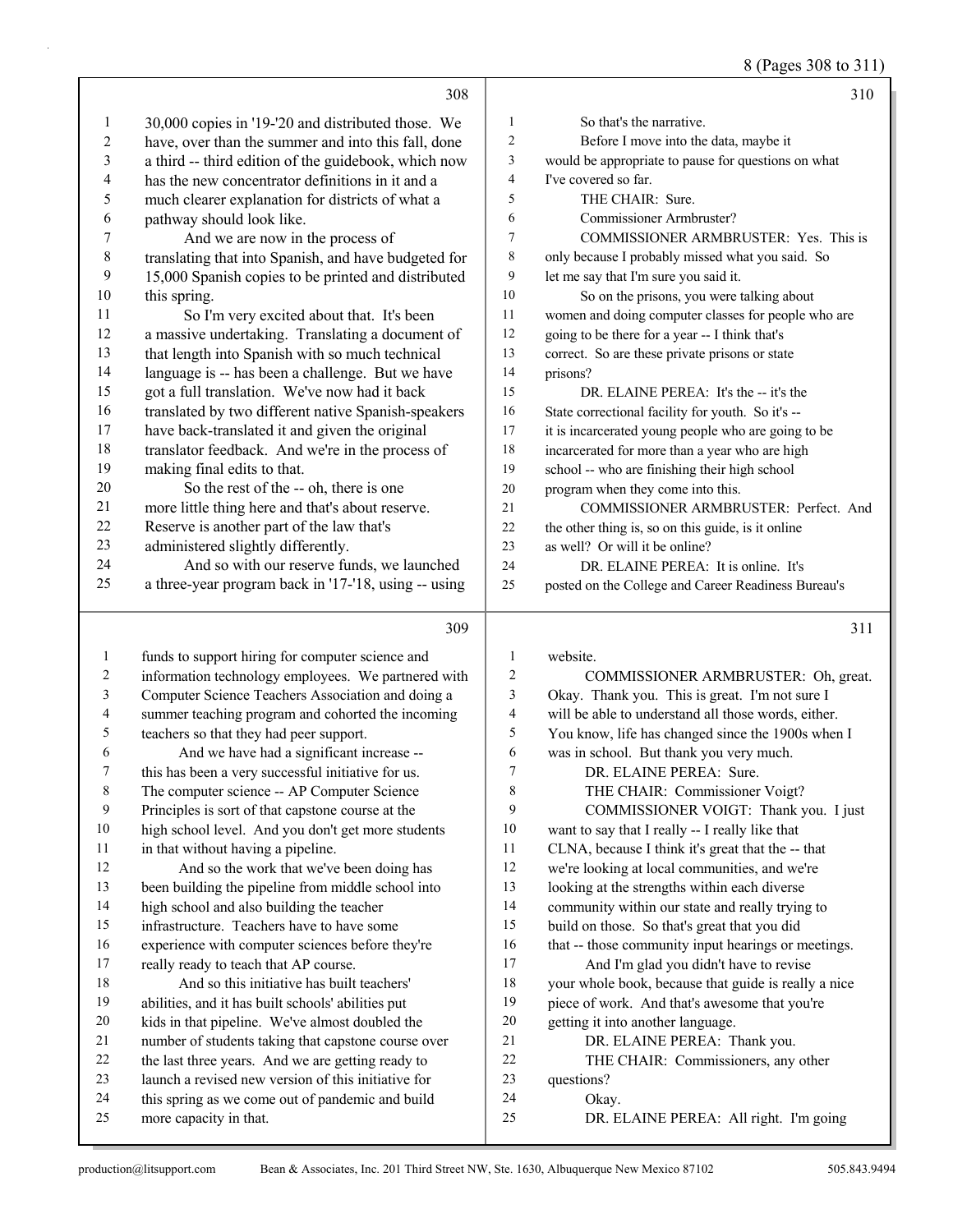**308**

30,000 copies in '19-'20 and distributed those. We have, over than the summer and into this fall, done a third -- third edition of the guidebook, which now has the new concentrator definitions in it and a much clearer explanation for districts of what a pathway should look like.

And we are now in the process of translating that into Spanish, and have budgeted for 15,000 Spanish copies to be printed and distributed this spring.

So I'm very excited about that. It's been a massive undertaking. Translating a document of that length into Spanish with so much technical language is -- has been a challenge. But we have got a full translation. We've now had it back translated by two different native Spanish-speakers have back-translated it and given the original translator feedback. And we're in the process of making final edits to that.

So the rest of the -- oh, there is one more little thing here and that's about reserve. Reserve is another part of the law that's administered slightly differently.

And so with our reserve funds, we launched a three-year program back in '17-'18, using -- using

**309**

funds to support hiring for computer science and information technology employees. We partnered with Computer Science Teachers Association and doing a summer teaching program and cohorted the incoming teachers so that they had peer support.

And we have had a significant increase -- this has been a very successful initiative for us. The computer science -- AP Computer Science Principles is sort of that capstone course at the high school level. And you don't get more students in that without having a pipeline.

And so the work that we've been doing has been building the pipeline from middle school into high school and also building the teacher infrastructure. Teachers have to have some experience with computer sciences before they're really ready to teach that AP course.

And so this initiative has built teachers' abilities, and it has built schools' abilities put kids in that pipeline. We've almost doubled the number of students taking that capstone course over the last three years. And we are getting ready to launch a revised new version of this initiative for this spring as we come out of pandemic and build more capacity in that.

**310**

So that's the narrative.

Before I move into the data, maybe it would be appropriate to pause for questions on what I've covered so far.

THE CHAIR: Sure.

Commissioner Armbruster?

COMMISSIONER ARMBRUSTER: Yes. This is only because I probably missed what you said. So let me say that I'm sure you said it.

So on the prisons, you were talking about women and doing computer classes for people who are going to be there for a year -- I think that's correct. So are these private prisons or state prisons?

DR. ELAINE PEREA: It's the -- it's the State correctional facility for youth. So it's -- it is incarcerated young people who are going to be incarcerated for more than a year who are high school -- who are finishing their high school program when they come into this.

COMMISSIONER ARMBRUSTER: Perfect. And the other thing is, so on this guide, is it online as well? Or will it be online?

DR. ELAINE PEREA: It is online. It's posted on the College and Career Readiness Bureau's

**311**

website.

COMMISSIONER ARMBRUSTER: Oh, great. Okay. Thank you. This is great. I'm not sure I will be able to understand all those words, either. You know, life has changed since the 1900s when I was in school. But thank you very much.

DR. ELAINE PEREA: Sure.

THE CHAIR: Commissioner Voigt?

COMMISSIONER VOIGT: Thank you. I just want to say that I really -- I really like that CLNA, because I think it's great that the -- that we're looking at local communities, and we're looking at the strengths within each diverse community within our state and really trying to build on those. So that's great that you did that -- those community input hearings or meetings.

And I'm glad you didn't have to revise your whole book, because that guide is really a nice piece of work. And that's awesome that you're getting it into another language.

DR. ELAINE PEREA: Thank you.

THE CHAIR: Commissioners, any other questions?

Okay.

DR. ELAINE PEREA: All right. I'm going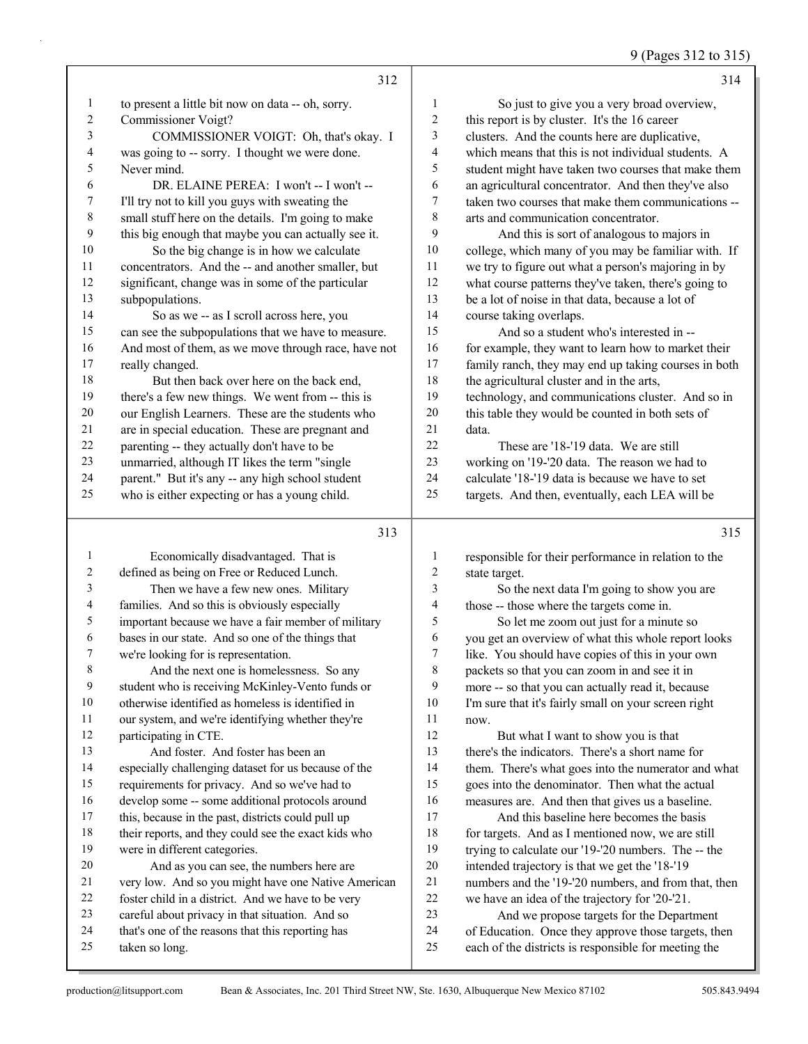to present a little bit now on data -- oh, sorry. Commissioner Voigt?

COMMISSIONER VOIGT: Oh, that's okay. I was going to -- sorry. I thought we were done. Never mind.

DR. ELAINE PEREA: I won't -- I won't -- I'll try not to kill you guys with sweating the small stuff here on the details. I'm going to make this big enough that maybe you can actually see it.

So the big change is in how we calculate concentrators. And the -- and another smaller, but significant, change was in some of the particular subpopulations.

So as we -- as I scroll across here, you can see the subpopulations that we have to measure. And most of them, as we move through race, have not really changed.

But then back over here on the back end, there's a few new things. We went from -- this is our English Learners. These are the students who are in special education. These are pregnant and parenting -- they actually don't have to be unmarried, although IT likes the term "single parent." But it's any -- any high school student who is either expecting or has a young child.

Economically disadvantaged. That is defined as being on Free or Reduced Lunch.

Then we have a few new ones. Military families. And so this is obviously especially important because we have a fair member of military bases in our state. And so one of the things that we're looking for is representation.

And the next one is homelessness. So any student who is receiving McKinley-Vento funds or otherwise identified as homeless is identified in our system, and we're identifying whether they're participating in CTE.

And foster. And foster has been an especially challenging dataset for us because of the requirements for privacy. And so we've had to develop some -- some additional protocols around this, because in the past, districts could pull up their reports, and they could see the exact kids who were in different categories.

And as you can see, the numbers here are very low. And so you might have one Native American foster child in a district. And we have to be very careful about privacy in that situation. And so that's one of the reasons that this reporting has taken so long.

So just to give you a very broad overview, this report is by cluster. It's the 16 career clusters. And the counts here are duplicative, which means that this is not individual students. A student might have taken two courses that make them an agricultural concentrator. And then they've also taken two courses that make them communications -- arts and communication concentrator.

And this is sort of analogous to majors in college, which many of you may be familiar with. If we try to figure out what a person's majoring in by what course patterns they've taken, there's going to be a lot of noise in that data, because a lot of course taking overlaps.

And so a student who's interested in -- for example, they want to learn how to market their family ranch, they may end up taking courses in both the agricultural cluster and in the arts, technology, and communications cluster. And so in this table they would be counted in both sets of data.

These are '18-'19 data. We are still working on '19-'20 data. The reason we had to calculate '18-'19 data is because we have to set targets. And then, eventually, each LEA will be responsible for their performance in relation to the state target.

So the next data I'm going to show you are those -- those where the targets come in.

So let me zoom out just for a minute so you get an overview of what this whole report looks like. You should have copies of this in your own packets so that you can zoom in and see it in more -- so that you can actually read it, because I'm sure that it's fairly small on your screen right now.

But what I want to show you is that there's the indicators. There's a short name for them. There's what goes into the numerator and what goes into the denominator. Then what the actual measures are. And then that gives us a baseline.

And this baseline here becomes the basis for targets. And as I mentioned now, we are still trying to calculate our '19-'20 numbers. The -- the intended trajectory is that we get the '18-'19 numbers and the '19-'20 numbers, and from that, then we have an idea of the trajectory for '20-'21.

And we propose targets for the Department of Education. Once they approve those targets, then each of the districts is responsible for meeting the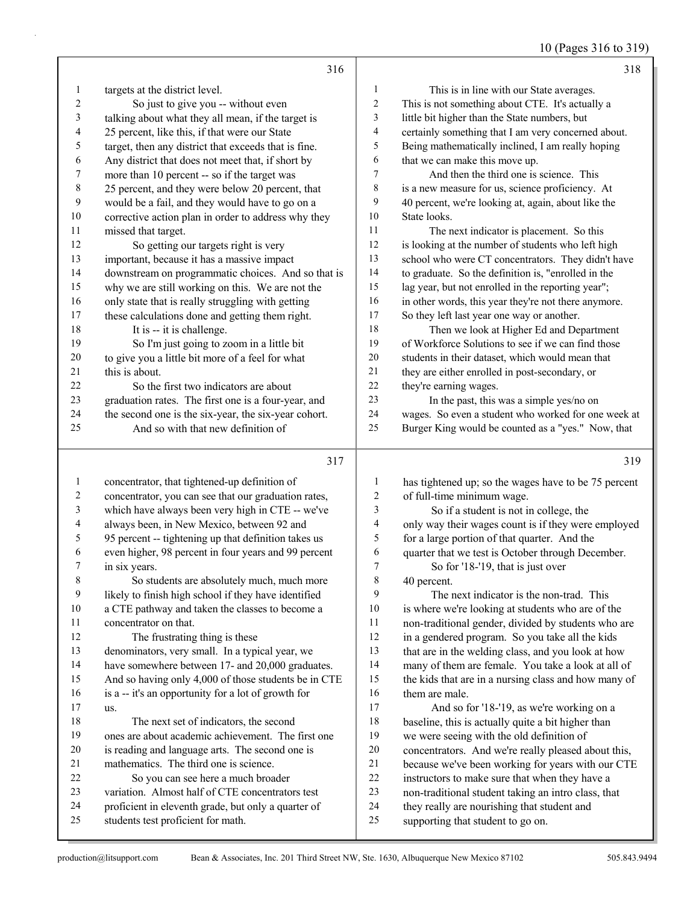**316**

1 targets at the district level.
2 So just to give you -- without even
3 talking about what they all mean, if the target is
4 25 percent, like this, if that were our State
5 target, then any district that exceeds that is fine.
6 Any district that does not meet that, if short by
7 more than 10 percent -- so if the target was
8 25 percent, and they were below 20 percent, that
9 would be a fail, and they would have to go on a
10 corrective action plan in order to address why they
11 missed that target.
12 So getting our targets right is very
13 important, because it has a massive impact
14 downstream on programmatic choices. And so that is
15 why we are still working on this. We are not the
16 only state that is really struggling with getting
17 these calculations done and getting them right.
18 It is -- it is challenge.
19 So I'm just going to zoom in a little bit
20 to give you a little bit more of a feel for what
21 this is about.
22 So the first two indicators are about
23 graduation rates. The first one is a four-year, and
24 the second one is the six-year, the six-year cohort.
25 And so with that new definition of

**317**

1 concentrator, that tightened-up definition of
2 concentrator, you can see that our graduation rates,
3 which have always been very high in CTE -- we've
4 always been, in New Mexico, between 92 and
5 95 percent -- tightening up that definition takes us
6 even higher, 98 percent in four years and 99 percent
7 in six years.
8 So students are absolutely much, much more
9 likely to finish high school if they have identified
10 a CTE pathway and taken the classes to become a
11 concentrator on that.
12 The frustrating thing is these
13 denominators, very small. In a typical year, we
14 have somewhere between 17- and 20,000 graduates.
15 And so having only 4,000 of those students be in CTE
16 is a -- it's an opportunity for a lot of growth for
17 us.
18 The next set of indicators, the second
19 ones are about academic achievement. The first one
20 is reading and language arts. The second one is
21 mathematics. The third one is science.
22 So you can see here a much broader
23 variation. Almost half of CTE concentrators test
24 proficient in eleventh grade, but only a quarter of
25 students test proficient for math.

**318**

1 This is in line with our State averages.
2 This is not something about CTE. It's actually a
3 little bit higher than the State numbers, but
4 certainly something that I am very concerned about.
5 Being mathematically inclined, I am really hoping
6 that we can make this move up.
7 And then the third one is science. This
8 is a new measure for us, science proficiency. At
9 40 percent, we're looking at, again, about like the
10 State looks.
11 The next indicator is placement. So this
12 is looking at the number of students who left high
13 school who were CT concentrators. They didn't have
14 to graduate. So the definition is, "enrolled in the
15 lag year, but not enrolled in the reporting year";
16 in other words, this year they're not there anymore.
17 So they left last year one way or another.
18 Then we look at Higher Ed and Department
19 of Workforce Solutions to see if we can find those
20 students in their dataset, which would mean that
21 they are either enrolled in post-secondary, or
22 they're earning wages.
23 In the past, this was a simple yes/no on
24 wages. So even a student who worked for one week at
25 Burger King would be counted as a "yes." Now, that

**319**

1 has tightened up; so the wages have to be 75 percent
2 of full-time minimum wage.
3 So if a student is not in college, the
4 only way their wages count is if they were employed
5 for a large portion of that quarter. And the
6 quarter that we test is October through December.
7 So for '18-'19, that is just over
8 40 percent.
9 The next indicator is the non-trad. This
10 is where we're looking at students who are of the
11 non-traditional gender, divided by students who are
12 in a gendered program. So you take all the kids
13 that are in the welding class, and you look at how
14 many of them are female. You take a look at all of
15 the kids that are in a nursing class and how many of
16 them are male.
17 And so for '18-'19, as we're working on a
18 baseline, this is actually quite a bit higher than
19 we were seeing with the old definition of
20 concentrators. And we're really pleased about this,
21 because we've been working for years with our CTE
22 instructors to make sure that when they have a
23 non-traditional student taking an intro class, that
24 they really are nourishing that student and
25 supporting that student to go on.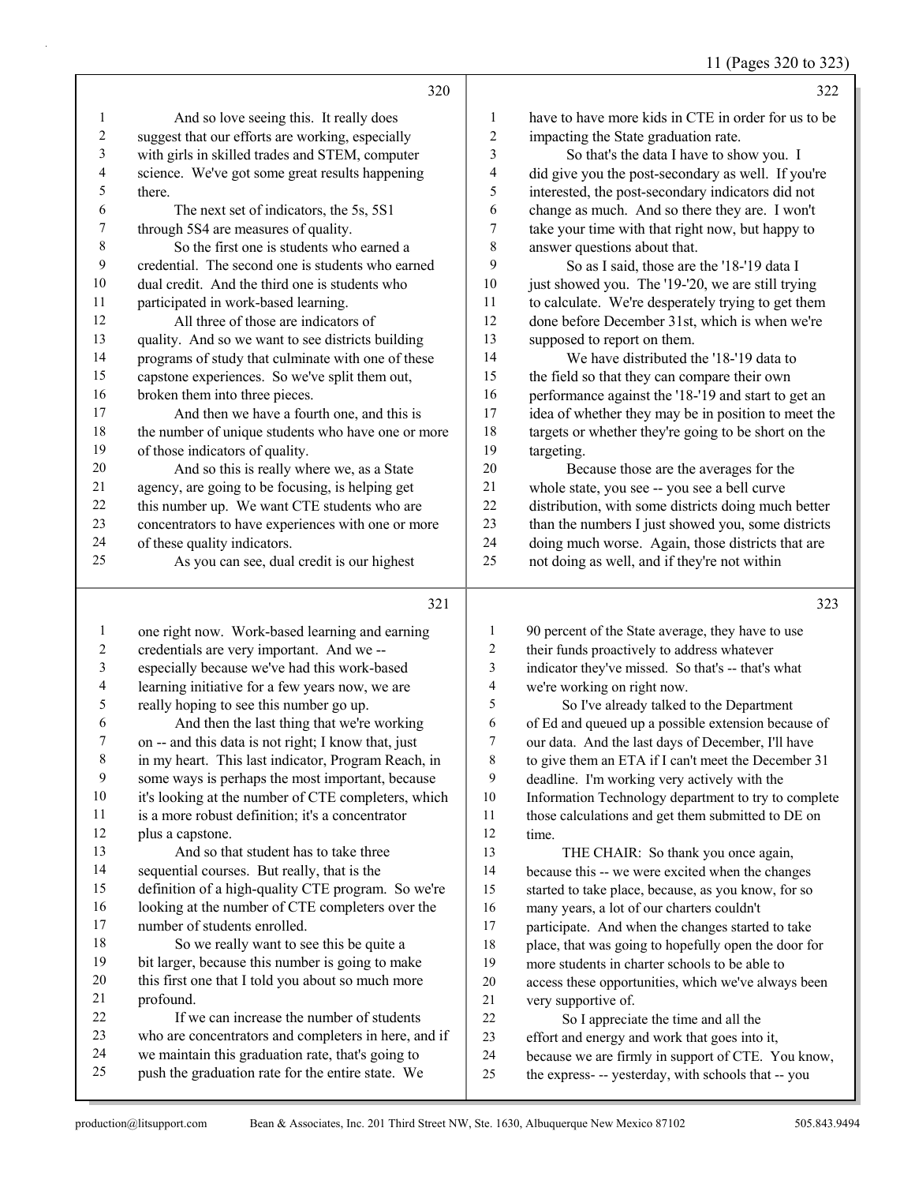**320**

1 And so love seeing this. It really does
2 suggest that our efforts are working, especially
3 with girls in skilled trades and STEM, computer
4 science. We've got some great results happening
5 there.
6 The next set of indicators, the 5s, 5S1
7 through 5S4 are measures of quality.
8 So the first one is students who earned a
9 credential. The second one is students who earned
10 dual credit. And the third one is students who
11 participated in work-based learning.
12 All three of those are indicators of
13 quality. And so we want to see districts building
14 programs of study that culminate with one of these
15 capstone experiences. So we've split them out,
16 broken them into three pieces.
17 And then we have a fourth one, and this is
18 the number of unique students who have one or more
19 of those indicators of quality.
20 And so this is really where we, as a State
21 agency, are going to be focusing, is helping get
22 this number up. We want CTE students who are
23 concentrators to have experiences with one or more
24 of these quality indicators.
25 As you can see, dual credit is our highest

**321**

1 one right now. Work-based learning and earning
2 credentials are very important. And we --
3 especially because we've had this work-based
4 learning initiative for a few years now, we are
5 really hoping to see this number go up.
6 And then the last thing that we're working
7 on -- and this data is not right; I know that, just
8 in my heart. This last indicator, Program Reach, in
9 some ways is perhaps the most important, because
10 it's looking at the number of CTE completers, which
11 is a more robust definition; it's a concentrator
12 plus a capstone.
13 And so that student has to take three
14 sequential courses. But really, that is the
15 definition of a high-quality CTE program. So we're
16 looking at the number of CTE completers over the
17 number of students enrolled.
18 So we really want to see this be quite a
19 bit larger, because this number is going to make
20 this first one that I told you about so much more
21 profound.
22 If we can increase the number of students
23 who are concentrators and completers in here, and if
24 we maintain this graduation rate, that's going to
25 push the graduation rate for the entire state. We

**322**

1 have to have more kids in CTE in order for us to be
2 impacting the State graduation rate.
3 So that's the data I have to show you. I
4 did give you the post-secondary as well. If you're
5 interested, the post-secondary indicators did not
6 change as much. And so there they are. I won't
7 take your time with that right now, but happy to
8 answer questions about that.
9 So as I said, those are the '18-'19 data I
10 just showed you. The '19-'20, we are still trying
11 to calculate. We're desperately trying to get them
12 done before December 31st, which is when we're
13 supposed to report on them.
14 We have distributed the '18-'19 data to
15 the field so that they can compare their own
16 performance against the '18-'19 and start to get an
17 idea of whether they may be in position to meet the
18 targets or whether they're going to be short on the
19 targeting.
20 Because those are the averages for the
21 whole state, you see -- you see a bell curve
22 distribution, with some districts doing much better
23 than the numbers I just showed you, some districts
24 doing much worse. Again, those districts that are
25 not doing as well, and if they're not within

**323**

1 90 percent of the State average, they have to use
2 their funds proactively to address whatever
3 indicator they've missed. So that's -- that's what
4 we're working on right now.
5 So I've already talked to the Department
6 of Ed and queued up a possible extension because of
7 our data. And the last days of December, I'll have
8 to give them an ETA if I can't meet the December 31
9 deadline. I'm working very actively with the
10 Information Technology department to try to complete
11 those calculations and get them submitted to DE on
12 time.
13 THE CHAIR: So thank you once again,
14 because this -- we were excited when the changes
15 started to take place, because, as you know, for so
16 many years, a lot of our charters couldn't
17 participate. And when the changes started to take
18 place, that was going to hopefully open the door for
19 more students in charter schools to be able to
20 access these opportunities, which we've always been
21 very supportive of.
22 So I appreciate the time and all the
23 effort and energy and work that goes into it,
24 because we are firmly in support of CTE. You know,
25 the express- -- yesterday, with schools that -- you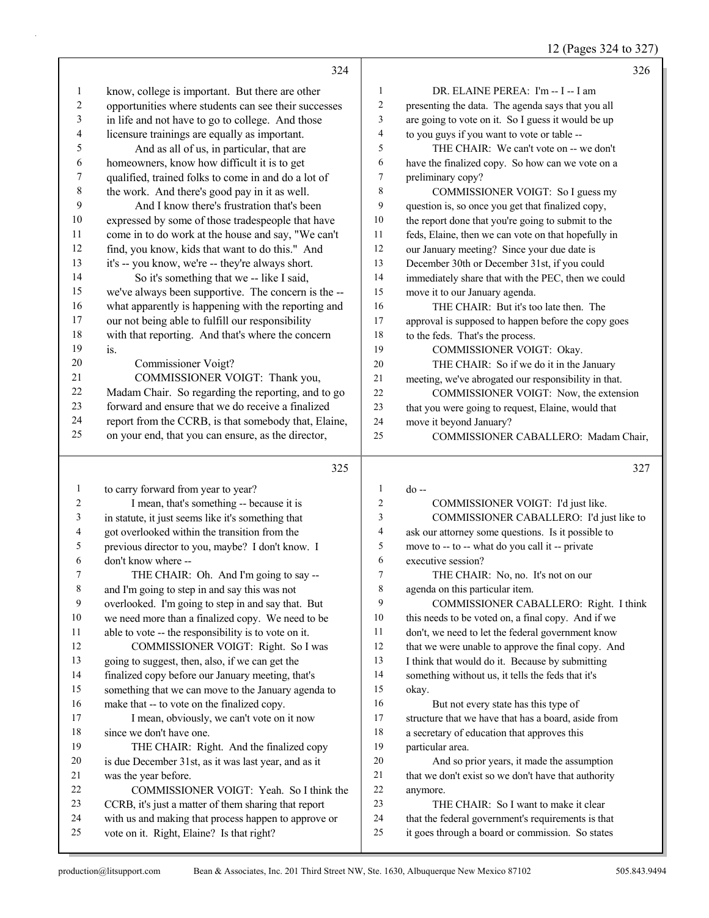324

know, college is important. But there are other opportunities where students can see their successes in life and not have to go to college. And those licensure trainings are equally as important.

And as all of us, in particular, that are homeowners, know how difficult it is to get qualified, trained folks to come in and do a lot of the work. And there's good pay in it as well.

And I know there's frustration that's been expressed by some of those tradespeople that have come in to do work at the house and say, "We can't find, you know, kids that want to do this." And it's -- you know, we're -- they're always short.

So it's something that we -- like I said, we've always been supportive. The concern is the -- what apparently is happening with the reporting and our not being able to fulfill our responsibility with that reporting. And that's where the concern is.

Commissioner Voigt?

COMMISSIONER VOIGT: Thank you, Madam Chair. So regarding the reporting, and to go forward and ensure that we do receive a finalized report from the CCRB, is that somebody that, Elaine, on your end, that you can ensure, as the director,

325

to carry forward from year to year?

I mean, that's something -- because it is in statute, it just seems like it's something that got overlooked within the transition from the previous director to you, maybe? I don't know. I don't know where --

THE CHAIR: Oh. And I'm going to say -- and I'm going to step in and say this was not overlooked. I'm going to step in and say that. But we need more than a finalized copy. We need to be able to vote -- the responsibility is to vote on it.

COMMISSIONER VOIGT: Right. So I was going to suggest, then, also, if we can get the finalized copy before our January meeting, that's something that we can move to the January agenda to make that -- to vote on the finalized copy.

I mean, obviously, we can't vote on it now since we don't have one.

THE CHAIR: Right. And the finalized copy is due December 31st, as it was last year, and as it was the year before.

COMMISSIONER VOIGT: Yeah. So I think the CCRB, it's just a matter of them sharing that report with us and making that process happen to approve or vote on it. Right, Elaine? Is that right?

326

DR. ELAINE PEREA: I'm -- I -- I am presenting the data. The agenda says that you all are going to vote on it. So I guess it would be up to you guys if you want to vote or table --

THE CHAIR: We can't vote on -- we don't have the finalized copy. So how can we vote on a preliminary copy?

COMMISSIONER VOIGT: So I guess my question is, so once you get that finalized copy, the report done that you're going to submit to the feds, Elaine, then we can vote on that hopefully in our January meeting? Since your due date is December 30th or December 31st, if you could immediately share that with the PEC, then we could move it to our January agenda.

THE CHAIR: But it's too late then. The approval is supposed to happen before the copy goes to the feds. That's the process.

COMMISSIONER VOIGT: Okay.

THE CHAIR: So if we do it in the January meeting, we've abrogated our responsibility in that.

COMMISSIONER VOIGT: Now, the extension that you were going to request, Elaine, would that move it beyond January?

COMMISSIONER CABALLERO: Madam Chair,

327

do --

COMMISSIONER VOIGT: I'd just like.

COMMISSIONER CABALLERO: I'd just like to ask our attorney some questions. Is it possible to move to -- to -- what do you call it -- private executive session?

THE CHAIR: No, no. It's not on our agenda on this particular item.

COMMISSIONER CABALLERO: Right. I think this needs to be voted on, a final copy. And if we don't, we need to let the federal government know that we were unable to approve the final copy. And I think that would do it. Because by submitting something without us, it tells the feds that it's okay.

But not every state has this type of structure that we have that has a board, aside from a secretary of education that approves this particular area.

And so prior years, it made the assumption that we don't exist so we don't have that authority anymore.

THE CHAIR: So I want to make it clear that the federal government's requirements is that it goes through a board or commission. So states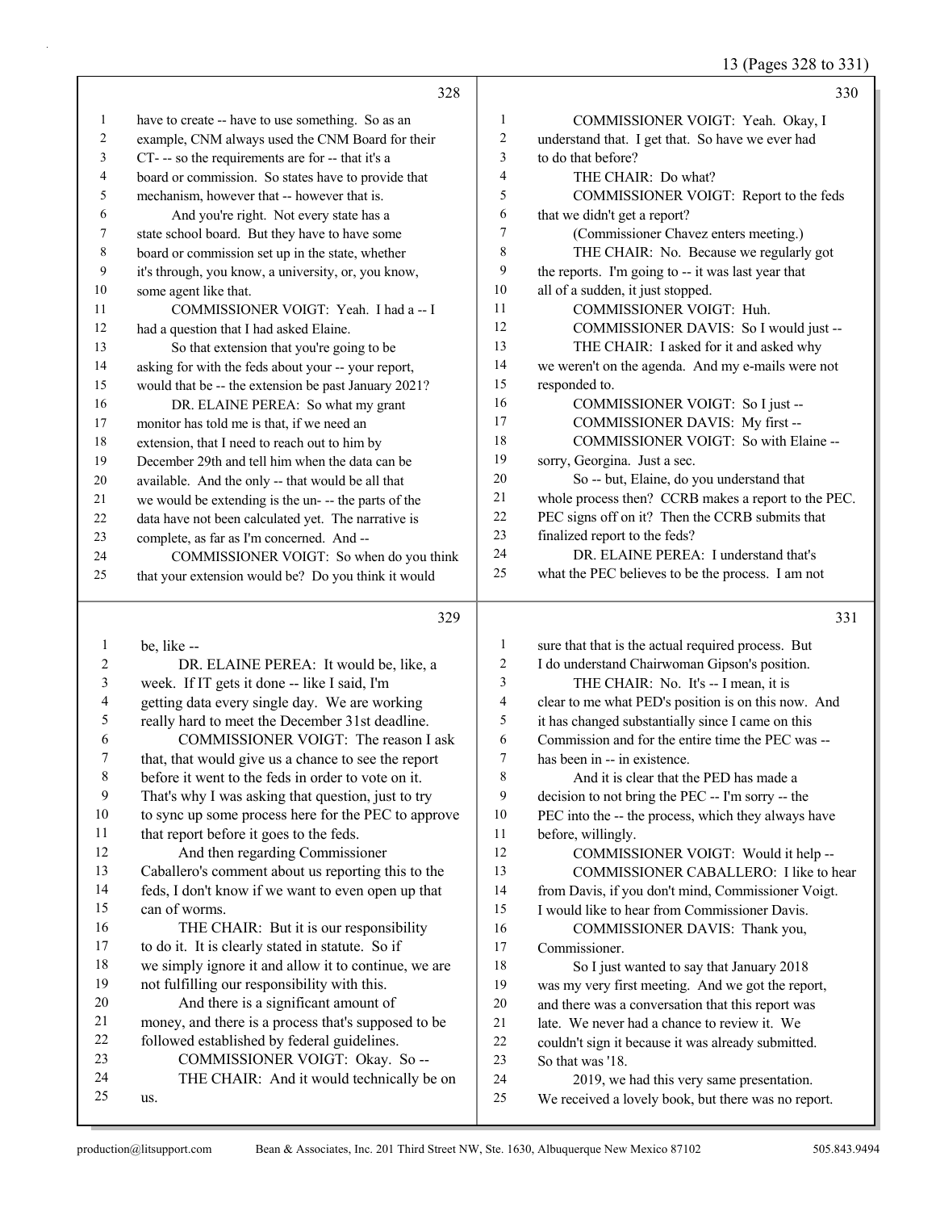have to create -- have to use something. So as an example, CNM always used the CNM Board for their CT- -- so the requirements are for -- that it's a board or commission. So states have to provide that mechanism, however that -- however that is.

And you're right. Not every state has a state school board. But they have to have some board or commission set up in the state, whether it's through, you know, a university, or, you know, some agent like that.

COMMISSIONER VOIGT: Yeah. I had a -- I had a question that I had asked Elaine.

So that extension that you're going to be asking for with the feds about your -- your report, would that be -- the extension be past January 2021?

DR. ELAINE PEREA: So what my grant monitor has told me is that, if we need an extension, that I need to reach out to him by December 29th and tell him when the data can be available. And the only -- that would be all that we would be extending is the un- -- the parts of the data have not been calculated yet. The narrative is complete, as far as I'm concerned. And --

COMMISSIONER VOIGT: So when do you think that your extension would be? Do you think it would be, like --

DR. ELAINE PEREA: It would be, like, a week. If IT gets it done -- like I said, I'm getting data every single day. We are working really hard to meet the December 31st deadline.

COMMISSIONER VOIGT: The reason I ask that, that would give us a chance to see the report before it went to the feds in order to vote on it. That's why I was asking that question, just to try to sync up some process here for the PEC to approve that report before it goes to the feds.

And then regarding Commissioner Caballero's comment about us reporting this to the feds, I don't know if we want to even open up that can of worms.

THE CHAIR: But it is our responsibility to do it. It is clearly stated in statute. So if we simply ignore it and allow it to continue, we are not fulfilling our responsibility with this.

And there is a significant amount of money, and there is a process that's supposed to be followed established by federal guidelines.

COMMISSIONER VOIGT: Okay. So --

THE CHAIR: And it would technically be on us.

COMMISSIONER VOIGT: Yeah. Okay, I understand that. I get that. So have we ever had to do that before?

THE CHAIR: Do what?

COMMISSIONER VOIGT: Report to the feds that we didn't get a report?

(Commissioner Chavez enters meeting.)

THE CHAIR: No. Because we regularly got the reports. I'm going to -- it was last year that all of a sudden, it just stopped.

COMMISSIONER VOIGT: Huh.

COMMISSIONER DAVIS: So I would just --

THE CHAIR: I asked for it and asked why we weren't on the agenda. And my e-mails were not responded to.

COMMISSIONER VOIGT: So I just --

COMMISSIONER DAVIS: My first --

COMMISSIONER VOIGT: So with Elaine -- sorry, Georgina. Just a sec.

So -- but, Elaine, do you understand that whole process then? CCRB makes a report to the PEC. PEC signs off on it? Then the CCRB submits that finalized report to the feds?

DR. ELAINE PEREA: I understand that's what the PEC believes to be the process. I am not sure that that is the actual required process. But I do understand Chairwoman Gipson's position.

THE CHAIR: No. It's -- I mean, it is clear to me what PED's position is on this now. And it has changed substantially since I came on this Commission and for the entire time the PEC was -- has been in -- in existence.

And it is clear that the PED has made a decision to not bring the PEC -- I'm sorry -- the PEC into the -- the process, which they always have before, willingly.

COMMISSIONER VOIGT: Would it help --

COMMISSIONER CABALLERO: I like to hear from Davis, if you don't mind, Commissioner Voigt. I would like to hear from Commissioner Davis.

COMMISSIONER DAVIS: Thank you, Commissioner.

So I just wanted to say that January 2018 was my very first meeting. And we got the report, and there was a conversation that this report was late. We never had a chance to review it. We couldn't sign it because it was already submitted. So that was '18.

2019, we had this very same presentation. We received a lovely book, but there was no report.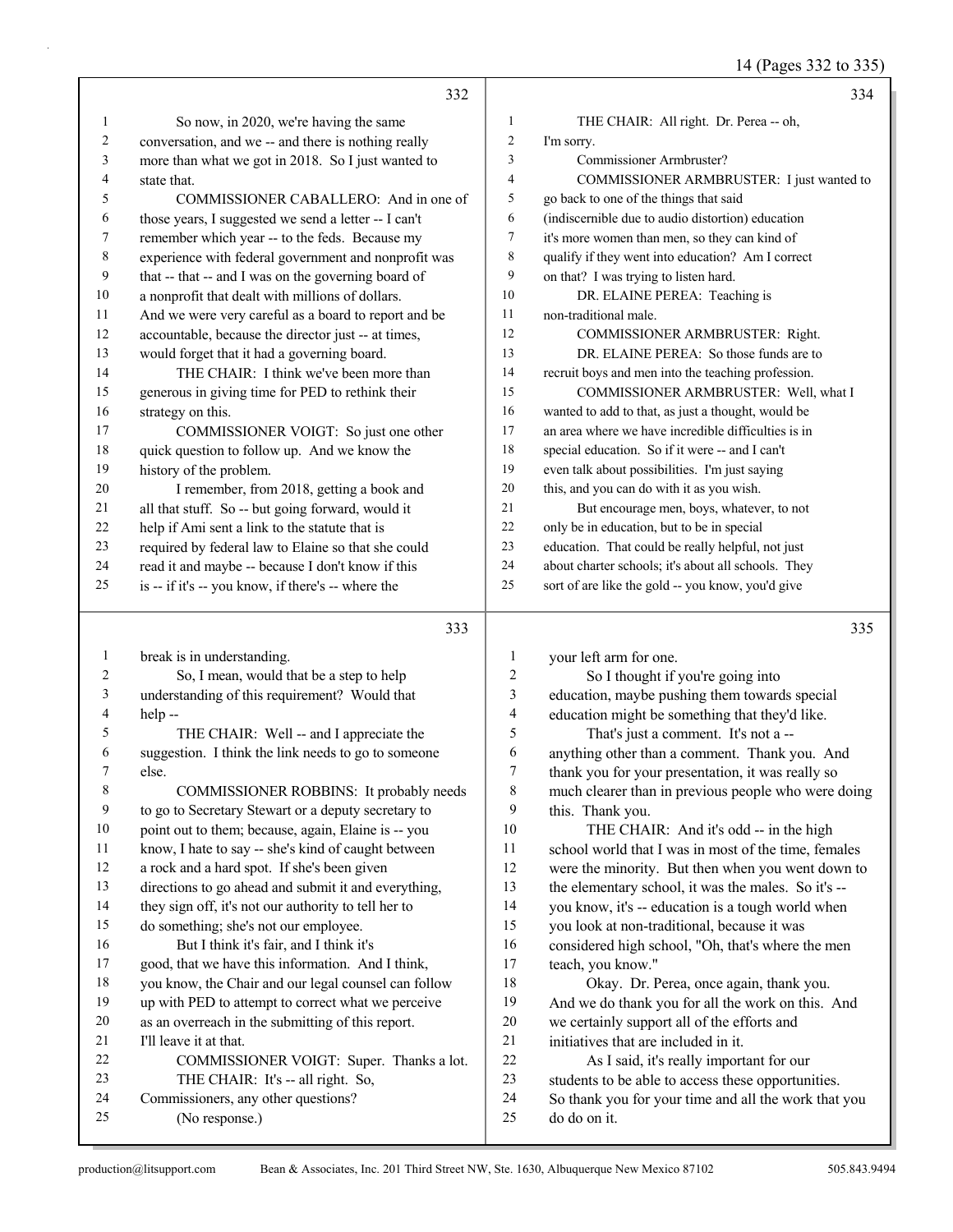14 (Pages 332 to 335)

332

So now, in 2020, we're having the same conversation, and we -- and there is nothing really more than what we got in 2018. So I just wanted to state that.

COMMISSIONER CABALLERO: And in one of those years, I suggested we send a letter -- I can't remember which year -- to the feds. Because my experience with federal government and nonprofit was that -- that -- and I was on the governing board of a nonprofit that dealt with millions of dollars. And we were very careful as a board to report and be accountable, because the director just -- at times, would forget that it had a governing board.

THE CHAIR: I think we've been more than generous in giving time for PED to rethink their strategy on this.

COMMISSIONER VOIGT: So just one other quick question to follow up. And we know the history of the problem.

I remember, from 2018, getting a book and all that stuff. So -- but going forward, would it help if Ami sent a link to the statute that is required by federal law to Elaine so that she could read it and maybe -- because I don't know if this is -- if it's -- you know, if there's -- where the

333

break is in understanding.

So, I mean, would that be a step to help understanding of this requirement? Would that help --

THE CHAIR: Well -- and I appreciate the suggestion. I think the link needs to go to someone else.

COMMISSIONER ROBBINS: It probably needs to go to Secretary Stewart or a deputy secretary to point out to them; because, again, Elaine is -- you know, I hate to say -- she's kind of caught between a rock and a hard spot. If she's been given directions to go ahead and submit it and everything, they sign off, it's not our authority to tell her to do something; she's not our employee.

But I think it's fair, and I think it's good, that we have this information. And I think, you know, the Chair and our legal counsel can follow up with PED to attempt to correct what we perceive as an overreach in the submitting of this report. I'll leave it at that.

COMMISSIONER VOIGT: Super. Thanks a lot.

THE CHAIR: It's -- all right. So, Commissioners, any other questions?

(No response.)

334

THE CHAIR: All right. Dr. Perea -- oh, I'm sorry.

Commissioner Armbruster?

COMMISSIONER ARMBRUSTER: I just wanted to go back to one of the things that said (indiscernible due to audio distortion) education it's more women than men, so they can kind of qualify if they went into education? Am I correct on that? I was trying to listen hard.

DR. ELAINE PEREA: Teaching is non-traditional male.

COMMISSIONER ARMBRUSTER: Right.

DR. ELAINE PEREA: So those funds are to recruit boys and men into the teaching profession.

COMMISSIONER ARMBRUSTER: Well, what I wanted to add to that, as just a thought, would be an area where we have incredible difficulties is in special education. So if it were -- and I can't even talk about possibilities. I'm just saying this, and you can do with it as you wish.

But encourage men, boys, whatever, to not only be in education, but to be in special education. That could be really helpful, not just about charter schools; it's about all schools. They sort of are like the gold -- you know, you'd give

335

your left arm for one.

So I thought if you're going into education, maybe pushing them towards special education might be something that they'd like.

That's just a comment. It's not a -- anything other than a comment. Thank you. And thank you for your presentation, it was really so much clearer than in previous people who were doing this. Thank you.

THE CHAIR: And it's odd -- in the high school world that I was in most of the time, females were the minority. But then when you went down to the elementary school, it was the males. So it's -- you know, it's -- education is a tough world when you look at non-traditional, because it was considered high school, "Oh, that's where the men teach, you know."

Okay. Dr. Perea, once again, thank you. And we do thank you for all the work on this. And we certainly support all of the efforts and initiatives that are included in it.

As I said, it's really important for our students to be able to access these opportunities. So thank you for your time and all the work that you do do on it.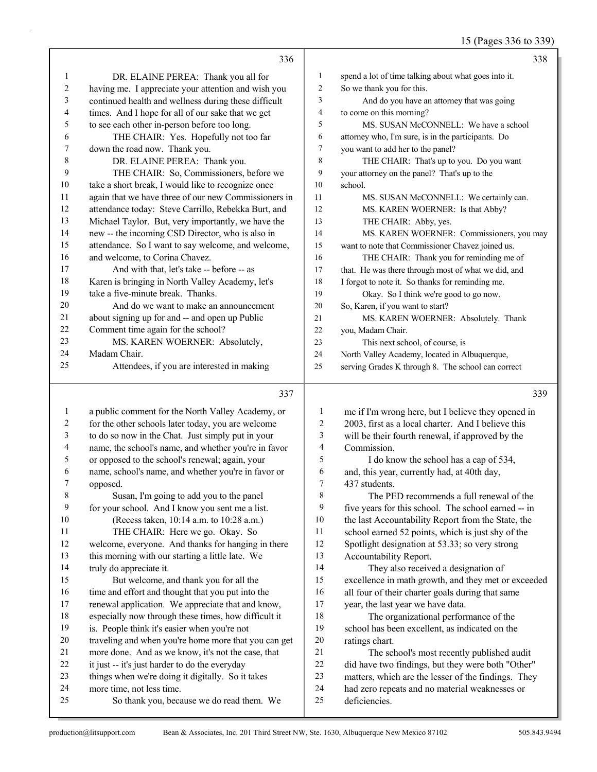336

1 DR. ELAINE PEREA: Thank you all for
2 having me. I appreciate your attention and wish you
3 continued health and wellness during these difficult
4 times. And I hope for all of our sake that we get
5 to see each other in-person before too long.
6 THE CHAIR: Yes. Hopefully not too far
7 down the road now. Thank you.
8 DR. ELAINE PEREA: Thank you.
9 THE CHAIR: So, Commissioners, before we
10 take a short break, I would like to recognize once
11 again that we have three of our new Commissioners in
12 attendance today: Steve Carrillo, Rebekka Burt, and
13 Michael Taylor. But, very importantly, we have the
14 new -- the incoming CSD Director, who is also in
15 attendance. So I want to say welcome, and welcome,
16 and welcome, to Corina Chavez.
17 And with that, let's take -- before -- as
18 Karen is bringing in North Valley Academy, let's
19 take a five-minute break. Thanks.
20 And do we want to make an announcement
21 about signing up for and -- and open up Public
22 Comment time again for the school?
23 MS. KAREN WOERNER: Absolutely,
24 Madam Chair.
25 Attendees, if you are interested in making

337

1 a public comment for the North Valley Academy, or
2 for the other schools later today, you are welcome
3 to do so now in the Chat. Just simply put in your
4 name, the school's name, and whether you're in favor
5 or opposed to the school's renewal; again, your
6 name, school's name, and whether you're in favor or
7 opposed.
8 Susan, I'm going to add you to the panel
9 for your school. And I know you sent me a list.
10 (Recess taken, 10:14 a.m. to 10:28 a.m.)
11 THE CHAIR: Here we go. Okay. So
12 welcome, everyone. And thanks for hanging in there
13 this morning with our starting a little late. We
14 truly do appreciate it.
15 But welcome, and thank you for all the
16 time and effort and thought that you put into the
17 renewal application. We appreciate that and know,
18 especially now through these times, how difficult it
19 is. People think it's easier when you're not
20 traveling and when you're home more that you can get
21 more done. And as we know, it's not the case, that
22 it just -- it's just harder to do the everyday
23 things when we're doing it digitally. So it takes
24 more time, not less time.
25 So thank you, because we do read them. We

338

1 spend a lot of time talking about what goes into it.
2 So we thank you for this.
3 And do you have an attorney that was going
4 to come on this morning?
5 MS. SUSAN McCONNELL: We have a school
6 attorney who, I'm sure, is in the participants. Do
7 you want to add her to the panel?
8 THE CHAIR: That's up to you. Do you want
9 your attorney on the panel? That's up to the
10 school.
11 MS. SUSAN McCONNELL: We certainly can.
12 MS. KAREN WOERNER: Is that Abby?
13 THE CHAIR: Abby, yes.
14 MS. KAREN WOERNER: Commissioners, you may
15 want to note that Commissioner Chavez joined us.
16 THE CHAIR: Thank you for reminding me of
17 that. He was there through most of what we did, and
18 I forgot to note it. So thanks for reminding me.
19 Okay. So I think we're good to go now.
20 So, Karen, if you want to start?
21 MS. KAREN WOERNER: Absolutely. Thank
22 you, Madam Chair.
23 This next school, of course, is
24 North Valley Academy, located in Albuquerque,
25 serving Grades K through 8. The school can correct

339

1 me if I'm wrong here, but I believe they opened in
2 2003, first as a local charter. And I believe this
3 will be their fourth renewal, if approved by the
4 Commission.
5 I do know the school has a cap of 534,
6 and, this year, currently had, at 40th day,
7 437 students.
8 The PED recommends a full renewal of the
9 five years for this school. The school earned -- in
10 the last Accountability Report from the State, the
11 school earned 52 points, which is just shy of the
12 Spotlight designation at 53.33; so very strong
13 Accountability Report.
14 They also received a designation of
15 excellence in math growth, and they met or exceeded
16 all four of their charter goals during that same
17 year, the last year we have data.
18 The organizational performance of the
19 school has been excellent, as indicated on the
20 ratings chart.
21 The school's most recently published audit
22 did have two findings, but they were both "Other"
23 matters, which are the lesser of the findings. They
24 had zero repeats and no material weaknesses or
25 deficiencies.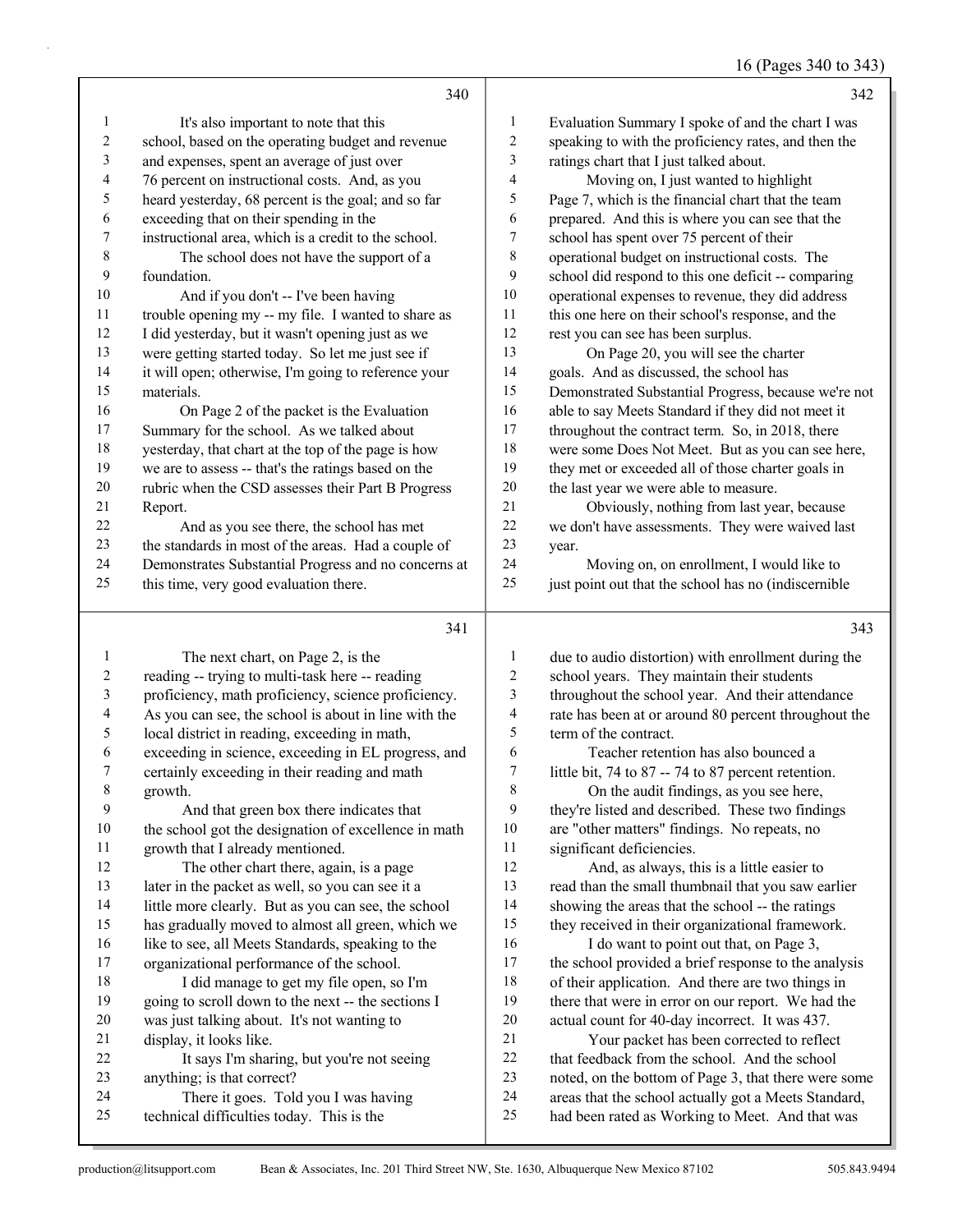340

1 It's also important to note that this
2 school, based on the operating budget and revenue
3 and expenses, spent an average of just over
4 76 percent on instructional costs. And, as you
5 heard yesterday, 68 percent is the goal; and so far
6 exceeding that on their spending in the
7 instructional area, which is a credit to the school.
8 The school does not have the support of a
9 foundation.
10 And if you don't -- I've been having
11 trouble opening my -- my file. I wanted to share as
12 I did yesterday, but it wasn't opening just as we
13 were getting started today. So let me just see if
14 it will open; otherwise, I'm going to reference your
15 materials.
16 On Page 2 of the packet is the Evaluation
17 Summary for the school. As we talked about
18 yesterday, that chart at the top of the page is how
19 we are to assess -- that's the ratings based on the
20 rubric when the CSD assesses their Part B Progress
21 Report.
22 And as you see there, the school has met
23 the standards in most of the areas. Had a couple of
24 Demonstrates Substantial Progress and no concerns at
25 this time, very good evaluation there.

341

1 The next chart, on Page 2, is the
2 reading -- trying to multi-task here -- reading
3 proficiency, math proficiency, science proficiency.
4 As you can see, the school is about in line with the
5 local district in reading, exceeding in math,
6 exceeding in science, exceeding in EL progress, and
7 certainly exceeding in their reading and math
8 growth.
9 And that green box there indicates that
10 the school got the designation of excellence in math
11 growth that I already mentioned.
12 The other chart there, again, is a page
13 later in the packet as well, so you can see it a
14 little more clearly. But as you can see, the school
15 has gradually moved to almost all green, which we
16 like to see, all Meets Standards, speaking to the
17 organizational performance of the school.
18 I did manage to get my file open, so I'm
19 going to scroll down to the next -- the sections I
20 was just talking about. It's not wanting to
21 display, it looks like.
22 It says I'm sharing, but you're not seeing
23 anything; is that correct?
24 There it goes. Told you I was having
25 technical difficulties today. This is the

342

1 Evaluation Summary I spoke of and the chart I was
2 speaking to with the proficiency rates, and then the
3 ratings chart that I just talked about.
4 Moving on, I just wanted to highlight
5 Page 7, which is the financial chart that the team
6 prepared. And this is where you can see that the
7 school has spent over 75 percent of their
8 operational budget on instructional costs. The
9 school did respond to this one deficit -- comparing
10 operational expenses to revenue, they did address
11 this one here on their school's response, and the
12 rest you can see has been surplus.
13 On Page 20, you will see the charter
14 goals. And as discussed, the school has
15 Demonstrated Substantial Progress, because we're not
16 able to say Meets Standard if they did not meet it
17 throughout the contract term. So, in 2018, there
18 were some Does Not Meet. But as you can see here,
19 they met or exceeded all of those charter goals in
20 the last year we were able to measure.
21 Obviously, nothing from last year, because
22 we don't have assessments. They were waived last
23 year.
24 Moving on, on enrollment, I would like to
25 just point out that the school has no (indiscernible

343

1 due to audio distortion) with enrollment during the
2 school years. They maintain their students
3 throughout the school year. And their attendance
4 rate has been at or around 80 percent throughout the
5 term of the contract.
6 Teacher retention has also bounced a
7 little bit, 74 to 87 -- 74 to 87 percent retention.
8 On the audit findings, as you see here,
9 they're listed and described. These two findings
10 are "other matters" findings. No repeats, no
11 significant deficiencies.
12 And, as always, this is a little easier to
13 read than the small thumbnail that you saw earlier
14 showing the areas that the school -- the ratings
15 they received in their organizational framework.
16 I do want to point out that, on Page 3,
17 the school provided a brief response to the analysis
18 of their application. And there are two things in
19 there that were in error on our report. We had the
20 actual count for 40-day incorrect. It was 437.
21 Your packet has been corrected to reflect
22 that feedback from the school. And the school
23 noted, on the bottom of Page 3, that there were some
24 areas that the school actually got a Meets Standard,
25 had been rated as Working to Meet. And that was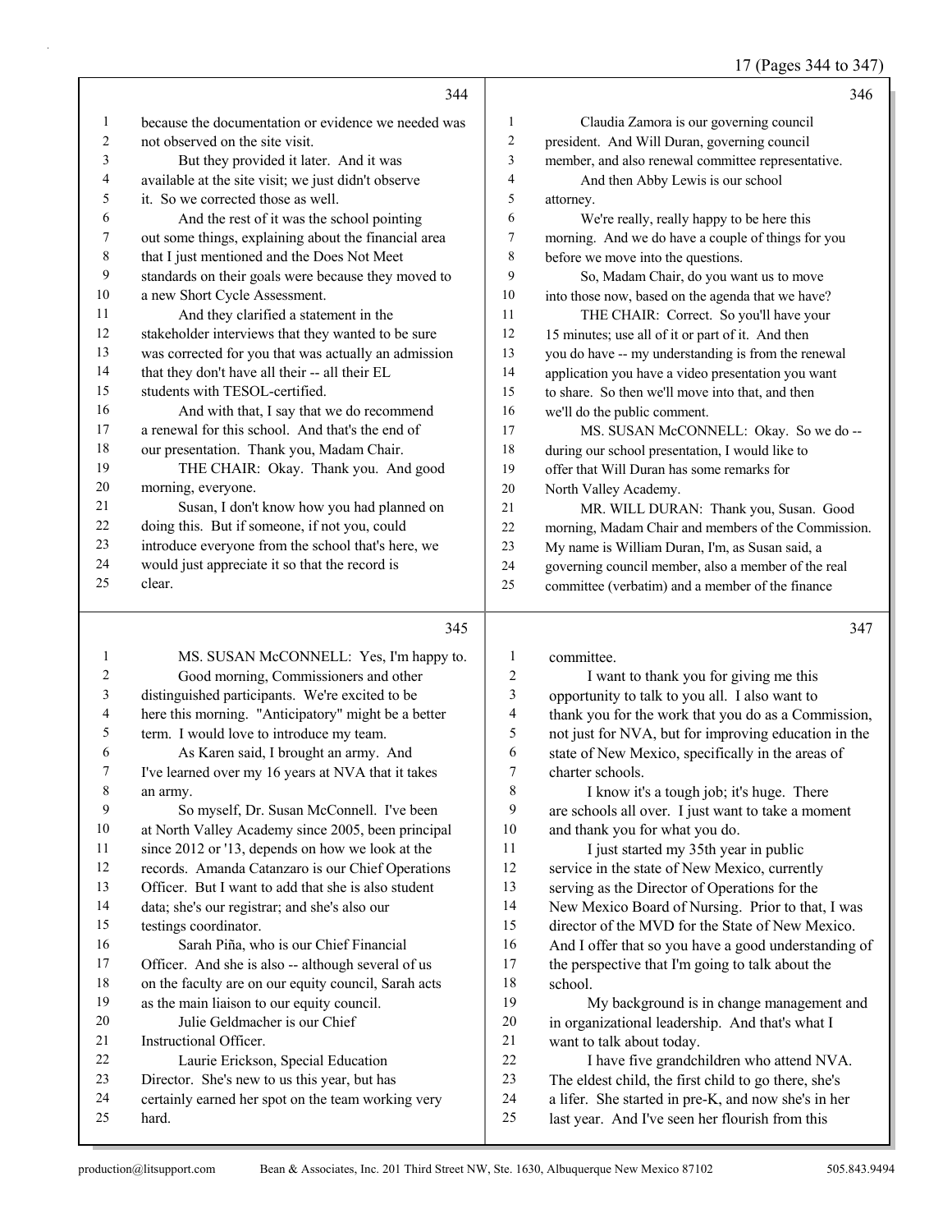because the documentation or evidence we needed was not observed on the site visit.

But they provided it later. And it was available at the site visit; we just didn't observe it. So we corrected those as well.

And the rest of it was the school pointing out some things, explaining about the financial area that I just mentioned and the Does Not Meet standards on their goals were because they moved to a new Short Cycle Assessment.

And they clarified a statement in the stakeholder interviews that they wanted to be sure was corrected for you that was actually an admission that they don't have all their -- all their EL students with TESOL-certified.

And with that, I say that we do recommend a renewal for this school. And that's the end of our presentation. Thank you, Madam Chair.

THE CHAIR: Okay. Thank you. And good morning, everyone.

Susan, I don't know how you had planned on doing this. But if someone, if not you, could introduce everyone from the school that's here, we would just appreciate it so that the record is clear.

MS. SUSAN McCONNELL: Yes, I'm happy to.

Good morning, Commissioners and other distinguished participants. We're excited to be here this morning. "Anticipatory" might be a better term. I would love to introduce my team.

As Karen said, I brought an army. And I've learned over my 16 years at NVA that it takes an army.

So myself, Dr. Susan McConnell. I've been at North Valley Academy since 2005, been principal since 2012 or '13, depends on how we look at the records. Amanda Catanzaro is our Chief Operations Officer. But I want to add that she is also student data; she's our registrar; and she's also our testings coordinator.

Sarah Piña, who is our Chief Financial Officer. And she is also -- although several of us on the faculty are on our equity council, Sarah acts as the main liaison to our equity council.

Julie Geldmacher is our Chief Instructional Officer.

Laurie Erickson, Special Education Director. She's new to us this year, but has certainly earned her spot on the team working very hard.

Claudia Zamora is our governing council president. And Will Duran, governing council member, and also renewal committee representative.

And then Abby Lewis is our school attorney.

We're really, really happy to be here this morning. And we do have a couple of things for you before we move into the questions.

So, Madam Chair, do you want us to move into those now, based on the agenda that we have?

THE CHAIR: Correct. So you'll have your 15 minutes; use all of it or part of it. And then you do have -- my understanding is from the renewal application you have a video presentation you want to share. So then we'll move into that, and then we'll do the public comment.

MS. SUSAN McCONNELL: Okay. So we do -- during our school presentation, I would like to offer that Will Duran has some remarks for North Valley Academy.

MR. WILL DURAN: Thank you, Susan. Good morning, Madam Chair and members of the Commission. My name is William Duran, I'm, as Susan said, a governing council member, also a member of the real committee (verbatim) and a member of the finance committee.

I want to thank you for giving me this opportunity to talk to you all. I also want to thank you for the work that you do as a Commission, not just for NVA, but for improving education in the state of New Mexico, specifically in the areas of charter schools.

I know it's a tough job; it's huge. There are schools all over. I just want to take a moment and thank you for what you do.

I just started my 35th year in public service in the state of New Mexico, currently serving as the Director of Operations for the New Mexico Board of Nursing. Prior to that, I was director of the MVD for the State of New Mexico. And I offer that so you have a good understanding of the perspective that I'm going to talk about the school.

My background is in change management and in organizational leadership. And that's what I want to talk about today.

I have five grandchildren who attend NVA. The eldest child, the first child to go there, she's a lifer. She started in pre-K, and now she's in her last year. And I've seen her flourish from this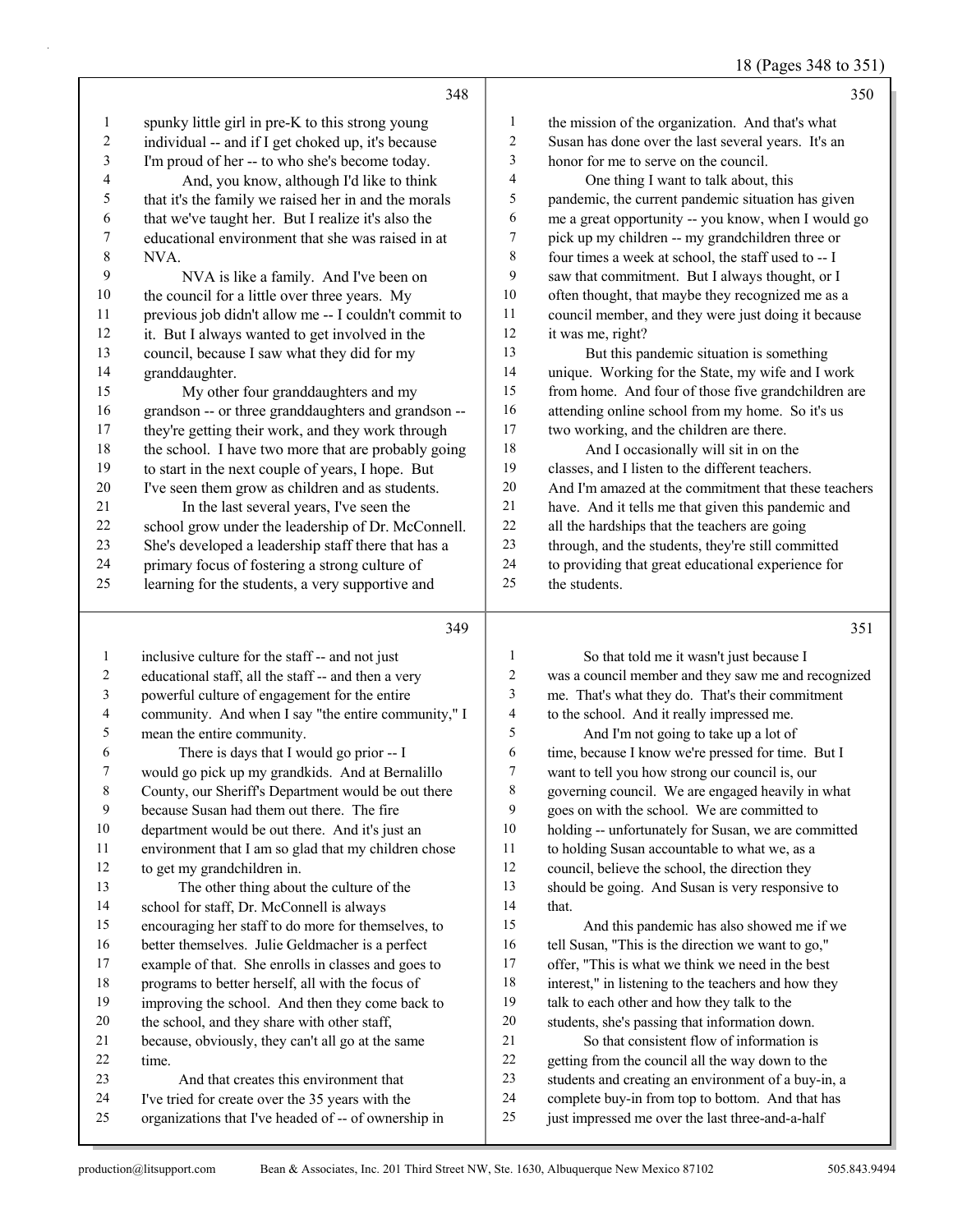spunky little girl in pre-K to this strong young individual -- and if I get choked up, it's because I'm proud of her -- to who she's become today.

And, you know, although I'd like to think that it's the family we raised her in and the morals that we've taught her. But I realize it's also the educational environment that she was raised in at NVA.

NVA is like a family. And I've been on the council for a little over three years. My previous job didn't allow me -- I couldn't commit to it. But I always wanted to get involved in the council, because I saw what they did for my granddaughter.

My other four granddaughters and my grandson -- or three granddaughters and grandson -- they're getting their work, and they work through the school. I have two more that are probably going to start in the next couple of years, I hope. But I've seen them grow as children and as students.

In the last several years, I've seen the school grow under the leadership of Dr. McConnell. She's developed a leadership staff there that has a primary focus of fostering a strong culture of learning for the students, a very supportive and inclusive culture for the staff -- and not just educational staff, all the staff -- and then a very powerful culture of engagement for the entire community. And when I say "the entire community," I mean the entire community.

There is days that I would go prior -- I would go pick up my grandkids. And at Bernalillo County, our Sheriff's Department would be out there because Susan had them out there. The fire department would be out there. And it's just an environment that I am so glad that my children chose to get my grandchildren in.

The other thing about the culture of the school for staff, Dr. McConnell is always encouraging her staff to do more for themselves, to better themselves. Julie Geldmacher is a perfect example of that. She enrolls in classes and goes to programs to better herself, all with the focus of improving the school. And then they come back to the school, and they share with other staff, because, obviously, they can't all go at the same time.

And that creates this environment that I've tried for create over the 35 years with the organizations that I've headed of -- of ownership in the mission of the organization. And that's what Susan has done over the last several years. It's an honor for me to serve on the council.

One thing I want to talk about, this pandemic, the current pandemic situation has given me a great opportunity -- you know, when I would go pick up my children -- my grandchildren three or four times a week at school, the staff used to -- I saw that commitment. But I always thought, or I often thought, that maybe they recognized me as a council member, and they were just doing it because it was me, right?

But this pandemic situation is something unique. Working for the State, my wife and I work from home. And four of those five grandchildren are attending online school from my home. So it's us two working, and the children are there.

And I occasionally will sit in on the classes, and I listen to the different teachers. And I'm amazed at the commitment that these teachers have. And it tells me that given this pandemic and all the hardships that the teachers are going through, and the students, they're still committed to providing that great educational experience for the students.

So that told me it wasn't just because I was a council member and they saw me and recognized me. That's what they do. That's their commitment to the school. And it really impressed me.

And I'm not going to take up a lot of time, because I know we're pressed for time. But I want to tell you how strong our council is, our governing council. We are engaged heavily in what goes on with the school. We are committed to holding -- unfortunately for Susan, we are committed to holding Susan accountable to what we, as a council, believe the school, the direction they should be going. And Susan is very responsive to that.

And this pandemic has also showed me if we tell Susan, "This is the direction we want to go," offer, "This is what we think we need in the best interest," in listening to the teachers and how they talk to each other and how they talk to the students, she's passing that information down.

So that consistent flow of information is getting from the council all the way down to the students and creating an environment of a buy-in, a complete buy-in from top to bottom. And that has just impressed me over the last three-and-a-half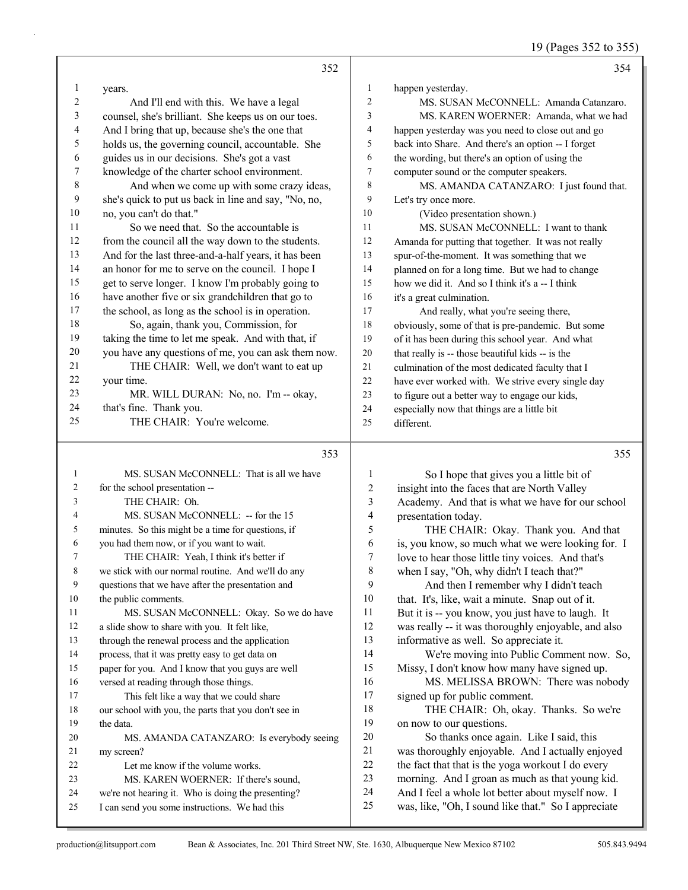352

years.
And I'll end with this. We have a legal counsel, she's brilliant. She keeps us on our toes. And I bring that up, because she's the one that holds us, the governing council, accountable. She guides us in our decisions. She's got a vast knowledge of the charter school environment.
And when we come up with some crazy ideas, she's quick to put us back in line and say, "No, no, no, you can't do that."
So we need that. So the accountable is from the council all the way down to the students. And for the last three-and-a-half years, it has been an honor for me to serve on the council. I hope I get to serve longer. I know I'm probably going to have another five or six grandchildren that go to the school, as long as the school is in operation.
So, again, thank you, Commission, for taking the time to let me speak. And with that, if you have any questions of me, you can ask them now.
THE CHAIR: Well, we don't want to eat up your time.
MR. WILL DURAN: No, no. I'm -- okay, that's fine. Thank you.
THE CHAIR: You're welcome.

353

MS. SUSAN McCONNELL: That is all we have for the school presentation --
THE CHAIR: Oh.
MS. SUSAN McCONNELL: -- for the 15 minutes. So this might be a time for questions, if you had them now, or if you want to wait.
THE CHAIR: Yeah, I think it's better if we stick with our normal routine. And we'll do any questions that we have after the presentation and the public comments.
MS. SUSAN McCONNELL: Okay. So we do have a slide show to share with you. It felt like, through the renewal process and the application process, that it was pretty easy to get data on paper for you. And I know that you guys are well versed at reading through those things.
This felt like a way that we could share our school with you, the parts that you don't see in the data.
MS. AMANDA CATANZARO: Is everybody seeing my screen?
Let me know if the volume works.
MS. KAREN WOERNER: If there's sound, we're not hearing it. Who is doing the presenting? I can send you some instructions. We had this

354

happen yesterday.
MS. SUSAN McCONNELL: Amanda Catanzaro.
MS. KAREN WOERNER: Amanda, what we had happen yesterday was you need to close out and go back into Share. And there's an option -- I forget the wording, but there's an option of using the computer sound or the computer speakers.
MS. AMANDA CATANZARO: I just found that. Let's try once more.
(Video presentation shown.)
MS. SUSAN McCONNELL: I want to thank Amanda for putting that together. It was not really spur-of-the-moment. It was something that we planned on for a long time. But we had to change how we did it. And so I think it's a -- I think it's a great culmination.
And really, what you're seeing there, obviously, some of that is pre-pandemic. But some of it has been during this school year. And what that really is -- those beautiful kids -- is the culmination of the most dedicated faculty that I have ever worked with. We strive every single day to figure out a better way to engage our kids, especially now that things are a little bit different.

355

So I hope that gives you a little bit of insight into the faces that are North Valley Academy. And that is what we have for our school presentation today.
THE CHAIR: Okay. Thank you. And that is, you know, so much what we were looking for. I love to hear those little tiny voices. And that's when I say, "Oh, why didn't I teach that?"
And then I remember why I didn't teach that. It's, like, wait a minute. Snap out of it. But it is -- you know, you just have to laugh. It was really -- it was thoroughly enjoyable, and also informative as well. So appreciate it.
We're moving into Public Comment now. So, Missy, I don't know how many have signed up.
MS. MELISSA BROWN: There was nobody signed up for public comment.
THE CHAIR: Oh, okay. Thanks. So we're on now to our questions.
So thanks once again. Like I said, this was thoroughly enjoyable. And I actually enjoyed the fact that that is the yoga workout I do every morning. And I groan as much as that young kid. And I feel a whole lot better about myself now. I was, like, "Oh, I sound like that." So I appreciate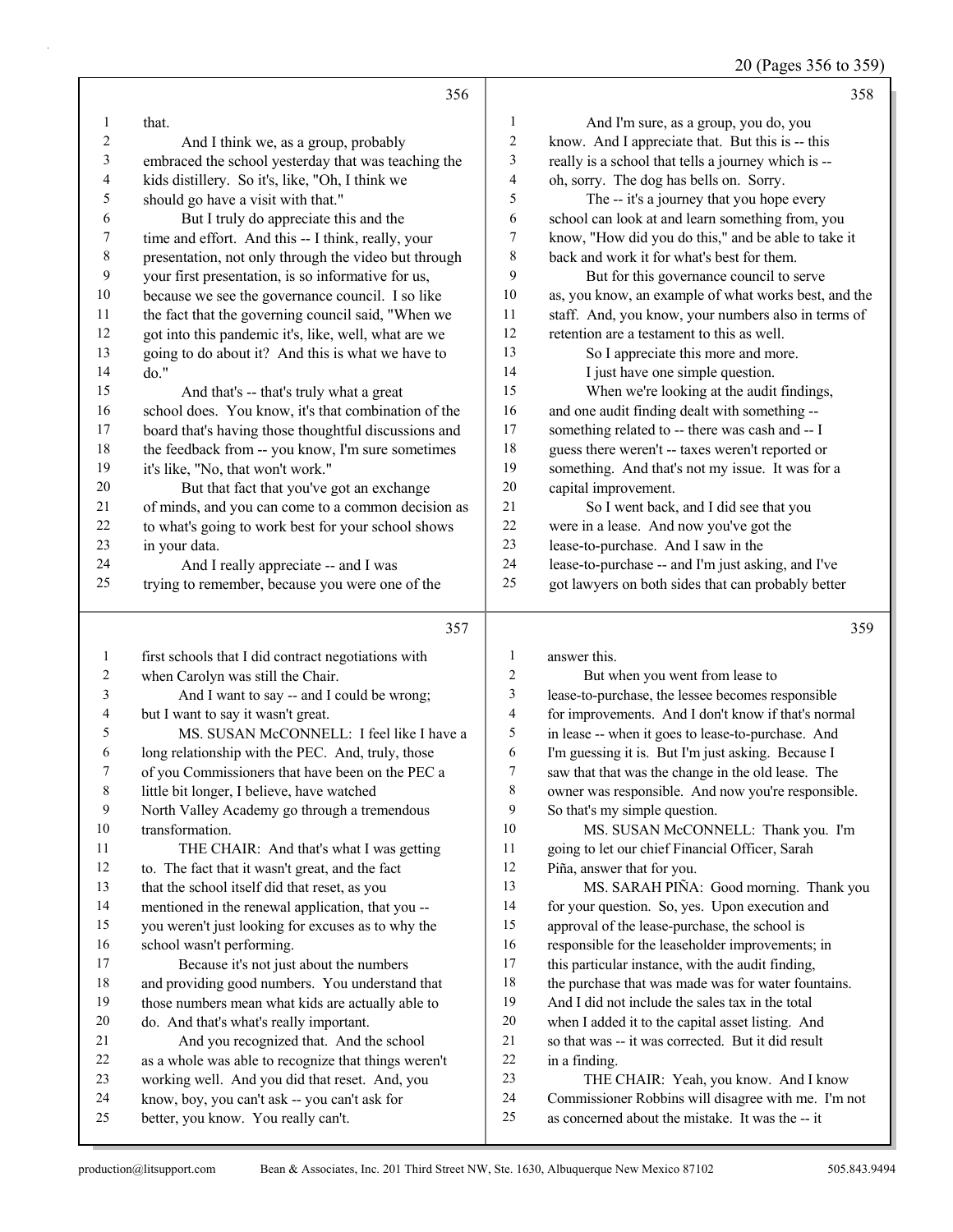356

that.

And I think we, as a group, probably embraced the school yesterday that was teaching the kids distillery. So it's, like, "Oh, I think we should go have a visit with that."

But I truly do appreciate this and the time and effort. And this -- I think, really, your presentation, not only through the video but through your first presentation, is so informative for us, because we see the governance council. I so like the fact that the governing council said, "When we got into this pandemic it's, like, well, what are we going to do about it? And this is what we have to do."

And that's -- that's truly what a great school does. You know, it's that combination of the board that's having those thoughtful discussions and the feedback from -- you know, I'm sure sometimes it's like, "No, that won't work."

But that fact that you've got an exchange of minds, and you can come to a common decision as to what's going to work best for your school shows in your data.

And I really appreciate -- and I was trying to remember, because you were one of the

357

first schools that I did contract negotiations with when Carolyn was still the Chair.

And I want to say -- and I could be wrong; but I want to say it wasn't great.

MS. SUSAN McCONNELL: I feel like I have a long relationship with the PEC. And, truly, those of you Commissioners that have been on the PEC a little bit longer, I believe, have watched North Valley Academy go through a tremendous transformation.

THE CHAIR: And that's what I was getting to. The fact that it wasn't great, and the fact that the school itself did that reset, as you mentioned in the renewal application, that you -- you weren't just looking for excuses as to why the school wasn't performing.

Because it's not just about the numbers and providing good numbers. You understand that those numbers mean what kids are actually able to do. And that's what's really important.

And you recognized that. And the school as a whole was able to recognize that things weren't working well. And you did that reset. And, you know, boy, you can't ask -- you can't ask for better, you know. You really can't.

358

And I'm sure, as a group, you do, you know. And I appreciate that. But this is -- this really is a school that tells a journey which is -- oh, sorry. The dog has bells on. Sorry.

The -- it's a journey that you hope every school can look at and learn something from, you know, "How did you do this," and be able to take it back and work it for what's best for them.

But for this governance council to serve as, you know, an example of what works best, and the staff. And, you know, your numbers also in terms of retention are a testament to this as well.

So I appreciate this more and more.

I just have one simple question.

When we're looking at the audit findings, and one audit finding dealt with something -- something related to -- there was cash and -- I guess there weren't -- taxes weren't reported or something. And that's not my issue. It was for a capital improvement.

So I went back, and I did see that you were in a lease. And now you've got the lease-to-purchase. And I saw in the lease-to-purchase -- and I'm just asking, and I've got lawyers on both sides that can probably better

359

answer this.

But when you went from lease to lease-to-purchase, the lessee becomes responsible for improvements. And I don't know if that's normal in lease -- when it goes to lease-to-purchase. And I'm guessing it is. But I'm just asking. Because I saw that that was the change in the old lease. The owner was responsible. And now you're responsible. So that's my simple question.

MS. SUSAN McCONNELL: Thank you. I'm going to let our chief Financial Officer, Sarah Piña, answer that for you.

MS. SARAH PIÑA: Good morning. Thank you for your question. So, yes. Upon execution and approval of the lease-purchase, the school is responsible for the leaseholder improvements; in this particular instance, with the audit finding, the purchase that was made was for water fountains. And I did not include the sales tax in the total when I added it to the capital asset listing. And so that was -- it was corrected. But it did result in a finding.

THE CHAIR: Yeah, you know. And I know Commissioner Robbins will disagree with me. I'm not as concerned about the mistake. It was the -- it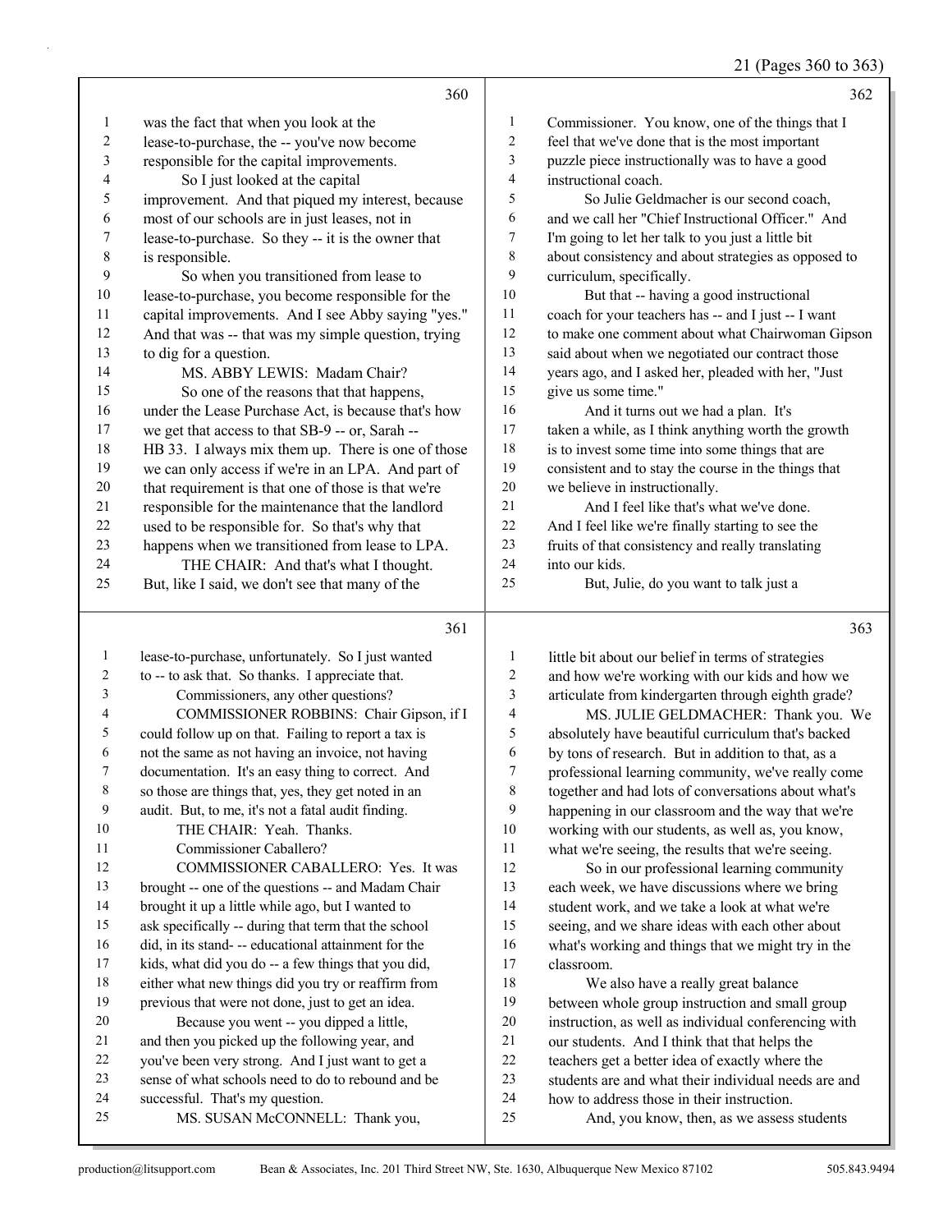**360**

1 was the fact that when you look at the
2 lease-to-purchase, the -- you've now become
3 responsible for the capital improvements.
4 So I just looked at the capital
5 improvement. And that piqued my interest, because
6 most of our schools are in just leases, not in
7 lease-to-purchase. So they -- it is the owner that
8 is responsible.
9 So when you transitioned from lease to
10 lease-to-purchase, you become responsible for the
11 capital improvements. And I see Abby saying "yes."
12 And that was -- that was my simple question, trying
13 to dig for a question.
14 MS. ABBY LEWIS: Madam Chair?
15 So one of the reasons that that happens,
16 under the Lease Purchase Act, is because that's how
17 we get that access to that SB-9 -- or, Sarah --
18 HB 33. I always mix them up. There is one of those
19 we can only access if we're in an LPA. And part of
20 that requirement is that one of those is that we're
21 responsible for the maintenance that the landlord
22 used to be responsible for. So that's why that
23 happens when we transitioned from lease to LPA.
24 THE CHAIR: And that's what I thought.
25 But, like I said, we don't see that many of the

**361**

1 lease-to-purchase, unfortunately. So I just wanted
2 to -- to ask that. So thanks. I appreciate that.
3 Commissioners, any other questions?
4 COMMISSIONER ROBBINS: Chair Gipson, if I
5 could follow up on that. Failing to report a tax is
6 not the same as not having an invoice, not having
7 documentation. It's an easy thing to correct. And
8 so those are things that, yes, they get noted in an
9 audit. But, to me, it's not a fatal audit finding.
10 THE CHAIR: Yeah. Thanks.
11 Commissioner Caballero?
12 COMMISSIONER CABALLERO: Yes. It was
13 brought -- one of the questions -- and Madam Chair
14 brought it up a little while ago, but I wanted to
15 ask specifically -- during that term that the school
16 did, in its stand- -- educational attainment for the
17 kids, what did you do -- a few things that you did,
18 either what new things did you try or reaffirm from
19 previous that were not done, just to get an idea.
20 Because you went -- you dipped a little,
21 and then you picked up the following year, and
22 you've been very strong. And I just want to get a
23 sense of what schools need to do to rebound and be
24 successful. That's my question.
25 MS. SUSAN McCONNELL: Thank you,

**362**

1 Commissioner. You know, one of the things that I
2 feel that we've done that is the most important
3 puzzle piece instructionally was to have a good
4 instructional coach.
5 So Julie Geldmacher is our second coach,
6 and we call her "Chief Instructional Officer." And
7 I'm going to let her talk to you just a little bit
8 about consistency and about strategies as opposed to
9 curriculum, specifically.
10 But that -- having a good instructional
11 coach for your teachers has -- and I just -- I want
12 to make one comment about what Chairwoman Gipson
13 said about when we negotiated our contract those
14 years ago, and I asked her, pleaded with her, "Just
15 give us some time."
16 And it turns out we had a plan. It's
17 taken a while, as I think anything worth the growth
18 is to invest some time into some things that are
19 consistent and to stay the course in the things that
20 we believe in instructionally.
21 And I feel like that's what we've done.
22 And I feel like we're finally starting to see the
23 fruits of that consistency and really translating
24 into our kids.
25 But, Julie, do you want to talk just a

**363**

1 little bit about our belief in terms of strategies
2 and how we're working with our kids and how we
3 articulate from kindergarten through eighth grade?
4 MS. JULIE GELDMACHER: Thank you. We
5 absolutely have beautiful curriculum that's backed
6 by tons of research. But in addition to that, as a
7 professional learning community, we've really come
8 together and had lots of conversations about what's
9 happening in our classroom and the way that we're
10 working with our students, as well as, you know,
11 what we're seeing, the results that we're seeing.
12 So in our professional learning community
13 each week, we have discussions where we bring
14 student work, and we take a look at what we're
15 seeing, and we share ideas with each other about
16 what's working and things that we might try in the
17 classroom.
18 We also have a really great balance
19 between whole group instruction and small group
20 instruction, as well as individual conferencing with
21 our students. And I think that that helps the
22 teachers get a better idea of exactly where the
23 students are and what their individual needs are and
24 how to address those in their instruction.
25 And, you know, then, as we assess students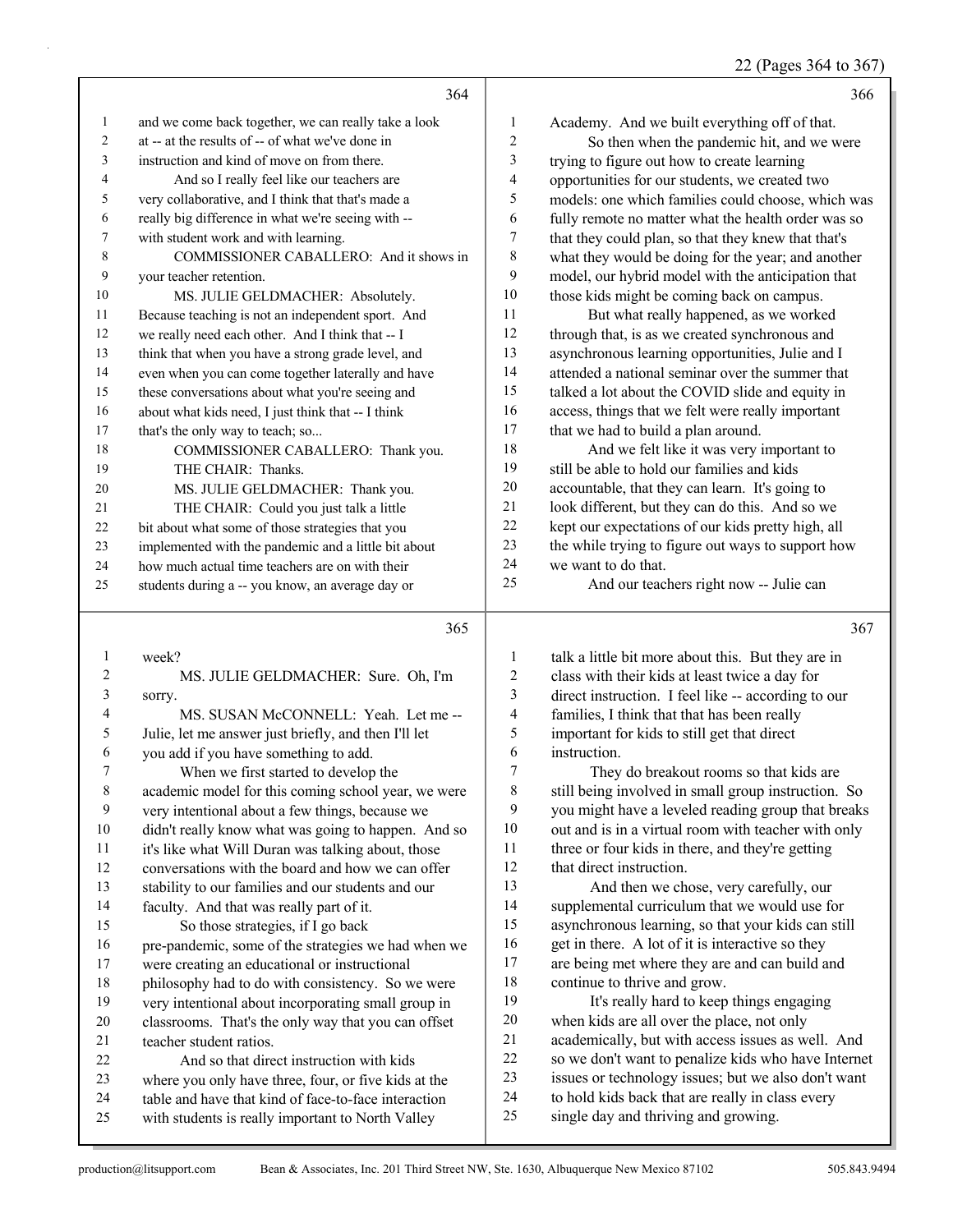**364**

1 and we come back together, we can really take a look
2 at -- at the results of -- of what we've done in
3 instruction and kind of move on from there.
4 And so I really feel like our teachers are
5 very collaborative, and I think that that's made a
6 really big difference in what we're seeing with --
7 with student work and with learning.
8 COMMISSIONER CABALLERO: And it shows in
9 your teacher retention.
10 MS. JULIE GELDMACHER: Absolutely.
11 Because teaching is not an independent sport. And
12 we really need each other. And I think that -- I
13 think that when you have a strong grade level, and
14 even when you can come together laterally and have
15 these conversations about what you're seeing and
16 about what kids need, I just think that -- I think
17 that's the only way to teach; so...
18 COMMISSIONER CABALLERO: Thank you.
19 THE CHAIR: Thanks.
20 MS. JULIE GELDMACHER: Thank you.
21 THE CHAIR: Could you just talk a little
22 bit about what some of those strategies that you
23 implemented with the pandemic and a little bit about
24 how much actual time teachers are on with their
25 students during a -- you know, an average day or

**365**

1 week?
2 MS. JULIE GELDMACHER: Sure. Oh, I'm
3 sorry.
4 MS. SUSAN McCONNELL: Yeah. Let me --
5 Julie, let me answer just briefly, and then I'll let
6 you add if you have something to add.
7 When we first started to develop the
8 academic model for this coming school year, we were
9 very intentional about a few things, because we
10 didn't really know what was going to happen. And so
11 it's like what Will Duran was talking about, those
12 conversations with the board and how we can offer
13 stability to our families and our students and our
14 faculty. And that was really part of it.
15 So those strategies, if I go back
16 pre-pandemic, some of the strategies we had when we
17 were creating an educational or instructional
18 philosophy had to do with consistency. So we were
19 very intentional about incorporating small group in
20 classrooms. That's the only way that you can offset
21 teacher student ratios.
22 And so that direct instruction with kids
23 where you only have three, four, or five kids at the
24 table and have that kind of face-to-face interaction
25 with students is really important to North Valley

**366**

1 Academy. And we built everything off of that.
2 So then when the pandemic hit, and we were
3 trying to figure out how to create learning
4 opportunities for our students, we created two
5 models: one which families could choose, which was
6 fully remote no matter what the health order was so
7 that they could plan, so that they knew that that's
8 what they would be doing for the year; and another
9 model, our hybrid model with the anticipation that
10 those kids might be coming back on campus.
11 But what really happened, as we worked
12 through that, is as we created synchronous and
13 asynchronous learning opportunities, Julie and I
14 attended a national seminar over the summer that
15 talked a lot about the COVID slide and equity in
16 access, things that we felt were really important
17 that we had to build a plan around.
18 And we felt like it was very important to
19 still be able to hold our families and kids
20 accountable, that they can learn. It's going to
21 look different, but they can do this. And so we
22 kept our expectations of our kids pretty high, all
23 the while trying to figure out ways to support how
24 we want to do that.
25 And our teachers right now -- Julie can

**367**

1 talk a little bit more about this. But they are in
2 class with their kids at least twice a day for
3 direct instruction. I feel like -- according to our
4 families, I think that that has been really
5 important for kids to still get that direct
6 instruction.
7 They do breakout rooms so that kids are
8 still being involved in small group instruction. So
9 you might have a leveled reading group that breaks
10 out and is in a virtual room with teacher with only
11 three or four kids in there, and they're getting
12 that direct instruction.
13 And then we chose, very carefully, our
14 supplemental curriculum that we would use for
15 asynchronous learning, so that your kids can still
16 get in there. A lot of it is interactive so they
17 are being met where they are and can build and
18 continue to thrive and grow.
19 It's really hard to keep things engaging
20 when kids are all over the place, not only
21 academically, but with access issues as well. And
22 so we don't want to penalize kids who have Internet
23 issues or technology issues; but we also don't want
24 to hold kids back that are really in class every
25 single day and thriving and growing.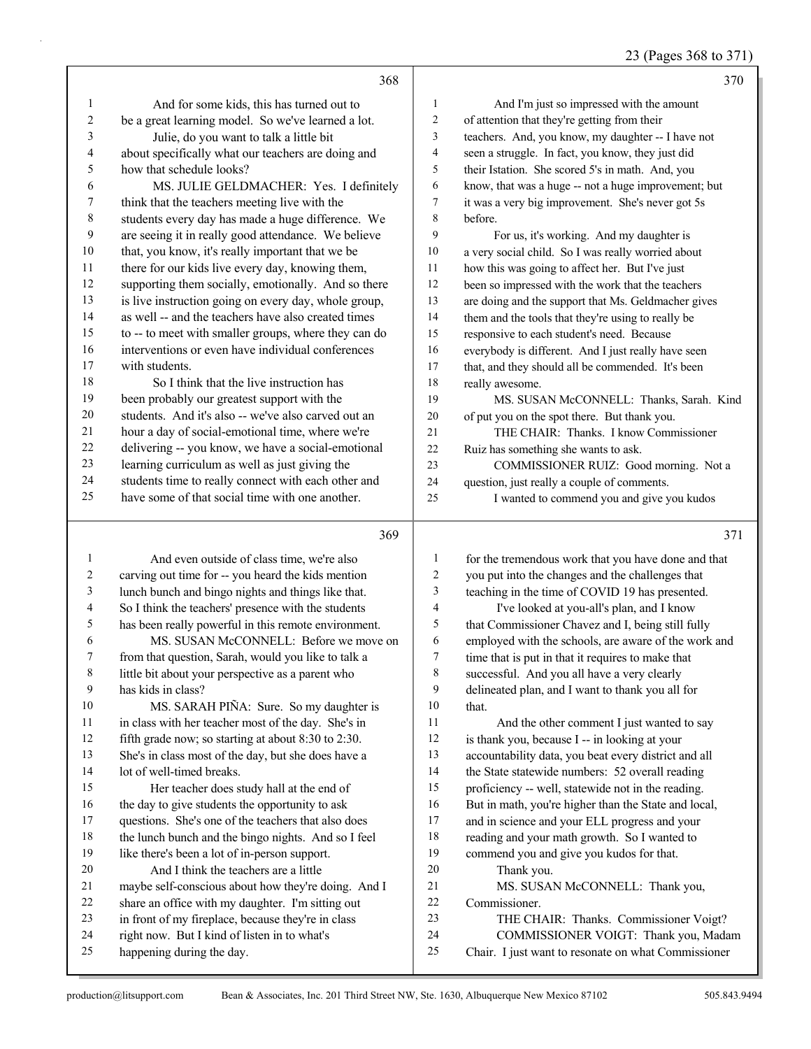23 (Pages 368 to 371)

368

1 And for some kids, this has turned out to
2 be a great learning model. So we've learned a lot.
3 Julie, do you want to talk a little bit
4 about specifically what our teachers are doing and
5 how that schedule looks?
6 MS. JULIE GELDMACHER: Yes. I definitely
7 think that the teachers meeting live with the
8 students every day has made a huge difference. We
9 are seeing it in really good attendance. We believe
10 that, you know, it's really important that we be
11 there for our kids live every day, knowing them,
12 supporting them socially, emotionally. And so there
13 is live instruction going on every day, whole group,
14 as well -- and the teachers have also created times
15 to -- to meet with smaller groups, where they can do
16 interventions or even have individual conferences
17 with students.
18 So I think that the live instruction has
19 been probably our greatest support with the
20 students. And it's also -- we've also carved out an
21 hour a day of social-emotional time, where we're
22 delivering -- you know, we have a social-emotional
23 learning curriculum as well as just giving the
24 students time to really connect with each other and
25 have some of that social time with one another.

369

1 And even outside of class time, we're also
2 carving out time for -- you heard the kids mention
3 lunch bunch and bingo nights and things like that.
4 So I think the teachers' presence with the students
5 has been really powerful in this remote environment.
6 MS. SUSAN McCONNELL: Before we move on
7 from that question, Sarah, would you like to talk a
8 little bit about your perspective as a parent who
9 has kids in class?
10 MS. SARAH PIÑA: Sure. So my daughter is
11 in class with her teacher most of the day. She's in
12 fifth grade now; so starting at about 8:30 to 2:30.
13 She's in class most of the day, but she does have a
14 lot of well-timed breaks.
15 Her teacher does study hall at the end of
16 the day to give students the opportunity to ask
17 questions. She's one of the teachers that also does
18 the lunch bunch and the bingo nights. And so I feel
19 like there's been a lot of in-person support.
20 And I think the teachers are a little
21 maybe self-conscious about how they're doing. And I
22 share an office with my daughter. I'm sitting out
23 in front of my fireplace, because they're in class
24 right now. But I kind of listen in to what's
25 happening during the day.

370

1 And I'm just so impressed with the amount
2 of attention that they're getting from their
3 teachers. And, you know, my daughter -- I have not
4 seen a struggle. In fact, you know, they just did
5 their Istation. She scored 5's in math. And, you
6 know, that was a huge -- not a huge improvement; but
7 it was a very big improvement. She's never got 5s
8 before.
9 For us, it's working. And my daughter is
10 a very social child. So I was really worried about
11 how this was going to affect her. But I've just
12 been so impressed with the work that the teachers
13 are doing and the support that Ms. Geldmacher gives
14 them and the tools that they're using to really be
15 responsive to each student's need. Because
16 everybody is different. And I just really have seen
17 that, and they should all be commended. It's been
18 really awesome.
19 MS. SUSAN McCONNELL: Thanks, Sarah. Kind
20 of put you on the spot there. But thank you.
21 THE CHAIR: Thanks. I know Commissioner
22 Ruiz has something she wants to ask.
23 COMMISSIONER RUIZ: Good morning. Not a
24 question, just really a couple of comments.
25 I wanted to commend you and give you kudos

371

1 for the tremendous work that you have done and that
2 you put into the changes and the challenges that
3 teaching in the time of COVID 19 has presented.
4 I've looked at you-all's plan, and I know
5 that Commissioner Chavez and I, being still fully
6 employed with the schools, are aware of the work and
7 time that is put in that it requires to make that
8 successful. And you all have a very clearly
9 delineated plan, and I want to thank you all for
10 that.
11 And the other comment I just wanted to say
12 is thank you, because I -- in looking at your
13 accountability data, you beat every district and all
14 the State statewide numbers: 52 overall reading
15 proficiency -- well, statewide not in the reading.
16 But in math, you're higher than the State and local,
17 and in science and your ELL progress and your
18 reading and your math growth. So I wanted to
19 commend you and give you kudos for that.
20 Thank you.
21 MS. SUSAN McCONNELL: Thank you,
22 Commissioner.
23 THE CHAIR: Thanks. Commissioner Voigt?
24 COMMISSIONER VOIGT: Thank you, Madam
25 Chair. I just want to resonate on what Commissioner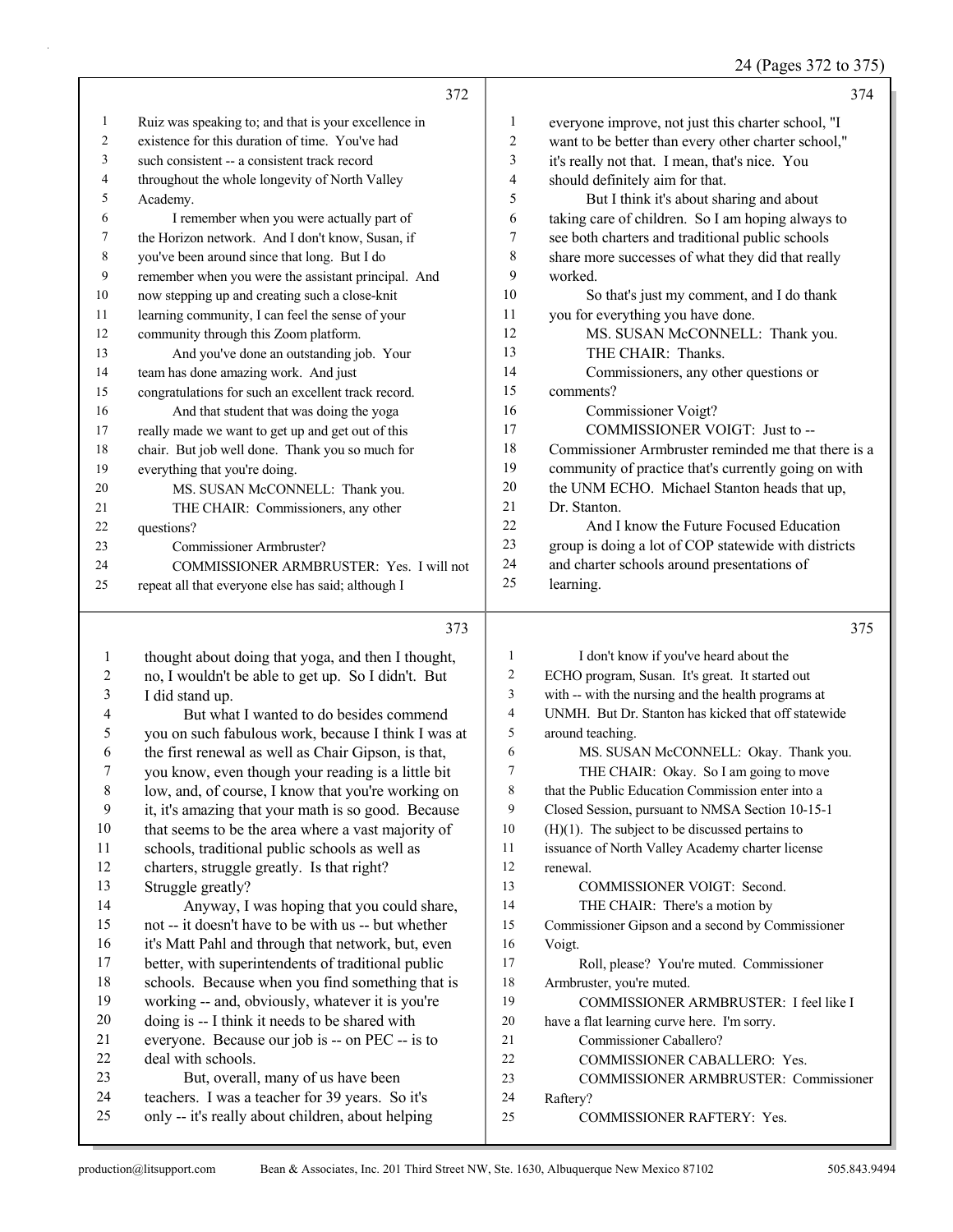Page 372

1 Ruiz was speaking to; and that is your excellence in
2 existence for this duration of time. You've had
3 such consistent -- a consistent track record
4 throughout the whole longevity of North Valley
5 Academy.
6 I remember when you were actually part of
7 the Horizon network. And I don't know, Susan, if
8 you've been around since that long. But I do
9 remember when you were the assistant principal. And
10 now stepping up and creating such a close-knit
11 learning community, I can feel the sense of your
12 community through this Zoom platform.
13 And you've done an outstanding job. Your
14 team has done amazing work. And just
15 congratulations for such an excellent track record.
16 And that student that was doing the yoga
17 really made we want to get up and get out of this
18 chair. But job well done. Thank you so much for
19 everything that you're doing.
20 MS. SUSAN McCONNELL: Thank you.
21 THE CHAIR: Commissioners, any other
22 questions?
23 Commissioner Armbruster?
24 COMMISSIONER ARMBRUSTER: Yes. I will not
25 repeat all that everyone else has said; although I

Page 373

1 thought about doing that yoga, and then I thought,
2 no, I wouldn't be able to get up. So I didn't. But
3 I did stand up.
4 But what I wanted to do besides commend
5 you on such fabulous work, because I think I was at
6 the first renewal as well as Chair Gipson, is that,
7 you know, even though your reading is a little bit
8 low, and, of course, I know that you're working on
9 it, it's amazing that your math is so good. Because
10 that seems to be the area where a vast majority of
11 schools, traditional public schools as well as
12 charters, struggle greatly. Is that right?
13 Struggle greatly?
14 Anyway, I was hoping that you could share,
15 not -- it doesn't have to be with us -- but whether
16 it's Matt Pahl and through that network, but, even
17 better, with superintendents of traditional public
18 schools. Because when you find something that is
19 working -- and, obviously, whatever it is you're
20 doing is -- I think it needs to be shared with
21 everyone. Because our job is -- on PEC -- is to
22 deal with schools.
23 But, overall, many of us have been
24 teachers. I was a teacher for 39 years. So it's
25 only -- it's really about children, about helping

Page 374

1 everyone improve, not just this charter school, "I
2 want to be better than every other charter school,"
3 it's really not that. I mean, that's nice. You
4 should definitely aim for that.
5 But I think it's about sharing and about
6 taking care of children. So I am hoping always to
7 see both charters and traditional public schools
8 share more successes of what they did that really
9 worked.
10 So that's just my comment, and I do thank
11 you for everything you have done.
12 MS. SUSAN McCONNELL: Thank you.
13 THE CHAIR: Thanks.
14 Commissioners, any other questions or
15 comments?
16 Commissioner Voigt?
17 COMMISSIONER VOIGT: Just to --
18 Commissioner Armbruster reminded me that there is a
19 community of practice that's currently going on with
20 the UNM ECHO. Michael Stanton heads that up,
21 Dr. Stanton.
22 And I know the Future Focused Education
23 group is doing a lot of COP statewide with districts
24 and charter schools around presentations of
25 learning.

Page 375

1 I don't know if you've heard about the
2 ECHO program, Susan. It's great. It started out
3 with -- with the nursing and the health programs at
4 UNMH. But Dr. Stanton has kicked that off statewide
5 around teaching.
6 MS. SUSAN McCONNELL: Okay. Thank you.
7 THE CHAIR: Okay. So I am going to move
8 that the Public Education Commission enter into a
9 Closed Session, pursuant to NMSA Section 10-15-1
10 (H)(1). The subject to be discussed pertains to
11 issuance of North Valley Academy charter license
12 renewal.
13 COMMISSIONER VOIGT: Second.
14 THE CHAIR: There's a motion by
15 Commissioner Gipson and a second by Commissioner
16 Voigt.
17 Roll, please? You're muted. Commissioner
18 Armbruster, you're muted.
19 COMMISSIONER ARMBRUSTER: I feel like I
20 have a flat learning curve here. I'm sorry.
21 Commissioner Caballero?
22 COMMISSIONER CABALLERO: Yes.
23 COMMISSIONER ARMBRUSTER: Commissioner
24 Raftery?
25 COMMISSIONER RAFTERY: Yes.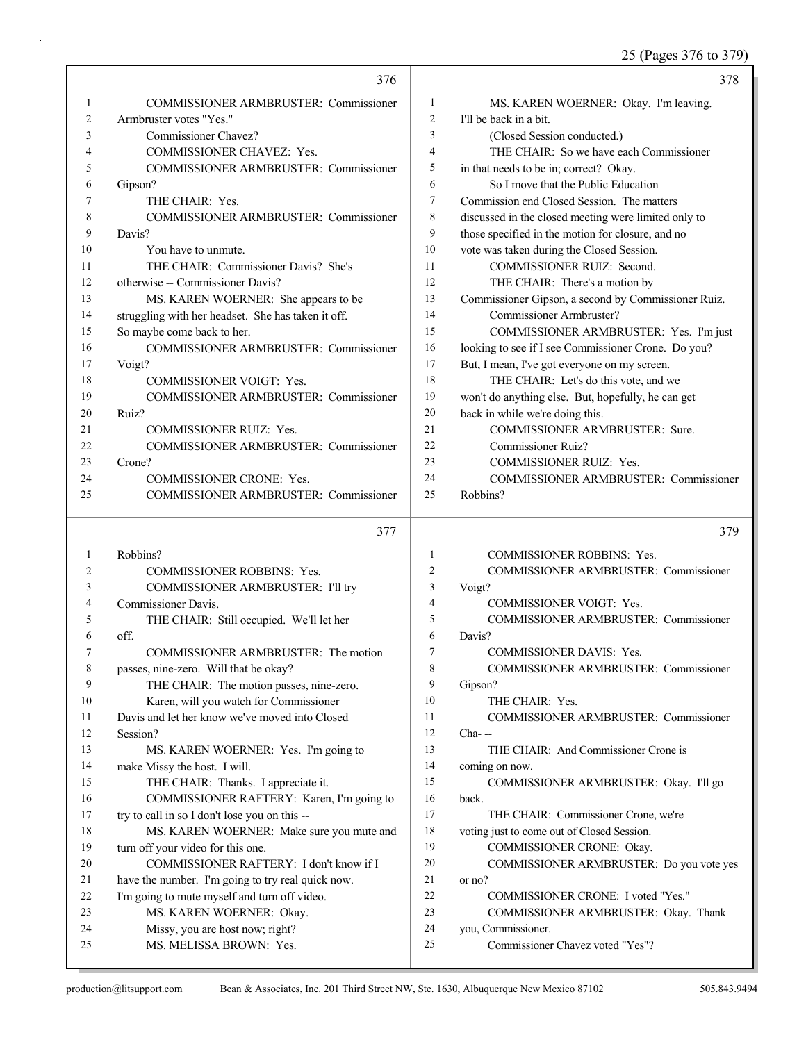**376**

1 COMMISSIONER ARMBRUSTER: Commissioner
2 Armbruster votes "Yes."
3 Commissioner Chavez?
4 COMMISSIONER CHAVEZ: Yes.
5 COMMISSIONER ARMBRUSTER: Commissioner
6 Gipson?
7 THE CHAIR: Yes.
8 COMMISSIONER ARMBRUSTER: Commissioner
9 Davis?
10 You have to unmute.
11 THE CHAIR: Commissioner Davis? She's
12 otherwise -- Commissioner Davis?
13 MS. KAREN WOERNER: She appears to be
14 struggling with her headset. She has taken it off.
15 So maybe come back to her.
16 COMMISSIONER ARMBRUSTER: Commissioner
17 Voigt?
18 COMMISSIONER VOIGT: Yes.
19 COMMISSIONER ARMBRUSTER: Commissioner
20 Ruiz?
21 COMMISSIONER RUIZ: Yes.
22 COMMISSIONER ARMBRUSTER: Commissioner
23 Crone?
24 COMMISSIONER CRONE: Yes.
25 COMMISSIONER ARMBRUSTER: Commissioner

**377**

1 Robbins?
2 COMMISSIONER ROBBINS: Yes.
3 COMMISSIONER ARMBRUSTER: I'll try
4 Commissioner Davis.
5 THE CHAIR: Still occupied. We'll let her
6 off.
7 COMMISSIONER ARMBRUSTER: The motion
8 passes, nine-zero. Will that be okay?
9 THE CHAIR: The motion passes, nine-zero.
10 Karen, will you watch for Commissioner
11 Davis and let her know we've moved into Closed
12 Session?
13 MS. KAREN WOERNER: Yes. I'm going to
14 make Missy the host. I will.
15 THE CHAIR: Thanks. I appreciate it.
16 COMMISSIONER RAFTERY: Karen, I'm going to
17 try to call in so I don't lose you on this --
18 MS. KAREN WOERNER: Make sure you mute and
19 turn off your video for this one.
20 COMMISSIONER RAFTERY: I don't know if I
21 have the number. I'm going to try real quick now.
22 I'm going to mute myself and turn off video.
23 MS. KAREN WOERNER: Okay.
24 Missy, you are host now; right?
25 MS. MELISSA BROWN: Yes.

**378**

1 MS. KAREN WOERNER: Okay. I'm leaving.
2 I'll be back in a bit.
3 (Closed Session conducted.)
4 THE CHAIR: So we have each Commissioner
5 in that needs to be in; correct? Okay.
6 So I move that the Public Education
7 Commission end Closed Session. The matters
8 discussed in the closed meeting were limited only to
9 those specified in the motion for closure, and no
10 vote was taken during the Closed Session.
11 COMMISSIONER RUIZ: Second.
12 THE CHAIR: There's a motion by
13 Commissioner Gipson, a second by Commissioner Ruiz.
14 Commissioner Armbruster?
15 COMMISSIONER ARMBRUSTER: Yes. I'm just
16 looking to see if I see Commissioner Crone. Do you?
17 But, I mean, I've got everyone on my screen.
18 THE CHAIR: Let's do this vote, and we
19 won't do anything else. But, hopefully, he can get
20 back in while we're doing this.
21 COMMISSIONER ARMBRUSTER: Sure.
22 Commissioner Ruiz?
23 COMMISSIONER RUIZ: Yes.
24 COMMISSIONER ARMBRUSTER: Commissioner
25 Robbins?

**379**

1 COMMISSIONER ROBBINS: Yes.
2 COMMISSIONER ARMBRUSTER: Commissioner
3 Voigt?
4 COMMISSIONER VOIGT: Yes.
5 COMMISSIONER ARMBRUSTER: Commissioner
6 Davis?
7 COMMISSIONER DAVIS: Yes.
8 COMMISSIONER ARMBRUSTER: Commissioner
9 Gipson?
10 THE CHAIR: Yes.
11 COMMISSIONER ARMBRUSTER: Commissioner
12 Cha- --
13 THE CHAIR: And Commissioner Crone is
14 coming on now.
15 COMMISSIONER ARMBRUSTER: Okay. I'll go
16 back.
17 THE CHAIR: Commissioner Crone, we're
18 voting just to come out of Closed Session.
19 COMMISSIONER CRONE: Okay.
20 COMMISSIONER ARMBRUSTER: Do you vote yes
21 or no?
22 COMMISSIONER CRONE: I voted "Yes."
23 COMMISSIONER ARMBRUSTER: Okay. Thank
24 you, Commissioner.
25 Commissioner Chavez voted "Yes"?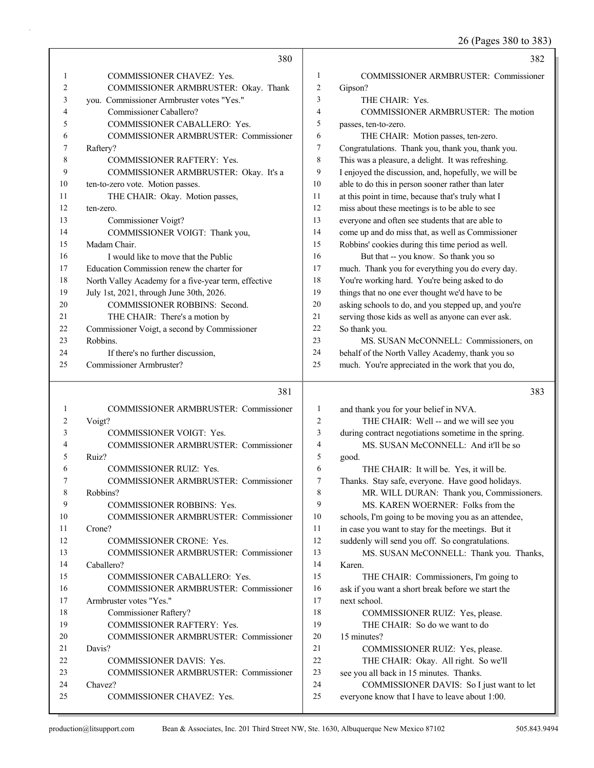**380**

1 COMMISSIONER CHAVEZ: Yes.
2 COMMISSIONER ARMBRUSTER: Okay. Thank
3 you. Commissioner Armbruster votes "Yes."
4 Commissioner Caballero?
5 COMMISSIONER CABALLERO: Yes.
6 COMMISSIONER ARMBRUSTER: Commissioner
7 Raftery?
8 COMMISSIONER RAFTERY: Yes.
9 COMMISSIONER ARMBRUSTER: Okay. It's a
10 ten-to-zero vote. Motion passes.
11 THE CHAIR: Okay. Motion passes,
12 ten-zero.
13 Commissioner Voigt?
14 COMMISSIONER VOIGT: Thank you,
15 Madam Chair.
16 I would like to move that the Public
17 Education Commission renew the charter for
18 North Valley Academy for a five-year term, effective
19 July 1st, 2021, through June 30th, 2026.
20 COMMISSIONER ROBBINS: Second.
21 THE CHAIR: There's a motion by
22 Commissioner Voigt, a second by Commissioner
23 Robbins.
24 If there's no further discussion,
25 Commissioner Armbruster?

**381**

1 COMMISSIONER ARMBRUSTER: Commissioner
2 Voigt?
3 COMMISSIONER VOIGT: Yes.
4 COMMISSIONER ARMBRUSTER: Commissioner
5 Ruiz?
6 COMMISSIONER RUIZ: Yes.
7 COMMISSIONER ARMBRUSTER: Commissioner
8 Robbins?
9 COMMISSIONER ROBBINS: Yes.
10 COMMISSIONER ARMBRUSTER: Commissioner
11 Crone?
12 COMMISSIONER CRONE: Yes.
13 COMMISSIONER ARMBRUSTER: Commissioner
14 Caballero?
15 COMMISSIONER CABALLERO: Yes.
16 COMMISSIONER ARMBRUSTER: Commissioner
17 Armbruster votes "Yes."
18 Commissioner Raftery?
19 COMMISSIONER RAFTERY: Yes.
20 COMMISSIONER ARMBRUSTER: Commissioner
21 Davis?
22 COMMISSIONER DAVIS: Yes.
23 COMMISSIONER ARMBRUSTER: Commissioner
24 Chavez?
25 COMMISSIONER CHAVEZ: Yes.

**382**

1 COMMISSIONER ARMBRUSTER: Commissioner
2 Gipson?
3 THE CHAIR: Yes.
4 COMMISSIONER ARMBRUSTER: The motion
5 passes, ten-to-zero.
6 THE CHAIR: Motion passes, ten-zero.
7 Congratulations. Thank you, thank you, thank you.
8 This was a pleasure, a delight. It was refreshing.
9 I enjoyed the discussion, and, hopefully, we will be
10 able to do this in person sooner rather than later
11 at this point in time, because that's truly what I
12 miss about these meetings is to be able to see
13 everyone and often see students that are able to
14 come up and do miss that, as well as Commissioner
15 Robbins' cookies during this time period as well.
16 But that -- you know. So thank you so
17 much. Thank you for everything you do every day.
18 You're working hard. You're being asked to do
19 things that no one ever thought we'd have to be
20 asking schools to do, and you stepped up, and you're
21 serving those kids as well as anyone can ever ask.
22 So thank you.
23 MS. SUSAN McCONNELL: Commissioners, on
24 behalf of the North Valley Academy, thank you so
25 much. You're appreciated in the work that you do,

**383**

1 and thank you for your belief in NVA.
2 THE CHAIR: Well -- and we will see you
3 during contract negotiations sometime in the spring.
4 MS. SUSAN McCONNELL: And it'll be so
5 good.
6 THE CHAIR: It will be. Yes, it will be.
7 Thanks. Stay safe, everyone. Have good holidays.
8 MR. WILL DURAN: Thank you, Commissioners.
9 MS. KAREN WOERNER: Folks from the
10 schools, I'm going to be moving you as an attendee,
11 in case you want to stay for the meetings. But it
12 suddenly will send you off. So congratulations.
13 MS. SUSAN McCONNELL: Thank you. Thanks,
14 Karen.
15 THE CHAIR: Commissioners, I'm going to
16 ask if you want a short break before we start the
17 next school.
18 COMMISSIONER RUIZ: Yes, please.
19 THE CHAIR: So do we want to do
20 15 minutes?
21 COMMISSIONER RUIZ: Yes, please.
22 THE CHAIR: Okay. All right. So we'll
23 see you all back in 15 minutes. Thanks.
24 COMMISSIONER DAVIS: So I just want to let
25 everyone know that I have to leave about 1:00.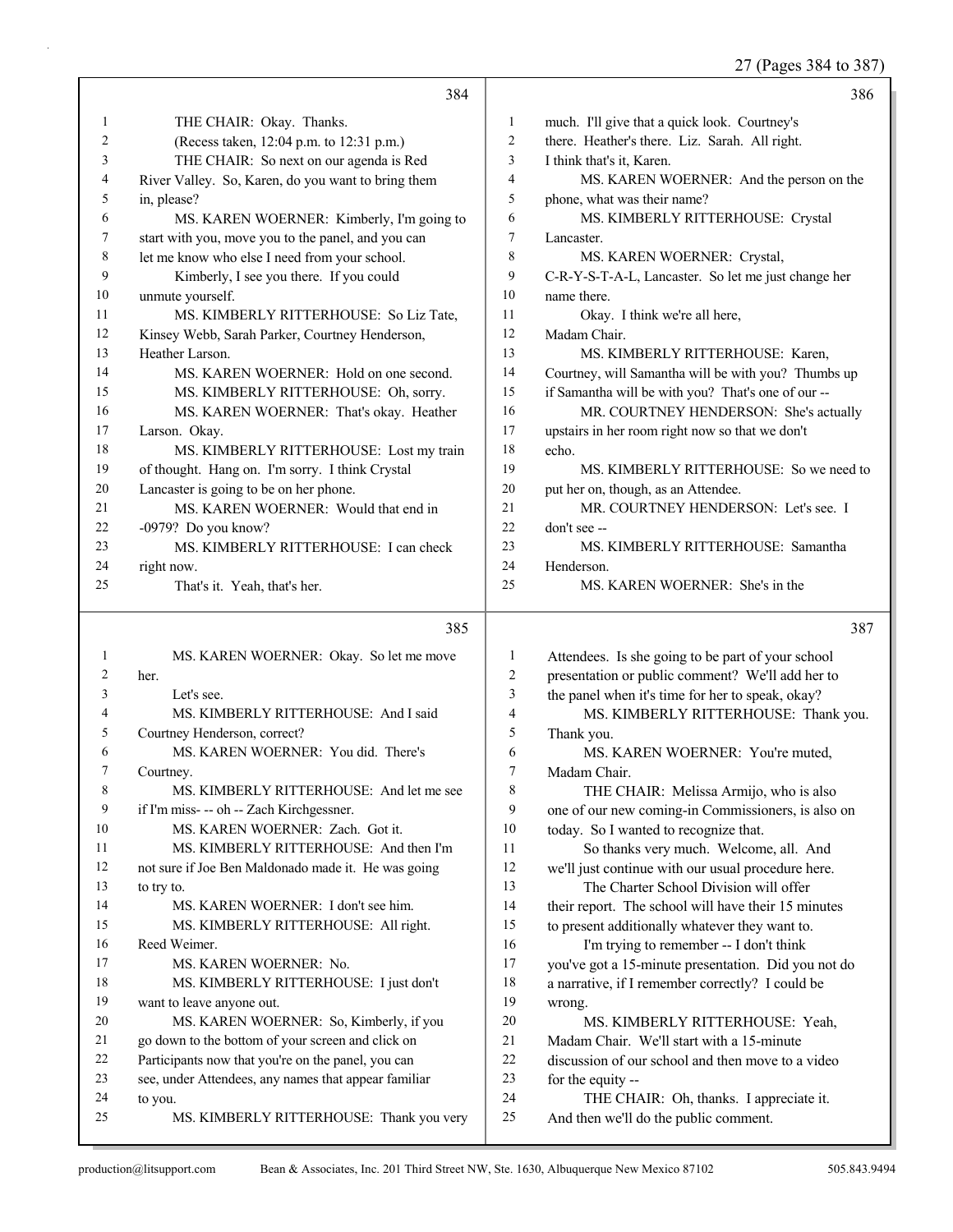384

1 THE CHAIR: Okay. Thanks.
2 (Recess taken, 12:04 p.m. to 12:31 p.m.)
3 THE CHAIR: So next on our agenda is Red
4 River Valley. So, Karen, do you want to bring them
5 in, please?
6 MS. KAREN WOERNER: Kimberly, I'm going to
7 start with you, move you to the panel, and you can
8 let me know who else I need from your school.
9 Kimberly, I see you there. If you could
10 unmute yourself.
11 MS. KIMBERLY RITTERHOUSE: So Liz Tate,
12 Kinsey Webb, Sarah Parker, Courtney Henderson,
13 Heather Larson.
14 MS. KAREN WOERNER: Hold on one second.
15 MS. KIMBERLY RITTERHOUSE: Oh, sorry.
16 MS. KAREN WOERNER: That's okay. Heather
17 Larson. Okay.
18 MS. KIMBERLY RITTERHOUSE: Lost my train
19 of thought. Hang on. I'm sorry. I think Crystal
20 Lancaster is going to be on her phone.
21 MS. KAREN WOERNER: Would that end in
22 -0979? Do you know?
23 MS. KIMBERLY RITTERHOUSE: I can check
24 right now.
25 That's it. Yeah, that's her.

385

1 MS. KAREN WOERNER: Okay. So let me move
2 her.
3 Let's see.
4 MS. KIMBERLY RITTERHOUSE: And I said
5 Courtney Henderson, correct?
6 MS. KAREN WOERNER: You did. There's
7 Courtney.
8 MS. KIMBERLY RITTERHOUSE: And let me see
9 if I'm miss- -- oh -- Zach Kirchgessner.
10 MS. KAREN WOERNER: Zach. Got it.
11 MS. KIMBERLY RITTERHOUSE: And then I'm
12 not sure if Joe Ben Maldonado made it. He was going
13 to try to.
14 MS. KAREN WOERNER: I don't see him.
15 MS. KIMBERLY RITTERHOUSE: All right.
16 Reed Weimer.
17 MS. KAREN WOERNER: No.
18 MS. KIMBERLY RITTERHOUSE: I just don't
19 want to leave anyone out.
20 MS. KAREN WOERNER: So, Kimberly, if you
21 go down to the bottom of your screen and click on
22 Participants now that you're on the panel, you can
23 see, under Attendees, any names that appear familiar
24 to you.
25 MS. KIMBERLY RITTERHOUSE: Thank you very

386

1 much. I'll give that a quick look. Courtney's
2 there. Heather's there. Liz. Sarah. All right.
3 I think that's it, Karen.
4 MS. KAREN WOERNER: And the person on the
5 phone, what was their name?
6 MS. KIMBERLY RITTERHOUSE: Crystal
7 Lancaster.
8 MS. KAREN WOERNER: Crystal,
9 C-R-Y-S-T-A-L, Lancaster. So let me just change her
10 name there.
11 Okay. I think we're all here,
12 Madam Chair.
13 MS. KIMBERLY RITTERHOUSE: Karen,
14 Courtney, will Samantha be with you? Thumbs up
15 if Samantha will be with you? That's one of our --
16 MR. COURTNEY HENDERSON: She's actually
17 upstairs in her room right now so that we don't
18 echo.
19 MS. KIMBERLY RITTERHOUSE: So we need to
20 put her on, though, as an Attendee.
21 MR. COURTNEY HENDERSON: Let's see. I
22 don't see --
23 MS. KIMBERLY RITTERHOUSE: Samantha
24 Henderson.
25 MS. KAREN WOERNER: She's in the

387

1 Attendees. Is she going to be part of your school
2 presentation or public comment? We'll add her to
3 the panel when it's time for her to speak, okay?
4 MS. KIMBERLY RITTERHOUSE: Thank you.
5 Thank you.
6 MS. KAREN WOERNER: You're muted,
7 Madam Chair.
8 THE CHAIR: Melissa Armijo, who is also
9 one of our new coming-in Commissioners, is also on
10 today. So I wanted to recognize that.
11 So thanks very much. Welcome, all. And
12 we'll just continue with our usual procedure here.
13 The Charter School Division will offer
14 their report. The school will have their 15 minutes
15 to present additionally whatever they want to.
16 I'm trying to remember -- I don't think
17 you've got a 15-minute presentation. Did you not do
18 a narrative, if I remember correctly? I could be
19 wrong.
20 MS. KIMBERLY RITTERHOUSE: Yeah,
21 Madam Chair. We'll start with a 15-minute
22 discussion of our school and then move to a video
23 for the equity --
24 THE CHAIR: Oh, thanks. I appreciate it.
25 And then we'll do the public comment.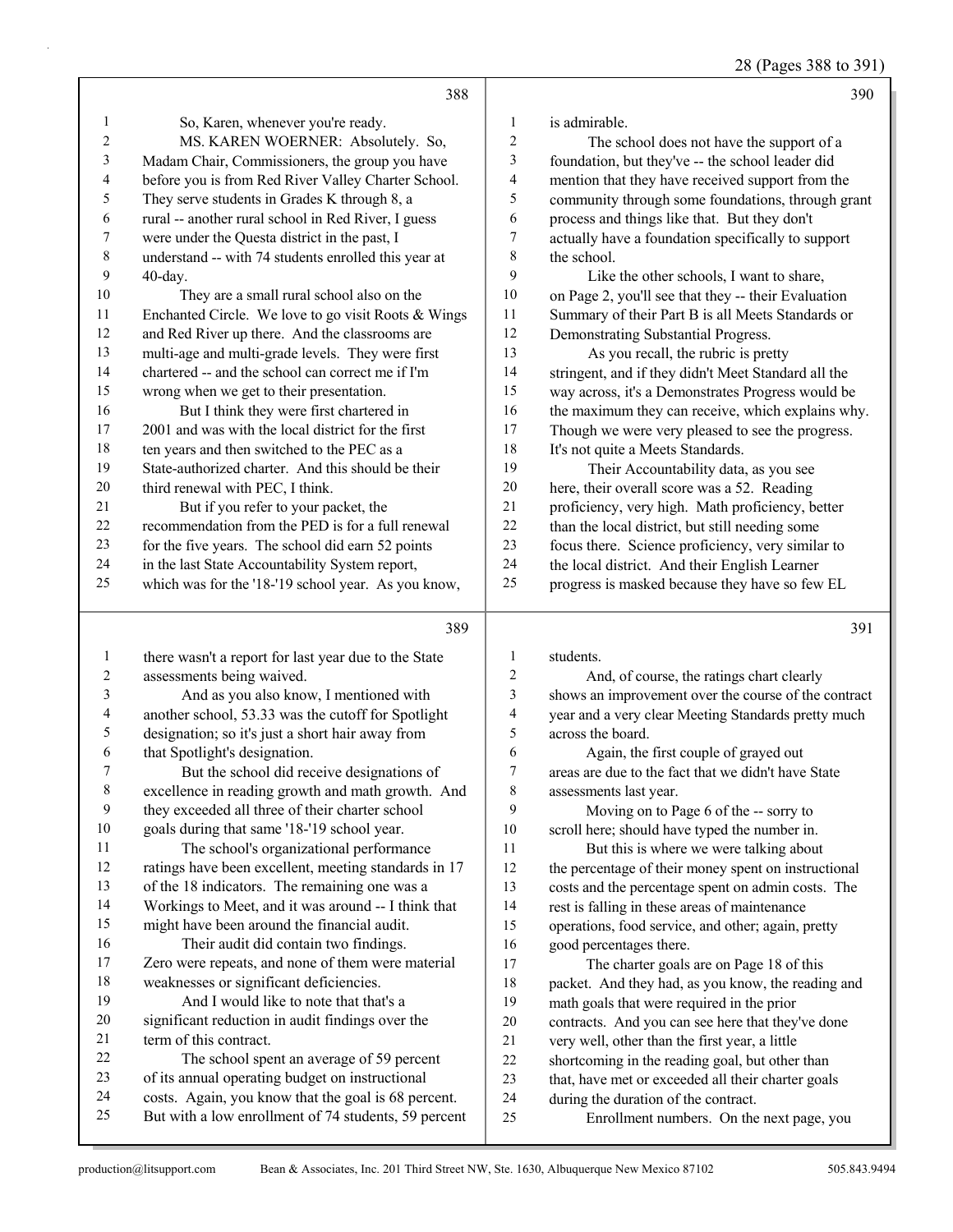**388**

So, Karen, whenever you're ready.

MS. KAREN WOERNER: Absolutely. So, Madam Chair, Commissioners, the group you have before you is from Red River Valley Charter School. They serve students in Grades K through 8, a rural -- another rural school in Red River, I guess were under the Questa district in the past, I understand -- with 74 students enrolled this year at 40-day.

They are a small rural school also on the Enchanted Circle. We love to go visit Roots & Wings and Red River up there. And the classrooms are multi-age and multi-grade levels. They were first chartered -- and the school can correct me if I'm wrong when we get to their presentation.

But I think they were first chartered in 2001 and was with the local district for the first ten years and then switched to the PEC as a State-authorized charter. And this should be their third renewal with PEC, I think.

But if you refer to your packet, the recommendation from the PED is for a full renewal for the five years. The school did earn 52 points in the last State Accountability System report, which was for the '18-'19 school year. As you know,

**389**

there wasn't a report for last year due to the State assessments being waived.

And as you also know, I mentioned with another school, 53.33 was the cutoff for Spotlight designation; so it's just a short hair away from that Spotlight's designation.

But the school did receive designations of excellence in reading growth and math growth. And they exceeded all three of their charter school goals during that same '18-'19 school year.

The school's organizational performance ratings have been excellent, meeting standards in 17 of the 18 indicators. The remaining one was a Workings to Meet, and it was around -- I think that might have been around the financial audit.

Their audit did contain two findings. Zero were repeats, and none of them were material weaknesses or significant deficiencies.

And I would like to note that that's a significant reduction in audit findings over the term of this contract.

The school spent an average of 59 percent of its annual operating budget on instructional costs. Again, you know that the goal is 68 percent. But with a low enrollment of 74 students, 59 percent

**390**

is admirable.

The school does not have the support of a foundation, but they've -- the school leader did mention that they have received support from the community through some foundations, through grant process and things like that. But they don't actually have a foundation specifically to support the school.

Like the other schools, I want to share, on Page 2, you'll see that they -- their Evaluation Summary of their Part B is all Meets Standards or Demonstrating Substantial Progress.

As you recall, the rubric is pretty stringent, and if they didn't Meet Standard all the way across, it's a Demonstrates Progress would be the maximum they can receive, which explains why. Though we were very pleased to see the progress. It's not quite a Meets Standards.

Their Accountability data, as you see here, their overall score was a 52. Reading proficiency, very high. Math proficiency, better than the local district, but still needing some focus there. Science proficiency, very similar to the local district. And their English Learner progress is masked because they have so few EL

**391**

students.

And, of course, the ratings chart clearly shows an improvement over the course of the contract year and a very clear Meeting Standards pretty much across the board.

Again, the first couple of grayed out areas are due to the fact that we didn't have State assessments last year.

Moving on to Page 6 of the -- sorry to scroll here; should have typed the number in.

But this is where we were talking about the percentage of their money spent on instructional costs and the percentage spent on admin costs. The rest is falling in these areas of maintenance operations, food service, and other; again, pretty good percentages there.

The charter goals are on Page 18 of this packet. And they had, as you know, the reading and math goals that were required in the prior contracts. And you can see here that they've done very well, other than the first year, a little shortcoming in the reading goal, but other than that, have met or exceeded all their charter goals during the duration of the contract.

Enrollment numbers. On the next page, you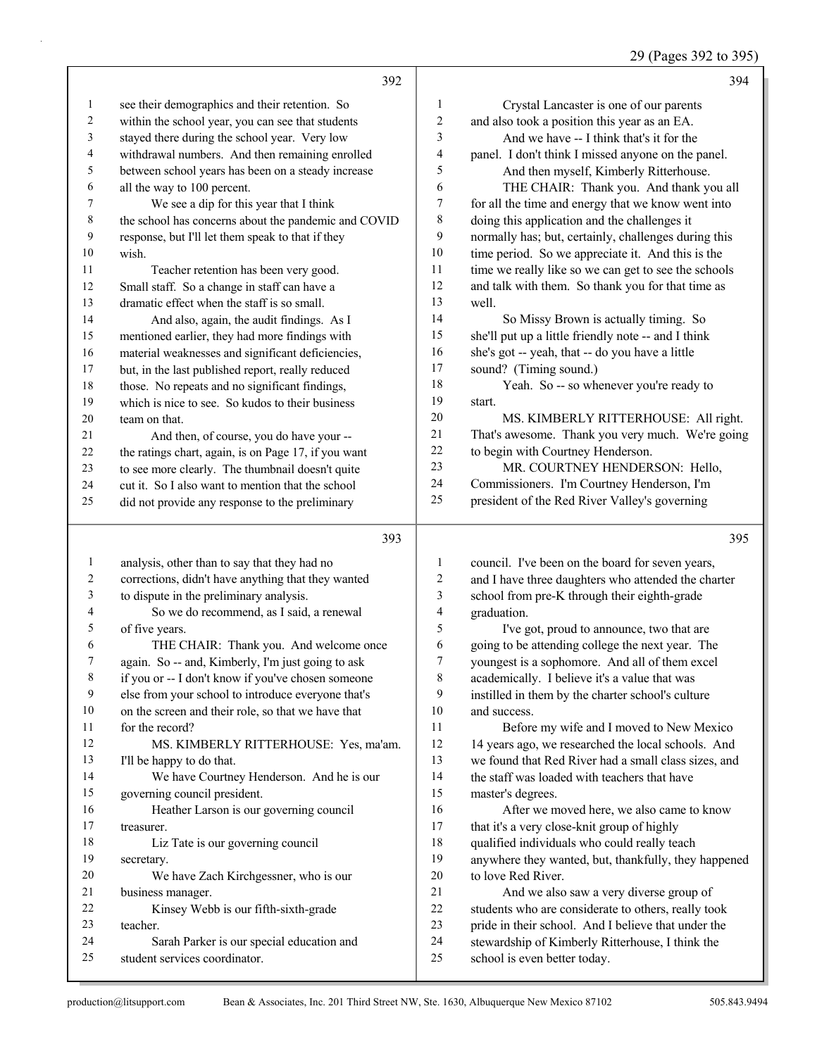**392**

1 see their demographics and their retention. So
2 within the school year, you can see that students
3 stayed there during the school year. Very low
4 withdrawal numbers. And then remaining enrolled
5 between school years has been on a steady increase
6 all the way to 100 percent.
7 We see a dip for this year that I think
8 the school has concerns about the pandemic and COVID
9 response, but I'll let them speak to that if they
10 wish.
11 Teacher retention has been very good.
12 Small staff. So a change in staff can have a
13 dramatic effect when the staff is so small.
14 And also, again, the audit findings. As I
15 mentioned earlier, they had more findings with
16 material weaknesses and significant deficiencies,
17 but, in the last published report, really reduced
18 those. No repeats and no significant findings,
19 which is nice to see. So kudos to their business
20 team on that.
21 And then, of course, you do have your --
22 the ratings chart, again, is on Page 17, if you want
23 to see more clearly. The thumbnail doesn't quite
24 cut it. So I also want to mention that the school
25 did not provide any response to the preliminary

**393**

1 analysis, other than to say that they had no
2 corrections, didn't have anything that they wanted
3 to dispute in the preliminary analysis.
4 So we do recommend, as I said, a renewal
5 of five years.
6 THE CHAIR: Thank you. And welcome once
7 again. So -- and, Kimberly, I'm just going to ask
8 if you or -- I don't know if you've chosen someone
9 else from your school to introduce everyone that's
10 on the screen and their role, so that we have that
11 for the record?
12 MS. KIMBERLY RITTERHOUSE: Yes, ma'am.
13 I'll be happy to do that.
14 We have Courtney Henderson. And he is our
15 governing council president.
16 Heather Larson is our governing council
17 treasurer.
18 Liz Tate is our governing council
19 secretary.
20 We have Zach Kirchgessner, who is our
21 business manager.
22 Kinsey Webb is our fifth-sixth-grade
23 teacher.
24 Sarah Parker is our special education and
25 student services coordinator.

**394**

1 Crystal Lancaster is one of our parents
2 and also took a position this year as an EA.
3 And we have -- I think that's it for the
4 panel. I don't think I missed anyone on the panel.
5 And then myself, Kimberly Ritterhouse.
6 THE CHAIR: Thank you. And thank you all
7 for all the time and energy that we know went into
8 doing this application and the challenges it
9 normally has; but, certainly, challenges during this
10 time period. So we appreciate it. And this is the
11 time we really like so we can get to see the schools
12 and talk with them. So thank you for that time as
13 well.
14 So Missy Brown is actually timing. So
15 she'll put up a little friendly note -- and I think
16 she's got -- yeah, that -- do you have a little
17 sound? (Timing sound.)
18 Yeah. So -- so whenever you're ready to
19 start.
20 MS. KIMBERLY RITTERHOUSE: All right.
21 That's awesome. Thank you very much. We're going
22 to begin with Courtney Henderson.
23 MR. COURTNEY HENDERSON: Hello,
24 Commissioners. I'm Courtney Henderson, I'm
25 president of the Red River Valley's governing

**395**

1 council. I've been on the board for seven years,
2 and I have three daughters who attended the charter
3 school from pre-K through their eighth-grade
4 graduation.
5 I've got, proud to announce, two that are
6 going to be attending college the next year. The
7 youngest is a sophomore. And all of them excel
8 academically. I believe it's a value that was
9 instilled in them by the charter school's culture
10 and success.
11 Before my wife and I moved to New Mexico
12 14 years ago, we researched the local schools. And
13 we found that Red River had a small class sizes, and
14 the staff was loaded with teachers that have
15 master's degrees.
16 After we moved here, we also came to know
17 that it's a very close-knit group of highly
18 qualified individuals who could really teach
19 anywhere they wanted, but, thankfully, they happened
20 to love Red River.
21 And we also saw a very diverse group of
22 students who are considerate to others, really took
23 pride in their school. And I believe that under the
24 stewardship of Kimberly Ritterhouse, I think the
25 school is even better today.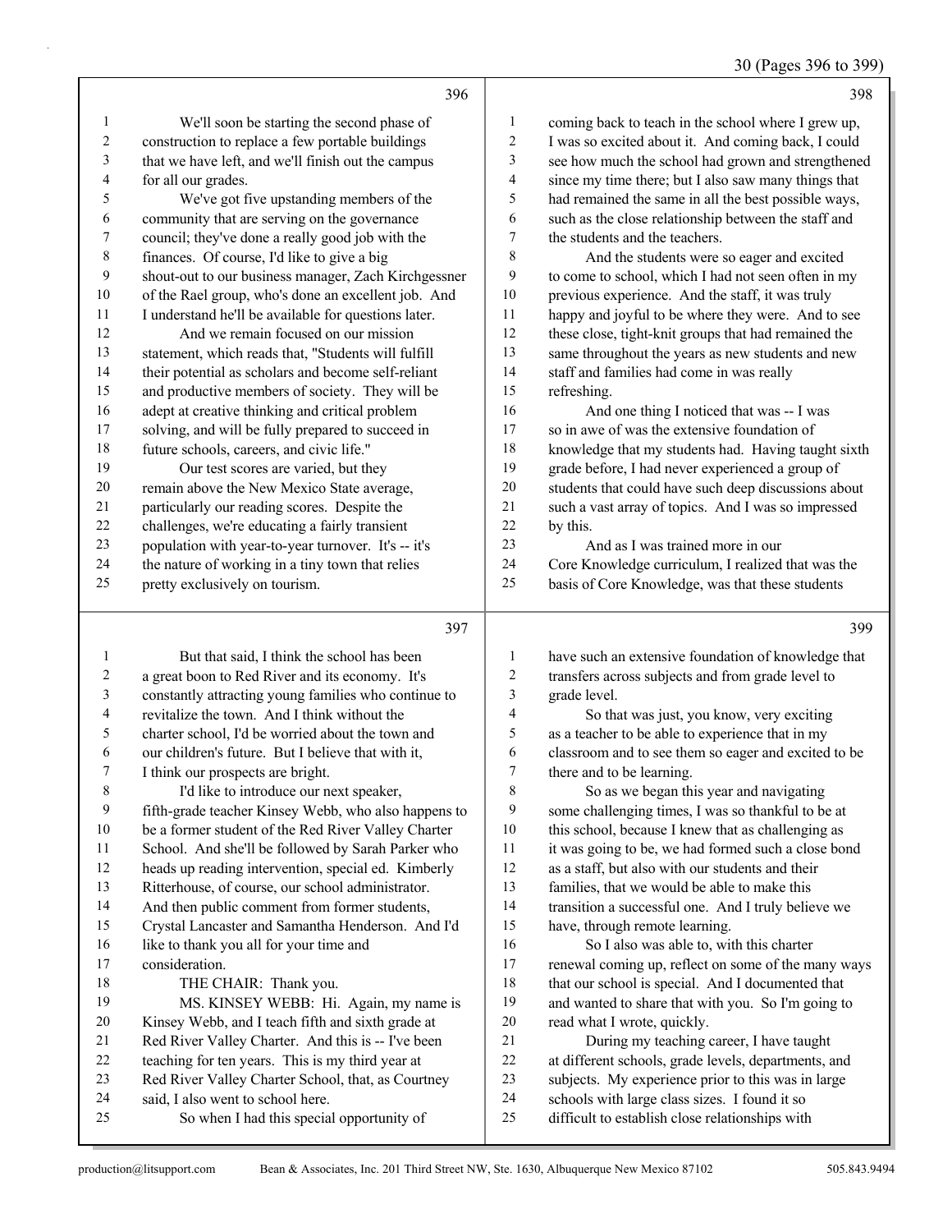We'll soon be starting the second phase of construction to replace a few portable buildings that we have left, and we'll finish out the campus for all our grades.

We've got five upstanding members of the community that are serving on the governance council; they've done a really good job with the finances. Of course, I'd like to give a big shout-out to our business manager, Zach Kirchgessner of the Rael group, who's done an excellent job. And I understand he'll be available for questions later.

And we remain focused on our mission statement, which reads that, "Students will fulfill their potential as scholars and become self-reliant and productive members of society. They will be adept at creative thinking and critical problem solving, and will be fully prepared to succeed in future schools, careers, and civic life."

Our test scores are varied, but they remain above the New Mexico State average, particularly our reading scores. Despite the challenges, we're educating a fairly transient population with year-to-year turnover. It's -- it's the nature of working in a tiny town that relies pretty exclusively on tourism.

But that said, I think the school has been a great boon to Red River and its economy. It's constantly attracting young families who continue to revitalize the town. And I think without the charter school, I'd be worried about the town and our children's future. But I believe that with it, I think our prospects are bright.

I'd like to introduce our next speaker, fifth-grade teacher Kinsey Webb, who also happens to be a former student of the Red River Valley Charter School. And she'll be followed by Sarah Parker who heads up reading intervention, special ed. Kimberly Ritterhouse, of course, our school administrator. And then public comment from former students, Crystal Lancaster and Samantha Henderson. And I'd like to thank you all for your time and consideration.

THE CHAIR: Thank you.

MS. KINSEY WEBB: Hi. Again, my name is Kinsey Webb, and I teach fifth and sixth grade at Red River Valley Charter. And this is -- I've been teaching for ten years. This is my third year at Red River Valley Charter School, that, as Courtney said, I also went to school here.

So when I had this special opportunity of coming back to teach in the school where I grew up, I was so excited about it. And coming back, I could see how much the school had grown and strengthened since my time there; but I also saw many things that had remained the same in all the best possible ways, such as the close relationship between the staff and the students and the teachers.

And the students were so eager and excited to come to school, which I had not seen often in my previous experience. And the staff, it was truly happy and joyful to be where they were. And to see these close, tight-knit groups that had remained the same throughout the years as new students and new staff and families had come in was really refreshing.

And one thing I noticed that was -- I was so in awe of was the extensive foundation of knowledge that my students had. Having taught sixth grade before, I had never experienced a group of students that could have such deep discussions about such a vast array of topics. And I was so impressed by this.

And as I was trained more in our Core Knowledge curriculum, I realized that was the basis of Core Knowledge, was that these students have such an extensive foundation of knowledge that transfers across subjects and from grade level to grade level.

So that was just, you know, very exciting as a teacher to be able to experience that in my classroom and to see them so eager and excited to be there and to be learning.

So as we began this year and navigating some challenging times, I was so thankful to be at this school, because I knew that as challenging as it was going to be, we had formed such a close bond as a staff, but also with our students and their families, that we would be able to make this transition a successful one. And I truly believe we have, through remote learning.

So I also was able to, with this charter renewal coming up, reflect on some of the many ways that our school is special. And I documented that and wanted to share that with you. So I'm going to read what I wrote, quickly.

During my teaching career, I have taught at different schools, grade levels, departments, and subjects. My experience prior to this was in large schools with large class sizes. I found it so difficult to establish close relationships with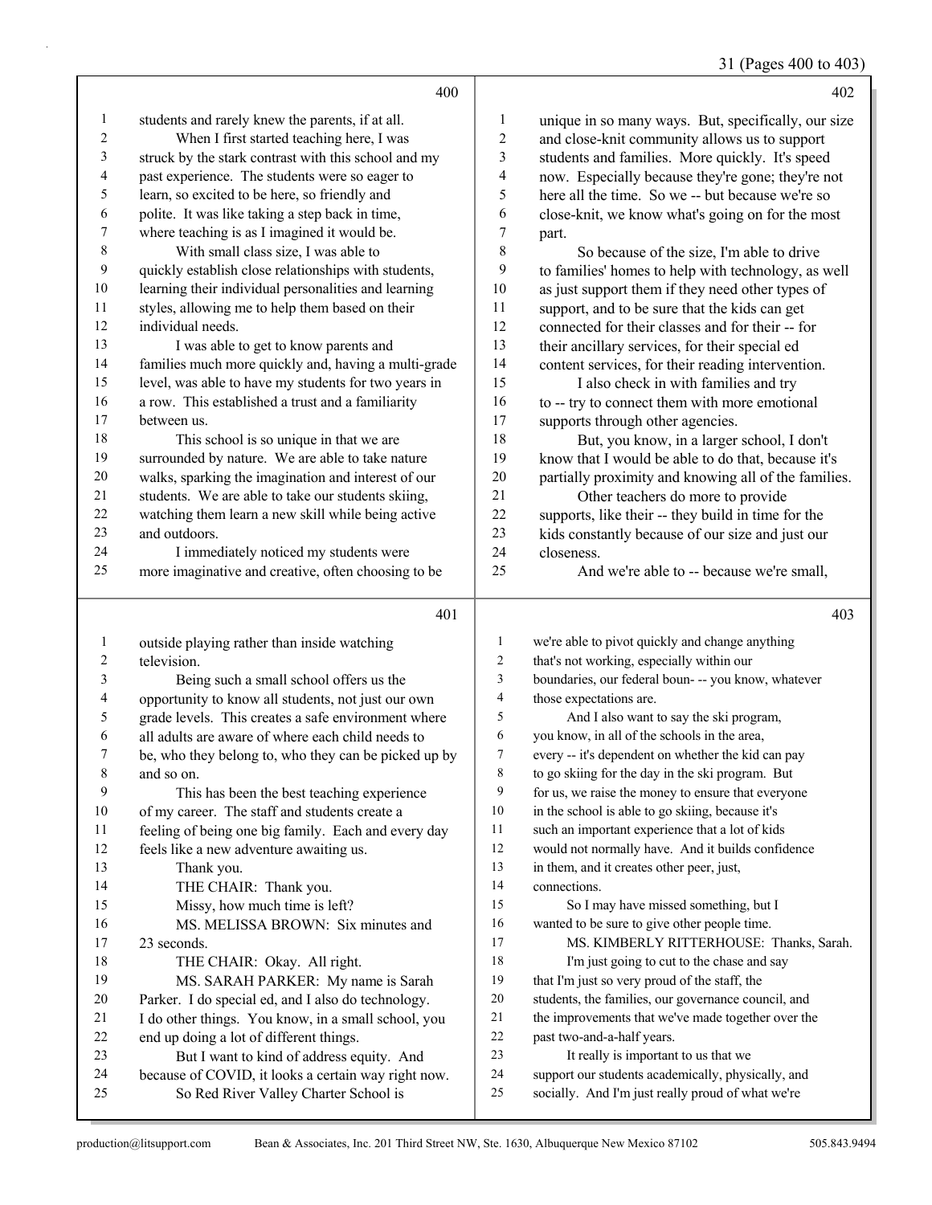students and rarely knew the parents, if at all.

When I first started teaching here, I was struck by the stark contrast with this school and my past experience. The students were so eager to learn, so excited to be here, so friendly and polite. It was like taking a step back in time, where teaching is as I imagined it would be.

With small class size, I was able to quickly establish close relationships with students, learning their individual personalities and learning styles, allowing me to help them based on their individual needs.

I was able to get to know parents and families much more quickly and, having a multi-grade level, was able to have my students for two years in a row. This established a trust and a familiarity between us.

This school is so unique in that we are surrounded by nature. We are able to take nature walks, sparking the imagination and interest of our students. We are able to take our students skiing, watching them learn a new skill while being active and outdoors.

I immediately noticed my students were more imaginative and creative, often choosing to be outside playing rather than inside watching television.

Being such a small school offers us the opportunity to know all students, not just our own grade levels. This creates a safe environment where all adults are aware of where each child needs to be, who they belong to, who they can be picked up by and so on.

This has been the best teaching experience of my career. The staff and students create a feeling of being one big family. Each and every day feels like a new adventure awaiting us.

Thank you.

THE CHAIR: Thank you.

Missy, how much time is left?

MS. MELISSA BROWN: Six minutes and 23 seconds.

THE CHAIR: Okay. All right.

MS. SARAH PARKER: My name is Sarah Parker. I do special ed, and I also do technology. I do other things. You know, in a small school, you end up doing a lot of different things.

But I want to kind of address equity. And because of COVID, it looks a certain way right now.

So Red River Valley Charter School is unique in so many ways. But, specifically, our size and close-knit community allows us to support students and families. More quickly. It's speed now. Especially because they're gone; they're not here all the time. So we -- but because we're so close-knit, we know what's going on for the most part.

So because of the size, I'm able to drive to families' homes to help with technology, as well as just support them if they need other types of support, and to be sure that the kids can get connected for their classes and for their -- for their ancillary services, for their special ed content services, for their reading intervention.

I also check in with families and try to -- try to connect them with more emotional supports through other agencies.

But, you know, in a larger school, I don't know that I would be able to do that, because it's partially proximity and knowing all of the families.

Other teachers do more to provide supports, like their -- they build in time for the kids constantly because of our size and just our closeness.

And we're able to -- because we're small, we're able to pivot quickly and change anything that's not working, especially within our boundaries, our federal boun- -- you know, whatever those expectations are.

And I also want to say the ski program, you know, in all of the schools in the area, every -- it's dependent on whether the kid can pay to go skiing for the day in the ski program. But for us, we raise the money to ensure that everyone in the school is able to go skiing, because it's such an important experience that a lot of kids would not normally have. And it builds confidence in them, and it creates other peer, just, connections.

So I may have missed something, but I wanted to be sure to give other people time.

MS. KIMBERLY RITTERHOUSE: Thanks, Sarah.

I'm just going to cut to the chase and say that I'm just so very proud of the staff, the students, the families, our governance council, and the improvements that we've made together over the past two-and-a-half years.

It really is important to us that we support our students academically, physically, and socially. And I'm just really proud of what we're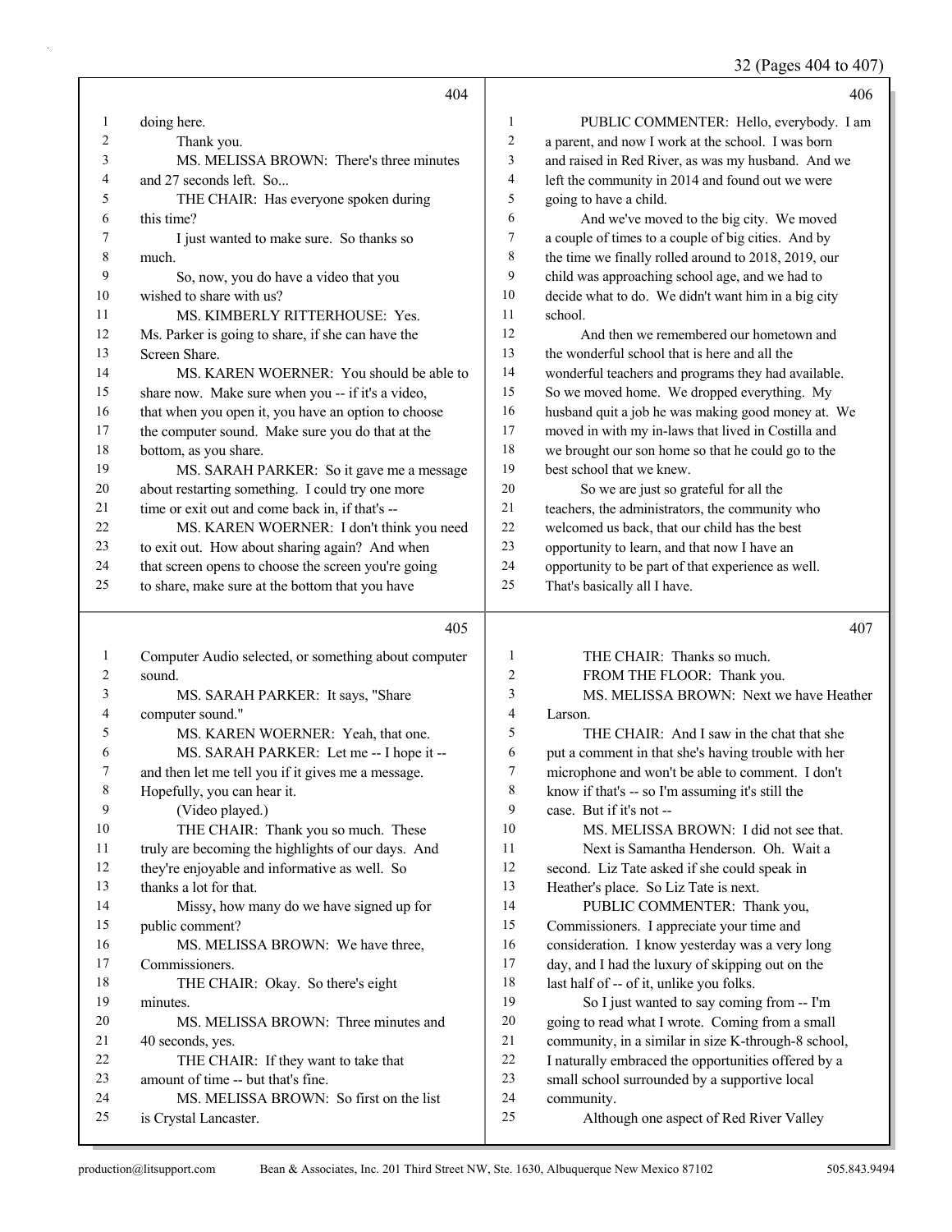404

1 doing here.
2 Thank you.
3 MS. MELISSA BROWN: There's three minutes
4 and 27 seconds left. So...
5 THE CHAIR: Has everyone spoken during
6 this time?
7 I just wanted to make sure. So thanks so
8 much.
9 So, now, you do have a video that you
10 wished to share with us?
11 MS. KIMBERLY RITTERHOUSE: Yes.
12 Ms. Parker is going to share, if she can have the
13 Screen Share.
14 MS. KAREN WOERNER: You should be able to
15 share now. Make sure when you -- if it's a video,
16 that when you open it, you have an option to choose
17 the computer sound. Make sure you do that at the
18 bottom, as you share.
19 MS. SARAH PARKER: So it gave me a message
20 about restarting something. I could try one more
21 time or exit out and come back in, if that's --
22 MS. KAREN WOERNER: I don't think you need
23 to exit out. How about sharing again? And when
24 that screen opens to choose the screen you're going
25 to share, make sure at the bottom that you have

405

1 Computer Audio selected, or something about computer
2 sound.
3 MS. SARAH PARKER: It says, "Share
4 computer sound."
5 MS. KAREN WOERNER: Yeah, that one.
6 MS. SARAH PARKER: Let me -- I hope it --
7 and then let me tell you if it gives me a message.
8 Hopefully, you can hear it.
9 (Video played.)
10 THE CHAIR: Thank you so much. These
11 truly are becoming the highlights of our days. And
12 they're enjoyable and informative as well. So
13 thanks a lot for that.
14 Missy, how many do we have signed up for
15 public comment?
16 MS. MELISSA BROWN: We have three,
17 Commissioners.
18 THE CHAIR: Okay. So there's eight
19 minutes.
20 MS. MELISSA BROWN: Three minutes and
21 40 seconds, yes.
22 THE CHAIR: If they want to take that
23 amount of time -- but that's fine.
24 MS. MELISSA BROWN: So first on the list
25 is Crystal Lancaster.

406

1 PUBLIC COMMENTER: Hello, everybody. I am
2 a parent, and now I work at the school. I was born
3 and raised in Red River, as was my husband. And we
4 left the community in 2014 and found out we were
5 going to have a child.
6 And we've moved to the big city. We moved
7 a couple of times to a couple of big cities. And by
8 the time we finally rolled around to 2018, 2019, our
9 child was approaching school age, and we had to
10 decide what to do. We didn't want him in a big city
11 school.
12 And then we remembered our hometown and
13 the wonderful school that is here and all the
14 wonderful teachers and programs they had available.
15 So we moved home. We dropped everything. My
16 husband quit a job he was making good money at. We
17 moved in with my in-laws that lived in Costilla and
18 we brought our son home so that he could go to the
19 best school that we knew.
20 So we are just so grateful for all the
21 teachers, the administrators, the community who
22 welcomed us back, that our child has the best
23 opportunity to learn, and that now I have an
24 opportunity to be part of that experience as well.
25 That's basically all I have.

407

1 THE CHAIR: Thanks so much.
2 FROM THE FLOOR: Thank you.
3 MS. MELISSA BROWN: Next we have Heather
4 Larson.
5 THE CHAIR: And I saw in the chat that she
6 put a comment in that she's having trouble with her
7 microphone and won't be able to comment. I don't
8 know if that's -- so I'm assuming it's still the
9 case. But if it's not --
10 MS. MELISSA BROWN: I did not see that.
11 Next is Samantha Henderson. Oh. Wait a
12 second. Liz Tate asked if she could speak in
13 Heather's place. So Liz Tate is next.
14 PUBLIC COMMENTER: Thank you,
15 Commissioners. I appreciate your time and
16 consideration. I know yesterday was a very long
17 day, and I had the luxury of skipping out on the
18 last half of -- of it, unlike you folks.
19 So I just wanted to say coming from -- I'm
20 going to read what I wrote. Coming from a small
21 community, in a similar in size K-through-8 school,
22 I naturally embraced the opportunities offered by a
23 small school surrounded by a supportive local
24 community.
25 Although one aspect of Red River Valley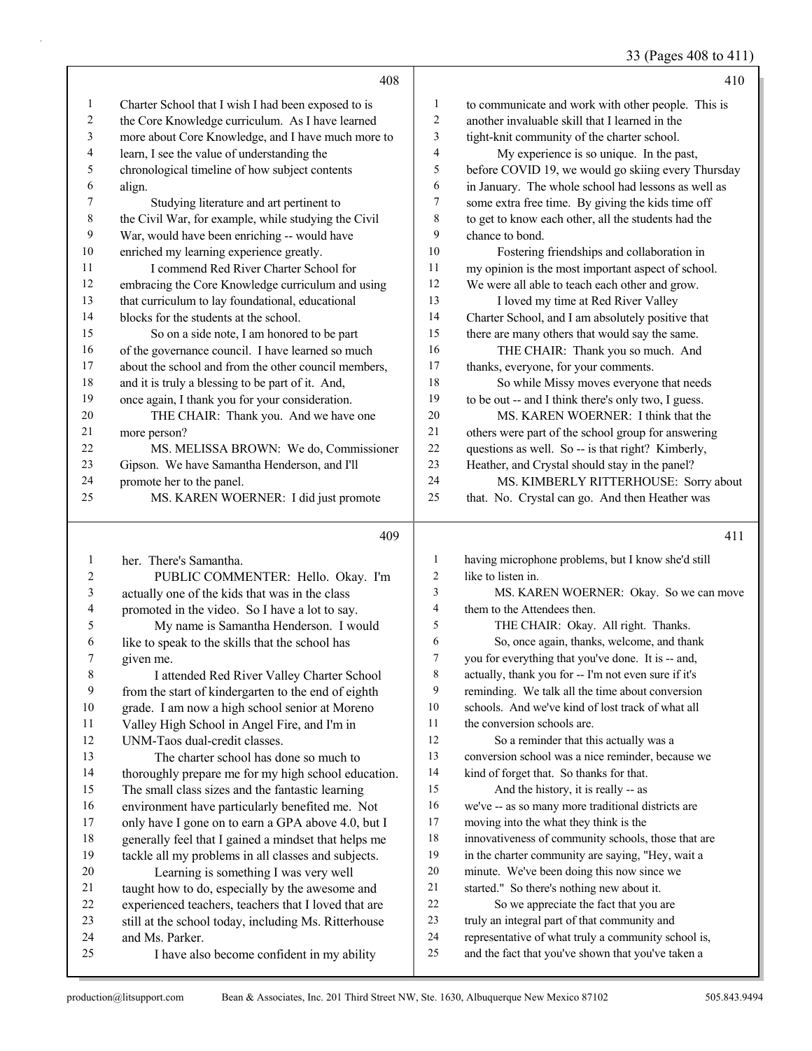Charter School that I wish I had been exposed to is the Core Knowledge curriculum. As I have learned more about Core Knowledge, and I have much more to learn, I see the value of understanding the chronological timeline of how subject contents align.

Studying literature and art pertinent to the Civil War, for example, while studying the Civil War, would have been enriching -- would have enriched my learning experience greatly.

I commend Red River Charter School for embracing the Core Knowledge curriculum and using that curriculum to lay foundational, educational blocks for the students at the school.

So on a side note, I am honored to be part of the governance council. I have learned so much about the school and from the other council members, and it is truly a blessing to be part of it. And, once again, I thank you for your consideration.

THE CHAIR: Thank you. And we have one more person?

MS. MELISSA BROWN: We do, Commissioner Gipson. We have Samantha Henderson, and I'll promote her to the panel.

MS. KAREN WOERNER: I did just promote her. There's Samantha.

PUBLIC COMMENTER: Hello. Okay. I'm actually one of the kids that was in the class promoted in the video. So I have a lot to say.

My name is Samantha Henderson. I would like to speak to the skills that the school has given me.

I attended Red River Valley Charter School from the start of kindergarten to the end of eighth grade. I am now a high school senior at Moreno Valley High School in Angel Fire, and I'm in UNM-Taos dual-credit classes.

The charter school has done so much to thoroughly prepare me for my high school education. The small class sizes and the fantastic learning environment have particularly benefited me. Not only have I gone on to earn a GPA above 4.0, but I generally feel that I gained a mindset that helps me tackle all my problems in all classes and subjects.

Learning is something I was very well taught how to do, especially by the awesome and experienced teachers, teachers that I loved that are still at the school today, including Ms. Ritterhouse and Ms. Parker.

I have also become confident in my ability to communicate and work with other people. This is another invaluable skill that I learned in the tight-knit community of the charter school.

My experience is so unique. In the past, before COVID 19, we would go skiing every Thursday in January. The whole school had lessons as well as some extra free time. By giving the kids time off to get to know each other, all the students had the chance to bond.

Fostering friendships and collaboration in my opinion is the most important aspect of school. We were all able to teach each other and grow.

I loved my time at Red River Valley Charter School, and I am absolutely positive that there are many others that would say the same.

THE CHAIR: Thank you so much. And thanks, everyone, for your comments.

So while Missy moves everyone that needs to be out -- and I think there's only two, I guess.

MS. KAREN WOERNER: I think that the others were part of the school group for answering questions as well. So -- is that right? Kimberly, Heather, and Crystal should stay in the panel?

MS. KIMBERLY RITTERHOUSE: Sorry about that. No. Crystal can go. And then Heather was having microphone problems, but I know she'd still like to listen in.

MS. KAREN WOERNER: Okay. So we can move them to the Attendees then.

THE CHAIR: Okay. All right. Thanks.

So, once again, thanks, welcome, and thank you for everything that you've done. It is -- and, actually, thank you for -- I'm not even sure if it's reminding. We talk all the time about conversion schools. And we've kind of lost track of what all the conversion schools are.

So a reminder that this actually was a conversion school was a nice reminder, because we kind of forget that. So thanks for that.

And the history, it is really -- as we've -- as so many more traditional districts are moving into the what they think is the innovativeness of community schools, those that are in the charter community are saying, "Hey, wait a minute. We've been doing this now since we started." So there's nothing new about it.

So we appreciate the fact that you are truly an integral part of that community and representative of what truly a community school is, and the fact that you've shown that you've taken a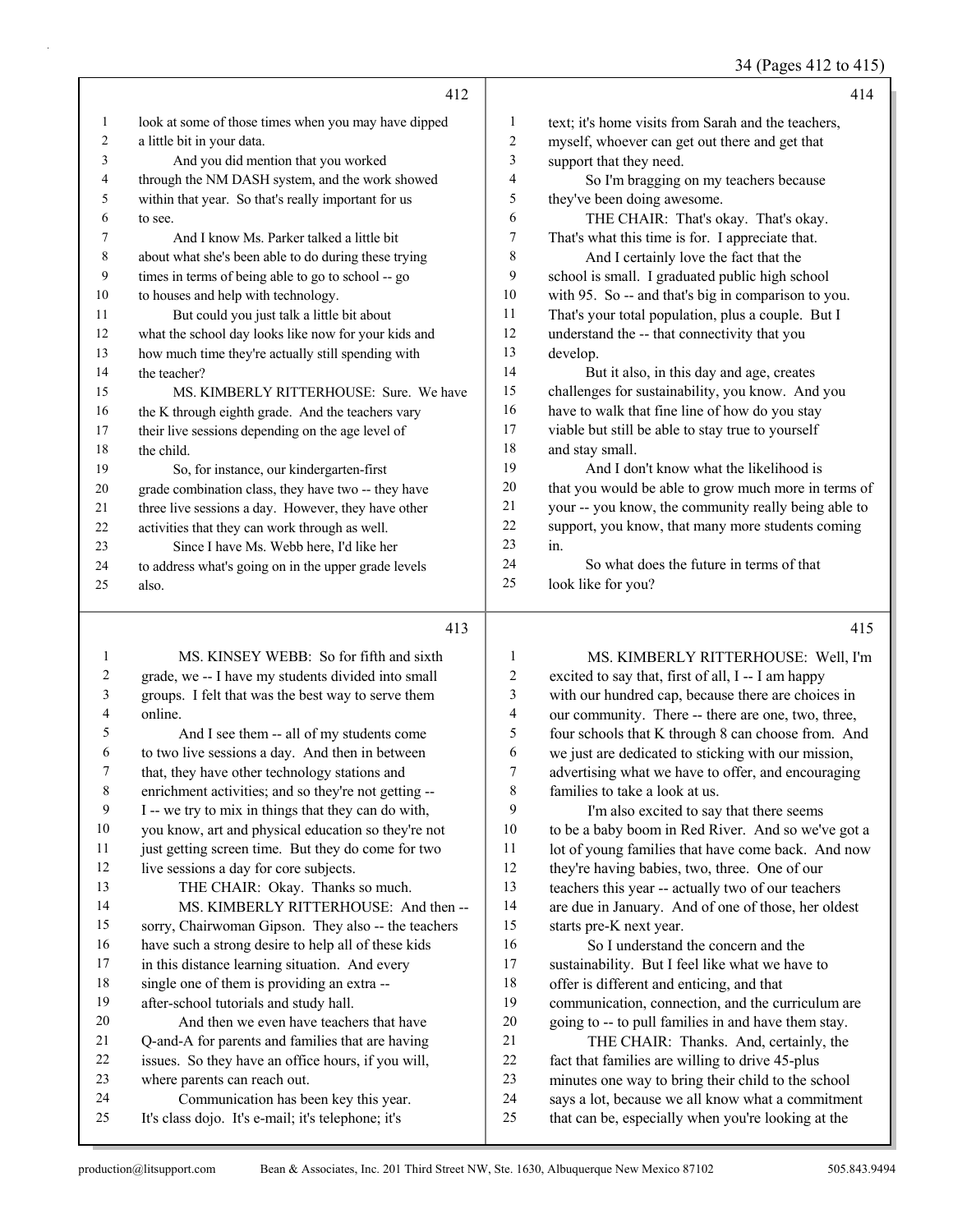**Page 412**

1 look at some of those times when you may have dipped
2 a little bit in your data.
3 And you did mention that you worked
4 through the NM DASH system, and the work showed
5 within that year. So that's really important for us
6 to see.
7 And I know Ms. Parker talked a little bit
8 about what she's been able to do during these trying
9 times in terms of being able to go to school -- go
10 to houses and help with technology.
11 But could you just talk a little bit about
12 what the school day looks like now for your kids and
13 how much time they're actually still spending with
14 the teacher?
15 MS. KIMBERLY RITTERHOUSE: Sure. We have
16 the K through eighth grade. And the teachers vary
17 their live sessions depending on the age level of
18 the child.
19 So, for instance, our kindergarten-first
20 grade combination class, they have two -- they have
21 three live sessions a day. However, they have other
22 activities that they can work through as well.
23 Since I have Ms. Webb here, I'd like her
24 to address what's going on in the upper grade levels
25 also.

**Page 413**

1 MS. KINSEY WEBB: So for fifth and sixth
2 grade, we -- I have my students divided into small
3 groups. I felt that was the best way to serve them
4 online.
5 And I see them -- all of my students come
6 to two live sessions a day. And then in between
7 that, they have other technology stations and
8 enrichment activities; and so they're not getting --
9 I -- we try to mix in things that they can do with,
10 you know, art and physical education so they're not
11 just getting screen time. But they do come for two
12 live sessions a day for core subjects.
13 THE CHAIR: Okay. Thanks so much.
14 MS. KIMBERLY RITTERHOUSE: And then --
15 sorry, Chairwoman Gipson. They also -- the teachers
16 have such a strong desire to help all of these kids
17 in this distance learning situation. And every
18 single one of them is providing an extra --
19 after-school tutorials and study hall.
20 And then we even have teachers that have
21 Q-and-A for parents and families that are having
22 issues. So they have an office hours, if you will,
23 where parents can reach out.
24 Communication has been key this year.
25 It's class dojo. It's e-mail; it's telephone; it's

**Page 414**

1 text; it's home visits from Sarah and the teachers,
2 myself, whoever can get out there and get that
3 support that they need.
4 So I'm bragging on my teachers because
5 they've been doing awesome.
6 THE CHAIR: That's okay. That's okay.
7 That's what this time is for. I appreciate that.
8 And I certainly love the fact that the
9 school is small. I graduated public high school
10 with 95. So -- and that's big in comparison to you.
11 That's your total population, plus a couple. But I
12 understand the -- that connectivity that you
13 develop.
14 But it also, in this day and age, creates
15 challenges for sustainability, you know. And you
16 have to walk that fine line of how do you stay
17 viable but still be able to stay true to yourself
18 and stay small.
19 And I don't know what the likelihood is
20 that you would be able to grow much more in terms of
21 your -- you know, the community really being able to
22 support, you know, that many more students coming
23 in.
24 So what does the future in terms of that
25 look like for you?

**Page 415**

1 MS. KIMBERLY RITTERHOUSE: Well, I'm
2 excited to say that, first of all, I -- I am happy
3 with our hundred cap, because there are choices in
4 our community. There -- there are one, two, three,
5 four schools that K through 8 can choose from. And
6 we just are dedicated to sticking with our mission,
7 advertising what we have to offer, and encouraging
8 families to take a look at us.
9 I'm also excited to say that there seems
10 to be a baby boom in Red River. And so we've got a
11 lot of young families that have come back. And now
12 they're having babies, two, three. One of our
13 teachers this year -- actually two of our teachers
14 are due in January. And of one of those, her oldest
15 starts pre-K next year.
16 So I understand the concern and the
17 sustainability. But I feel like what we have to
18 offer is different and enticing, and that
19 communication, connection, and the curriculum are
20 going to -- to pull families in and have them stay.
21 THE CHAIR: Thanks. And, certainly, the
22 fact that families are willing to drive 45-plus
23 minutes one way to bring their child to the school
24 says a lot, because we all know what a commitment
25 that can be, especially when you're looking at the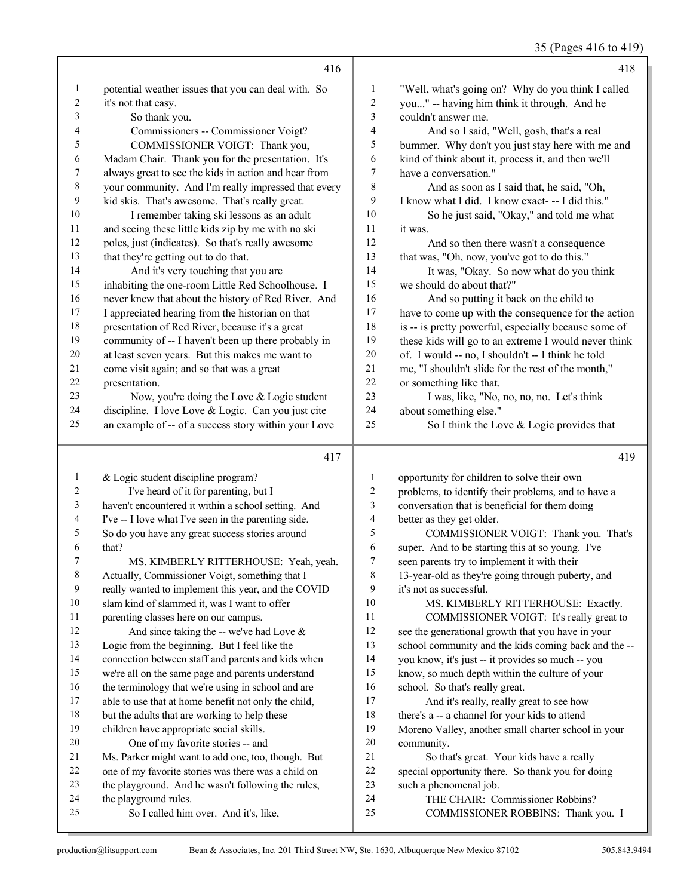potential weather issues that you can deal with. So it's not that easy.

So thank you.

Commissioners -- Commissioner Voigt?

COMMISSIONER VOIGT: Thank you, Madam Chair. Thank you for the presentation. It's always great to see the kids in action and hear from your community. And I'm really impressed that every kid skis. That's awesome. That's really great.

I remember taking ski lessons as an adult and seeing these little kids zip by me with no ski poles, just (indicates). So that's really awesome that they're getting out to do that.

And it's very touching that you are inhabiting the one-room Little Red Schoolhouse. I never knew that about the history of Red River. And I appreciated hearing from the historian on that presentation of Red River, because it's a great community of -- I haven't been up there probably in at least seven years. But this makes me want to come visit again; and so that was a great presentation.

Now, you're doing the Love & Logic student discipline. I love Love & Logic. Can you just cite an example of -- of a success story within your Love & Logic student discipline program?

I've heard of it for parenting, but I haven't encountered it within a school setting. And I've -- I love what I've seen in the parenting side. So do you have any great success stories around that?

MS. KIMBERLY RITTERHOUSE: Yeah, yeah. Actually, Commissioner Voigt, something that I really wanted to implement this year, and the COVID slam kind of slammed it, was I want to offer parenting classes here on our campus.

And since taking the -- we've had Love & Logic from the beginning. But I feel like the connection between staff and parents and kids when we're all on the same page and parents understand the terminology that we're using in school and are able to use that at home benefit not only the child, but the adults that are working to help these children have appropriate social skills.

One of my favorite stories -- and Ms. Parker might want to add one, too, though. But one of my favorite stories was there was a child on the playground. And he wasn't following the rules, the playground rules.

So I called him over. And it's, like, "Well, what's going on? Why do you think I called you..." -- having him think it through. And he couldn't answer me.

And so I said, "Well, gosh, that's a real bummer. Why don't you just stay here with me and kind of think about it, process it, and then we'll have a conversation."

And as soon as I said that, he said, "Oh, I know what I did. I know exact- -- I did this."

So he just said, "Okay," and told me what it was.

And so then there wasn't a consequence that was, "Oh, now, you've got to do this."

It was, "Okay. So now what do you think we should do about that?"

And so putting it back on the child to have to come up with the consequence for the action is -- is pretty powerful, especially because some of these kids will go to an extreme I would never think of. I would -- no, I shouldn't -- I think he told me, "I shouldn't slide for the rest of the month," or something like that.

I was, like, "No, no, no, no. Let's think about something else."

So I think the Love & Logic provides that opportunity for children to solve their own problems, to identify their problems, and to have a conversation that is beneficial for them doing better as they get older.

COMMISSIONER VOIGT: Thank you. That's super. And to be starting this at so young. I've seen parents try to implement it with their 13-year-old as they're going through puberty, and it's not as successful.

MS. KIMBERLY RITTERHOUSE: Exactly.

COMMISSIONER VOIGT: It's really great to see the generational growth that you have in your school community and the kids coming back and the -- you know, it's just -- it provides so much -- you know, so much depth within the culture of your school. So that's really great.

And it's really, really great to see how there's a -- a channel for your kids to attend Moreno Valley, another small charter school in your community.

So that's great. Your kids have a really special opportunity there. So thank you for doing such a phenomenal job.

THE CHAIR: Commissioner Robbins?

COMMISSIONER ROBBINS: Thank you. I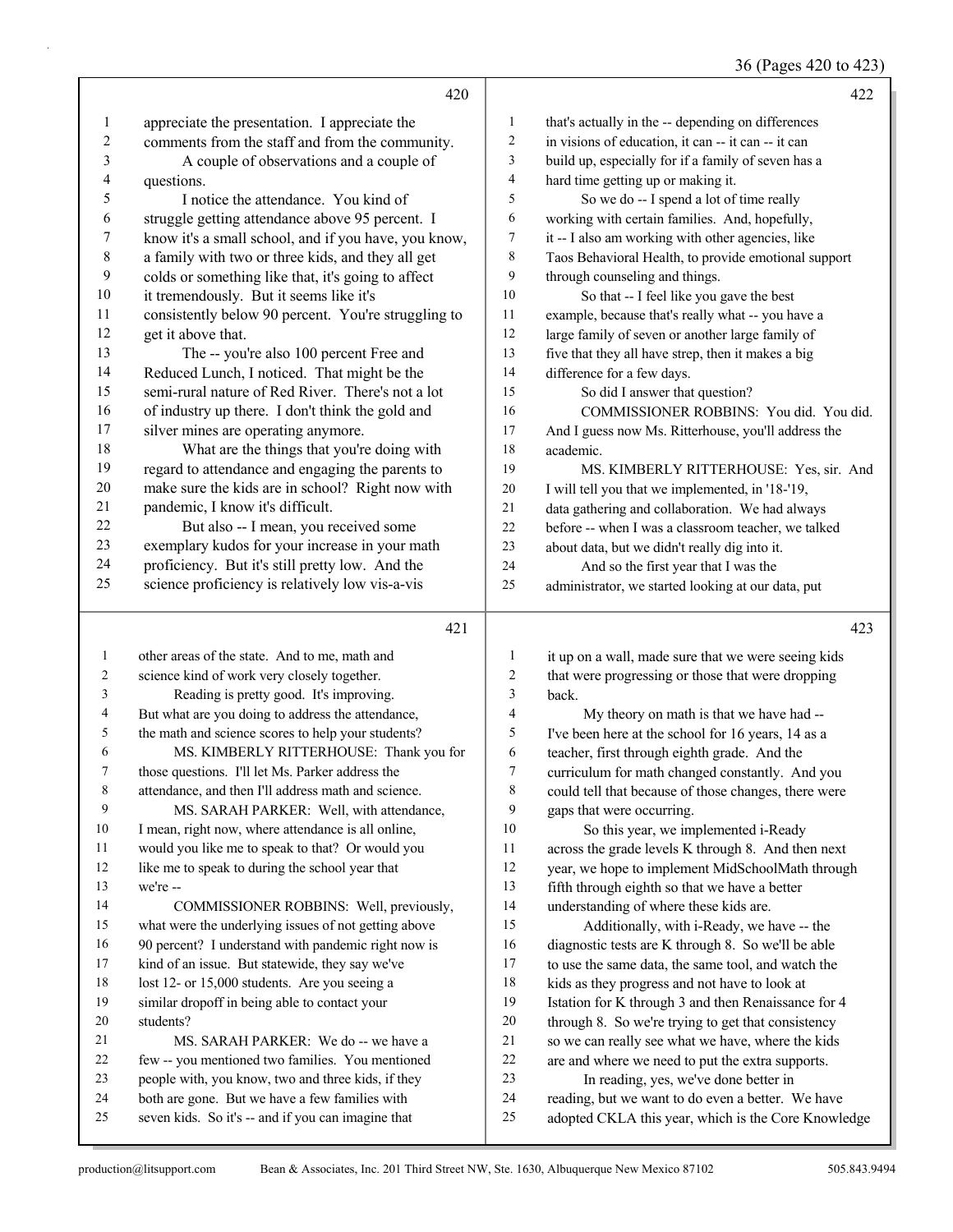appreciate the presentation. I appreciate the comments from the staff and from the community.

A couple of observations and a couple of questions.

I notice the attendance. You kind of struggle getting attendance above 95 percent. I know it's a small school, and if you have, you know, a family with two or three kids, and they all get colds or something like that, it's going to affect it tremendously. But it seems like it's consistently below 90 percent. You're struggling to get it above that.

The -- you're also 100 percent Free and Reduced Lunch, I noticed. That might be the semi-rural nature of Red River. There's not a lot of industry up there. I don't think the gold and silver mines are operating anymore.

What are the things that you're doing with regard to attendance and engaging the parents to make sure the kids are in school? Right now with pandemic, I know it's difficult.

But also -- I mean, you received some exemplary kudos for your increase in your math proficiency. But it's still pretty low. And the science proficiency is relatively low vis-a-vis other areas of the state. And to me, math and science kind of work very closely together.

Reading is pretty good. It's improving. But what are you doing to address the attendance, the math and science scores to help your students?

MS. KIMBERLY RITTERHOUSE: Thank you for those questions. I'll let Ms. Parker address the attendance, and then I'll address math and science.

MS. SARAH PARKER: Well, with attendance, I mean, right now, where attendance is all online, would you like me to speak to that? Or would you like me to speak to during the school year that we're --

COMMISSIONER ROBBINS: Well, previously, what were the underlying issues of not getting above 90 percent? I understand with pandemic right now is kind of an issue. But statewide, they say we've lost 12- or 15,000 students. Are you seeing a similar dropoff in being able to contact your students?

MS. SARAH PARKER: We do -- we have a few -- you mentioned two families. You mentioned people with, you know, two and three kids, if they both are gone. But we have a few families with seven kids. So it's -- and if you can imagine that that's actually in the -- depending on differences in visions of education, it can -- it can -- it can build up, especially for if a family of seven has a hard time getting up or making it.

So we do -- I spend a lot of time really working with certain families. And, hopefully, it -- I also am working with other agencies, like Taos Behavioral Health, to provide emotional support through counseling and things.

So that -- I feel like you gave the best example, because that's really what -- you have a large family of seven or another large family of five that they all have strep, then it makes a big difference for a few days.

So did I answer that question?

COMMISSIONER ROBBINS: You did. You did. And I guess now Ms. Ritterhouse, you'll address the academic.

MS. KIMBERLY RITTERHOUSE: Yes, sir. And I will tell you that we implemented, in '18-'19, data gathering and collaboration. We had always before -- when I was a classroom teacher, we talked about data, but we didn't really dig into it.

And so the first year that I was the administrator, we started looking at our data, put it up on a wall, made sure that we were seeing kids that were progressing or those that were dropping back.

My theory on math is that we have had -- I've been here at the school for 16 years, 14 as a teacher, first through eighth grade. And the curriculum for math changed constantly. And you could tell that because of those changes, there were gaps that were occurring.

So this year, we implemented i-Ready across the grade levels K through 8. And then next year, we hope to implement MidSchoolMath through fifth through eighth so that we have a better understanding of where these kids are.

Additionally, with i-Ready, we have -- the diagnostic tests are K through 8. So we'll be able to use the same data, the same tool, and watch the kids as they progress and not have to look at Istation for K through 3 and then Renaissance for 4 through 8. So we're trying to get that consistency so we can really see what we have, where the kids are and where we need to put the extra supports.

In reading, yes, we've done better in reading, but we want to do even a better. We have adopted CKLA this year, which is the Core Knowledge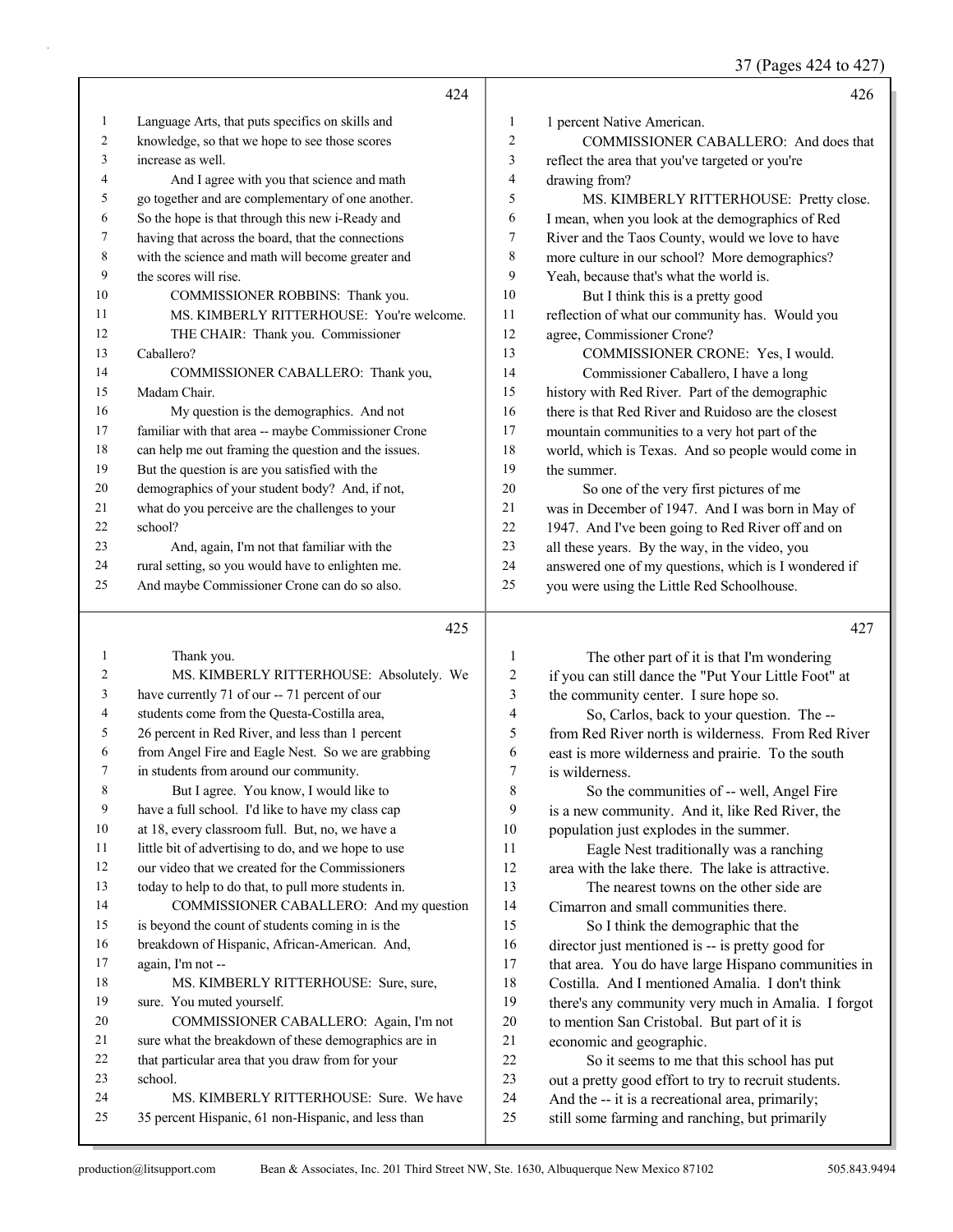Language Arts, that puts specifics on skills and knowledge, so that we hope to see those scores increase as well.

And I agree with you that science and math go together and are complementary of one another. So the hope is that through this new i-Ready and having that across the board, that the connections with the science and math will become greater and the scores will rise.

COMMISSIONER ROBBINS: Thank you.

MS. KIMBERLY RITTERHOUSE: You're welcome.

THE CHAIR: Thank you. Commissioner Caballero?

COMMISSIONER CABALLERO: Thank you, Madam Chair.

My question is the demographics. And not familiar with that area -- maybe Commissioner Crone can help me out framing the question and the issues. But the question is are you satisfied with the demographics of your student body? And, if not, what do you perceive are the challenges to your school?

And, again, I'm not that familiar with the rural setting, so you would have to enlighten me. And maybe Commissioner Crone can do so also.

Thank you.

MS. KIMBERLY RITTERHOUSE: Absolutely. We have currently 71 of our -- 71 percent of our students come from the Questa-Costilla area, 26 percent in Red River, and less than 1 percent from Angel Fire and Eagle Nest. So we are grabbing in students from around our community.

But I agree. You know, I would like to have a full school. I'd like to have my class cap at 18, every classroom full. But, no, we have a little bit of advertising to do, and we hope to use our video that we created for the Commissioners today to help to do that, to pull more students in.

COMMISSIONER CABALLERO: And my question is beyond the count of students coming in is the breakdown of Hispanic, African-American. And, again, I'm not --

MS. KIMBERLY RITTERHOUSE: Sure, sure, sure. You muted yourself.

COMMISSIONER CABALLERO: Again, I'm not sure what the breakdown of these demographics are in that particular area that you draw from for your school.

MS. KIMBERLY RITTERHOUSE: Sure. We have 35 percent Hispanic, 61 non-Hispanic, and less than 1 percent Native American.

COMMISSIONER CABALLERO: And does that reflect the area that you've targeted or you're drawing from?

MS. KIMBERLY RITTERHOUSE: Pretty close. I mean, when you look at the demographics of Red River and the Taos County, would we love to have more culture in our school? More demographics? Yeah, because that's what the world is.

But I think this is a pretty good reflection of what our community has. Would you agree, Commissioner Crone?

COMMISSIONER CRONE: Yes, I would.

Commissioner Caballero, I have a long history with Red River. Part of the demographic there is that Red River and Ruidoso are the closest mountain communities to a very hot part of the world, which is Texas. And so people would come in the summer.

So one of the very first pictures of me was in December of 1947. And I was born in May of 1947. And I've been going to Red River off and on all these years. By the way, in the video, you answered one of my questions, which is I wondered if you were using the Little Red Schoolhouse.

The other part of it is that I'm wondering if you can still dance the "Put Your Little Foot" at the community center. I sure hope so.

So, Carlos, back to your question. The -- from Red River north is wilderness. From Red River east is more wilderness and prairie. To the south is wilderness.

So the communities of -- well, Angel Fire is a new community. And it, like Red River, the population just explodes in the summer.

Eagle Nest traditionally was a ranching area with the lake there. The lake is attractive.

The nearest towns on the other side are Cimarron and small communities there.

So I think the demographic that the director just mentioned is -- is pretty good for that area. You do have large Hispano communities in Costilla. And I mentioned Amalia. I don't think there's any community very much in Amalia. I forgot to mention San Cristobal. But part of it is economic and geographic.

So it seems to me that this school has put out a pretty good effort to try to recruit students. And the -- it is a recreational area, primarily; still some farming and ranching, but primarily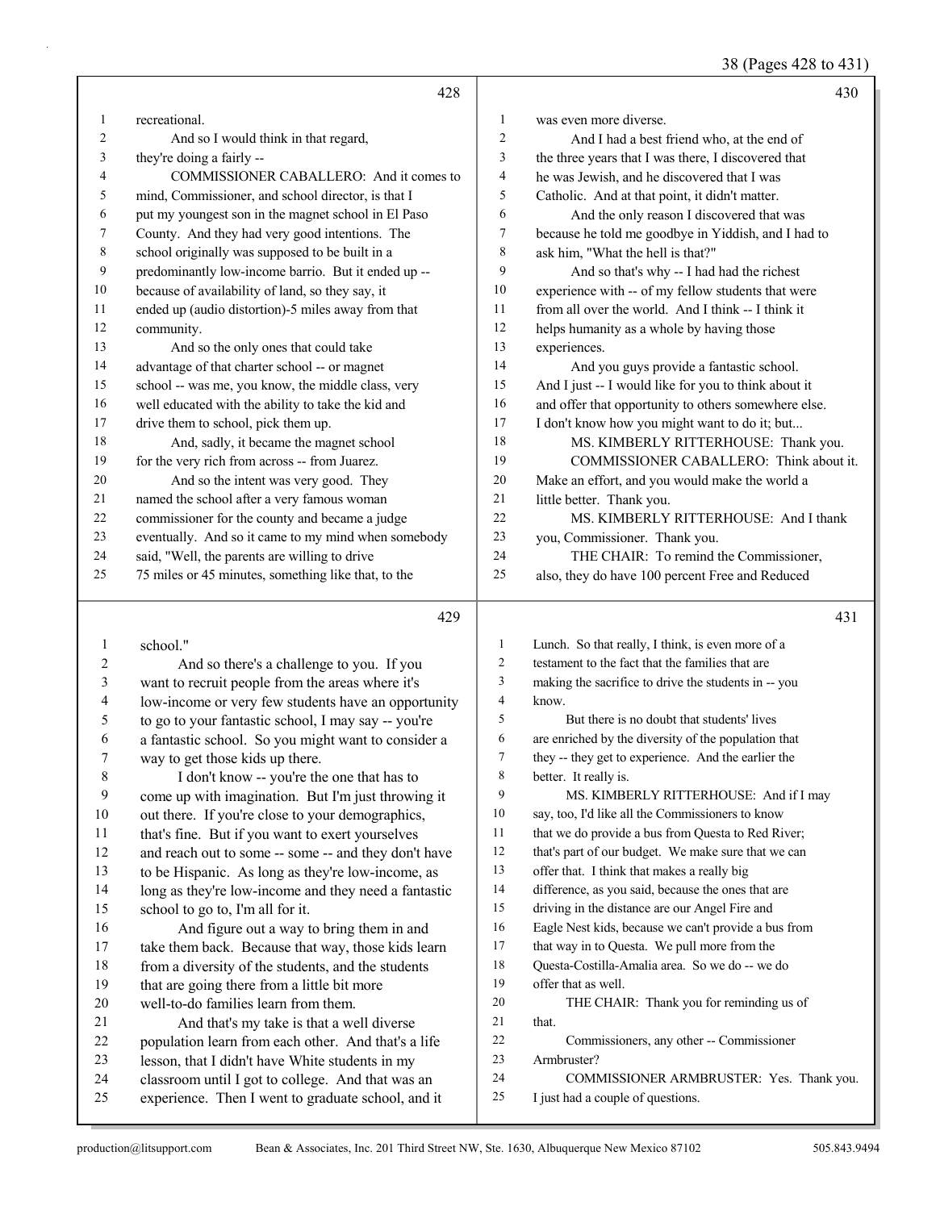recreational.

And so I would think in that regard, they're doing a fairly --

COMMISSIONER CABALLERO: And it comes to mind, Commissioner, and school director, is that I put my youngest son in the magnet school in El Paso County. And they had very good intentions. The school originally was supposed to be built in a predominantly low-income barrio. But it ended up -- because of availability of land, so they say, it ended up (audio distortion)-5 miles away from that community.

And so the only ones that could take advantage of that charter school -- or magnet school -- was me, you know, the middle class, very well educated with the ability to take the kid and drive them to school, pick them up.

And, sadly, it became the magnet school for the very rich from across -- from Juarez.

And so the intent was very good. They named the school after a very famous woman commissioner for the county and became a judge eventually. And so it came to my mind when somebody said, "Well, the parents are willing to drive 75 miles or 45 minutes, something like that, to the school."

And so there's a challenge to you. If you want to recruit people from the areas where it's low-income or very few students have an opportunity to go to your fantastic school, I may say -- you're a fantastic school. So you might want to consider a way to get those kids up there.

I don't know -- you're the one that has to come up with imagination. But I'm just throwing it out there. If you're close to your demographics, that's fine. But if you want to exert yourselves and reach out to some -- some -- and they don't have to be Hispanic. As long as they're low-income, as long as they're low-income and they need a fantastic school to go to, I'm all for it.

And figure out a way to bring them in and take them back. Because that way, those kids learn from a diversity of the students, and the students that are going there from a little bit more well-to-do families learn from them.

And that's my take is that a well diverse population learn from each other. And that's a life lesson, that I didn't have White students in my classroom until I got to college. And that was an experience. Then I went to graduate school, and it was even more diverse.

And I had a best friend who, at the end of the three years that I was there, I discovered that he was Jewish, and he discovered that I was Catholic. And at that point, it didn't matter.

And the only reason I discovered that was because he told me goodbye in Yiddish, and I had to ask him, "What the hell is that?"

And so that's why -- I had had the richest experience with -- of my fellow students that were from all over the world. And I think -- I think it helps humanity as a whole by having those experiences.

And you guys provide a fantastic school. And I just -- I would like for you to think about it and offer that opportunity to others somewhere else. I don't know how you might want to do it; but...

MS. KIMBERLY RITTERHOUSE: Thank you.

COMMISSIONER CABALLERO: Think about it. Make an effort, and you would make the world a little better. Thank you.

MS. KIMBERLY RITTERHOUSE: And I thank you, Commissioner. Thank you.

THE CHAIR: To remind the Commissioner, also, they do have 100 percent Free and Reduced Lunch. So that really, I think, is even more of a testament to the fact that the families that are making the sacrifice to drive the students in -- you know.

But there is no doubt that students' lives are enriched by the diversity of the population that they -- they get to experience. And the earlier the better. It really is.

MS. KIMBERLY RITTERHOUSE: And if I may say, too, I'd like all the Commissioners to know that we do provide a bus from Questa to Red River; that's part of our budget. We make sure that we can offer that. I think that makes a really big difference, as you said, because the ones that are driving in the distance are our Angel Fire and Eagle Nest kids, because we can't provide a bus from that way in to Questa. We pull more from the Questa-Costilla-Amalia area. So we do -- we do offer that as well.

THE CHAIR: Thank you for reminding us of that.

Commissioners, any other -- Commissioner Armbruster?

COMMISSIONER ARMBRUSTER: Yes. Thank you. I just had a couple of questions.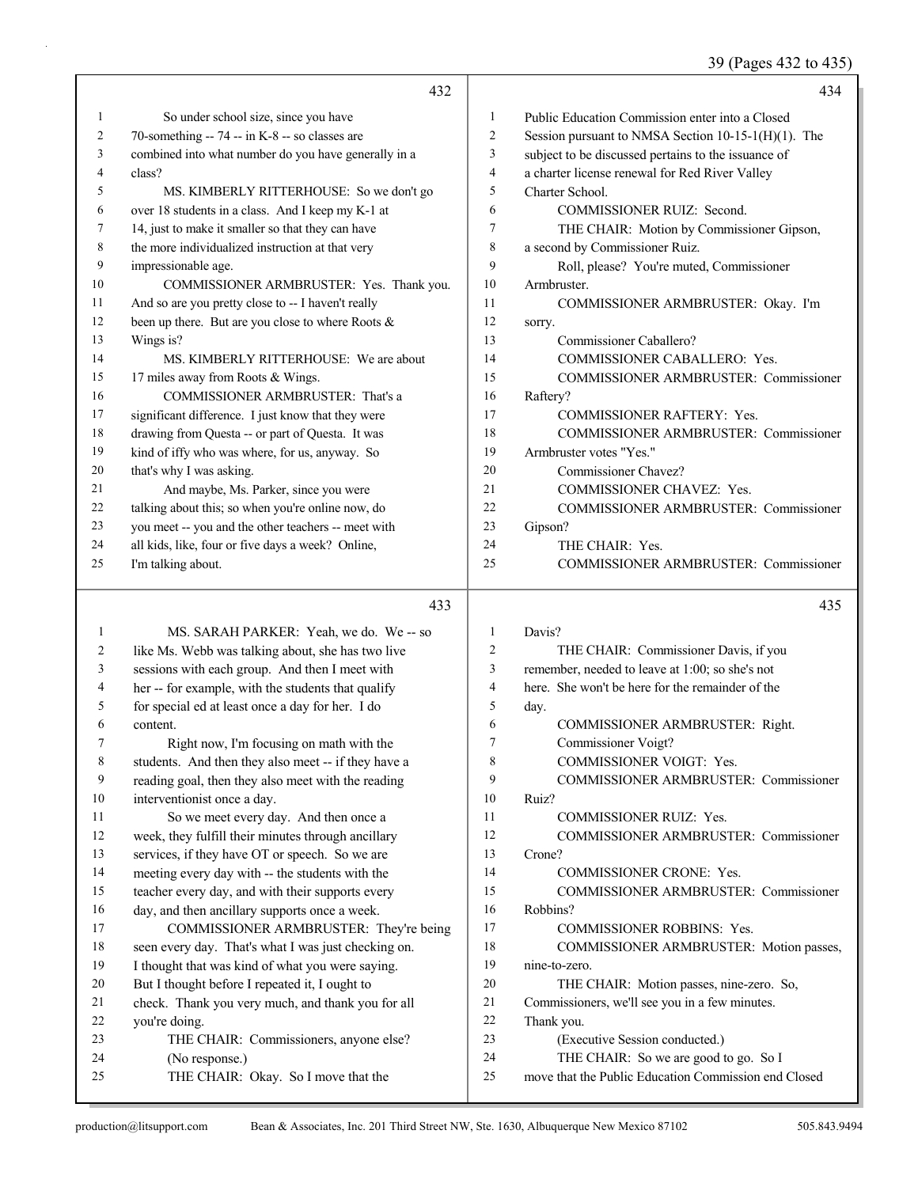**432**

1 So under school size, since you have
2 70-something -- 74 -- in K-8 -- so classes are
3 combined into what number do you have generally in a
4 class?
5 MS. KIMBERLY RITTERHOUSE: So we don't go
6 over 18 students in a class. And I keep my K-1 at
7 14, just to make it smaller so that they can have
8 the more individualized instruction at that very
9 impressionable age.
10 COMMISSIONER ARMBRUSTER: Yes. Thank you.
11 And so are you pretty close to -- I haven't really
12 been up there. But are you close to where Roots &
13 Wings is?
14 MS. KIMBERLY RITTERHOUSE: We are about
15 17 miles away from Roots & Wings.
16 COMMISSIONER ARMBRUSTER: That's a
17 significant difference. I just know that they were
18 drawing from Questa -- or part of Questa. It was
19 kind of iffy who was where, for us, anyway. So
20 that's why I was asking.
21 And maybe, Ms. Parker, since you were
22 talking about this; so when you're online now, do
23 you meet -- you and the other teachers -- meet with
24 all kids, like, four or five days a week? Online,
25 I'm talking about.

**433**

1 MS. SARAH PARKER: Yeah, we do. We -- so
2 like Ms. Webb was talking about, she has two live
3 sessions with each group. And then I meet with
4 her -- for example, with the students that qualify
5 for special ed at least once a day for her. I do
6 content.
7 Right now, I'm focusing on math with the
8 students. And then they also meet -- if they have a
9 reading goal, then they also meet with the reading
10 interventionist once a day.
11 So we meet every day. And then once a
12 week, they fulfill their minutes through ancillary
13 services, if they have OT or speech. So we are
14 meeting every day with -- the students with the
15 teacher every day, and with their supports every
16 day, and then ancillary supports once a week.
17 COMMISSIONER ARMBRUSTER: They're being
18 seen every day. That's what I was just checking on.
19 I thought that was kind of what you were saying.
20 But I thought before I repeated it, I ought to
21 check. Thank you very much, and thank you for all
22 you're doing.
23 THE CHAIR: Commissioners, anyone else?
24 (No response.)
25 THE CHAIR: Okay. So I move that the

**434**

1 Public Education Commission enter into a Closed
2 Session pursuant to NMSA Section 10-15-1(H)(1). The
3 subject to be discussed pertains to the issuance of
4 a charter license renewal for Red River Valley
5 Charter School.
6 COMMISSIONER RUIZ: Second.
7 THE CHAIR: Motion by Commissioner Gipson,
8 a second by Commissioner Ruiz.
9 Roll, please? You're muted, Commissioner
10 Armbruster.
11 COMMISSIONER ARMBRUSTER: Okay. I'm
12 sorry.
13 Commissioner Caballero?
14 COMMISSIONER CABALLERO: Yes.
15 COMMISSIONER ARMBRUSTER: Commissioner
16 Raftery?
17 COMMISSIONER RAFTERY: Yes.
18 COMMISSIONER ARMBRUSTER: Commissioner
19 Armbruster votes "Yes."
20 Commissioner Chavez?
21 COMMISSIONER CHAVEZ: Yes.
22 COMMISSIONER ARMBRUSTER: Commissioner
23 Gipson?
24 THE CHAIR: Yes.
25 COMMISSIONER ARMBRUSTER: Commissioner

**435**

1 Davis?
2 THE CHAIR: Commissioner Davis, if you
3 remember, needed to leave at 1:00; so she's not
4 here. She won't be here for the remainder of the
5 day.
6 COMMISSIONER ARMBRUSTER: Right.
7 Commissioner Voigt?
8 COMMISSIONER VOIGT: Yes.
9 COMMISSIONER ARMBRUSTER: Commissioner
10 Ruiz?
11 COMMISSIONER RUIZ: Yes.
12 COMMISSIONER ARMBRUSTER: Commissioner
13 Crone?
14 COMMISSIONER CRONE: Yes.
15 COMMISSIONER ARMBRUSTER: Commissioner
16 Robbins?
17 COMMISSIONER ROBBINS: Yes.
18 COMMISSIONER ARMBRUSTER: Motion passes,
19 nine-to-zero.
20 THE CHAIR: Motion passes, nine-zero. So,
21 Commissioners, we'll see you in a few minutes.
22 Thank you.
23 (Executive Session conducted.)
24 THE CHAIR: So we are good to go. So I
25 move that the Public Education Commission end Closed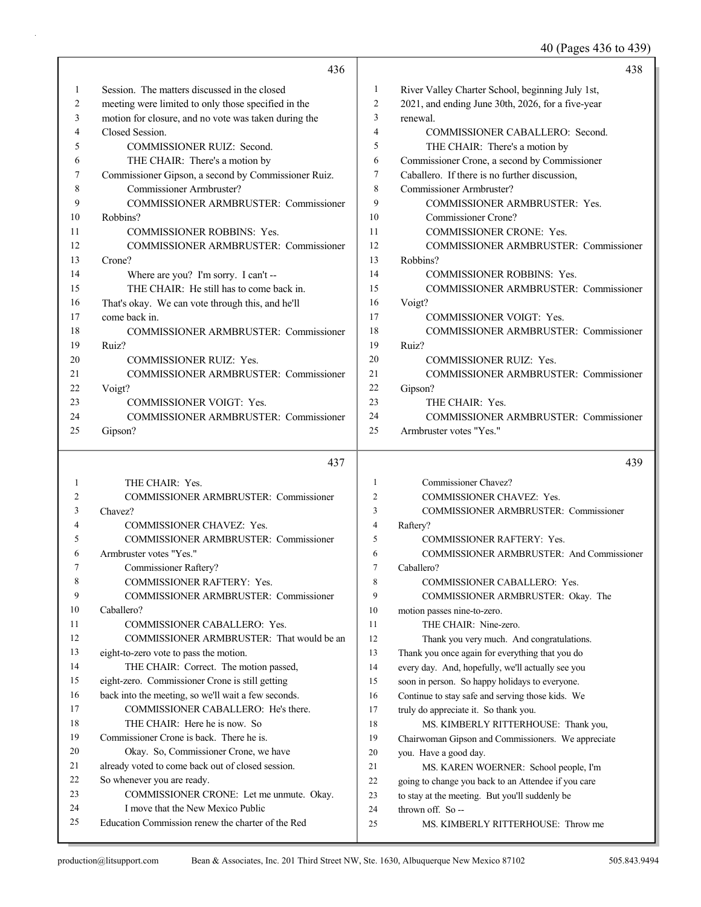436

1 Session. The matters discussed in the closed
2 meeting were limited to only those specified in the
3 motion for closure, and no vote was taken during the
4 Closed Session.
5 COMMISSIONER RUIZ: Second.
6 THE CHAIR: There's a motion by
7 Commissioner Gipson, a second by Commissioner Ruiz.
8 Commissioner Armbruster?
9 COMMISSIONER ARMBRUSTER: Commissioner
10 Robbins?
11 COMMISSIONER ROBBINS: Yes.
12 COMMISSIONER ARMBRUSTER: Commissioner
13 Crone?
14 Where are you? I'm sorry. I can't --
15 THE CHAIR: He still has to come back in.
16 That's okay. We can vote through this, and he'll
17 come back in.
18 COMMISSIONER ARMBRUSTER: Commissioner
19 Ruiz?
20 COMMISSIONER RUIZ: Yes.
21 COMMISSIONER ARMBRUSTER: Commissioner
22 Voigt?
23 COMMISSIONER VOIGT: Yes.
24 COMMISSIONER ARMBRUSTER: Commissioner
25 Gipson?

437

1 THE CHAIR: Yes.
2 COMMISSIONER ARMBRUSTER: Commissioner
3 Chavez?
4 COMMISSIONER CHAVEZ: Yes.
5 COMMISSIONER ARMBRUSTER: Commissioner
6 Armbruster votes "Yes."
7 Commissioner Raftery?
8 COMMISSIONER RAFTERY: Yes.
9 COMMISSIONER ARMBRUSTER: Commissioner
10 Caballero?
11 COMMISSIONER CABALLERO: Yes.
12 COMMISSIONER ARMBRUSTER: That would be an
13 eight-to-zero vote to pass the motion.
14 THE CHAIR: Correct. The motion passed,
15 eight-zero. Commissioner Crone is still getting
16 back into the meeting, so we'll wait a few seconds.
17 COMMISSIONER CABALLERO: He's there.
18 THE CHAIR: Here he is now. So
19 Commissioner Crone is back. There he is.
20 Okay. So, Commissioner Crone, we have
21 already voted to come back out of closed session.
22 So whenever you are ready.
23 COMMISSIONER CRONE: Let me unmute. Okay.
24 I move that the New Mexico Public
25 Education Commission renew the charter of the Red

438

1 River Valley Charter School, beginning July 1st,
2 2021, and ending June 30th, 2026, for a five-year
3 renewal.
4 COMMISSIONER CABALLERO: Second.
5 THE CHAIR: There's a motion by
6 Commissioner Crone, a second by Commissioner
7 Caballero. If there is no further discussion,
8 Commissioner Armbruster?
9 COMMISSIONER ARMBRUSTER: Yes.
10 Commissioner Crone?
11 COMMISSIONER CRONE: Yes.
12 COMMISSIONER ARMBRUSTER: Commissioner
13 Robbins?
14 COMMISSIONER ROBBINS: Yes.
15 COMMISSIONER ARMBRUSTER: Commissioner
16 Voigt?
17 COMMISSIONER VOIGT: Yes.
18 COMMISSIONER ARMBRUSTER: Commissioner
19 Ruiz?
20 COMMISSIONER RUIZ: Yes.
21 COMMISSIONER ARMBRUSTER: Commissioner
22 Gipson?
23 THE CHAIR: Yes.
24 COMMISSIONER ARMBRUSTER: Commissioner
25 Armbruster votes "Yes."

439

1 Commissioner Chavez?
2 COMMISSIONER CHAVEZ: Yes.
3 COMMISSIONER ARMBRUSTER: Commissioner
4 Raftery?
5 COMMISSIONER RAFTERY: Yes.
6 COMMISSIONER ARMBRUSTER: And Commissioner
7 Caballero?
8 COMMISSIONER CABALLERO: Yes.
9 COMMISSIONER ARMBRUSTER: Okay. The
10 motion passes nine-to-zero.
11 THE CHAIR: Nine-zero.
12 Thank you very much. And congratulations.
13 Thank you once again for everything that you do
14 every day. And, hopefully, we'll actually see you
15 soon in person. So happy holidays to everyone.
16 Continue to stay safe and serving those kids. We
17 truly do appreciate it. So thank you.
18 MS. KIMBERLY RITTERHOUSE: Thank you,
19 Chairwoman Gipson and Commissioners. We appreciate
20 you. Have a good day.
21 MS. KAREN WOERNER: School people, I'm
22 going to change you back to an Attendee if you care
23 to stay at the meeting. But you'll suddenly be
24 thrown off. So --
25 MS. KIMBERLY RITTERHOUSE: Throw me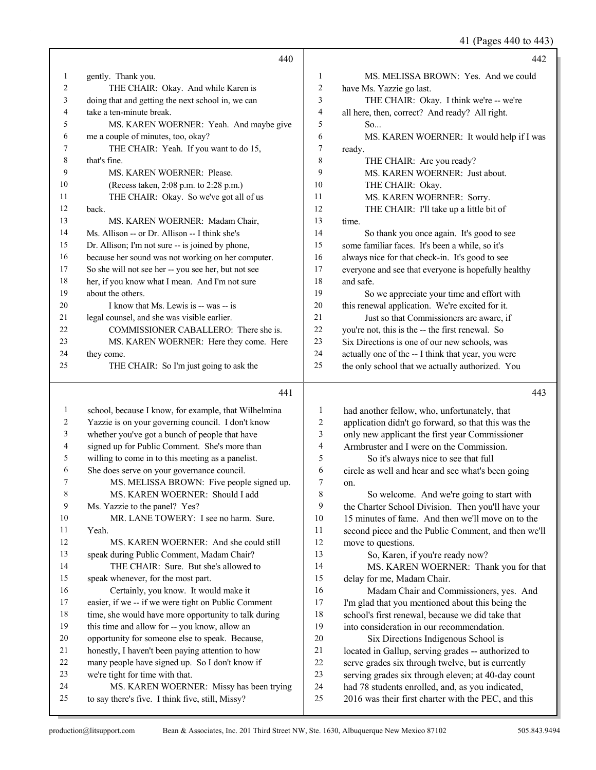**440**

1 gently. Thank you.
2 THE CHAIR: Okay. And while Karen is
3 doing that and getting the next school in, we can
4 take a ten-minute break.
5 MS. KAREN WOERNER: Yeah. And maybe give
6 me a couple of minutes, too, okay?
7 THE CHAIR: Yeah. If you want to do 15,
8 that's fine.
9 MS. KAREN WOERNER: Please.
10 (Recess taken, 2:08 p.m. to 2:28 p.m.)
11 THE CHAIR: Okay. So we've got all of us
12 back.
13 MS. KAREN WOERNER: Madam Chair,
14 Ms. Allison -- or Dr. Allison -- I think she's
15 Dr. Allison; I'm not sure -- is joined by phone,
16 because her sound was not working on her computer.
17 So she will not see her -- you see her, but not see
18 her, if you know what I mean. And I'm not sure
19 about the others.
20 I know that Ms. Lewis is -- was -- is
21 legal counsel, and she was visible earlier.
22 COMMISSIONER CABALLERO: There she is.
23 MS. KAREN WOERNER: Here they come. Here
24 they come.
25 THE CHAIR: So I'm just going to ask the

**441**

1 school, because I know, for example, that Wilhelmina
2 Yazzie is on your governing council. I don't know
3 whether you've got a bunch of people that have
4 signed up for Public Comment. She's more than
5 willing to come in to this meeting as a panelist.
6 She does serve on your governance council.
7 MS. MELISSA BROWN: Five people signed up.
8 MS. KAREN WOERNER: Should I add
9 Ms. Yazzie to the panel? Yes?
10 MR. LANE TOWERY: I see no harm. Sure.
11 Yeah.
12 MS. KAREN WOERNER: And she could still
13 speak during Public Comment, Madam Chair?
14 THE CHAIR: Sure. But she's allowed to
15 speak whenever, for the most part.
16 Certainly, you know. It would make it
17 easier, if we -- if we were tight on Public Comment
18 time, she would have more opportunity to talk during
19 this time and allow for -- you know, allow an
20 opportunity for someone else to speak. Because,
21 honestly, I haven't been paying attention to how
22 many people have signed up. So I don't know if
23 we're tight for time with that.
24 MS. KAREN WOERNER: Missy has been trying
25 to say there's five. I think five, still, Missy?

**442**

1 MS. MELISSA BROWN: Yes. And we could
2 have Ms. Yazzie go last.
3 THE CHAIR: Okay. I think we're -- we're
4 all here, then, correct? And ready? All right.
5 So...
6 MS. KAREN WOERNER: It would help if I was
7 ready.
8 THE CHAIR: Are you ready?
9 MS. KAREN WOERNER: Just about.
10 THE CHAIR: Okay.
11 MS. KAREN WOERNER: Sorry.
12 THE CHAIR: I'll take up a little bit of
13 time.
14 So thank you once again. It's good to see
15 some familiar faces. It's been a while, so it's
16 always nice for that check-in. It's good to see
17 everyone and see that everyone is hopefully healthy
18 and safe.
19 So we appreciate your time and effort with
20 this renewal application. We're excited for it.
21 Just so that Commissioners are aware, if
22 you're not, this is the -- the first renewal. So
23 Six Directions is one of our new schools, was
24 actually one of the -- I think that year, you were
25 the only school that we actually authorized. You

**443**

1 had another fellow, who, unfortunately, that
2 application didn't go forward, so that this was the
3 only new applicant the first year Commissioner
4 Armbruster and I were on the Commission.
5 So it's always nice to see that full
6 circle as well and hear and see what's been going
7 on.
8 So welcome. And we're going to start with
9 the Charter School Division. Then you'll have your
10 15 minutes of fame. And then we'll move on to the
11 second piece and the Public Comment, and then we'll
12 move to questions.
13 So, Karen, if you're ready now?
14 MS. KAREN WOERNER: Thank you for that
15 delay for me, Madam Chair.
16 Madam Chair and Commissioners, yes. And
17 I'm glad that you mentioned about this being the
18 school's first renewal, because we did take that
19 into consideration in our recommendation.
20 Six Directions Indigenous School is
21 located in Gallup, serving grades -- authorized to
22 serve grades six through twelve, but is currently
23 serving grades six through eleven; at 40-day count
24 had 78 students enrolled, and, as you indicated,
25 2016 was their first charter with the PEC, and this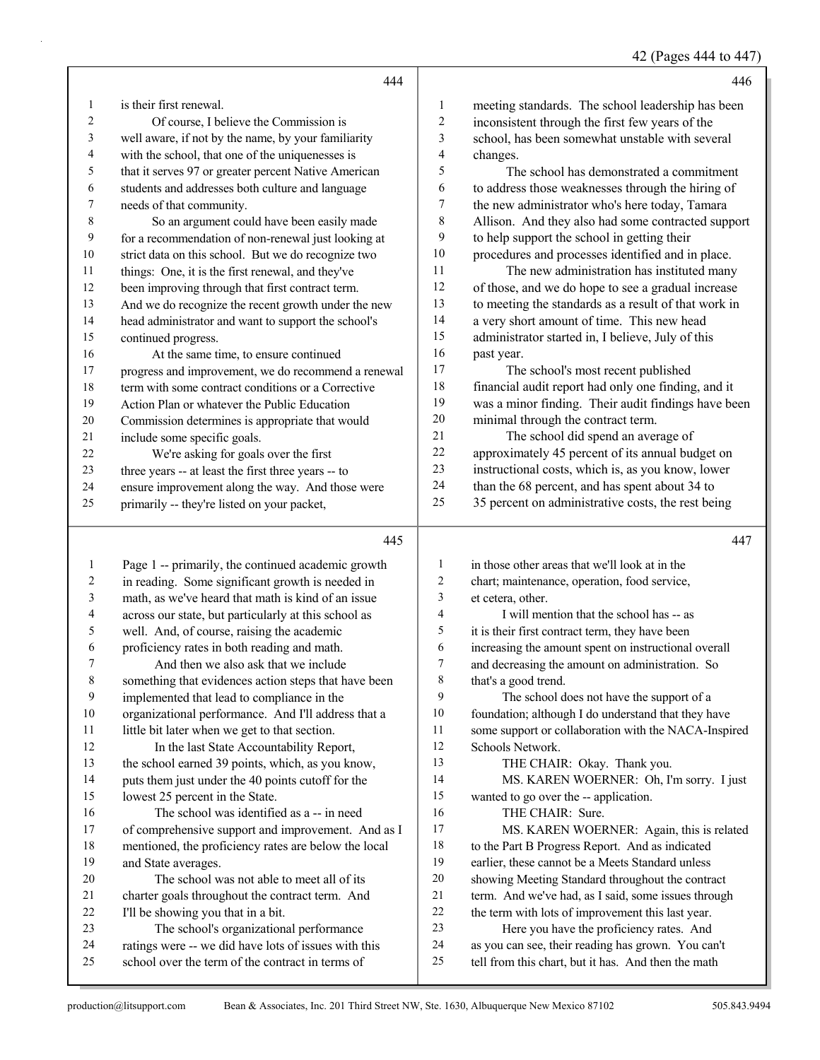**444**

1 is their first renewal.
2 Of course, I believe the Commission is
3 well aware, if not by the name, by your familiarity
4 with the school, that one of the uniquenesses is
5 that it serves 97 or greater percent Native American
6 students and addresses both culture and language
7 needs of that community.
8 So an argument could have been easily made
9 for a recommendation of non-renewal just looking at
10 strict data on this school. But we do recognize two
11 things: One, it is the first renewal, and they've
12 been improving through that first contract term.
13 And we do recognize the recent growth under the new
14 head administrator and want to support the school's
15 continued progress.
16 At the same time, to ensure continued
17 progress and improvement, we do recommend a renewal
18 term with some contract conditions or a Corrective
19 Action Plan or whatever the Public Education
20 Commission determines is appropriate that would
21 include some specific goals.
22 We're asking for goals over the first
23 three years -- at least the first three years -- to
24 ensure improvement along the way. And those were
25 primarily -- they're listed on your packet,

**445**

1 Page 1 -- primarily, the continued academic growth
2 in reading. Some significant growth is needed in
3 math, as we've heard that math is kind of an issue
4 across our state, but particularly at this school as
5 well. And, of course, raising the academic
6 proficiency rates in both reading and math.
7 And then we also ask that we include
8 something that evidences action steps that have been
9 implemented that lead to compliance in the
10 organizational performance. And I'll address that a
11 little bit later when we get to that section.
12 In the last State Accountability Report,
13 the school earned 39 points, which, as you know,
14 puts them just under the 40 points cutoff for the
15 lowest 25 percent in the State.
16 The school was identified as a -- in need
17 of comprehensive support and improvement. And as I
18 mentioned, the proficiency rates are below the local
19 and State averages.
20 The school was not able to meet all of its
21 charter goals throughout the contract term. And
22 I'll be showing you that in a bit.
23 The school's organizational performance
24 ratings were -- we did have lots of issues with this
25 school over the term of the contract in terms of

**446**

1 meeting standards. The school leadership has been
2 inconsistent through the first few years of the
3 school, has been somewhat unstable with several
4 changes.
5 The school has demonstrated a commitment
6 to address those weaknesses through the hiring of
7 the new administrator who's here today, Tamara
8 Allison. And they also had some contracted support
9 to help support the school in getting their
10 procedures and processes identified and in place.
11 The new administration has instituted many
12 of those, and we do hope to see a gradual increase
13 to meeting the standards as a result of that work in
14 a very short amount of time. This new head
15 administrator started in, I believe, July of this
16 past year.
17 The school's most recent published
18 financial audit report had only one finding, and it
19 was a minor finding. Their audit findings have been
20 minimal through the contract term.
21 The school did spend an average of
22 approximately 45 percent of its annual budget on
23 instructional costs, which is, as you know, lower
24 than the 68 percent, and has spent about 34 to
25 35 percent on administrative costs, the rest being

**447**

1 in those other areas that we'll look at in the
2 chart; maintenance, operation, food service,
3 et cetera, other.
4 I will mention that the school has -- as
5 it is their first contract term, they have been
6 increasing the amount spent on instructional overall
7 and decreasing the amount on administration. So
8 that's a good trend.
9 The school does not have the support of a
10 foundation; although I do understand that they have
11 some support or collaboration with the NACA-Inspired
12 Schools Network.
13 THE CHAIR: Okay. Thank you.
14 MS. KAREN WOERNER: Oh, I'm sorry. I just
15 wanted to go over the -- application.
16 THE CHAIR: Sure.
17 MS. KAREN WOERNER: Again, this is related
18 to the Part B Progress Report. And as indicated
19 earlier, these cannot be a Meets Standard unless
20 showing Meeting Standard throughout the contract
21 term. And we've had, as I said, some issues through
22 the term with lots of improvement this last year.
23 Here you have the proficiency rates. And
24 as you can see, their reading has grown. You can't
25 tell from this chart, but it has. And then the math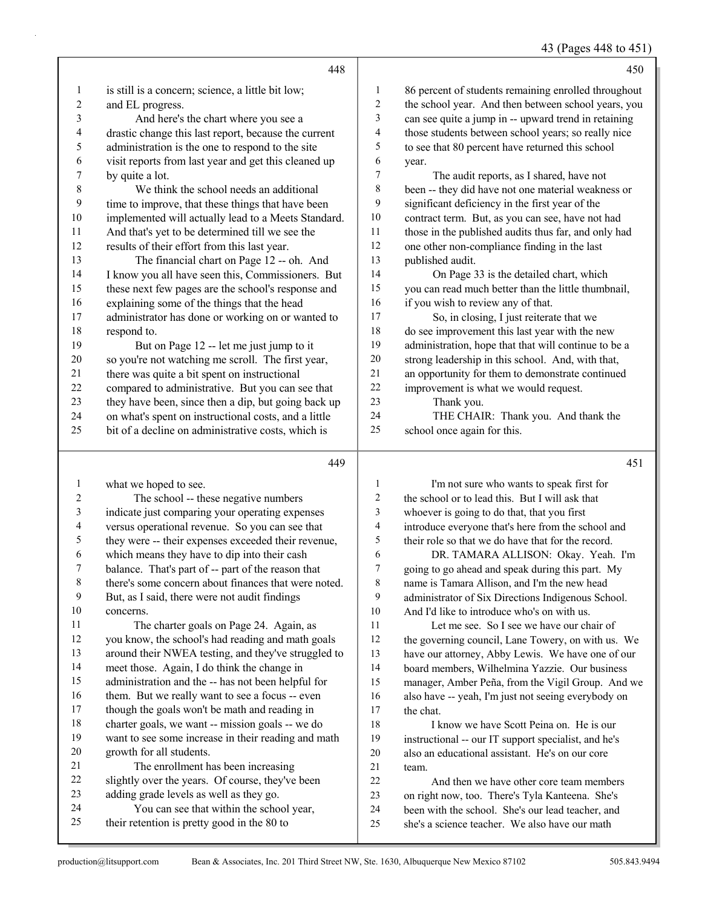448

1 is still is a concern; science, a little bit low;
2 and EL progress.
3 And here's the chart where you see a
4 drastic change this last report, because the current
5 administration is the one to respond to the site
6 visit reports from last year and get this cleaned up
7 by quite a lot.
8 We think the school needs an additional
9 time to improve, that these things that have been
10 implemented will actually lead to a Meets Standard.
11 And that's yet to be determined till we see the
12 results of their effort from this last year.
13 The financial chart on Page 12 -- oh. And
14 I know you all have seen this, Commissioners. But
15 these next few pages are the school's response and
16 explaining some of the things that the head
17 administrator has done or working on or wanted to
18 respond to.
19 But on Page 12 -- let me just jump to it
20 so you're not watching me scroll. The first year,
21 there was quite a bit spent on instructional
22 compared to administrative. But you can see that
23 they have been, since then a dip, but going back up
24 on what's spent on instructional costs, and a little
25 bit of a decline on administrative costs, which is

449

1 what we hoped to see.
2 The school -- these negative numbers
3 indicate just comparing your operating expenses
4 versus operational revenue. So you can see that
5 they were -- their expenses exceeded their revenue,
6 which means they have to dip into their cash
7 balance. That's part of -- part of the reason that
8 there's some concern about finances that were noted.
9 But, as I said, there were not audit findings
10 concerns.
11 The charter goals on Page 24. Again, as
12 you know, the school's had reading and math goals
13 around their NWEA testing, and they've struggled to
14 meet those. Again, I do think the change in
15 administration and the -- has not been helpful for
16 them. But we really want to see a focus -- even
17 though the goals won't be math and reading in
18 charter goals, we want -- mission goals -- we do
19 want to see some increase in their reading and math
20 growth for all students.
21 The enrollment has been increasing
22 slightly over the years. Of course, they've been
23 adding grade levels as well as they go.
24 You can see that within the school year,
25 their retention is pretty good in the 80 to

450

1 86 percent of students remaining enrolled throughout
2 the school year. And then between school years, you
3 can see quite a jump in -- upward trend in retaining
4 those students between school years; so really nice
5 to see that 80 percent have returned this school
6 year.
7 The audit reports, as I shared, have not
8 been -- they did have not one material weakness or
9 significant deficiency in the first year of the
10 contract term. But, as you can see, have not had
11 those in the published audits thus far, and only had
12 one other non-compliance finding in the last
13 published audit.
14 On Page 33 is the detailed chart, which
15 you can read much better than the little thumbnail,
16 if you wish to review any of that.
17 So, in closing, I just reiterate that we
18 do see improvement this last year with the new
19 administration, hope that that will continue to be a
20 strong leadership in this school. And, with that,
21 an opportunity for them to demonstrate continued
22 improvement is what we would request.
23 Thank you.
24 THE CHAIR: Thank you. And thank the
25 school once again for this.

451

1 I'm not sure who wants to speak first for
2 the school or to lead this. But I will ask that
3 whoever is going to do that, that you first
4 introduce everyone that's here from the school and
5 their role so that we do have that for the record.
6 DR. TAMARA ALLISON: Okay. Yeah. I'm
7 going to go ahead and speak during this part. My
8 name is Tamara Allison, and I'm the new head
9 administrator of Six Directions Indigenous School.
10 And I'd like to introduce who's on with us.
11 Let me see. So I see we have our chair of
12 the governing council, Lane Towery, on with us. We
13 have our attorney, Abby Lewis. We have one of our
14 board members, Wilhelmina Yazzie. Our business
15 manager, Amber Peña, from the Vigil Group. And we
16 also have -- yeah, I'm just not seeing everybody on
17 the chat.
18 I know we have Scott Peina on. He is our
19 instructional -- our IT support specialist, and he's
20 also an educational assistant. He's on our core
21 team.
22 And then we have other core team members
23 on right now, too. There's Tyla Kanteena. She's
24 been with the school. She's our lead teacher, and
25 she's a science teacher. We also have our math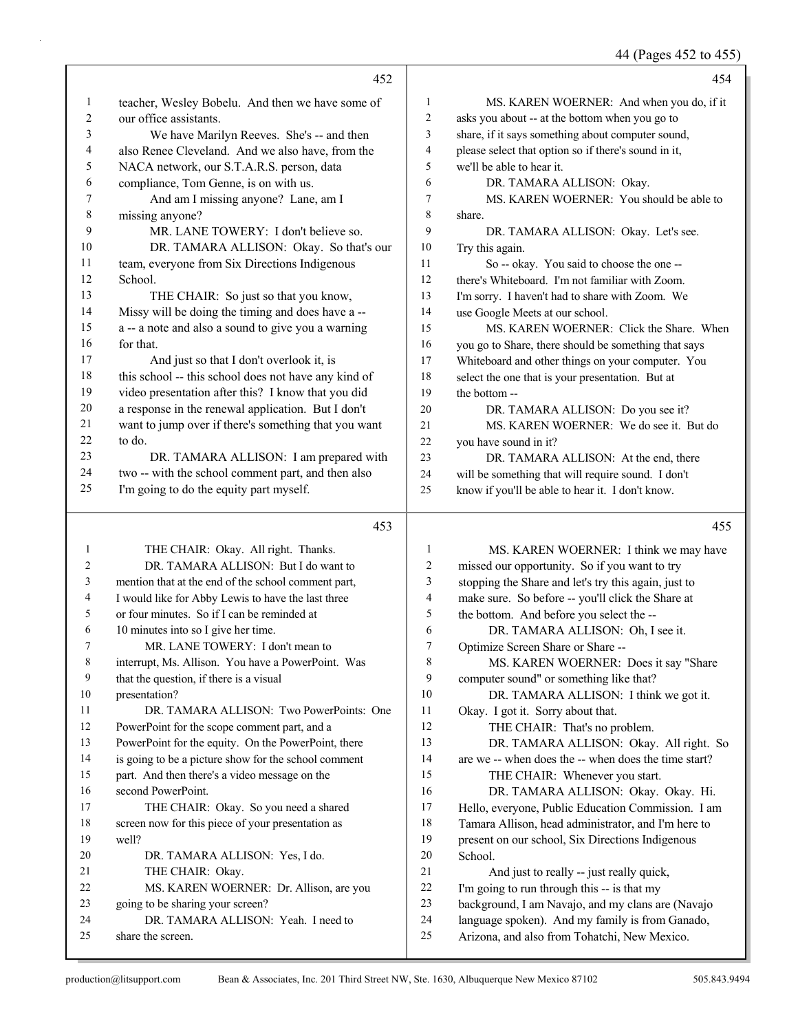**452**

1 teacher, Wesley Bobelu. And then we have some of
2 our office assistants.
3 We have Marilyn Reeves. She's -- and then
4 also Renee Cleveland. And we also have, from the
5 NACA network, our S.T.A.R.S. person, data
6 compliance, Tom Genne, is on with us.
7 And am I missing anyone? Lane, am I
8 missing anyone?
9 MR. LANE TOWERY: I don't believe so.
10 DR. TAMARA ALLISON: Okay. So that's our
11 team, everyone from Six Directions Indigenous
12 School.
13 THE CHAIR: So just so that you know,
14 Missy will be doing the timing and does have a --
15 a -- a note and also a sound to give you a warning
16 for that.
17 And just so that I don't overlook it, is
18 this school -- this school does not have any kind of
19 video presentation after this? I know that you did
20 a response in the renewal application. But I don't
21 want to jump over if there's something that you want
22 to do.
23 DR. TAMARA ALLISON: I am prepared with
24 two -- with the school comment part, and then also
25 I'm going to do the equity part myself.

**453**

1 THE CHAIR: Okay. All right. Thanks.
2 DR. TAMARA ALLISON: But I do want to
3 mention that at the end of the school comment part,
4 I would like for Abby Lewis to have the last three
5 or four minutes. So if I can be reminded at
6 10 minutes into so I give her time.
7 MR. LANE TOWERY: I don't mean to
8 interrupt, Ms. Allison. You have a PowerPoint. Was
9 that the question, if there is a visual
10 presentation?
11 DR. TAMARA ALLISON: Two PowerPoints: One
12 PowerPoint for the scope comment part, and a
13 PowerPoint for the equity. On the PowerPoint, there
14 is going to be a picture show for the school comment
15 part. And then there's a video message on the
16 second PowerPoint.
17 THE CHAIR: Okay. So you need a shared
18 screen now for this piece of your presentation as
19 well?
20 DR. TAMARA ALLISON: Yes, I do.
21 THE CHAIR: Okay.
22 MS. KAREN WOERNER: Dr. Allison, are you
23 going to be sharing your screen?
24 DR. TAMARA ALLISON: Yeah. I need to
25 share the screen.

**454**

1 MS. KAREN WOERNER: And when you do, if it
2 asks you about -- at the bottom when you go to
3 share, if it says something about computer sound,
4 please select that option so if there's sound in it,
5 we'll be able to hear it.
6 DR. TAMARA ALLISON: Okay.
7 MS. KAREN WOERNER: You should be able to
8 share.
9 DR. TAMARA ALLISON: Okay. Let's see.
10 Try this again.
11 So -- okay. You said to choose the one --
12 there's Whiteboard. I'm not familiar with Zoom.
13 I'm sorry. I haven't had to share with Zoom. We
14 use Google Meets at our school.
15 MS. KAREN WOERNER: Click the Share. When
16 you go to Share, there should be something that says
17 Whiteboard and other things on your computer. You
18 select the one that is your presentation. But at
19 the bottom --
20 DR. TAMARA ALLISON: Do you see it?
21 MS. KAREN WOERNER: We do see it. But do
22 you have sound in it?
23 DR. TAMARA ALLISON: At the end, there
24 will be something that will require sound. I don't
25 know if you'll be able to hear it. I don't know.

**455**

1 MS. KAREN WOERNER: I think we may have
2 missed our opportunity. So if you want to try
3 stopping the Share and let's try this again, just to
4 make sure. So before -- you'll click the Share at
5 the bottom. And before you select the --
6 DR. TAMARA ALLISON: Oh, I see it.
7 Optimize Screen Share or Share --
8 MS. KAREN WOERNER: Does it say "Share
9 computer sound" or something like that?
10 DR. TAMARA ALLISON: I think we got it.
11 Okay. I got it. Sorry about that.
12 THE CHAIR: That's no problem.
13 DR. TAMARA ALLISON: Okay. All right. So
14 are we -- when does the -- when does the time start?
15 THE CHAIR: Whenever you start.
16 DR. TAMARA ALLISON: Okay. Okay. Hi.
17 Hello, everyone, Public Education Commission. I am
18 Tamara Allison, head administrator, and I'm here to
19 present on our school, Six Directions Indigenous
20 School.
21 And just to really -- just really quick,
22 I'm going to run through this -- is that my
23 background, I am Navajo, and my clans are (Navajo
24 language spoken). And my family is from Ganado,
25 Arizona, and also from Tohatchi, New Mexico.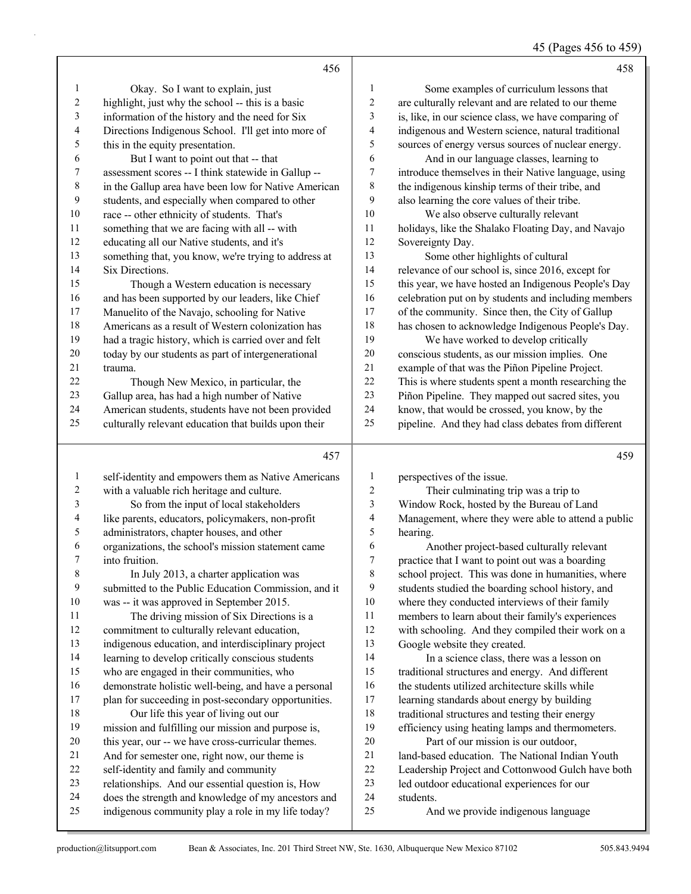Okay. So I want to explain, just highlight, just why the school -- this is a basic information of the history and the need for Six Directions Indigenous School. I'll get into more of this in the equity presentation.

But I want to point out that -- that assessment scores -- I think statewide in Gallup -- in the Gallup area have been low for Native American students, and especially when compared to other race -- other ethnicity of students. That's something that we are facing with all -- with educating all our Native students, and it's something that, you know, we're trying to address at Six Directions.

Though a Western education is necessary and has been supported by our leaders, like Chief Manuelito of the Navajo, schooling for Native Americans as a result of Western colonization has had a tragic history, which is carried over and felt today by our students as part of intergenerational trauma.

Though New Mexico, in particular, the Gallup area, has had a high number of Native American students, students have not been provided culturally relevant education that builds upon their self-identity and empowers them as Native Americans with a valuable rich heritage and culture.

So from the input of local stakeholders like parents, educators, policymakers, non-profit administrators, chapter houses, and other organizations, the school's mission statement came into fruition.

In July 2013, a charter application was submitted to the Public Education Commission, and it was -- it was approved in September 2015.

The driving mission of Six Directions is a commitment to culturally relevant education, indigenous education, and interdisciplinary project learning to develop critically conscious students who are engaged in their communities, who demonstrate holistic well-being, and have a personal plan for succeeding in post-secondary opportunities.

Our life this year of living out our mission and fulfilling our mission and purpose is, this year, our -- we have cross-curricular themes. And for semester one, right now, our theme is self-identity and family and community relationships. And our essential question is, How does the strength and knowledge of my ancestors and indigenous community play a role in my life today?

Some examples of curriculum lessons that are culturally relevant and are related to our theme is, like, in our science class, we have comparing of indigenous and Western science, natural traditional sources of energy versus sources of nuclear energy.

And in our language classes, learning to introduce themselves in their Native language, using the indigenous kinship terms of their tribe, and also learning the core values of their tribe.

We also observe culturally relevant holidays, like the Shalako Floating Day, and Navajo Sovereignty Day.

Some other highlights of cultural relevance of our school is, since 2016, except for this year, we have hosted an Indigenous People's Day celebration put on by students and including members of the community. Since then, the City of Gallup has chosen to acknowledge Indigenous People's Day.

We have worked to develop critically conscious students, as our mission implies. One example of that was the Piñon Pipeline Project. This is where students spent a month researching the Piñon Pipeline. They mapped out sacred sites, you know, that would be crossed, you know, by the pipeline. And they had class debates from different perspectives of the issue.

Their culminating trip was a trip to Window Rock, hosted by the Bureau of Land Management, where they were able to attend a public hearing.

Another project-based culturally relevant practice that I want to point out was a boarding school project. This was done in humanities, where students studied the boarding school history, and where they conducted interviews of their family members to learn about their family's experiences with schooling. And they compiled their work on a Google website they created.

In a science class, there was a lesson on traditional structures and energy. And different the students utilized architecture skills while learning standards about energy by building traditional structures and testing their energy efficiency using heating lamps and thermometers.

Part of our mission is our outdoor, land-based education. The National Indian Youth Leadership Project and Cottonwood Gulch have both led outdoor educational experiences for our students.

And we provide indigenous language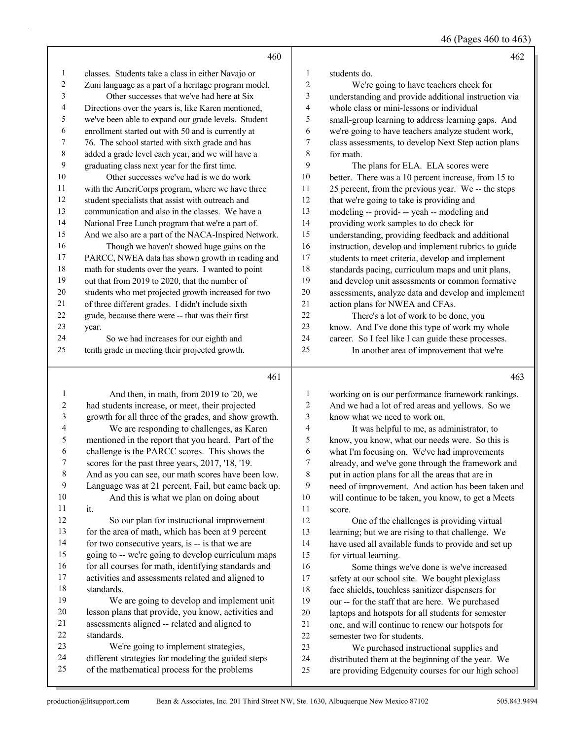classes. Students take a class in either Navajo or Zuni language as a part of a heritage program model.

Other successes that we've had here at Six Directions over the years is, like Karen mentioned, we've been able to expand our grade levels. Student enrollment started out with 50 and is currently at 76. The school started with sixth grade and has added a grade level each year, and we will have a graduating class next year for the first time.

Other successes we've had is we do work with the AmeriCorps program, where we have three student specialists that assist with outreach and communication and also in the classes. We have a National Free Lunch program that we're a part of. And we also are a part of the NACA-Inspired Network.

Though we haven't showed huge gains on the PARCC, NWEA data has shown growth in reading and math for students over the years. I wanted to point out that from 2019 to 2020, that the number of students who met projected growth increased for two of three different grades. I didn't include sixth grade, because there were -- that was their first year.

So we had increases for our eighth and tenth grade in meeting their projected growth.

And then, in math, from 2019 to '20, we had students increase, or meet, their projected growth for all three of the grades, and show growth.

We are responding to challenges, as Karen mentioned in the report that you heard. Part of the challenge is the PARCC scores. This shows the scores for the past three years, 2017, '18, '19. And as you can see, our math scores have been low. Language was at 21 percent, Fail, but came back up.

And this is what we plan on doing about it.

So our plan for instructional improvement for the area of math, which has been at 9 percent for two consecutive years, is -- is that we are going to -- we're going to develop curriculum maps for all courses for math, identifying standards and activities and assessments related and aligned to standards.

We are going to develop and implement unit lesson plans that provide, you know, activities and assessments aligned -- related and aligned to standards.

We're going to implement strategies, different strategies for modeling the guided steps of the mathematical process for the problems students do.

We're going to have teachers check for understanding and provide additional instruction via whole class or mini-lessons or individual small-group learning to address learning gaps. And we're going to have teachers analyze student work, class assessments, to develop Next Step action plans for math.

The plans for ELA. ELA scores were better. There was a 10 percent increase, from 15 to 25 percent, from the previous year. We -- the steps that we're going to take is providing and modeling -- provid- -- yeah -- modeling and providing work samples to do check for understanding, providing feedback and additional instruction, develop and implement rubrics to guide students to meet criteria, develop and implement standards pacing, curriculum maps and unit plans, and develop unit assessments or common formative assessments, analyze data and develop and implement action plans for NWEA and CFAs.

There's a lot of work to be done, you know. And I've done this type of work my whole career. So I feel like I can guide these processes.

In another area of improvement that we're working on is our performance framework rankings. And we had a lot of red areas and yellows. So we know what we need to work on.

It was helpful to me, as administrator, to know, you know, what our needs were. So this is what I'm focusing on. We've had improvements already, and we've gone through the framework and put in action plans for all the areas that are in need of improvement. And action has been taken and will continue to be taken, you know, to get a Meets score.

One of the challenges is providing virtual learning; but we are rising to that challenge. We have used all available funds to provide and set up for virtual learning.

Some things we've done is we've increased safety at our school site. We bought plexiglass face shields, touchless sanitizer dispensers for our -- for the staff that are here. We purchased laptops and hotspots for all students for semester one, and will continue to renew our hotspots for semester two for students.

We purchased instructional supplies and distributed them at the beginning of the year. We are providing Edgenuity courses for our high school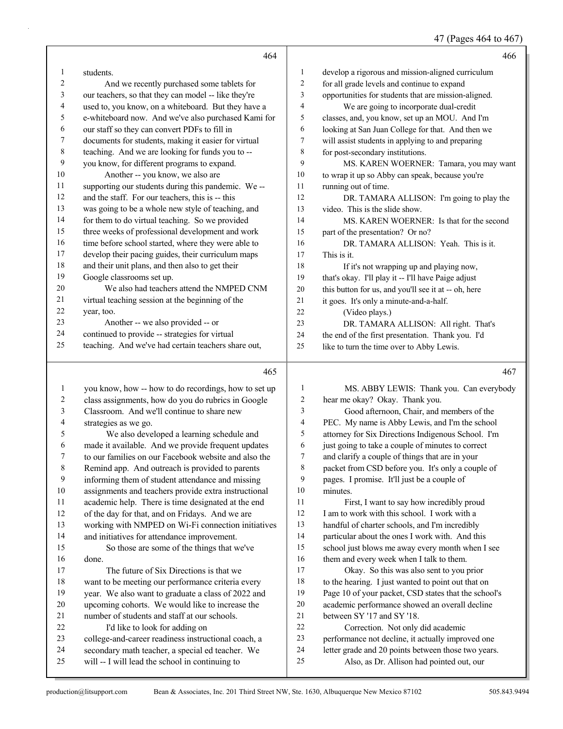**464**

students.

And we recently purchased some tablets for our teachers, so that they can model -- like they're used to, you know, on a whiteboard. But they have a e-whiteboard now. And we've also purchased Kami for our staff so they can convert PDFs to fill in documents for students, making it easier for virtual teaching. And we are looking for funds you to -- you know, for different programs to expand.

Another -- you know, we also are supporting our students during this pandemic. We -- and the staff. For our teachers, this is -- this was going to be a whole new style of teaching, and for them to do virtual teaching. So we provided three weeks of professional development and work time before school started, where they were able to develop their pacing guides, their curriculum maps and their unit plans, and then also to get their Google classrooms set up.

We also had teachers attend the NMPED CNM virtual teaching session at the beginning of the year, too.

Another -- we also provided -- or continued to provide -- strategies for virtual teaching. And we've had certain teachers share out,

**465**

you know, how -- how to do recordings, how to set up class assignments, how do you do rubrics in Google Classroom. And we'll continue to share new strategies as we go.

We also developed a learning schedule and made it available. And we provide frequent updates to our families on our Facebook website and also the Remind app. And outreach is provided to parents informing them of student attendance and missing assignments and teachers provide extra instructional academic help. There is time designated at the end of the day for that, and on Fridays. And we are working with NMPED on Wi-Fi connection initiatives and initiatives for attendance improvement.

So those are some of the things that we've done.

The future of Six Directions is that we want to be meeting our performance criteria every year. We also want to graduate a class of 2022 and upcoming cohorts. We would like to increase the number of students and staff at our schools.

I'd like to look for adding on college-and-career readiness instructional coach, a secondary math teacher, a special ed teacher. We will -- I will lead the school in continuing to

**466**

develop a rigorous and mission-aligned curriculum for all grade levels and continue to expand opportunities for students that are mission-aligned.

We are going to incorporate dual-credit classes, and, you know, set up an MOU. And I'm looking at San Juan College for that. And then we will assist students in applying to and preparing for post-secondary institutions.

MS. KAREN WOERNER: Tamara, you may want to wrap it up so Abby can speak, because you're running out of time.

DR. TAMARA ALLISON: I'm going to play the video. This is the slide show.

MS. KAREN WOERNER: Is that for the second part of the presentation? Or no?

DR. TAMARA ALLISON: Yeah. This is it. This is it.

If it's not wrapping up and playing now, that's okay. I'll play it -- I'll have Paige adjust this button for us, and you'll see it at -- oh, here it goes. It's only a minute-and-a-half.

(Video plays.)

DR. TAMARA ALLISON: All right. That's the end of the first presentation. Thank you. I'd like to turn the time over to Abby Lewis.

**467**

MS. ABBY LEWIS: Thank you. Can everybody hear me okay? Okay. Thank you.

Good afternoon, Chair, and members of the PEC. My name is Abby Lewis, and I'm the school attorney for Six Directions Indigenous School. I'm just going to take a couple of minutes to correct and clarify a couple of things that are in your packet from CSD before you. It's only a couple of pages. I promise. It'll just be a couple of minutes.

First, I want to say how incredibly proud I am to work with this school. I work with a handful of charter schools, and I'm incredibly particular about the ones I work with. And this school just blows me away every month when I see them and every week when I talk to them.

Okay. So this was also sent to you prior to the hearing. I just wanted to point out that on Page 10 of your packet, CSD states that the school's academic performance showed an overall decline between SY '17 and SY '18.

Correction. Not only did academic performance not decline, it actually improved one letter grade and 20 points between those two years.

Also, as Dr. Allison had pointed out, our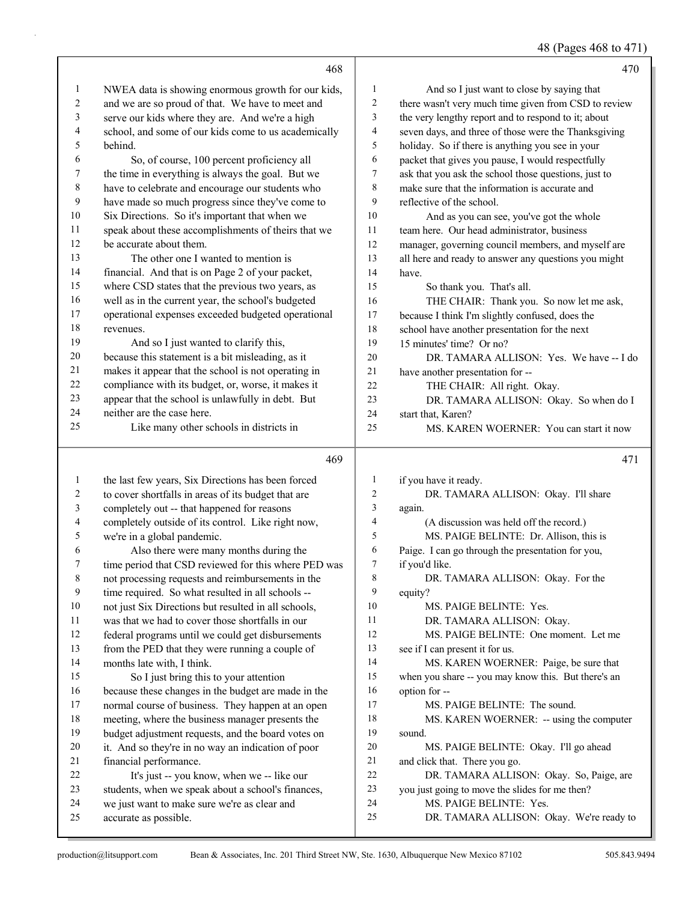468

1 NWEA data is showing enormous growth for our kids,
2 and we are so proud of that. We have to meet and
3 serve our kids where they are. And we're a high
4 school, and some of our kids come to us academically
5 behind.
6 So, of course, 100 percent proficiency all
7 the time in everything is always the goal. But we
8 have to celebrate and encourage our students who
9 have made so much progress since they've come to
10 Six Directions. So it's important that when we
11 speak about these accomplishments of theirs that we
12 be accurate about them.
13 The other one I wanted to mention is
14 financial. And that is on Page 2 of your packet,
15 where CSD states that the previous two years, as
16 well as in the current year, the school's budgeted
17 operational expenses exceeded budgeted operational
18 revenues.
19 And so I just wanted to clarify this,
20 because this statement is a bit misleading, as it
21 makes it appear that the school is not operating in
22 compliance with its budget, or, worse, it makes it
23 appear that the school is unlawfully in debt. But
24 neither are the case here.
25 Like many other schools in districts in

469

1 the last few years, Six Directions has been forced
2 to cover shortfalls in areas of its budget that are
3 completely out -- that happened for reasons
4 completely outside of its control. Like right now,
5 we're in a global pandemic.
6 Also there were many months during the
7 time period that CSD reviewed for this where PED was
8 not processing requests and reimbursements in the
9 time required. So what resulted in all schools --
10 not just Six Directions but resulted in all schools,
11 was that we had to cover those shortfalls in our
12 federal programs until we could get disbursements
13 from the PED that they were running a couple of
14 months late with, I think.
15 So I just bring this to your attention
16 because these changes in the budget are made in the
17 normal course of business. They happen at an open
18 meeting, where the business manager presents the
19 budget adjustment requests, and the board votes on
20 it. And so they're in no way an indication of poor
21 financial performance.
22 It's just -- you know, when we -- like our
23 students, when we speak about a school's finances,
24 we just want to make sure we're as clear and
25 accurate as possible.

470

1 And so I just want to close by saying that
2 there wasn't very much time given from CSD to review
3 the very lengthy report and to respond to it; about
4 seven days, and three of those were the Thanksgiving
5 holiday. So if there is anything you see in your
6 packet that gives you pause, I would respectfully
7 ask that you ask the school those questions, just to
8 make sure that the information is accurate and
9 reflective of the school.
10 And as you can see, you've got the whole
11 team here. Our head administrator, business
12 manager, governing council members, and myself are
13 all here and ready to answer any questions you might
14 have.
15 So thank you. That's all.
16 THE CHAIR: Thank you. So now let me ask,
17 because I think I'm slightly confused, does the
18 school have another presentation for the next
19 15 minutes' time? Or no?
20 DR. TAMARA ALLISON: Yes. We have -- I do
21 have another presentation for --
22 THE CHAIR: All right. Okay.
23 DR. TAMARA ALLISON: Okay. So when do I
24 start that, Karen?
25 MS. KAREN WOERNER: You can start it now

471

1 if you have it ready.
2 DR. TAMARA ALLISON: Okay. I'll share
3 again.
4 (A discussion was held off the record.)
5 MS. PAIGE BELINTE: Dr. Allison, this is
6 Paige. I can go through the presentation for you,
7 if you'd like.
8 DR. TAMARA ALLISON: Okay. For the
9 equity?
10 MS. PAIGE BELINTE: Yes.
11 DR. TAMARA ALLISON: Okay.
12 MS. PAIGE BELINTE: One moment. Let me
13 see if I can present it for us.
14 MS. KAREN WOERNER: Paige, be sure that
15 when you share -- you may know this. But there's an
16 option for --
17 MS. PAIGE BELINTE: The sound.
18 MS. KAREN WOERNER: -- using the computer
19 sound.
20 MS. PAIGE BELINTE: Okay. I'll go ahead
21 and click that. There you go.
22 DR. TAMARA ALLISON: Okay. So, Paige, are
23 you just going to move the slides for me then?
24 MS. PAIGE BELINTE: Yes.
25 DR. TAMARA ALLISON: Okay. We're ready to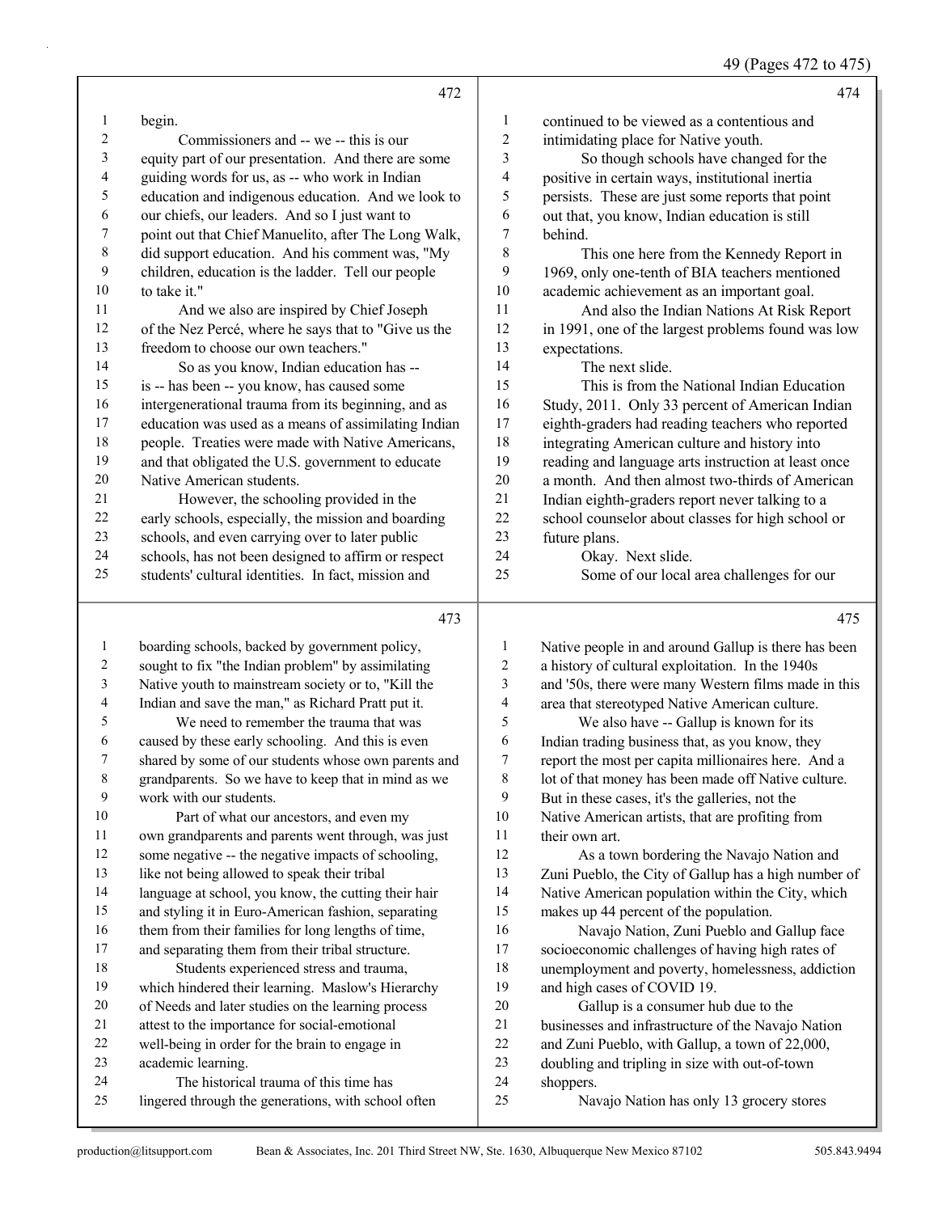begin.

Commissioners and -- we -- this is our equity part of our presentation. And there are some guiding words for us, as -- who work in Indian education and indigenous education. And we look to our chiefs, our leaders. And so I just want to point out that Chief Manuelito, after The Long Walk, did support education. And his comment was, "My children, education is the ladder. Tell our people to take it."

And we also are inspired by Chief Joseph of the Nez Percé, where he says that to "Give us the freedom to choose our own teachers."

So as you know, Indian education has -- is -- has been -- you know, has caused some intergenerational trauma from its beginning, and as education was used as a means of assimilating Indian people. Treaties were made with Native Americans, and that obligated the U.S. government to educate Native American students.

However, the schooling provided in the early schools, especially, the mission and boarding schools, and even carrying over to later public schools, has not been designed to affirm or respect students' cultural identities. In fact, mission and boarding schools, backed by government policy, sought to fix "the Indian problem" by assimilating Native youth to mainstream society or to, "Kill the Indian and save the man," as Richard Pratt put it.

We need to remember the trauma that was caused by these early schooling. And this is even shared by some of our students whose own parents and grandparents. So we have to keep that in mind as we work with our students.

Part of what our ancestors, and even my own grandparents and parents went through, was just some negative -- the negative impacts of schooling, like not being allowed to speak their tribal language at school, you know, the cutting their hair and styling it in Euro-American fashion, separating them from their families for long lengths of time, and separating them from their tribal structure.

Students experienced stress and trauma, which hindered their learning. Maslow's Hierarchy of Needs and later studies on the learning process attest to the importance for social-emotional well-being in order for the brain to engage in academic learning.

The historical trauma of this time has lingered through the generations, with school often continued to be viewed as a contentious and intimidating place for Native youth.

So though schools have changed for the positive in certain ways, institutional inertia persists. These are just some reports that point out that, you know, Indian education is still behind.

This one here from the Kennedy Report in 1969, only one-tenth of BIA teachers mentioned academic achievement as an important goal.

And also the Indian Nations At Risk Report in 1991, one of the largest problems found was low expectations.

The next slide.

This is from the National Indian Education Study, 2011. Only 33 percent of American Indian eighth-graders had reading teachers who reported integrating American culture and history into reading and language arts instruction at least once a month. And then almost two-thirds of American Indian eighth-graders report never talking to a school counselor about classes for high school or future plans.

Okay. Next slide.

Some of our local area challenges for our Native people in and around Gallup is there has been a history of cultural exploitation. In the 1940s and '50s, there were many Western films made in this area that stereotyped Native American culture.

We also have -- Gallup is known for its Indian trading business that, as you know, they report the most per capita millionaires here. And a lot of that money has been made off Native culture. But in these cases, it's the galleries, not the Native American artists, that are profiting from their own art.

As a town bordering the Navajo Nation and Zuni Pueblo, the City of Gallup has a high number of Native American population within the City, which makes up 44 percent of the population.

Navajo Nation, Zuni Pueblo and Gallup face socioeconomic challenges of having high rates of unemployment and poverty, homelessness, addiction and high cases of COVID 19.

Gallup is a consumer hub due to the businesses and infrastructure of the Navajo Nation and Zuni Pueblo, with Gallup, a town of 22,000, doubling and tripling in size with out-of-town shoppers.

Navajo Nation has only 13 grocery stores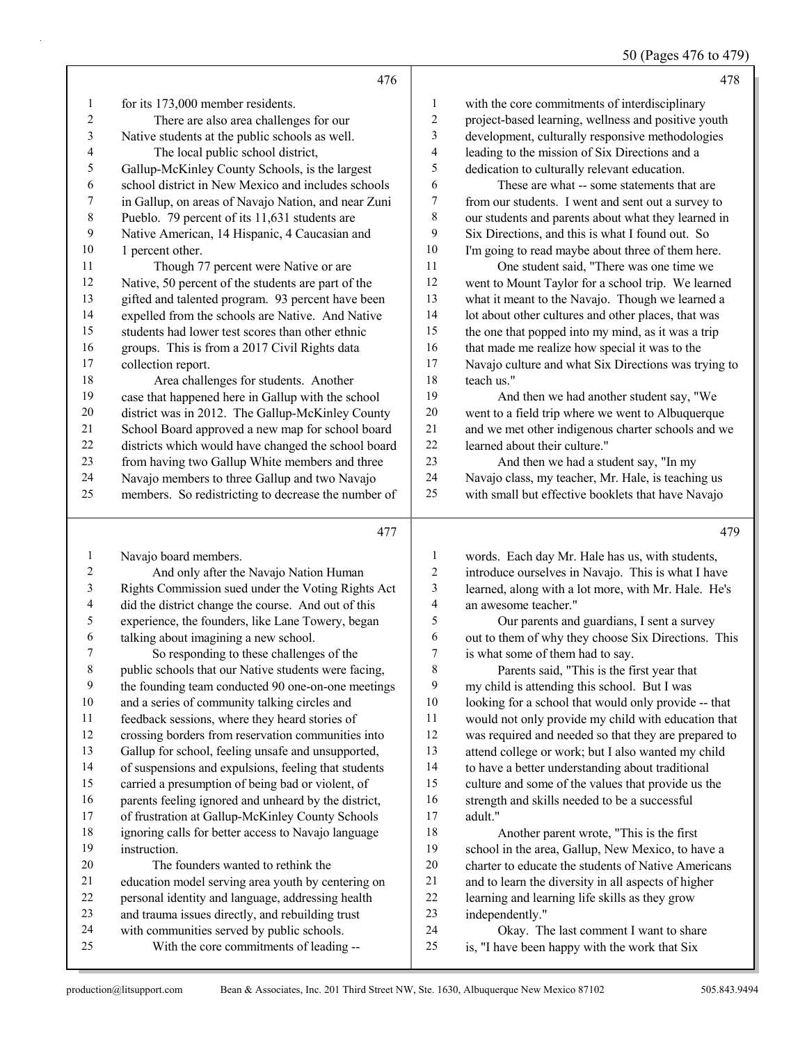for its 173,000 member residents.

There are also area challenges for our Native students at the public schools as well.

The local public school district, Gallup-McKinley County Schools, is the largest school district in New Mexico and includes schools in Gallup, on areas of Navajo Nation, and near Zuni Pueblo. 79 percent of its 11,631 students are Native American, 14 Hispanic, 4 Caucasian and 1 percent other.

Though 77 percent were Native or are Native, 50 percent of the students are part of the gifted and talented program. 93 percent have been expelled from the schools are Native. And Native students had lower test scores than other ethnic groups. This is from a 2017 Civil Rights data collection report.

Area challenges for students. Another case that happened here in Gallup with the school district was in 2012. The Gallup-McKinley County School Board approved a new map for school board districts which would have changed the school board from having two Gallup White members and three Navajo members to three Gallup and two Navajo members. So redistricting to decrease the number of Navajo board members.

And only after the Navajo Nation Human Rights Commission sued under the Voting Rights Act did the district change the course. And out of this experience, the founders, like Lane Towery, began talking about imagining a new school.

So responding to these challenges of the public schools that our Native students were facing, the founding team conducted 90 one-on-one meetings and a series of community talking circles and feedback sessions, where they heard stories of crossing borders from reservation communities into Gallup for school, feeling unsafe and unsupported, of suspensions and expulsions, feeling that students carried a presumption of being bad or violent, of parents feeling ignored and unheard by the district, of frustration at Gallup-McKinley County Schools ignoring calls for better access to Navajo language instruction.

The founders wanted to rethink the education model serving area youth by centering on personal identity and language, addressing health and trauma issues directly, and rebuilding trust with communities served by public schools.

With the core commitments of leading -- with the core commitments of interdisciplinary project-based learning, wellness and positive youth development, culturally responsive methodologies leading to the mission of Six Directions and a dedication to culturally relevant education.

These are what -- some statements that are from our students. I went and sent out a survey to our students and parents about what they learned in Six Directions, and this is what I found out. So I'm going to read maybe about three of them here.

One student said, "There was one time we went to Mount Taylor for a school trip. We learned what it meant to the Navajo. Though we learned a lot about other cultures and other places, that was the one that popped into my mind, as it was a trip that made me realize how special it was to the Navajo culture and what Six Directions was trying to teach us."

And then we had another student say, "We went to a field trip where we went to Albuquerque and we met other indigenous charter schools and we learned about their culture."

And then we had a student say, "In my Navajo class, my teacher, Mr. Hale, is teaching us with small but effective booklets that have Navajo words. Each day Mr. Hale has us, with students, introduce ourselves in Navajo. This is what I have learned, along with a lot more, with Mr. Hale. He's an awesome teacher."

Our parents and guardians, I sent a survey out to them of why they choose Six Directions. This is what some of them had to say.

Parents said, "This is the first year that my child is attending this school. But I was looking for a school that would only provide -- that would not only provide my child with education that was required and needed so that they are prepared to attend college or work; but I also wanted my child to have a better understanding about traditional culture and some of the values that provide us the strength and skills needed to be a successful adult."

Another parent wrote, "This is the first school in the area, Gallup, New Mexico, to have a charter to educate the students of Native Americans and to learn the diversity in all aspects of higher learning and learning life skills as they grow independently."

Okay. The last comment I want to share is, "I have been happy with the work that Six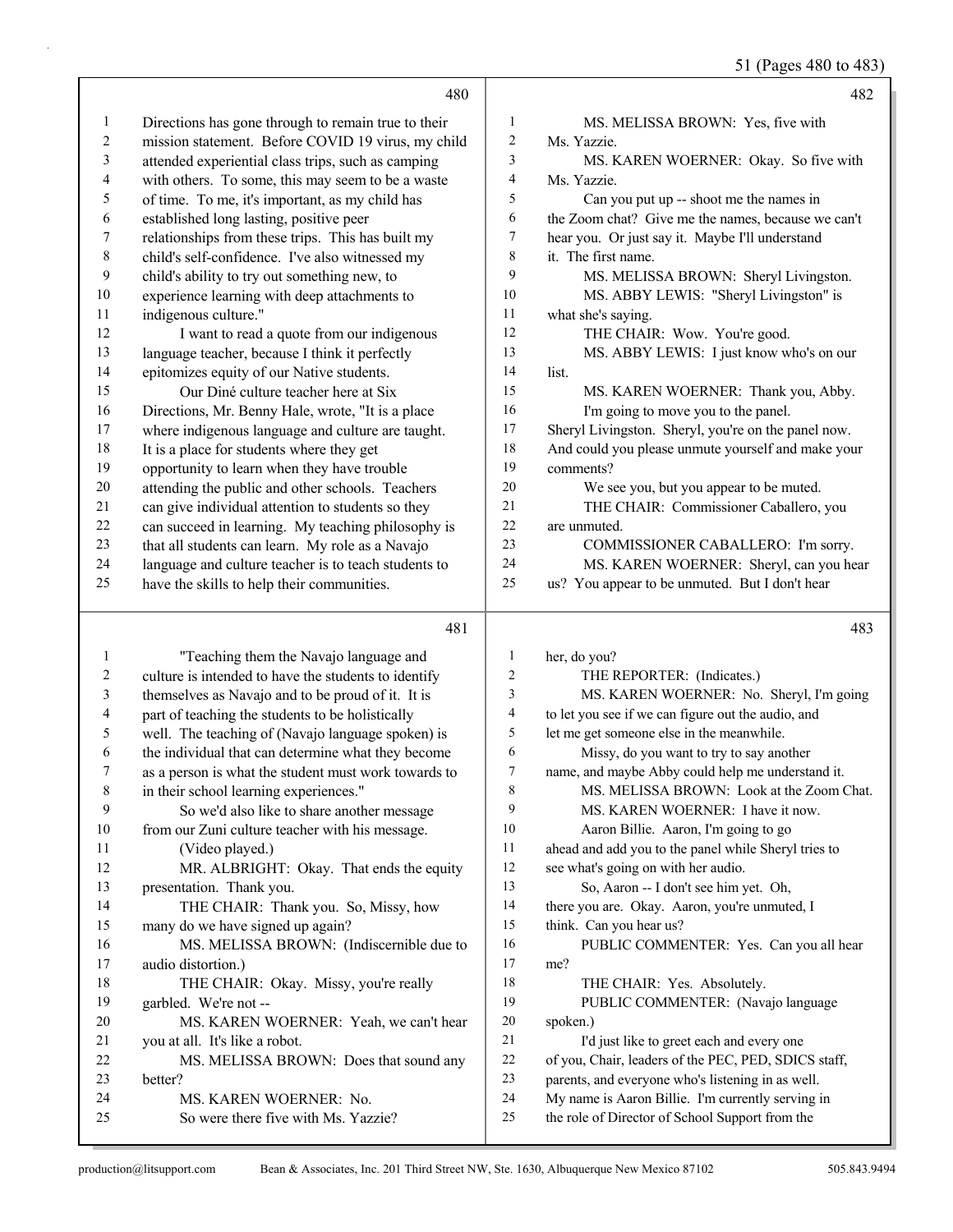Directions has gone through to remain true to their mission statement. Before COVID 19 virus, my child attended experiential class trips, such as camping with others. To some, this may seem to be a waste of time. To me, it's important, as my child has established long lasting, positive peer relationships from these trips. This has built my child's self-confidence. I've also witnessed my child's ability to try out something new, to experience learning with deep attachments to indigenous culture."

I want to read a quote from our indigenous language teacher, because I think it perfectly epitomizes equity of our Native students.

Our Diné culture teacher here at Six Directions, Mr. Benny Hale, wrote, "It is a place where indigenous language and culture are taught. It is a place for students where they get opportunity to learn when they have trouble attending the public and other schools. Teachers can give individual attention to students so they can succeed in learning. My teaching philosophy is that all students can learn. My role as a Navajo language and culture teacher is to teach students to have the skills to help their communities.

"Teaching them the Navajo language and culture is intended to have the students to identify themselves as Navajo and to be proud of it. It is part of teaching the students to be holistically well. The teaching of (Navajo language spoken) is the individual that can determine what they become as a person is what the student must work towards to in their school learning experiences."

So we'd also like to share another message from our Zuni culture teacher with his message.

(Video played.)

MR. ALBRIGHT: Okay. That ends the equity presentation. Thank you.

THE CHAIR: Thank you. So, Missy, how many do we have signed up again?

MS. MELISSA BROWN: (Indiscernible due to audio distortion.)

THE CHAIR: Okay. Missy, you're really garbled. We're not --

MS. KAREN WOERNER: Yeah, we can't hear you at all. It's like a robot.

MS. MELISSA BROWN: Does that sound any better?

MS. KAREN WOERNER: No.

So were there five with Ms. Yazzie?

MS. MELISSA BROWN: Yes, five with Ms. Yazzie.

MS. KAREN WOERNER: Okay. So five with Ms. Yazzie.

Can you put up -- shoot me the names in the Zoom chat? Give me the names, because we can't hear you. Or just say it. Maybe I'll understand it. The first name.

MS. MELISSA BROWN: Sheryl Livingston.

MS. ABBY LEWIS: "Sheryl Livingston" is what she's saying.

THE CHAIR: Wow. You're good.

MS. ABBY LEWIS: I just know who's on our list.

MS. KAREN WOERNER: Thank you, Abby.

I'm going to move you to the panel. Sheryl Livingston. Sheryl, you're on the panel now. And could you please unmute yourself and make your comments?

We see you, but you appear to be muted.

THE CHAIR: Commissioner Caballero, you are unmuted.

COMMISSIONER CABALLERO: I'm sorry.

MS. KAREN WOERNER: Sheryl, can you hear us? You appear to be unmuted. But I don't hear her, do you?

THE REPORTER: (Indicates.)

MS. KAREN WOERNER: No. Sheryl, I'm going to let you see if we can figure out the audio, and let me get someone else in the meanwhile.

Missy, do you want to try to say another name, and maybe Abby could help me understand it.

MS. MELISSA BROWN: Look at the Zoom Chat.

MS. KAREN WOERNER: I have it now.

Aaron Billie. Aaron, I'm going to go ahead and add you to the panel while Sheryl tries to see what's going on with her audio.

So, Aaron -- I don't see him yet. Oh, there you are. Okay. Aaron, you're unmuted, I think. Can you hear us?

PUBLIC COMMENTER: Yes. Can you all hear me?

THE CHAIR: Yes. Absolutely.

PUBLIC COMMENTER: (Navajo language spoken.)

I'd just like to greet each and every one of you, Chair, leaders of the PEC, PED, SDICS staff, parents, and everyone who's listening in as well. My name is Aaron Billie. I'm currently serving in the role of Director of School Support from the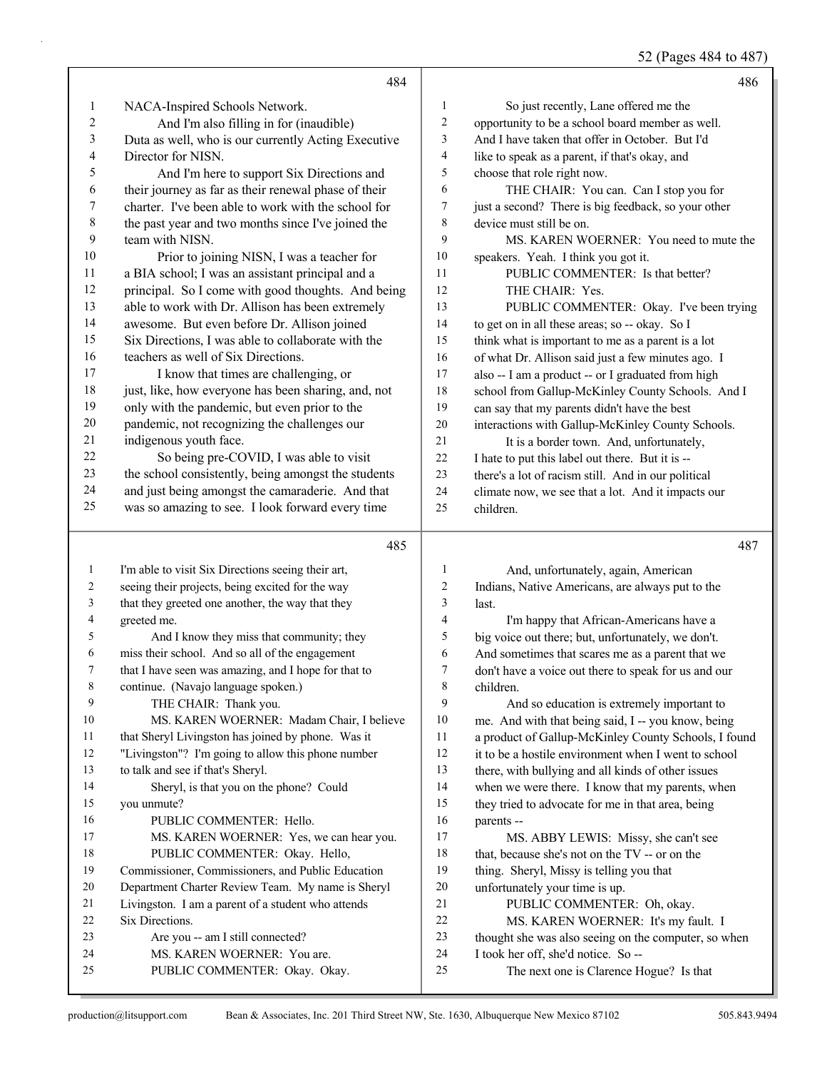**484**

1 NACA-Inspired Schools Network.
2 And I'm also filling in for (inaudible)
3 Duta as well, who is our currently Acting Executive
4 Director for NISN.
5 And I'm here to support Six Directions and
6 their journey as far as their renewal phase of their
7 charter. I've been able to work with the school for
8 the past year and two months since I've joined the
9 team with NISN.
10 Prior to joining NISN, I was a teacher for
11 a BIA school; I was an assistant principal and a
12 principal. So I come with good thoughts. And being
13 able to work with Dr. Allison has been extremely
14 awesome. But even before Dr. Allison joined
15 Six Directions, I was able to collaborate with the
16 teachers as well of Six Directions.
17 I know that times are challenging, or
18 just, like, how everyone has been sharing, and, not
19 only with the pandemic, but even prior to the
20 pandemic, not recognizing the challenges our
21 indigenous youth face.
22 So being pre-COVID, I was able to visit
23 the school consistently, being amongst the students
24 and just being amongst the camaraderie. And that
25 was so amazing to see. I look forward every time

**485**

1 I'm able to visit Six Directions seeing their art,
2 seeing their projects, being excited for the way
3 that they greeted one another, the way that they
4 greeted me.
5 And I know they miss that community; they
6 miss their school. And so all of the engagement
7 that I have seen was amazing, and I hope for that to
8 continue. (Navajo language spoken.)
9 THE CHAIR: Thank you.
10 MS. KAREN WOERNER: Madam Chair, I believe
11 that Sheryl Livingston has joined by phone. Was it
12 "Livingston"? I'm going to allow this phone number
13 to talk and see if that's Sheryl.
14 Sheryl, is that you on the phone? Could
15 you unmute?
16 PUBLIC COMMENTER: Hello.
17 MS. KAREN WOERNER: Yes, we can hear you.
18 PUBLIC COMMENTER: Okay. Hello,
19 Commissioner, Commissioners, and Public Education
20 Department Charter Review Team. My name is Sheryl
21 Livingston. I am a parent of a student who attends
22 Six Directions.
23 Are you -- am I still connected?
24 MS. KAREN WOERNER: You are.
25 PUBLIC COMMENTER: Okay. Okay.

**486**

1 So just recently, Lane offered me the
2 opportunity to be a school board member as well.
3 And I have taken that offer in October. But I'd
4 like to speak as a parent, if that's okay, and
5 choose that role right now.
6 THE CHAIR: You can. Can I stop you for
7 just a second? There is big feedback, so your other
8 device must still be on.
9 MS. KAREN WOERNER: You need to mute the
10 speakers. Yeah. I think you got it.
11 PUBLIC COMMENTER: Is that better?
12 THE CHAIR: Yes.
13 PUBLIC COMMENTER: Okay. I've been trying
14 to get on in all these areas; so -- okay. So I
15 think what is important to me as a parent is a lot
16 of what Dr. Allison said just a few minutes ago. I
17 also -- I am a product -- or I graduated from high
18 school from Gallup-McKinley County Schools. And I
19 can say that my parents didn't have the best
20 interactions with Gallup-McKinley County Schools.
21 It is a border town. And, unfortunately,
22 I hate to put this label out there. But it is --
23 there's a lot of racism still. And in our political
24 climate now, we see that a lot. And it impacts our
25 children.

**487**

1 And, unfortunately, again, American
2 Indians, Native Americans, are always put to the
3 last.
4 I'm happy that African-Americans have a
5 big voice out there; but, unfortunately, we don't.
6 And sometimes that scares me as a parent that we
7 don't have a voice out there to speak for us and our
8 children.
9 And so education is extremely important to
10 me. And with that being said, I -- you know, being
11 a product of Gallup-McKinley County Schools, I found
12 it to be a hostile environment when I went to school
13 there, with bullying and all kinds of other issues
14 when we were there. I know that my parents, when
15 they tried to advocate for me in that area, being
16 parents --
17 MS. ABBY LEWIS: Missy, she can't see
18 that, because she's not on the TV -- or on the
19 thing. Sheryl, Missy is telling you that
20 unfortunately your time is up.
21 PUBLIC COMMENTER: Oh, okay.
22 MS. KAREN WOERNER: It's my fault. I
23 thought she was also seeing on the computer, so when
24 I took her off, she'd notice. So --
25 The next one is Clarence Hogue? Is that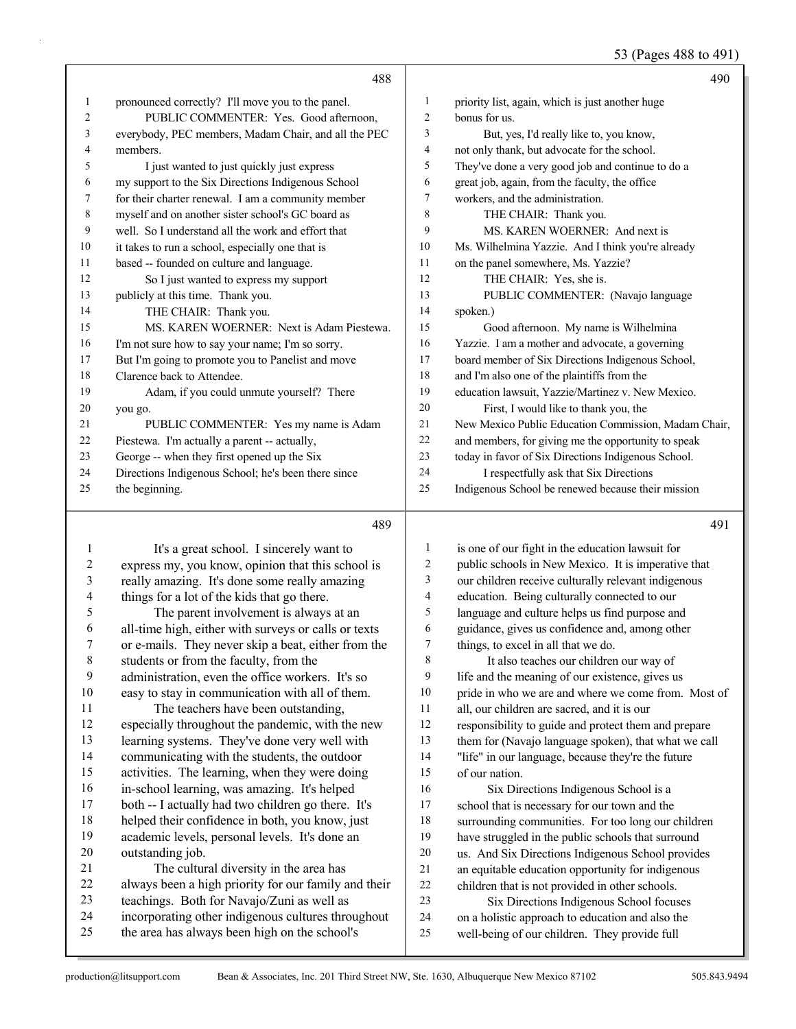pronounced correctly? I'll move you to the panel.

PUBLIC COMMENTER: Yes. Good afternoon, everybody, PEC members, Madam Chair, and all the PEC members.

I just wanted to just quickly just express my support to the Six Directions Indigenous School for their charter renewal. I am a community member myself and on another sister school's GC board as well. So I understand all the work and effort that it takes to run a school, especially one that is based -- founded on culture and language.

So I just wanted to express my support publicly at this time. Thank you.

THE CHAIR: Thank you.

MS. KAREN WOERNER: Next is Adam Piestewa. I'm not sure how to say your name; I'm so sorry. But I'm going to promote you to Panelist and move Clarence back to Attendee.

Adam, if you could unmute yourself? There you go.

PUBLIC COMMENTER: Yes my name is Adam Piestewa. I'm actually a parent -- actually, George -- when they first opened up the Six Directions Indigenous School; he's been there since the beginning.

It's a great school. I sincerely want to express my, you know, opinion that this school is really amazing. It's done some really amazing things for a lot of the kids that go there.

The parent involvement is always at an all-time high, either with surveys or calls or texts or e-mails. They never skip a beat, either from the students or from the faculty, from the administration, even the office workers. It's so easy to stay in communication with all of them.

The teachers have been outstanding, especially throughout the pandemic, with the new learning systems. They've done very well with communicating with the students, the outdoor activities. The learning, when they were doing in-school learning, was amazing. It's helped both -- I actually had two children go there. It's helped their confidence in both, you know, just academic levels, personal levels. It's done an outstanding job.

The cultural diversity in the area has always been a high priority for our family and their teachings. Both for Navajo/Zuni as well as incorporating other indigenous cultures throughout the area has always been high on the school's priority list, again, which is just another huge bonus for us.

But, yes, I'd really like to, you know, not only thank, but advocate for the school. They've done a very good job and continue to do a great job, again, from the faculty, the office workers, and the administration.

THE CHAIR: Thank you.

MS. KAREN WOERNER: And next is Ms. Wilhelmina Yazzie. And I think you're already on the panel somewhere, Ms. Yazzie?

THE CHAIR: Yes, she is.

PUBLIC COMMENTER: (Navajo language spoken.)

Good afternoon. My name is Wilhelmina Yazzie. I am a mother and advocate, a governing board member of Six Directions Indigenous School, and I'm also one of the plaintiffs from the education lawsuit, Yazzie/Martinez v. New Mexico.

First, I would like to thank you, the New Mexico Public Education Commission, Madam Chair, and members, for giving me the opportunity to speak today in favor of Six Directions Indigenous School.

I respectfully ask that Six Directions Indigenous School be renewed because their mission is one of our fight in the education lawsuit for public schools in New Mexico. It is imperative that our children receive culturally relevant indigenous education. Being culturally connected to our language and culture helps us find purpose and guidance, gives us confidence and, among other things, to excel in all that we do.

It also teaches our children our way of life and the meaning of our existence, gives us pride in who we are and where we come from. Most of all, our children are sacred, and it is our responsibility to guide and protect them and prepare them for (Navajo language spoken), that what we call "life" in our language, because they're the future of our nation.

Six Directions Indigenous School is a school that is necessary for our town and the surrounding communities. For too long our children have struggled in the public schools that surround us. And Six Directions Indigenous School provides an equitable education opportunity for indigenous children that is not provided in other schools.

Six Directions Indigenous School focuses on a holistic approach to education and also the well-being of our children. They provide full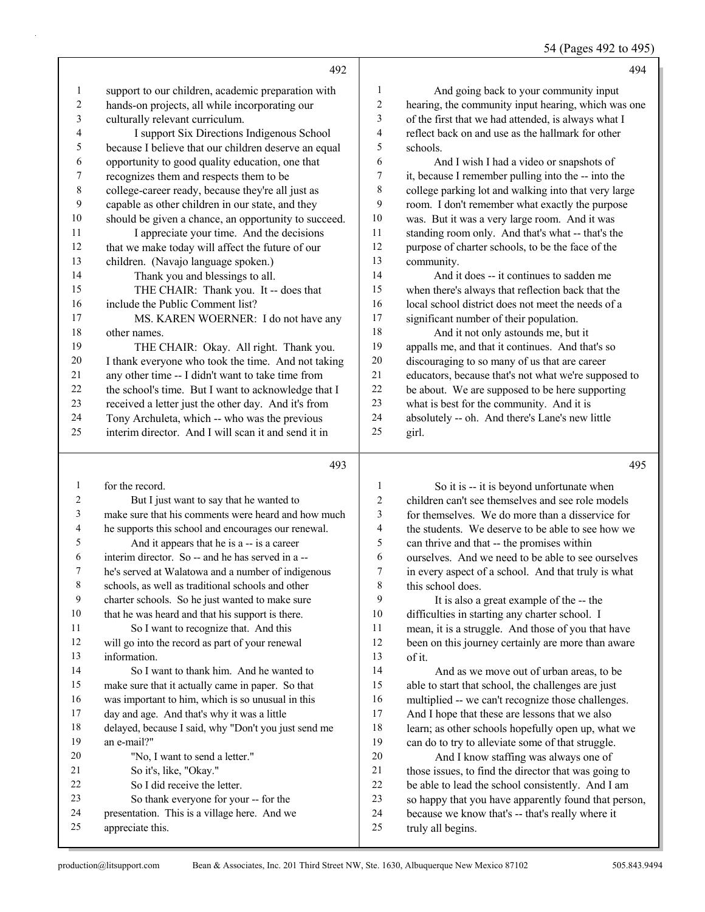**492**

support to our children, academic preparation with hands-on projects, all while incorporating our culturally relevant curriculum.

I support Six Directions Indigenous School because I believe that our children deserve an equal opportunity to good quality education, one that recognizes them and respects them to be college-career ready, because they're all just as capable as other children in our state, and they should be given a chance, an opportunity to succeed.

I appreciate your time. And the decisions that we make today will affect the future of our children. (Navajo language spoken.)

Thank you and blessings to all.

THE CHAIR: Thank you. It -- does that include the Public Comment list?

MS. KAREN WOERNER: I do not have any other names.

THE CHAIR: Okay. All right. Thank you. I thank everyone who took the time. And not taking any other time -- I didn't want to take time from the school's time. But I want to acknowledge that I received a letter just the other day. And it's from Tony Archuleta, which -- who was the previous interim director. And I will scan it and send it in

**493**

for the record.

But I just want to say that he wanted to make sure that his comments were heard and how much he supports this school and encourages our renewal.

And it appears that he is a -- is a career interim director. So -- and he has served in a -- he's served at Walatowa and a number of indigenous schools, as well as traditional schools and other charter schools. So he just wanted to make sure that he was heard and that his support is there.

So I want to recognize that. And this will go into the record as part of your renewal information.

So I want to thank him. And he wanted to make sure that it actually came in paper. So that was important to him, which is so unusual in this day and age. And that's why it was a little delayed, because I said, why "Don't you just send me an e-mail?"

"No, I want to send a letter."

So it's, like, "Okay."

So I did receive the letter.

So thank everyone for your -- for the presentation. This is a village here. And we appreciate this.

**494**

And going back to your community input hearing, the community input hearing, which was one of the first that we had attended, is always what I reflect back on and use as the hallmark for other schools.

And I wish I had a video or snapshots of it, because I remember pulling into the -- into the college parking lot and walking into that very large room. I don't remember what exactly the purpose was. But it was a very large room. And it was standing room only. And that's what -- that's the purpose of charter schools, to be the face of the community.

And it does -- it continues to sadden me when there's always that reflection back that the local school district does not meet the needs of a significant number of their population.

And it not only astounds me, but it appalls me, and that it continues. And that's so discouraging to so many of us that are career educators, because that's not what we're supposed to be about. We are supposed to be here supporting what is best for the community. And it is absolutely -- oh. And there's Lane's new little girl.

**495**

So it is -- it is beyond unfortunate when children can't see themselves and see role models for themselves. We do more than a disservice for the students. We deserve to be able to see how we can thrive and that -- the promises within ourselves. And we need to be able to see ourselves in every aspect of a school. And that truly is what this school does.

It is also a great example of the -- the difficulties in starting any charter school. I mean, it is a struggle. And those of you that have been on this journey certainly are more than aware of it.

And as we move out of urban areas, to be able to start that school, the challenges are just multiplied -- we can't recognize those challenges. And I hope that these are lessons that we also learn; as other schools hopefully open up, what we can do to try to alleviate some of that struggle.

And I know staffing was always one of those issues, to find the director that was going to be able to lead the school consistently. And I am so happy that you have apparently found that person, because we know that's -- that's really where it truly all begins.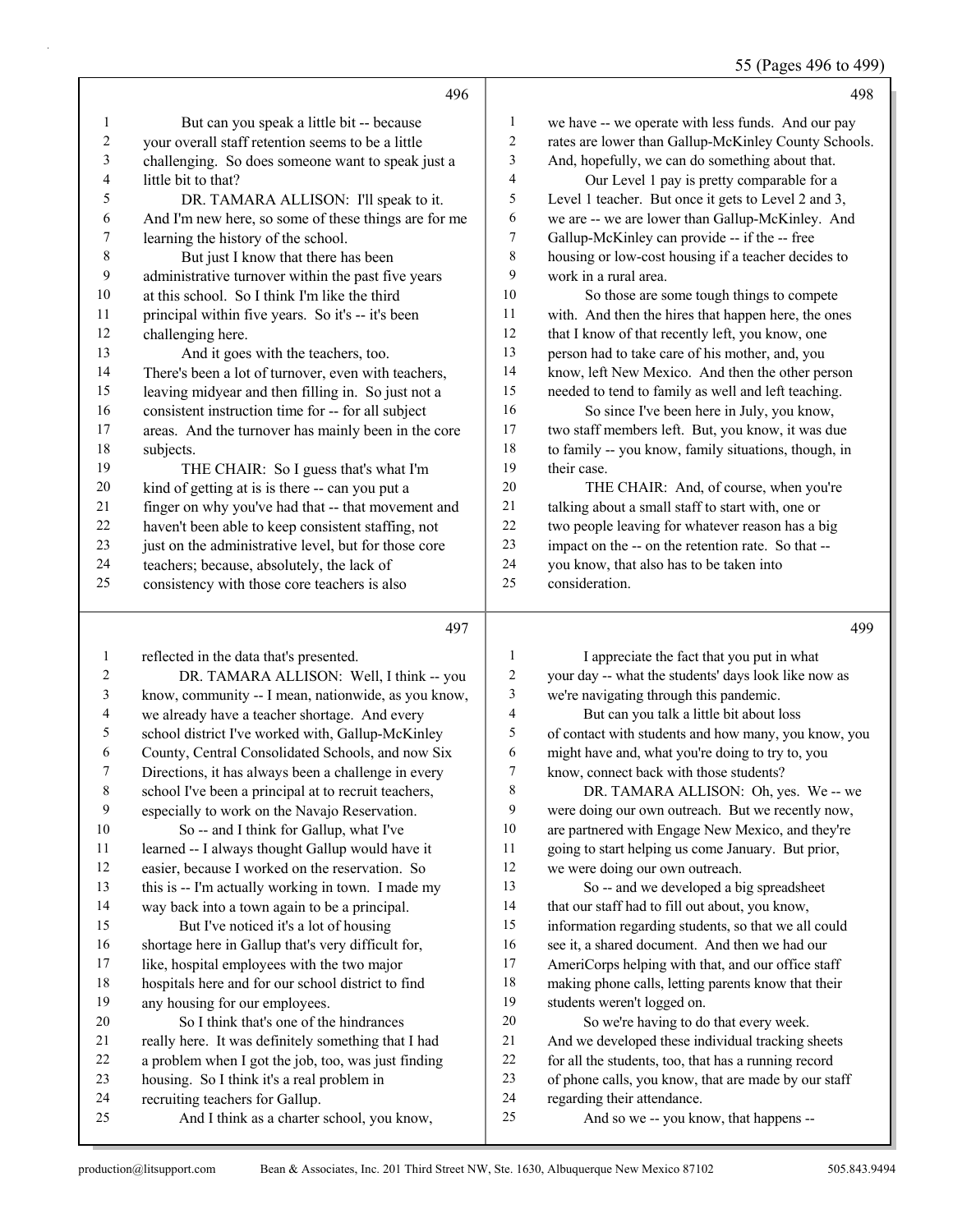**Page 496**

1 But can you speak a little bit -- because
2 your overall staff retention seems to be a little
3 challenging. So does someone want to speak just a
4 little bit to that?
5 DR. TAMARA ALLISON: I'll speak to it.
6 And I'm new here, so some of these things are for me
7 learning the history of the school.
8 But just I know that there has been
9 administrative turnover within the past five years
10 at this school. So I think I'm like the third
11 principal within five years. So it's -- it's been
12 challenging here.
13 And it goes with the teachers, too.
14 There's been a lot of turnover, even with teachers,
15 leaving midyear and then filling in. So just not a
16 consistent instruction time for -- for all subject
17 areas. And the turnover has mainly been in the core
18 subjects.
19 THE CHAIR: So I guess that's what I'm
20 kind of getting at is is there -- can you put a
21 finger on why you've had that -- that movement and
22 haven't been able to keep consistent staffing, not
23 just on the administrative level, but for those core
24 teachers; because, absolutely, the lack of
25 consistency with those core teachers is also

**Page 497**

1 reflected in the data that's presented.
2 DR. TAMARA ALLISON: Well, I think -- you
3 know, community -- I mean, nationwide, as you know,
4 we already have a teacher shortage. And every
5 school district I've worked with, Gallup-McKinley
6 County, Central Consolidated Schools, and now Six
7 Directions, it has always been a challenge in every
8 school I've been a principal at to recruit teachers,
9 especially to work on the Navajo Reservation.
10 So -- and I think for Gallup, what I've
11 learned -- I always thought Gallup would have it
12 easier, because I worked on the reservation. So
13 this is -- I'm actually working in town. I made my
14 way back into a town again to be a principal.
15 But I've noticed it's a lot of housing
16 shortage here in Gallup that's very difficult for,
17 like, hospital employees with the two major
18 hospitals here and for our school district to find
19 any housing for our employees.
20 So I think that's one of the hindrances
21 really here. It was definitely something that I had
22 a problem when I got the job, too, was just finding
23 housing. So I think it's a real problem in
24 recruiting teachers for Gallup.
25 And I think as a charter school, you know,

**Page 498**

1 we have -- we operate with less funds. And our pay
2 rates are lower than Gallup-McKinley County Schools.
3 And, hopefully, we can do something about that.
4 Our Level 1 pay is pretty comparable for a
5 Level 1 teacher. But once it gets to Level 2 and 3,
6 we are -- we are lower than Gallup-McKinley. And
7 Gallup-McKinley can provide -- if the -- free
8 housing or low-cost housing if a teacher decides to
9 work in a rural area.
10 So those are some tough things to compete
11 with. And then the hires that happen here, the ones
12 that I know of that recently left, you know, one
13 person had to take care of his mother, and, you
14 know, left New Mexico. And then the other person
15 needed to tend to family as well and left teaching.
16 So since I've been here in July, you know,
17 two staff members left. But, you know, it was due
18 to family -- you know, family situations, though, in
19 their case.
20 THE CHAIR: And, of course, when you're
21 talking about a small staff to start with, one or
22 two people leaving for whatever reason has a big
23 impact on the -- on the retention rate. So that --
24 you know, that also has to be taken into
25 consideration.

**Page 499**

1 I appreciate the fact that you put in what
2 your day -- what the students' days look like now as
3 we're navigating through this pandemic.
4 But can you talk a little bit about loss
5 of contact with students and how many, you know, you
6 might have and, what you're doing to try to, you
7 know, connect back with those students?
8 DR. TAMARA ALLISON: Oh, yes. We -- we
9 were doing our own outreach. But we recently now,
10 are partnered with Engage New Mexico, and they're
11 going to start helping us come January. But prior,
12 we were doing our own outreach.
13 So -- and we developed a big spreadsheet
14 that our staff had to fill out about, you know,
15 information regarding students, so that we all could
16 see it, a shared document. And then we had our
17 AmeriCorps helping with that, and our office staff
18 making phone calls, letting parents know that their
19 students weren't logged on.
20 So we're having to do that every week.
21 And we developed these individual tracking sheets
22 for all the students, too, that has a running record
23 of phone calls, you know, that are made by our staff
24 regarding their attendance.
25 And so we -- you know, that happens --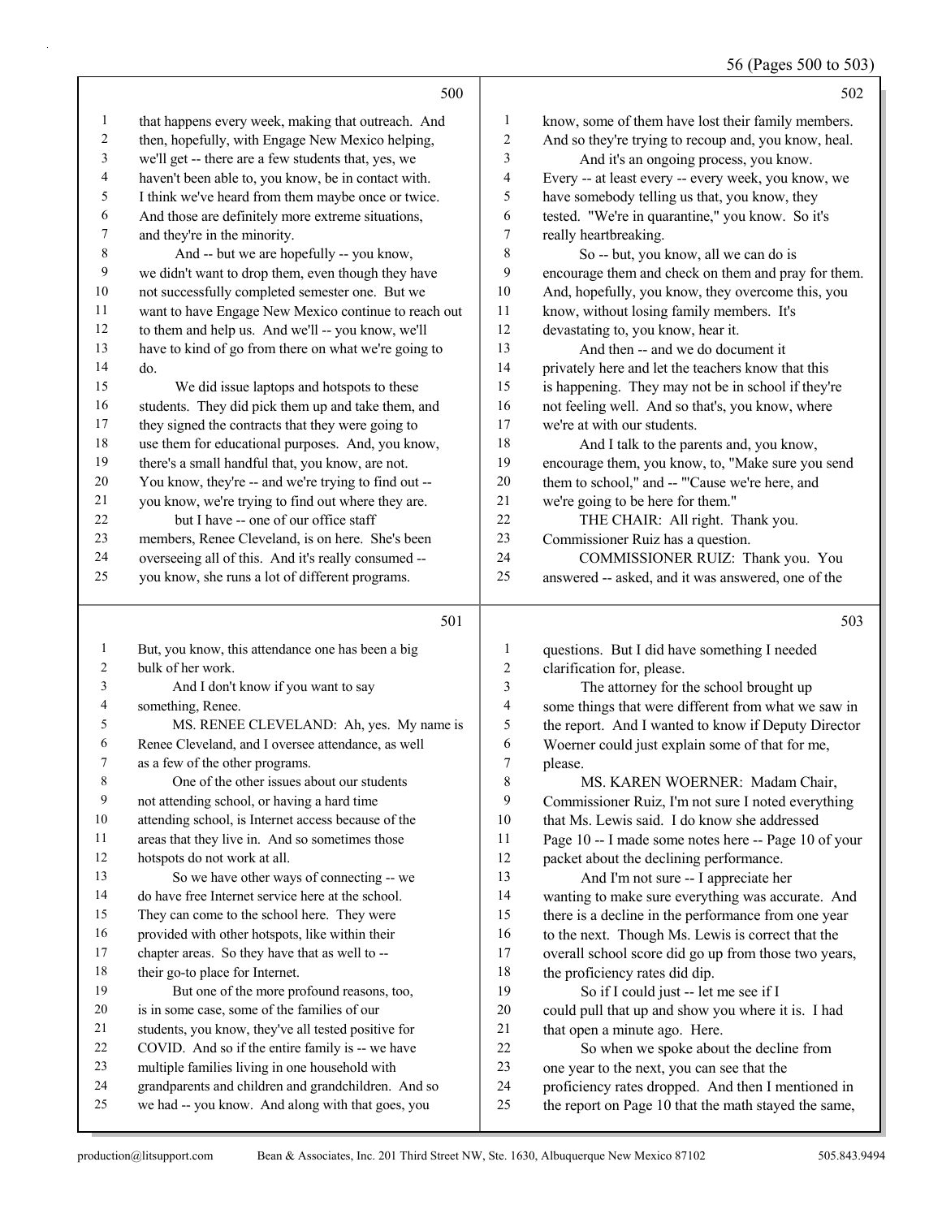**Page 500**

1 that happens every week, making that outreach. And
2 then, hopefully, with Engage New Mexico helping,
3 we'll get -- there are a few students that, yes, we
4 haven't been able to, you know, be in contact with.
5 I think we've heard from them maybe once or twice.
6 And those are definitely more extreme situations,
7 and they're in the minority.
8 And -- but we are hopefully -- you know,
9 we didn't want to drop them, even though they have
10 not successfully completed semester one. But we
11 want to have Engage New Mexico continue to reach out
12 to them and help us. And we'll -- you know, we'll
13 have to kind of go from there on what we're going to
14 do.
15 We did issue laptops and hotspots to these
16 students. They did pick them up and take them, and
17 they signed the contracts that they were going to
18 use them for educational purposes. And, you know,
19 there's a small handful that, you know, are not.
20 You know, they're -- and we're trying to find out --
21 you know, we're trying to find out where they are.
22 but I have -- one of our office staff
23 members, Renee Cleveland, is on here. She's been
24 overseeing all of this. And it's really consumed --
25 you know, she runs a lot of different programs.

**Page 501**

1 But, you know, this attendance one has been a big
2 bulk of her work.
3 And I don't know if you want to say
4 something, Renee.
5 MS. RENEE CLEVELAND: Ah, yes. My name is
6 Renee Cleveland, and I oversee attendance, as well
7 as a few of the other programs.
8 One of the other issues about our students
9 not attending school, or having a hard time
10 attending school, is Internet access because of the
11 areas that they live in. And so sometimes those
12 hotspots do not work at all.
13 So we have other ways of connecting -- we
14 do have free Internet service here at the school.
15 They can come to the school here. They were
16 provided with other hotspots, like within their
17 chapter areas. So they have that as well to --
18 their go-to place for Internet.
19 But one of the more profound reasons, too,
20 is in some case, some of the families of our
21 students, you know, they've all tested positive for
22 COVID. And so if the entire family is -- we have
23 multiple families living in one household with
24 grandparents and children and grandchildren. And so
25 we had -- you know. And along with that goes, you

**Page 502**

1 know, some of them have lost their family members.
2 And so they're trying to recoup and, you know, heal.
3 And it's an ongoing process, you know.
4 Every -- at least every -- every week, you know, we
5 have somebody telling us that, you know, they
6 tested. "We're in quarantine," you know. So it's
7 really heartbreaking.
8 So -- but, you know, all we can do is
9 encourage them and check on them and pray for them.
10 And, hopefully, you know, they overcome this, you
11 know, without losing family members. It's
12 devastating to, you know, hear it.
13 And then -- and we do document it
14 privately here and let the teachers know that this
15 is happening. They may not be in school if they're
16 not feeling well. And so that's, you know, where
17 we're at with our students.
18 And I talk to the parents and, you know,
19 encourage them, you know, to, "Make sure you send
20 them to school," and -- "'Cause we're here, and
21 we're going to be here for them."
22 THE CHAIR: All right. Thank you.
23 Commissioner Ruiz has a question.
24 COMMISSIONER RUIZ: Thank you. You
25 answered -- asked, and it was answered, one of the

**Page 503**

1 questions. But I did have something I needed
2 clarification for, please.
3 The attorney for the school brought up
4 some things that were different from what we saw in
5 the report. And I wanted to know if Deputy Director
6 Woerner could just explain some of that for me,
7 please.
8 MS. KAREN WOERNER: Madam Chair,
9 Commissioner Ruiz, I'm not sure I noted everything
10 that Ms. Lewis said. I do know she addressed
11 Page 10 -- I made some notes here -- Page 10 of your
12 packet about the declining performance.
13 And I'm not sure -- I appreciate her
14 wanting to make sure everything was accurate. And
15 there is a decline in the performance from one year
16 to the next. Though Ms. Lewis is correct that the
17 overall school score did go up from those two years,
18 the proficiency rates did dip.
19 So if I could just -- let me see if I
20 could pull that up and show you where it is. I had
21 that open a minute ago. Here.
22 So when we spoke about the decline from
23 one year to the next, you can see that the
24 proficiency rates dropped. And then I mentioned in
25 the report on Page 10 that the math stayed the same,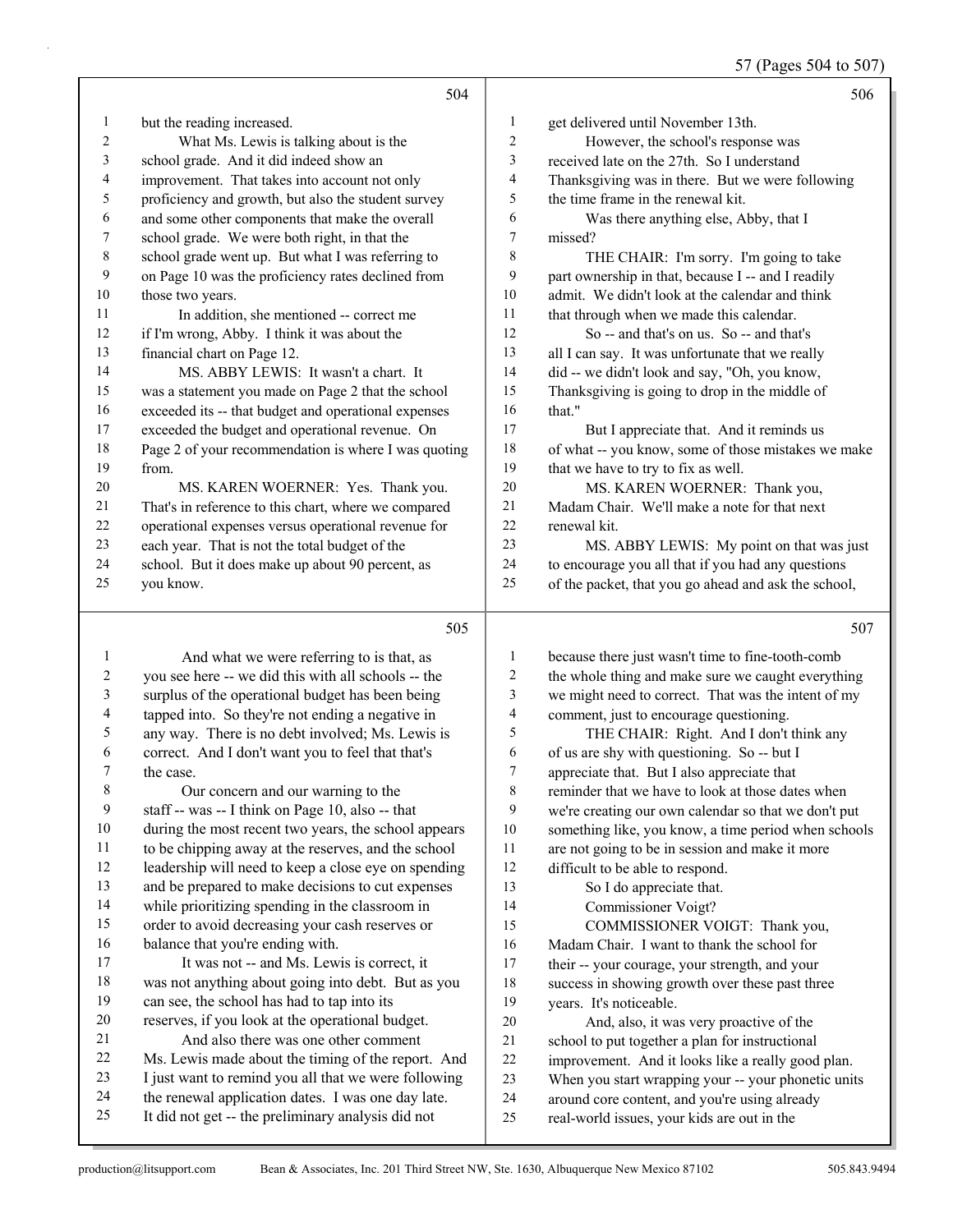504

1 but the reading increased.
2 What Ms. Lewis is talking about is the
3 school grade. And it did indeed show an
4 improvement. That takes into account not only
5 proficiency and growth, but also the student survey
6 and some other components that make the overall
7 school grade. We were both right, in that the
8 school grade went up. But what I was referring to
9 on Page 10 was the proficiency rates declined from
10 those two years.
11 In addition, she mentioned -- correct me
12 if I'm wrong, Abby. I think it was about the
13 financial chart on Page 12.
14 MS. ABBY LEWIS: It wasn't a chart. It
15 was a statement you made on Page 2 that the school
16 exceeded its -- that budget and operational expenses
17 exceeded the budget and operational revenue. On
18 Page 2 of your recommendation is where I was quoting
19 from.
20 MS. KAREN WOERNER: Yes. Thank you.
21 That's in reference to this chart, where we compared
22 operational expenses versus operational revenue for
23 each year. That is not the total budget of the
24 school. But it does make up about 90 percent, as
25 you know.

505

1 And what we were referring to is that, as
2 you see here -- we did this with all schools -- the
3 surplus of the operational budget has been being
4 tapped into. So they're not ending a negative in
5 any way. There is no debt involved; Ms. Lewis is
6 correct. And I don't want you to feel that that's
7 the case.
8 Our concern and our warning to the
9 staff -- was -- I think on Page 10, also -- that
10 during the most recent two years, the school appears
11 to be chipping away at the reserves, and the school
12 leadership will need to keep a close eye on spending
13 and be prepared to make decisions to cut expenses
14 while prioritizing spending in the classroom in
15 order to avoid decreasing your cash reserves or
16 balance that you're ending with.
17 It was not -- and Ms. Lewis is correct, it
18 was not anything about going into debt. But as you
19 can see, the school has had to tap into its
20 reserves, if you look at the operational budget.
21 And also there was one other comment
22 Ms. Lewis made about the timing of the report. And
23 I just want to remind you all that we were following
24 the renewal application dates. I was one day late.
25 It did not get -- the preliminary analysis did not

506

1 get delivered until November 13th.
2 However, the school's response was
3 received late on the 27th. So I understand
4 Thanksgiving was in there. But we were following
5 the time frame in the renewal kit.
6 Was there anything else, Abby, that I
7 missed?
8 THE CHAIR: I'm sorry. I'm going to take
9 part ownership in that, because I -- and I readily
10 admit. We didn't look at the calendar and think
11 that through when we made this calendar.
12 So -- and that's on us. So -- and that's
13 all I can say. It was unfortunate that we really
14 did -- we didn't look and say, "Oh, you know,
15 Thanksgiving is going to drop in the middle of
16 that."
17 But I appreciate that. And it reminds us
18 of what -- you know, some of those mistakes we make
19 that we have to try to fix as well.
20 MS. KAREN WOERNER: Thank you,
21 Madam Chair. We'll make a note for that next
22 renewal kit.
23 MS. ABBY LEWIS: My point on that was just
24 to encourage you all that if you had any questions
25 of the packet, that you go ahead and ask the school,

507

1 because there just wasn't time to fine-tooth-comb
2 the whole thing and make sure we caught everything
3 we might need to correct. That was the intent of my
4 comment, just to encourage questioning.
5 THE CHAIR: Right. And I don't think any
6 of us are shy with questioning. So -- but I
7 appreciate that. But I also appreciate that
8 reminder that we have to look at those dates when
9 we're creating our own calendar so that we don't put
10 something like, you know, a time period when schools
11 are not going to be in session and make it more
12 difficult to be able to respond.
13 So I do appreciate that.
14 Commissioner Voigt?
15 COMMISSIONER VOIGT: Thank you,
16 Madam Chair. I want to thank the school for
17 their -- your courage, your strength, and your
18 success in showing growth over these past three
19 years. It's noticeable.
20 And, also, it was very proactive of the
21 school to put together a plan for instructional
22 improvement. And it looks like a really good plan.
23 When you start wrapping your -- your phonetic units
24 around core content, and you're using already
25 real-world issues, your kids are out in the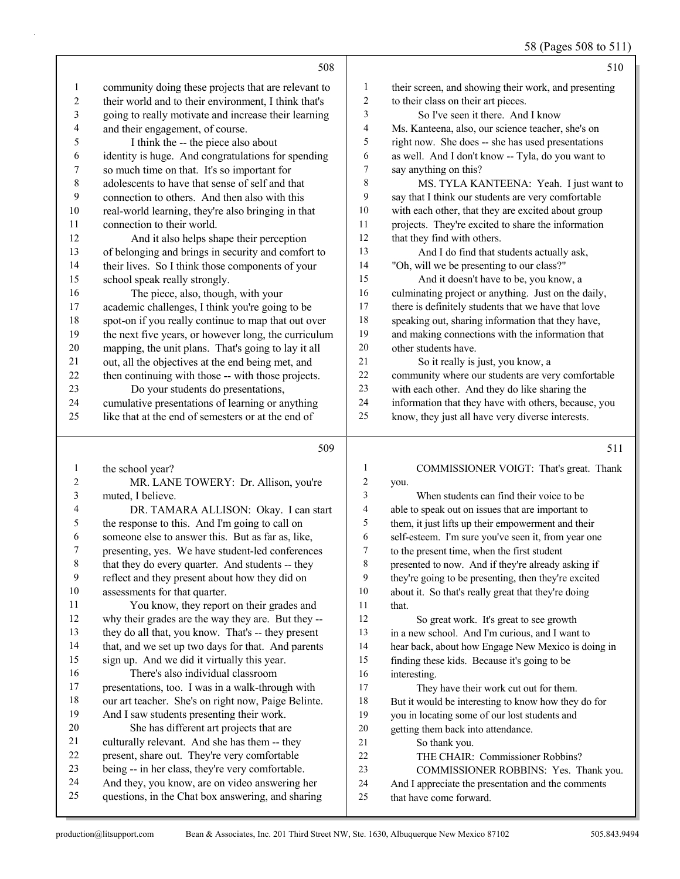community doing these projects that are relevant to their world and to their environment, I think that's going to really motivate and increase their learning and their engagement, of course.

I think the -- the piece also about identity is huge. And congratulations for spending so much time on that. It's so important for adolescents to have that sense of self and that connection to others. And then also with this real-world learning, they're also bringing in that connection to their world.

And it also helps shape their perception of belonging and brings in security and comfort to their lives. So I think those components of your school speak really strongly.

The piece, also, though, with your academic challenges, I think you're going to be spot-on if you really continue to map that out over the next five years, or however long, the curriculum mapping, the unit plans. That's going to lay it all out, all the objectives at the end being met, and then continuing with those -- with those projects.

Do your students do presentations, cumulative presentations of learning or anything like that at the end of semesters or at the end of the school year?

MR. LANE TOWERY: Dr. Allison, you're muted, I believe.

DR. TAMARA ALLISON: Okay. I can start the response to this. And I'm going to call on someone else to answer this. But as far as, like, presenting, yes. We have student-led conferences that they do every quarter. And students -- they reflect and they present about how they did on assessments for that quarter.

You know, they report on their grades and why their grades are the way they are. But they -- they do all that, you know. That's -- they present that, and we set up two days for that. And parents sign up. And we did it virtually this year.

There's also individual classroom presentations, too. I was in a walk-through with our art teacher. She's on right now, Paige Belinte. And I saw students presenting their work.

She has different art projects that are culturally relevant. And she has them -- they present, share out. They're very comfortable being -- in her class, they're very comfortable. And they, you know, are on video answering her questions, in the Chat box answering, and sharing their screen, and showing their work, and presenting to their class on their art pieces.

So I've seen it there. And I know Ms. Kanteena, also, our science teacher, she's on right now. She does -- she has used presentations as well. And I don't know -- Tyla, do you want to say anything on this?

MS. TYLA KANTEENA: Yeah. I just want to say that I think our students are very comfortable with each other, that they are excited about group projects. They're excited to share the information that they find with others.

And I do find that students actually ask, "Oh, will we be presenting to our class?"

And it doesn't have to be, you know, a culminating project or anything. Just on the daily, there is definitely students that we have that love speaking out, sharing information that they have, and making connections with the information that other students have.

So it really is just, you know, a community where our students are very comfortable with each other. And they do like sharing the information that they have with others, because, you know, they just all have very diverse interests.

COMMISSIONER VOIGT: That's great. Thank you.

When students can find their voice to be able to speak out on issues that are important to them, it just lifts up their empowerment and their self-esteem. I'm sure you've seen it, from year one to the present time, when the first student presented to now. And if they're already asking if they're going to be presenting, then they're excited about it. So that's really great that they're doing that.

So great work. It's great to see growth in a new school. And I'm curious, and I want to hear back, about how Engage New Mexico is doing in finding these kids. Because it's going to be interesting.

They have their work cut out for them. But it would be interesting to know how they do for you in locating some of our lost students and getting them back into attendance.

So thank you.

THE CHAIR: Commissioner Robbins?

COMMISSIONER ROBBINS: Yes. Thank you. And I appreciate the presentation and the comments that have come forward.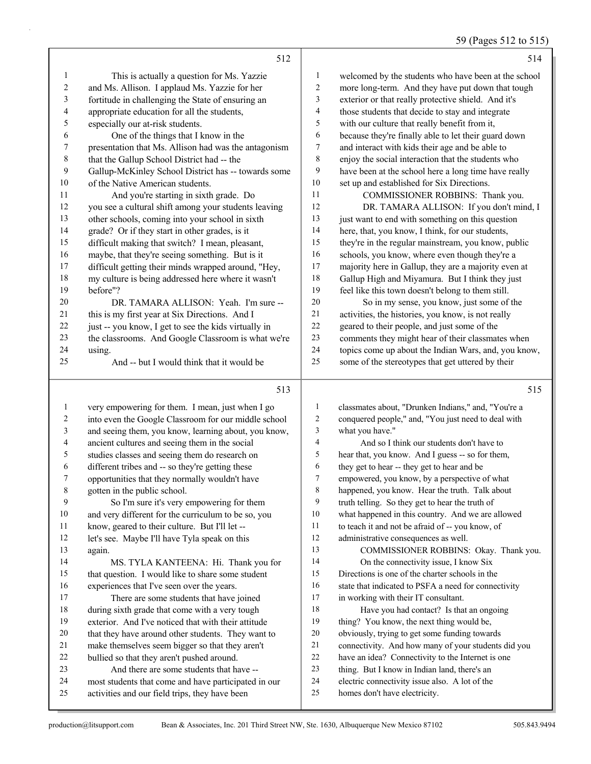**512**

1 This is actually a question for Ms. Yazzie
2 and Ms. Allison. I applaud Ms. Yazzie for her
3 fortitude in challenging the State of ensuring an
4 appropriate education for all the students,
5 especially our at-risk students.
6 One of the things that I know in the
7 presentation that Ms. Allison had was the antagonism
8 that the Gallup School District had -- the
9 Gallup-McKinley School District has -- towards some
10 of the Native American students.
11 And you're starting in sixth grade. Do
12 you see a cultural shift among your students leaving
13 other schools, coming into your school in sixth
14 grade? Or if they start in other grades, is it
15 difficult making that switch? I mean, pleasant,
16 maybe, that they're seeing something. But is it
17 difficult getting their minds wrapped around, "Hey,
18 my culture is being addressed here where it wasn't
19 before"?
20 DR. TAMARA ALLISON: Yeah. I'm sure --
21 this is my first year at Six Directions. And I
22 just -- you know, I get to see the kids virtually in
23 the classrooms. And Google Classroom is what we're
24 using.
25 And -- but I would think that it would be

**513**

1 very empowering for them. I mean, just when I go
2 into even the Google Classroom for our middle school
3 and seeing them, you know, learning about, you know,
4 ancient cultures and seeing them in the social
5 studies classes and seeing them do research on
6 different tribes and -- so they're getting these
7 opportunities that they normally wouldn't have
8 gotten in the public school.
9 So I'm sure it's very empowering for them
10 and very different for the curriculum to be so, you
11 know, geared to their culture. But I'll let --
12 let's see. Maybe I'll have Tyla speak on this
13 again.
14 MS. TYLA KANTEENA: Hi. Thank you for
15 that question. I would like to share some student
16 experiences that I've seen over the years.
17 There are some students that have joined
18 during sixth grade that come with a very tough
19 exterior. And I've noticed that with their attitude
20 that they have around other students. They want to
21 make themselves seem bigger so that they aren't
22 bullied so that they aren't pushed around.
23 And there are some students that have --
24 most students that come and have participated in our
25 activities and our field trips, they have been

**514**

1 welcomed by the students who have been at the school
2 more long-term. And they have put down that tough
3 exterior or that really protective shield. And it's
4 those students that decide to stay and integrate
5 with our culture that really benefit from it,
6 because they're finally able to let their guard down
7 and interact with kids their age and be able to
8 enjoy the social interaction that the students who
9 have been at the school here a long time have really
10 set up and established for Six Directions.
11 COMMISSIONER ROBBINS: Thank you.
12 DR. TAMARA ALLISON: If you don't mind, I
13 just want to end with something on this question
14 here, that, you know, I think, for our students,
15 they're in the regular mainstream, you know, public
16 schools, you know, where even though they're a
17 majority here in Gallup, they are a majority even at
18 Gallup High and Miyamura. But I think they just
19 feel like this town doesn't belong to them still.
20 So in my sense, you know, just some of the
21 activities, the histories, you know, is not really
22 geared to their people, and just some of the
23 comments they might hear of their classmates when
24 topics come up about the Indian Wars, and, you know,
25 some of the stereotypes that get uttered by their

**515**

1 classmates about, "Drunken Indians," and, "You're a
2 conquered people," and, "You just need to deal with
3 what you have."
4 And so I think our students don't have to
5 hear that, you know. And I guess -- so for them,
6 they get to hear -- they get to hear and be
7 empowered, you know, by a perspective of what
8 happened, you know. Hear the truth. Talk about
9 truth telling. So they get to hear the truth of
10 what happened in this country. And we are allowed
11 to teach it and not be afraid of -- you know, of
12 administrative consequences as well.
13 COMMISSIONER ROBBINS: Okay. Thank you.
14 On the connectivity issue, I know Six
15 Directions is one of the charter schools in the
16 state that indicated to PSFA a need for connectivity
17 in working with their IT consultant.
18 Have you had contact? Is that an ongoing
19 thing? You know, the next thing would be,
20 obviously, trying to get some funding towards
21 connectivity. And how many of your students did you
22 have an idea? Connectivity to the Internet is one
23 thing. But I know in Indian land, there's an
24 electric connectivity issue also. A lot of the
25 homes don't have electricity.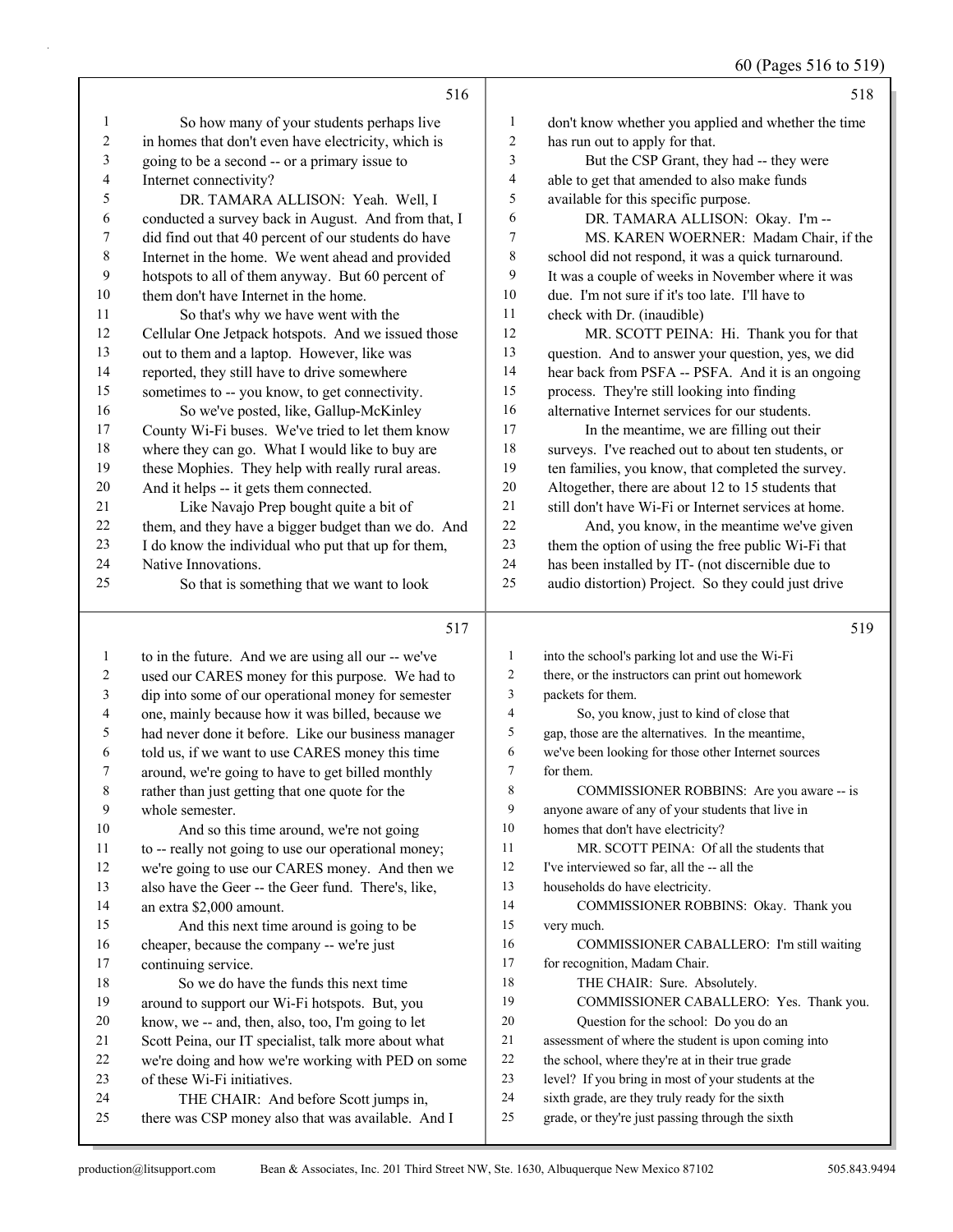516

1 So how many of your students perhaps live
2 in homes that don't even have electricity, which is
3 going to be a second -- or a primary issue to
4 Internet connectivity?
5 DR. TAMARA ALLISON: Yeah. Well, I
6 conducted a survey back in August. And from that, I
7 did find out that 40 percent of our students do have
8 Internet in the home. We went ahead and provided
9 hotspots to all of them anyway. But 60 percent of
10 them don't have Internet in the home.
11 So that's why we have went with the
12 Cellular One Jetpack hotspots. And we issued those
13 out to them and a laptop. However, like was
14 reported, they still have to drive somewhere
15 sometimes to -- you know, to get connectivity.
16 So we've posted, like, Gallup-McKinley
17 County Wi-Fi buses. We've tried to let them know
18 where they can go. What I would like to buy are
19 these Mophies. They help with really rural areas.
20 And it helps -- it gets them connected.
21 Like Navajo Prep bought quite a bit of
22 them, and they have a bigger budget than we do. And
23 I do know the individual who put that up for them,
24 Native Innovations.
25 So that is something that we want to look

517

1 to in the future. And we are using all our -- we've
2 used our CARES money for this purpose. We had to
3 dip into some of our operational money for semester
4 one, mainly because how it was billed, because we
5 had never done it before. Like our business manager
6 told us, if we want to use CARES money this time
7 around, we're going to have to get billed monthly
8 rather than just getting that one quote for the
9 whole semester.
10 And so this time around, we're not going
11 to -- really not going to use our operational money;
12 we're going to use our CARES money. And then we
13 also have the Geer -- the Geer fund. There's, like,
14 an extra $2,000 amount.
15 And this next time around is going to be
16 cheaper, because the company -- we're just
17 continuing service.
18 So we do have the funds this next time
19 around to support our Wi-Fi hotspots. But, you
20 know, we -- and, then, also, too, I'm going to let
21 Scott Peina, our IT specialist, talk more about what
22 we're doing and how we're working with PED on some
23 of these Wi-Fi initiatives.
24 THE CHAIR: And before Scott jumps in,
25 there was CSP money also that was available. And I

518

1 don't know whether you applied and whether the time
2 has run out to apply for that.
3 But the CSP Grant, they had -- they were
4 able to get that amended to also make funds
5 available for this specific purpose.
6 DR. TAMARA ALLISON: Okay. I'm --
7 MS. KAREN WOERNER: Madam Chair, if the
8 school did not respond, it was a quick turnaround.
9 It was a couple of weeks in November where it was
10 due. I'm not sure if it's too late. I'll have to
11 check with Dr. (inaudible)
12 MR. SCOTT PEINA: Hi. Thank you for that
13 question. And to answer your question, yes, we did
14 hear back from PSFA -- PSFA. And it is an ongoing
15 process. They're still looking into finding
16 alternative Internet services for our students.
17 In the meantime, we are filling out their
18 surveys. I've reached out to about ten students, or
19 ten families, you know, that completed the survey.
20 Altogether, there are about 12 to 15 students that
21 still don't have Wi-Fi or Internet services at home.
22 And, you know, in the meantime we've given
23 them the option of using the free public Wi-Fi that
24 has been installed by IT- (not discernible due to
25 audio distortion) Project. So they could just drive

519

1 into the school's parking lot and use the Wi-Fi
2 there, or the instructors can print out homework
3 packets for them.
4 So, you know, just to kind of close that
5 gap, those are the alternatives. In the meantime,
6 we've been looking for those other Internet sources
7 for them.
8 COMMISSIONER ROBBINS: Are you aware -- is
9 anyone aware of any of your students that live in
10 homes that don't have electricity?
11 MR. SCOTT PEINA: Of all the students that
12 I've interviewed so far, all the -- all the
13 households do have electricity.
14 COMMISSIONER ROBBINS: Okay. Thank you
15 very much.
16 COMMISSIONER CABALLERO: I'm still waiting
17 for recognition, Madam Chair.
18 THE CHAIR: Sure. Absolutely.
19 COMMISSIONER CABALLERO: Yes. Thank you.
20 Question for the school: Do you do an
21 assessment of where the student is upon coming into
22 the school, where they're at in their true grade
23 level? If you bring in most of your students at the
24 sixth grade, are they truly ready for the sixth
25 grade, or they're just passing through the sixth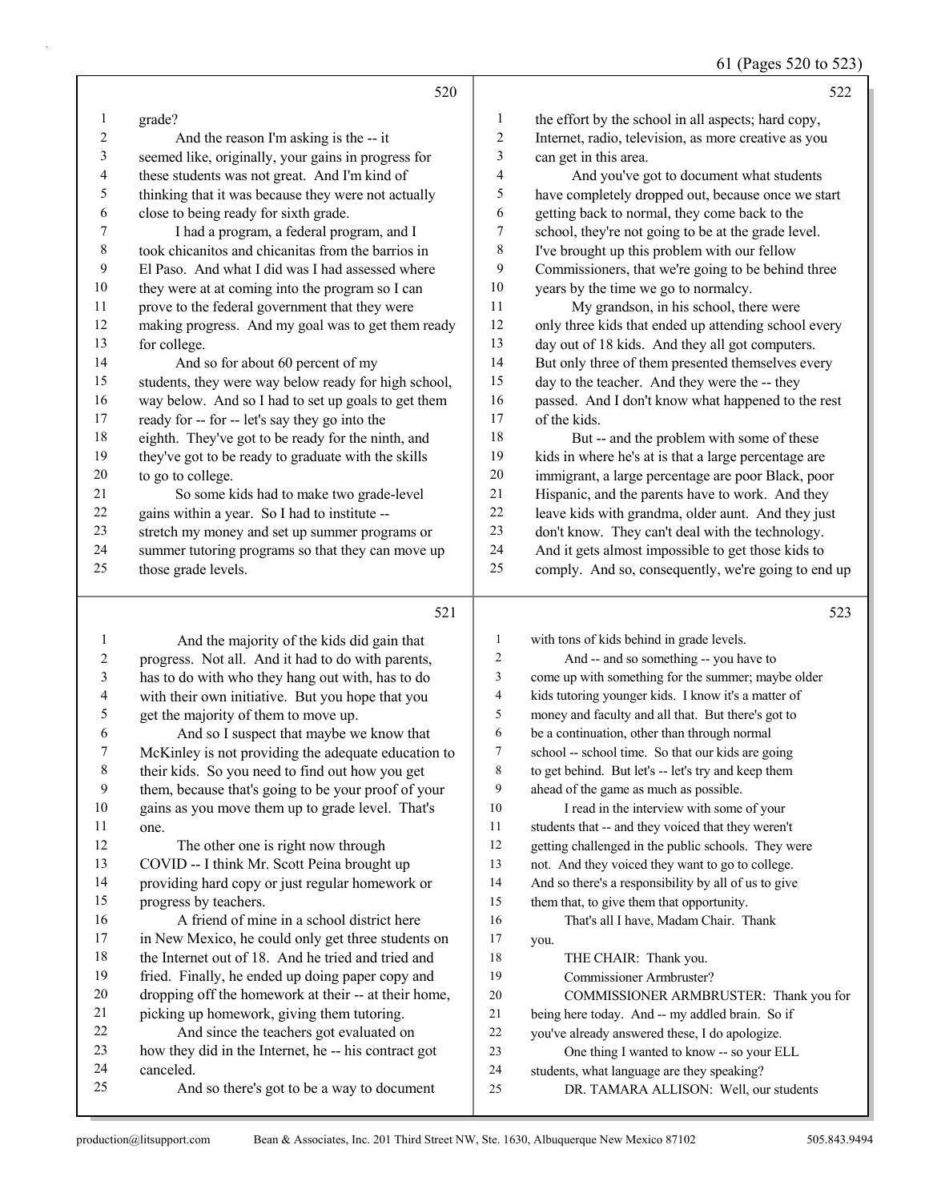grade?

And the reason I'm asking is the -- it seemed like, originally, your gains in progress for these students was not great. And I'm kind of thinking that it was because they were not actually close to being ready for sixth grade.

I had a program, a federal program, and I took chicanitos and chicanitas from the barrios in El Paso. And what I did was I had assessed where they were at at coming into the program so I can prove to the federal government that they were making progress. And my goal was to get them ready for college.

And so for about 60 percent of my students, they were way below ready for high school, way below. And so I had to set up goals to get them ready for -- for -- let's say they go into the eighth. They've got to be ready for the ninth, and they've got to be ready to graduate with the skills to go to college.

So some kids had to make two grade-level gains within a year. So I had to institute -- stretch my money and set up summer programs or summer tutoring programs so that they can move up those grade levels.

And the majority of the kids did gain that progress. Not all. And it had to do with parents, has to do with who they hang out with, has to do with their own initiative. But you hope that you get the majority of them to move up.

And so I suspect that maybe we know that McKinley is not providing the adequate education to their kids. So you need to find out how you get them, because that's going to be your proof of your gains as you move them up to grade level. That's one.

The other one is right now through COVID -- I think Mr. Scott Peina brought up providing hard copy or just regular homework or progress by teachers.

A friend of mine in a school district here in New Mexico, he could only get three students on the Internet out of 18. And he tried and tried and fried. Finally, he ended up doing paper copy and dropping off the homework at their -- at their home, picking up homework, giving them tutoring.

And since the teachers got evaluated on how they did in the Internet, he -- his contract got canceled.

And so there's got to be a way to document the effort by the school in all aspects; hard copy, Internet, radio, television, as more creative as you can get in this area.

And you've got to document what students have completely dropped out, because once we start getting back to normal, they come back to the school, they're not going to be at the grade level. I've brought up this problem with our fellow Commissioners, that we're going to be behind three years by the time we go to normalcy.

My grandson, in his school, there were only three kids that ended up attending school every day out of 18 kids. And they all got computers. But only three of them presented themselves every day to the teacher. And they were the -- they passed. And I don't know what happened to the rest of the kids.

But -- and the problem with some of these kids in where he's at is that a large percentage are immigrant, a large percentage are poor Black, poor Hispanic, and the parents have to work. And they leave kids with grandma, older aunt. And they just don't know. They can't deal with the technology. And it gets almost impossible to get those kids to comply. And so, consequently, we're going to end up with tons of kids behind in grade levels.

And -- and so something -- you have to come up with something for the summer; maybe older kids tutoring younger kids. I know it's a matter of money and faculty and all that. But there's got to be a continuation, other than through normal school -- school time. So that our kids are going to get behind. But let's -- let's try and keep them ahead of the game as much as possible.

I read in the interview with some of your students that -- and they voiced that they weren't getting challenged in the public schools. They were not. And they voiced they want to go to college. And so there's a responsibility by all of us to give them that, to give them that opportunity.

That's all I have, Madam Chair. Thank you.

THE CHAIR: Thank you.

Commissioner Armbruster?

COMMISSIONER ARMBRUSTER: Thank you for being here today. And -- my addled brain. So if you've already answered these, I do apologize.

One thing I wanted to know -- so your ELL students, what language are they speaking?

DR. TAMARA ALLISON: Well, our students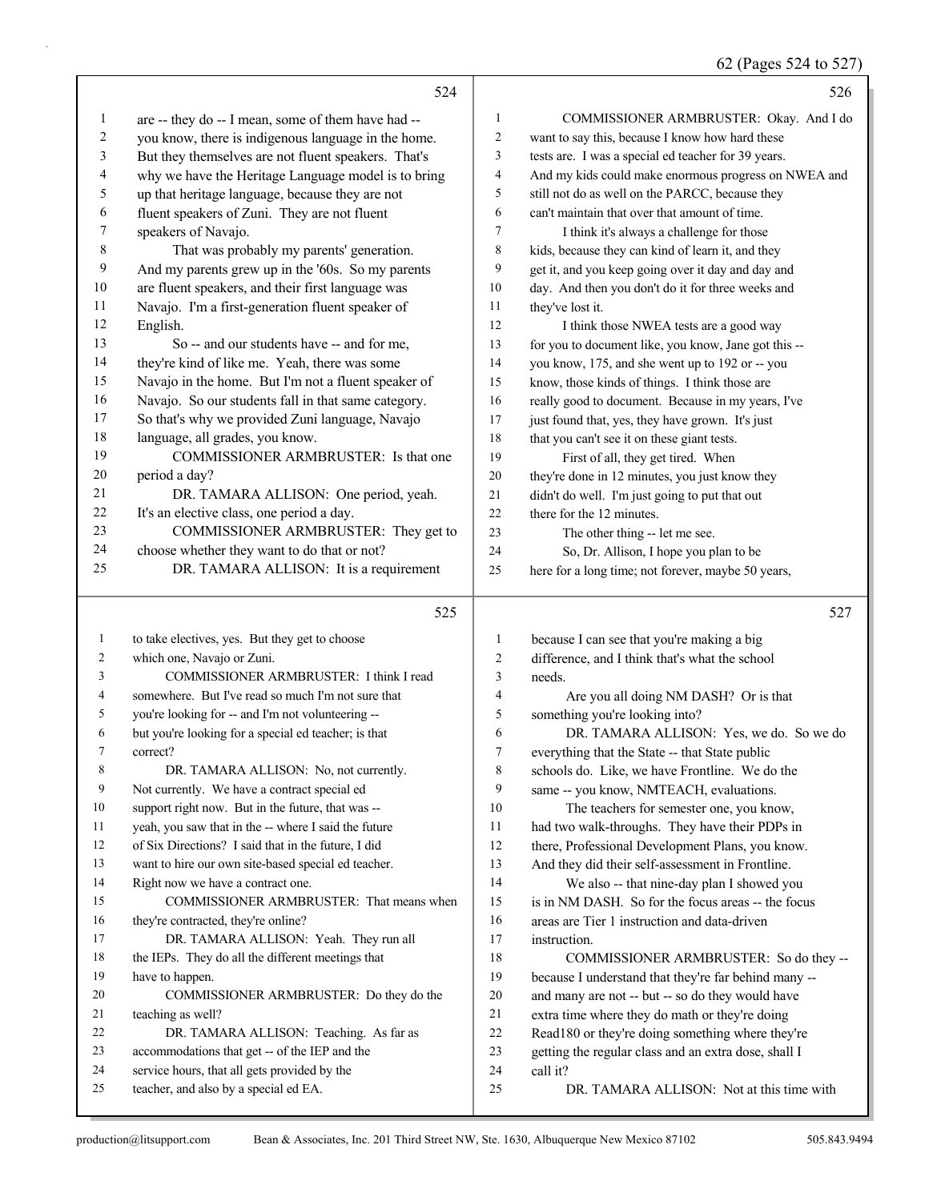**524**

1 are -- they do -- I mean, some of them have had --
2 you know, there is indigenous language in the home.
3 But they themselves are not fluent speakers. That's
4 why we have the Heritage Language model is to bring
5 up that heritage language, because they are not
6 fluent speakers of Zuni. They are not fluent
7 speakers of Navajo.
8 That was probably my parents' generation.
9 And my parents grew up in the '60s. So my parents
10 are fluent speakers, and their first language was
11 Navajo. I'm a first-generation fluent speaker of
12 English.
13 So -- and our students have -- and for me,
14 they're kind of like me. Yeah, there was some
15 Navajo in the home. But I'm not a fluent speaker of
16 Navajo. So our students fall in that same category.
17 So that's why we provided Zuni language, Navajo
18 language, all grades, you know.
19 COMMISSIONER ARMBRUSTER: Is that one
20 period a day?
21 DR. TAMARA ALLISON: One period, yeah.
22 It's an elective class, one period a day.
23 COMMISSIONER ARMBRUSTER: They get to
24 choose whether they want to do that or not?
25 DR. TAMARA ALLISON: It is a requirement

**525**

1 to take electives, yes. But they get to choose
2 which one, Navajo or Zuni.
3 COMMISSIONER ARMBRUSTER: I think I read
4 somewhere. But I've read so much I'm not sure that
5 you're looking for -- and I'm not volunteering --
6 but you're looking for a special ed teacher; is that
7 correct?
8 DR. TAMARA ALLISON: No, not currently.
9 Not currently. We have a contract special ed
10 support right now. But in the future, that was --
11 yeah, you saw that in the -- where I said the future
12 of Six Directions? I said that in the future, I did
13 want to hire our own site-based special ed teacher.
14 Right now we have a contract one.
15 COMMISSIONER ARMBRUSTER: That means when
16 they're contracted, they're online?
17 DR. TAMARA ALLISON: Yeah. They run all
18 the IEPs. They do all the different meetings that
19 have to happen.
20 COMMISSIONER ARMBRUSTER: Do they do the
21 teaching as well?
22 DR. TAMARA ALLISON: Teaching. As far as
23 accommodations that get -- of the IEP and the
24 service hours, that all gets provided by the
25 teacher, and also by a special ed EA.

**526**

1 COMMISSIONER ARMBRUSTER: Okay. And I do
2 want to say this, because I know how hard these
3 tests are. I was a special ed teacher for 39 years.
4 And my kids could make enormous progress on NWEA and
5 still not do as well on the PARCC, because they
6 can't maintain that over that amount of time.
7 I think it's always a challenge for those
8 kids, because they can kind of learn it, and they
9 get it, and you keep going over it day and day and
10 day. And then you don't do it for three weeks and
11 they've lost it.
12 I think those NWEA tests are a good way
13 for you to document like, you know, Jane got this --
14 you know, 175, and she went up to 192 or -- you
15 know, those kinds of things. I think those are
16 really good to document. Because in my years, I've
17 just found that, yes, they have grown. It's just
18 that you can't see it on these giant tests.
19 First of all, they get tired. When
20 they're done in 12 minutes, you just know they
21 didn't do well. I'm just going to put that out
22 there for the 12 minutes.
23 The other thing -- let me see.
24 So, Dr. Allison, I hope you plan to be
25 here for a long time; not forever, maybe 50 years,

**527**

1 because I can see that you're making a big
2 difference, and I think that's what the school
3 needs.
4 Are you all doing NM DASH? Or is that
5 something you're looking into?
6 DR. TAMARA ALLISON: Yes, we do. So we do
7 everything that the State -- that State public
8 schools do. Like, we have Frontline. We do the
9 same -- you know, NMTEACH, evaluations.
10 The teachers for semester one, you know,
11 had two walk-throughs. They have their PDPs in
12 there, Professional Development Plans, you know.
13 And they did their self-assessment in Frontline.
14 We also -- that nine-day plan I showed you
15 is in NM DASH. So for the focus areas -- the focus
16 areas are Tier 1 instruction and data-driven
17 instruction.
18 COMMISSIONER ARMBRUSTER: So do they --
19 because I understand that they're far behind many --
20 and many are not -- but -- so do they would have
21 extra time where they do math or they're doing
22 Read180 or they're doing something where they're
23 getting the regular class and an extra dose, shall I
24 call it?
25 DR. TAMARA ALLISON: Not at this time with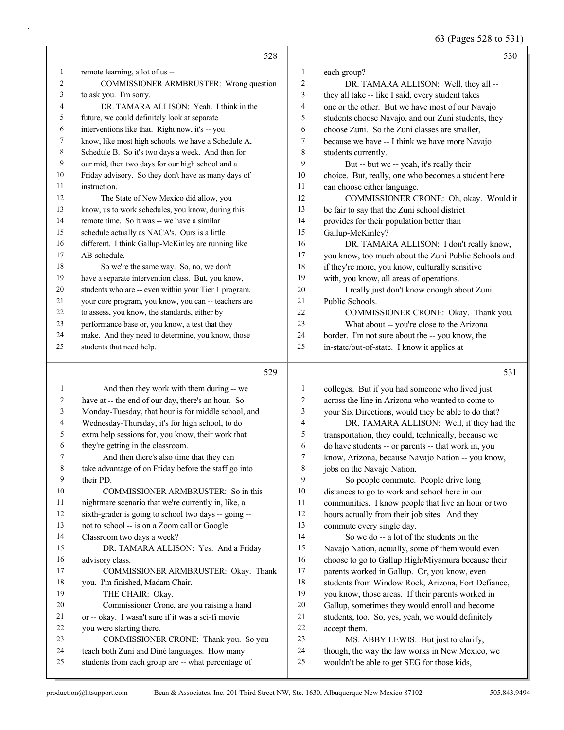remote learning, a lot of us --

COMMISSIONER ARMBRUSTER: Wrong question to ask you. I'm sorry.

DR. TAMARA ALLISON: Yeah. I think in the future, we could definitely look at separate interventions like that. Right now, it's -- you know, like most high schools, we have a Schedule A, Schedule B. So it's two days a week. And then for our mid, then two days for our high school and a Friday advisory. So they don't have as many days of instruction.

The State of New Mexico did allow, you know, us to work schedules, you know, during this remote time. So it was -- we have a similar schedule actually as NACA's. Ours is a little different. I think Gallup-McKinley are running like AB-schedule.

So we're the same way. So, no, we don't have a separate intervention class. But, you know, students who are -- even within your Tier 1 program, your core program, you know, you can -- teachers are to assess, you know, the standards, either by performance base or, you know, a test that they make. And they need to determine, you know, those students that need help.

And then they work with them during -- we have at -- the end of our day, there's an hour. So Monday-Tuesday, that hour is for middle school, and Wednesday-Thursday, it's for high school, to do extra help sessions for, you know, their work that they're getting in the classroom.

And then there's also time that they can take advantage of on Friday before the staff go into their PD.

COMMISSIONER ARMBRUSTER: So in this nightmare scenario that we're currently in, like, a sixth-grader is going to school two days -- going -- not to school -- is on a Zoom call or Google Classroom two days a week?

DR. TAMARA ALLISON: Yes. And a Friday advisory class.

COMMISSIONER ARMBRUSTER: Okay. Thank you. I'm finished, Madam Chair.

THE CHAIR: Okay.

Commissioner Crone, are you raising a hand or -- okay. I wasn't sure if it was a sci-fi movie you were starting there.

COMMISSIONER CRONE: Thank you. So you teach both Zuni and Diné languages. How many students from each group are -- what percentage of each group?

DR. TAMARA ALLISON: Well, they all -- they all take -- like I said, every student takes one or the other. But we have most of our Navajo students choose Navajo, and our Zuni students, they choose Zuni. So the Zuni classes are smaller, because we have -- I think we have more Navajo students currently.

But -- but we -- yeah, it's really their choice. But, really, one who becomes a student here can choose either language.

COMMISSIONER CRONE: Oh, okay. Would it be fair to say that the Zuni school district provides for their population better than Gallup-McKinley?

DR. TAMARA ALLISON: I don't really know, you know, too much about the Zuni Public Schools and if they're more, you know, culturally sensitive with, you know, all areas of operations.

I really just don't know enough about Zuni Public Schools.

COMMISSIONER CRONE: Okay. Thank you.

What about -- you're close to the Arizona border. I'm not sure about the -- you know, the in-state/out-of-state. I know it applies at colleges. But if you had someone who lived just across the line in Arizona who wanted to come to your Six Directions, would they be able to do that?

DR. TAMARA ALLISON: Well, if they had the transportation, they could, technically, because we do have students -- or parents -- that work in, you know, Arizona, because Navajo Nation -- you know, jobs on the Navajo Nation.

So people commute. People drive long distances to go to work and school here in our communities. I know people that live an hour or two hours actually from their job sites. And they commute every single day.

So we do -- a lot of the students on the Navajo Nation, actually, some of them would even choose to go to Gallup High/Miyamura because their parents worked in Gallup. Or, you know, even students from Window Rock, Arizona, Fort Defiance, you know, those areas. If their parents worked in Gallup, sometimes they would enroll and become students, too. So, yes, yeah, we would definitely accept them.

MS. ABBY LEWIS: But just to clarify, though, the way the law works in New Mexico, we wouldn't be able to get SEG for those kids,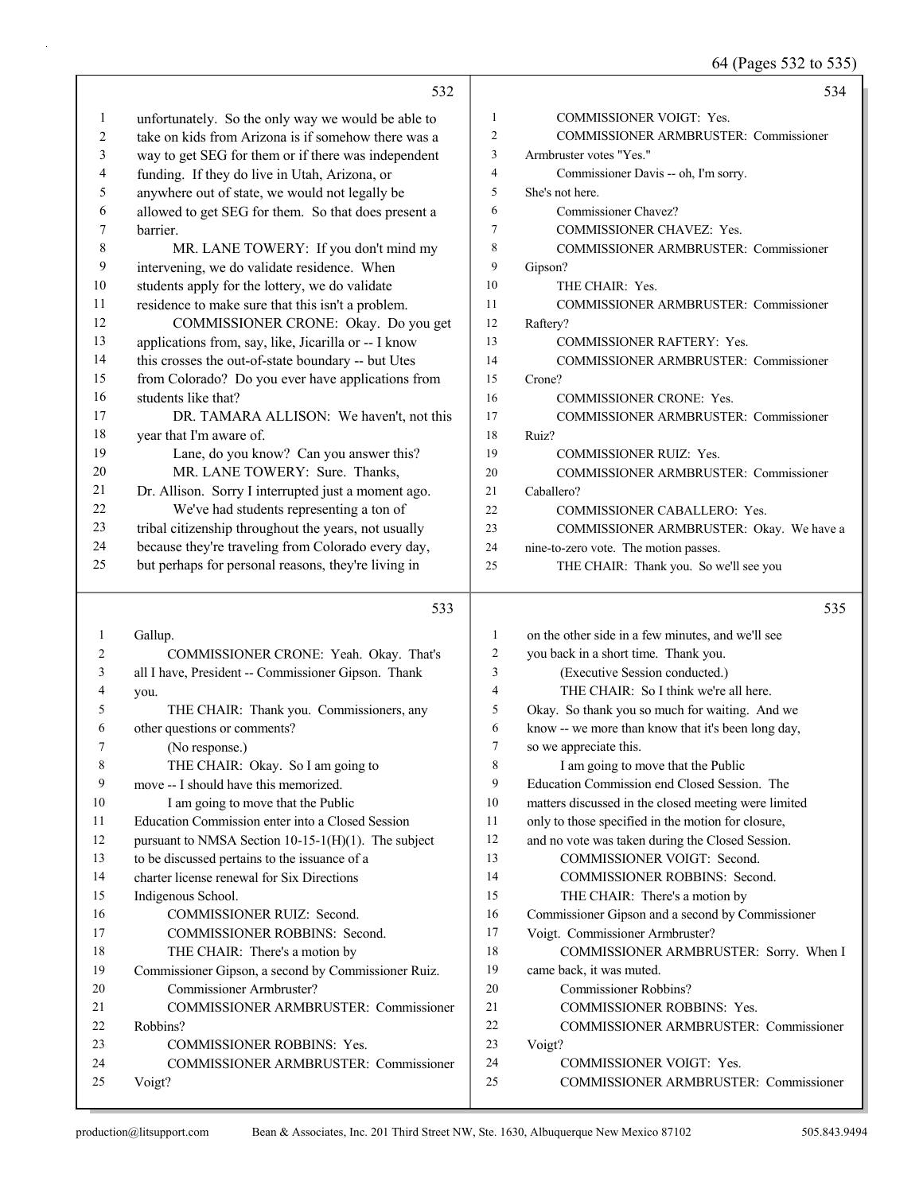**532**

1 unfortunately. So the only way we would be able to
2 take on kids from Arizona is if somehow there was a
3 way to get SEG for them or if there was independent
4 funding. If they do live in Utah, Arizona, or
5 anywhere out of state, we would not legally be
6 allowed to get SEG for them. So that does present a
7 barrier.
8 MR. LANE TOWERY: If you don't mind my
9 intervening, we do validate residence. When
10 students apply for the lottery, we do validate
11 residence to make sure that this isn't a problem.
12 COMMISSIONER CRONE: Okay. Do you get
13 applications from, say, like, Jicarilla or -- I know
14 this crosses the out-of-state boundary -- but Utes
15 from Colorado? Do you ever have applications from
16 students like that?
17 DR. TAMARA ALLISON: We haven't, not this
18 year that I'm aware of.
19 Lane, do you know? Can you answer this?
20 MR. LANE TOWERY: Sure. Thanks,
21 Dr. Allison. Sorry I interrupted just a moment ago.
22 We've had students representing a ton of
23 tribal citizenship throughout the years, not usually
24 because they're traveling from Colorado every day,
25 but perhaps for personal reasons, they're living in

**533**

1 Gallup.
2 COMMISSIONER CRONE: Yeah. Okay. That's
3 all I have, President -- Commissioner Gipson. Thank
4 you.
5 THE CHAIR: Thank you. Commissioners, any
6 other questions or comments?
7 (No response.)
8 THE CHAIR: Okay. So I am going to
9 move -- I should have this memorized.
10 I am going to move that the Public
11 Education Commission enter into a Closed Session
12 pursuant to NMSA Section 10-15-1(H)(1). The subject
13 to be discussed pertains to the issuance of a
14 charter license renewal for Six Directions
15 Indigenous School.
16 COMMISSIONER RUIZ: Second.
17 COMMISSIONER ROBBINS: Second.
18 THE CHAIR: There's a motion by
19 Commissioner Gipson, a second by Commissioner Ruiz.
20 Commissioner Armbruster?
21 COMMISSIONER ARMBRUSTER: Commissioner
22 Robbins?
23 COMMISSIONER ROBBINS: Yes.
24 COMMISSIONER ARMBRUSTER: Commissioner
25 Voigt?

**534**

1 COMMISSIONER VOIGT: Yes.
2 COMMISSIONER ARMBRUSTER: Commissioner
3 Armbruster votes "Yes."
4 Commissioner Davis -- oh, I'm sorry.
5 She's not here.
6 Commissioner Chavez?
7 COMMISSIONER CHAVEZ: Yes.
8 COMMISSIONER ARMBRUSTER: Commissioner
9 Gipson?
10 THE CHAIR: Yes.
11 COMMISSIONER ARMBRUSTER: Commissioner
12 Raftery?
13 COMMISSIONER RAFTERY: Yes.
14 COMMISSIONER ARMBRUSTER: Commissioner
15 Crone?
16 COMMISSIONER CRONE: Yes.
17 COMMISSIONER ARMBRUSTER: Commissioner
18 Ruiz?
19 COMMISSIONER RUIZ: Yes.
20 COMMISSIONER ARMBRUSTER: Commissioner
21 Caballero?
22 COMMISSIONER CABALLERO: Yes.
23 COMMISSIONER ARMBRUSTER: Okay. We have a
24 nine-to-zero vote. The motion passes.
25 THE CHAIR: Thank you. So we'll see you

**535**

1 on the other side in a few minutes, and we'll see
2 you back in a short time. Thank you.
3 (Executive Session conducted.)
4 THE CHAIR: So I think we're all here.
5 Okay. So thank you so much for waiting. And we
6 know -- we more than know that it's been long day,
7 so we appreciate this.
8 I am going to move that the Public
9 Education Commission end Closed Session. The
10 matters discussed in the closed meeting were limited
11 only to those specified in the motion for closure,
12 and no vote was taken during the Closed Session.
13 COMMISSIONER VOIGT: Second.
14 COMMISSIONER ROBBINS: Second.
15 THE CHAIR: There's a motion by
16 Commissioner Gipson and a second by Commissioner
17 Voigt. Commissioner Armbruster?
18 COMMISSIONER ARMBRUSTER: Sorry. When I
19 came back, it was muted.
20 Commissioner Robbins?
21 COMMISSIONER ROBBINS: Yes.
22 COMMISSIONER ARMBRUSTER: Commissioner
23 Voigt?
24 COMMISSIONER VOIGT: Yes.
25 COMMISSIONER ARMBRUSTER: Commissioner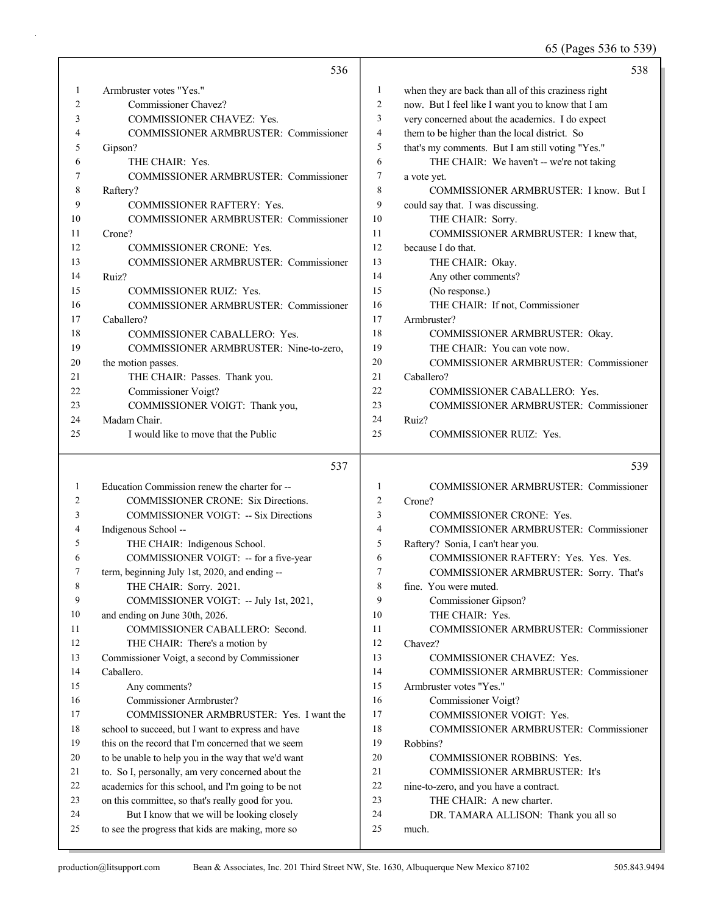536

1 Armbruster votes "Yes."
2 Commissioner Chavez?
3 COMMISSIONER CHAVEZ: Yes.
4 COMMISSIONER ARMBRUSTER: Commissioner
5 Gipson?
6 THE CHAIR: Yes.
7 COMMISSIONER ARMBRUSTER: Commissioner
8 Raftery?
9 COMMISSIONER RAFTERY: Yes.
10 COMMISSIONER ARMBRUSTER: Commissioner
11 Crone?
12 COMMISSIONER CRONE: Yes.
13 COMMISSIONER ARMBRUSTER: Commissioner
14 Ruiz?
15 COMMISSIONER RUIZ: Yes.
16 COMMISSIONER ARMBRUSTER: Commissioner
17 Caballero?
18 COMMISSIONER CABALLERO: Yes.
19 COMMISSIONER ARMBRUSTER: Nine-to-zero,
20 the motion passes.
21 THE CHAIR: Passes. Thank you.
22 Commissioner Voigt?
23 COMMISSIONER VOIGT: Thank you,
24 Madam Chair.
25 I would like to move that the Public

537

1 Education Commission renew the charter for --
2 COMMISSIONER CRONE: Six Directions.
3 COMMISSIONER VOIGT: -- Six Directions
4 Indigenous School --
5 THE CHAIR: Indigenous School.
6 COMMISSIONER VOIGT: -- for a five-year
7 term, beginning July 1st, 2020, and ending --
8 THE CHAIR: Sorry. 2021.
9 COMMISSIONER VOIGT: -- July 1st, 2021,
10 and ending on June 30th, 2026.
11 COMMISSIONER CABALLERO: Second.
12 THE CHAIR: There's a motion by
13 Commissioner Voigt, a second by Commissioner
14 Caballero.
15 Any comments?
16 Commissioner Armbruster?
17 COMMISSIONER ARMBRUSTER: Yes. I want the
18 school to succeed, but I want to express and have
19 this on the record that I'm concerned that we seem
20 to be unable to help you in the way that we'd want
21 to. So I, personally, am very concerned about the
22 academics for this school, and I'm going to be not
23 on this committee, so that's really good for you.
24 But I know that we will be looking closely
25 to see the progress that kids are making, more so

538

1 when they are back than all of this craziness right
2 now. But I feel like I want you to know that I am
3 very concerned about the academics. I do expect
4 them to be higher than the local district. So
5 that's my comments. But I am still voting "Yes."
6 THE CHAIR: We haven't -- we're not taking
7 a vote yet.
8 COMMISSIONER ARMBRUSTER: I know. But I
9 could say that. I was discussing.
10 THE CHAIR: Sorry.
11 COMMISSIONER ARMBRUSTER: I knew that,
12 because I do that.
13 THE CHAIR: Okay.
14 Any other comments?
15 (No response.)
16 THE CHAIR: If not, Commissioner
17 Armbruster?
18 COMMISSIONER ARMBRUSTER: Okay.
19 THE CHAIR: You can vote now.
20 COMMISSIONER ARMBRUSTER: Commissioner
21 Caballero?
22 COMMISSIONER CABALLERO: Yes.
23 COMMISSIONER ARMBRUSTER: Commissioner
24 Ruiz?
25 COMMISSIONER RUIZ: Yes.

539

1 COMMISSIONER ARMBRUSTER: Commissioner
2 Crone?
3 COMMISSIONER CRONE: Yes.
4 COMMISSIONER ARMBRUSTER: Commissioner
5 Raftery? Sonia, I can't hear you.
6 COMMISSIONER RAFTERY: Yes. Yes. Yes.
7 COMMISSIONER ARMBRUSTER: Sorry. That's
8 fine. You were muted.
9 Commissioner Gipson?
10 THE CHAIR: Yes.
11 COMMISSIONER ARMBRUSTER: Commissioner
12 Chavez?
13 COMMISSIONER CHAVEZ: Yes.
14 COMMISSIONER ARMBRUSTER: Commissioner
15 Armbruster votes "Yes."
16 Commissioner Voigt?
17 COMMISSIONER VOIGT: Yes.
18 COMMISSIONER ARMBRUSTER: Commissioner
19 Robbins?
20 COMMISSIONER ROBBINS: Yes.
21 COMMISSIONER ARMBRUSTER: It's
22 nine-to-zero, and you have a contract.
23 THE CHAIR: A new charter.
24 DR. TAMARA ALLISON: Thank you all so
25 much.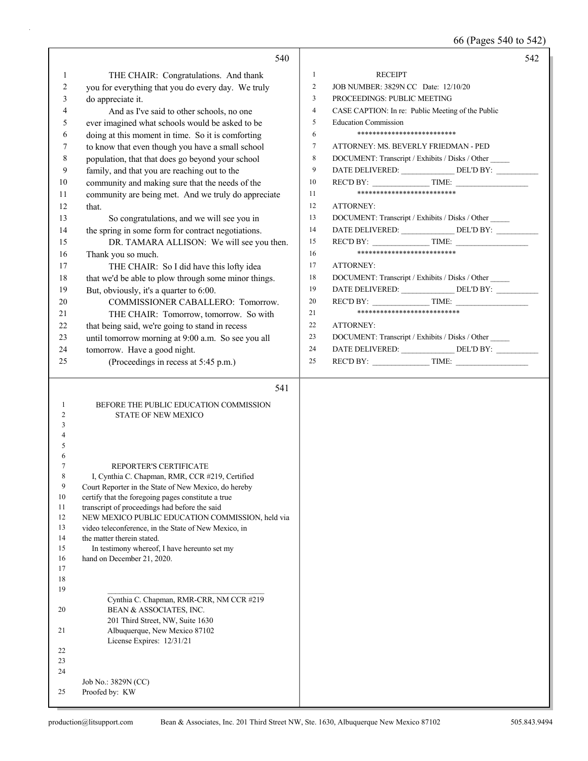THE CHAIR: Congratulations. And thank you for everything that you do every day. We truly do appreciate it.

And as I've said to other schools, no one ever imagined what schools would be asked to be doing at this moment in time. So it is comforting to know that even though you have a small school population, that that does go beyond your school family, and that you are reaching out to the community and making sure that the needs of the community are being met. And we truly do appreciate that.

So congratulations, and we will see you in the spring in some form for contract negotiations.

DR. TAMARA ALLISON: We will see you then. Thank you so much.

THE CHAIR: So I did have this lofty idea that we'd be able to plow through some minor things. But, obviously, it's a quarter to 6:00.

COMMISSIONER CABALLERO: Tomorrow.

THE CHAIR: Tomorrow, tomorrow. So with that being said, we're going to stand in recess until tomorrow morning at 9:00 a.m. So see you all tomorrow. Have a good night.

(Proceedings in recess at 5:45 p.m.)

BEFORE THE PUBLIC EDUCATION COMMISSION
STATE OF NEW MEXICO

REPORTER'S CERTIFICATE

I, Cynthia C. Chapman, RMR, CCR #219, Certified Court Reporter in the State of New Mexico, do hereby certify that the foregoing pages constitute a true transcript of proceedings had before the said NEW MEXICO PUBLIC EDUCATION COMMISSION, held via video teleconference, in the State of New Mexico, in the matter therein stated.

In testimony whereof, I have hereunto set my hand on December 21, 2020.

\_\_\_\_\_\_\_\_\_\_\_\_\_\_\_\_\_\_\_\_\_\_\_\_\_\_\_\_\_\_\_\_\_\_\_\_\_\_\_\_
Cynthia C. Chapman, RMR-CRR, NM CCR #219
BEAN & ASSOCIATES, INC.
201 Third Street, NW, Suite 1630
Albuquerque, New Mexico 87102
License Expires: 12/31/21

Job No.: 3829N (CC)
Proofed by: KW

RECEIPT

JOB NUMBER: 3829N CC Date: 12/10/20
PROCEEDINGS: PUBLIC MEETING
CASE CAPTION: In re: Public Meeting of the Public Education Commission

**************************

ATTORNEY: MS. BEVERLY FRIEDMAN - PED
DOCUMENT: Transcript / Exhibits / Disks / Other \_\_\_\_\_
DATE DELIVERED: \_\_\_\_\_\_\_\_\_\_\_\_\_ DEL'D BY: \_\_\_\_\_\_\_\_\_\_
REC'D BY: \_\_\_\_\_\_\_\_\_\_\_\_\_\_ TIME: \_\_\_\_\_\_\_\_\_\_\_\_\_\_\_\_\_\_

**************************

ATTORNEY:
DOCUMENT: Transcript / Exhibits / Disks / Other \_\_\_\_\_
DATE DELIVERED: \_\_\_\_\_\_\_\_\_\_\_\_\_ DEL'D BY: \_\_\_\_\_\_\_\_\_\_
REC'D BY: \_\_\_\_\_\_\_\_\_\_\_\_\_\_ TIME: \_\_\_\_\_\_\_\_\_\_\_\_\_\_\_\_\_\_

**************************

ATTORNEY:
DOCUMENT: Transcript / Exhibits / Disks / Other \_\_\_\_\_
DATE DELIVERED: \_\_\_\_\_\_\_\_\_\_\_\_\_ DEL'D BY: \_\_\_\_\_\_\_\_\_\_
REC'D BY: \_\_\_\_\_\_\_\_\_\_\_\_\_\_ TIME: \_\_\_\_\_\_\_\_\_\_\_\_\_\_\_\_\_\_

***************************

ATTORNEY:
DOCUMENT: Transcript / Exhibits / Disks / Other \_\_\_\_\_
DATE DELIVERED: \_\_\_\_\_\_\_\_\_\_\_\_\_ DEL'D BY: \_\_\_\_\_\_\_\_\_\_
REC'D BY: \_\_\_\_\_\_\_\_\_\_\_\_\_\_ TIME: \_\_\_\_\_\_\_\_\_\_\_\_\_\_\_\_\_\_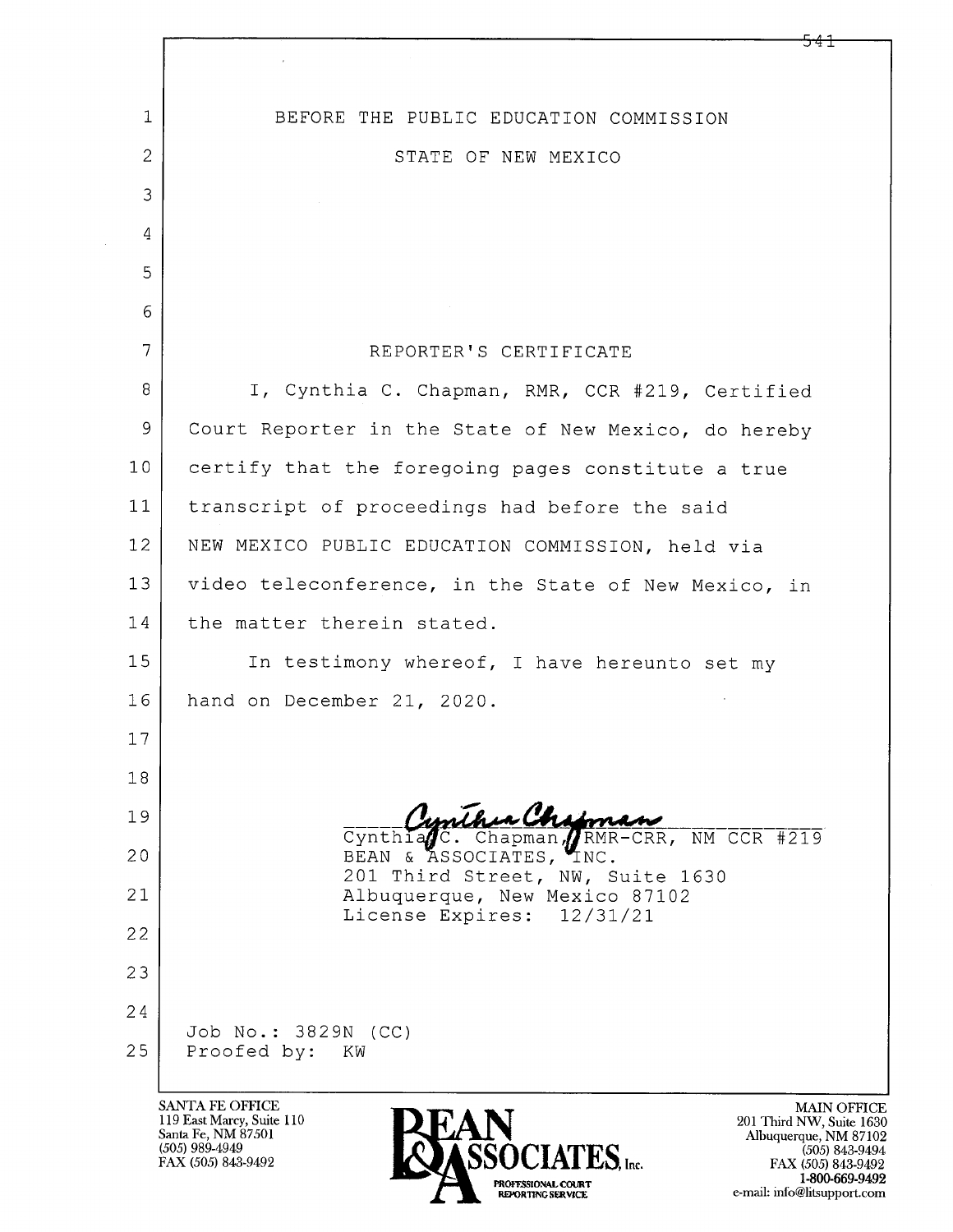BEFORE THE PUBLIC EDUCATION COMMISSION

STATE OF NEW MEXICO

REPORTER'S CERTIFICATE

I, Cynthia C. Chapman, RMR, CCR #219, Certified Court Reporter in the State of New Mexico, do hereby certify that the foregoing pages constitute a true transcript of proceedings had before the said NEW MEXICO PUBLIC EDUCATION COMMISSION, held via video teleconference, in the State of New Mexico, in the matter therein stated.

In testimony whereof, I have hereunto set my hand on December 21, 2020.

Cynthia C. Chapman, RMR-CRR, NM CCR #219
BEAN & ASSOCIATES, INC.
201 Third Street, NW, Suite 1630
Albuquerque, New Mexico 87102
License Expires: 12/31/21

Job No.: 3829N (CC)
Proofed by: KW

SANTA FE OFFICE
119 East Marcy, Suite 110
Santa Fe, NM 87501
(505) 989-4949
FAX (505) 843-9492

BEAN & ASSOCIATES, Inc.
PROFESSIONAL COURT REPORTING SERVICE

MAIN OFFICE
201 Third NW, Suite 1630
Albuquerque, NM 87102
(505) 843-9494
FAX (505) 843-9492
1-800-669-9492
e-mail: info@litsupport.com